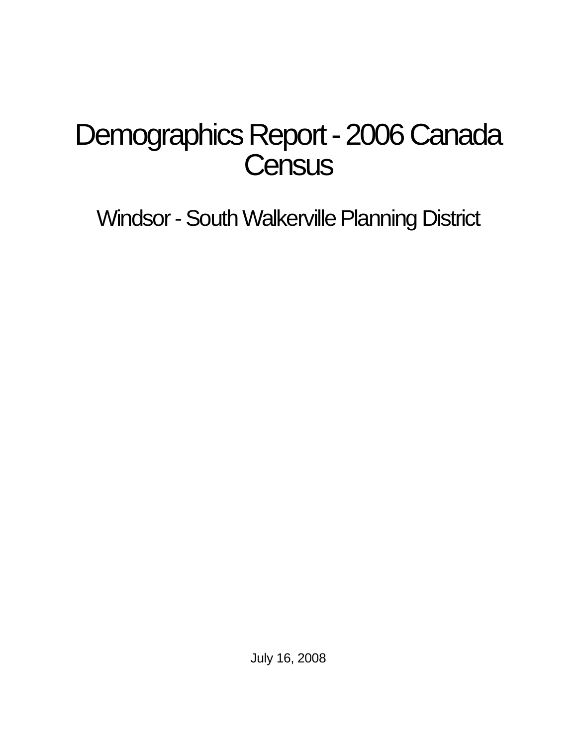# Demographics Report - 2006 Canada Census

## Windsor - South Walkerville Planning District

July 16, 2008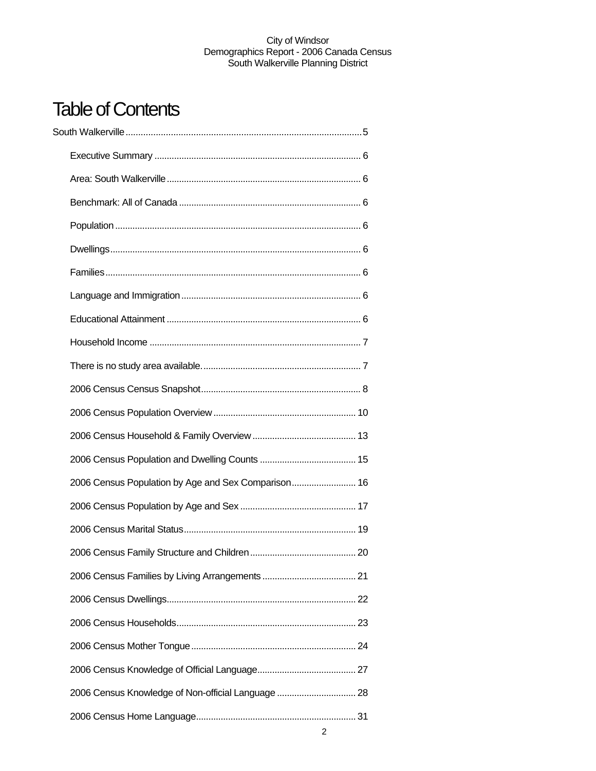# Table of Contents

South Walkerville ..... 5

- Executive Summary ..... 6
- Area: South Walkerville ..... 6
- Benchmark: All of Canada ..... 6
- Population ..... 6
- Dwellings ..... 6
- Families ..... 6
- Language and Immigration ..... 6
- Educational Attainment ..... 6
- Household Income ..... 7
- There is no study area available. ..... 7
- 2006 Census Census Snapshot ..... 8
- 2006 Census Population Overview ..... 10
- 2006 Census Household & Family Overview ..... 13
- 2006 Census Population and Dwelling Counts ..... 15
- 2006 Census Population by Age and Sex Comparison ..... 16
- 2006 Census Population by Age and Sex ..... 17
- 2006 Census Marital Status ..... 19
- 2006 Census Family Structure and Children ..... 20
- 2006 Census Families by Living Arrangements ..... 21
- 2006 Census Dwellings ..... 22
- 2006 Census Households ..... 23
- 2006 Census Mother Tongue ..... 24
- 2006 Census Knowledge of Official Language ..... 27
- 2006 Census Knowledge of Non-official Language ..... 28
- 2006 Census Home Language ..... 31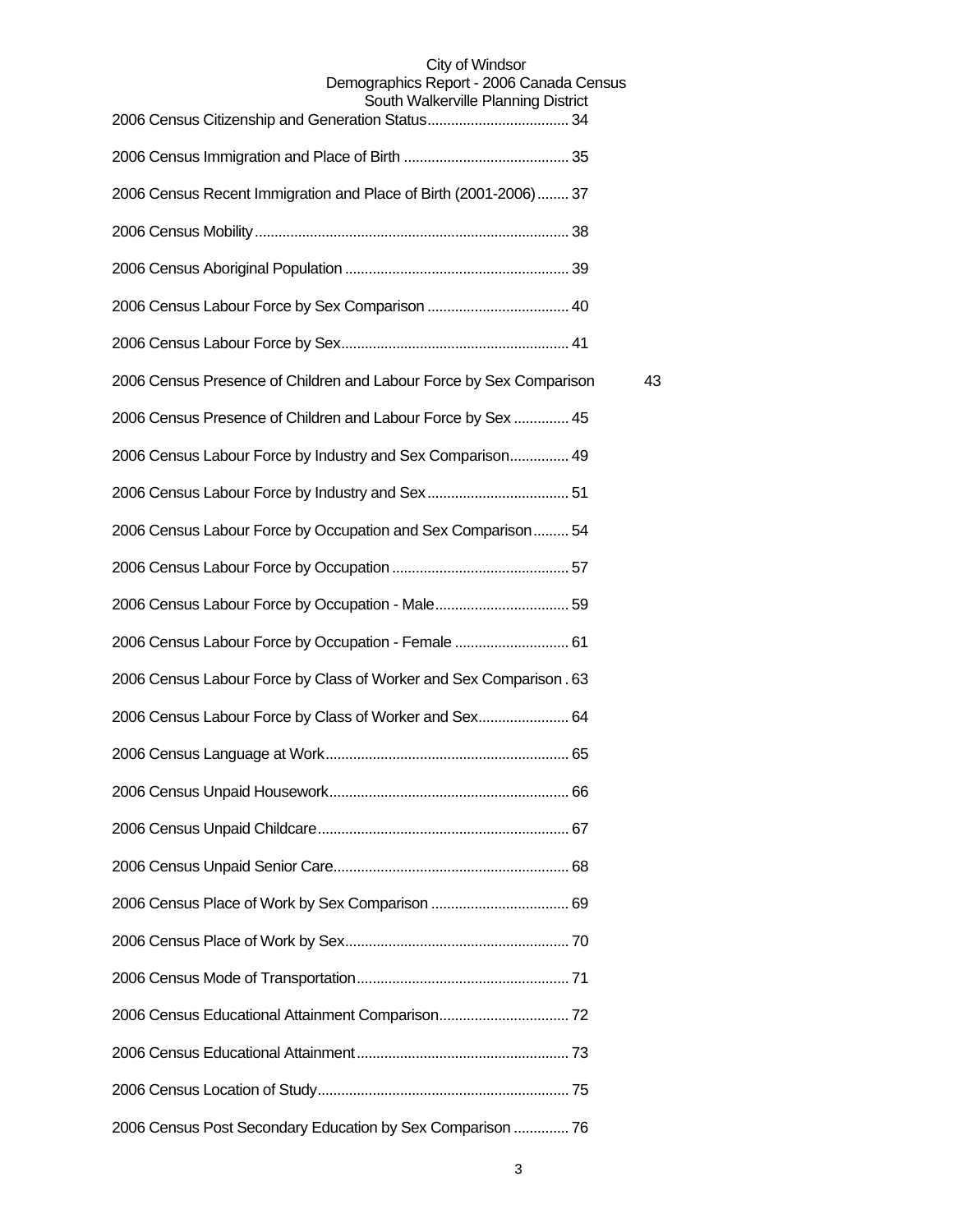2006 Census Citizenship and Generation Status .................................... 34

2006 Census Immigration and Place of Birth .......................................... 35

2006 Census Recent Immigration and Place of Birth (2001-2006)........ 37

2006 Census Mobility ............................................................................... 38

2006 Census Aboriginal Population ......................................................... 39

2006 Census Labour Force by Sex Comparison .................................... 40

2006 Census Labour Force by Sex.......................................................... 41

2006 Census Presence of Children and Labour Force by Sex Comparison 43

2006 Census Presence of Children and Labour Force by Sex .............. 45

2006 Census Labour Force by Industry and Sex Comparison............... 49

2006 Census Labour Force by Industry and Sex.................................... 51

2006 Census Labour Force by Occupation and Sex Comparison......... 54

2006 Census Labour Force by Occupation ............................................. 57

2006 Census Labour Force by Occupation - Male.................................. 59

2006 Census Labour Force by Occupation - Female ............................. 61

2006 Census Labour Force by Class of Worker and Sex Comparison . 63

2006 Census Labour Force by Class of Worker and Sex....................... 64

2006 Census Language at Work............................................................. 65

2006 Census Unpaid Housework............................................................. 66

2006 Census Unpaid Childcare............................................................... 67

2006 Census Unpaid Senior Care........................................................... 68

2006 Census Place of Work by Sex Comparison ................................... 69

2006 Census Place of Work by Sex......................................................... 70

2006 Census Mode of Transportation..................................................... 71

2006 Census Educational Attainment Comparison................................. 72

2006 Census Educational Attainment ..................................................... 73

2006 Census Location of Study............................................................... 75

2006 Census Post Secondary Education by Sex Comparison .............. 76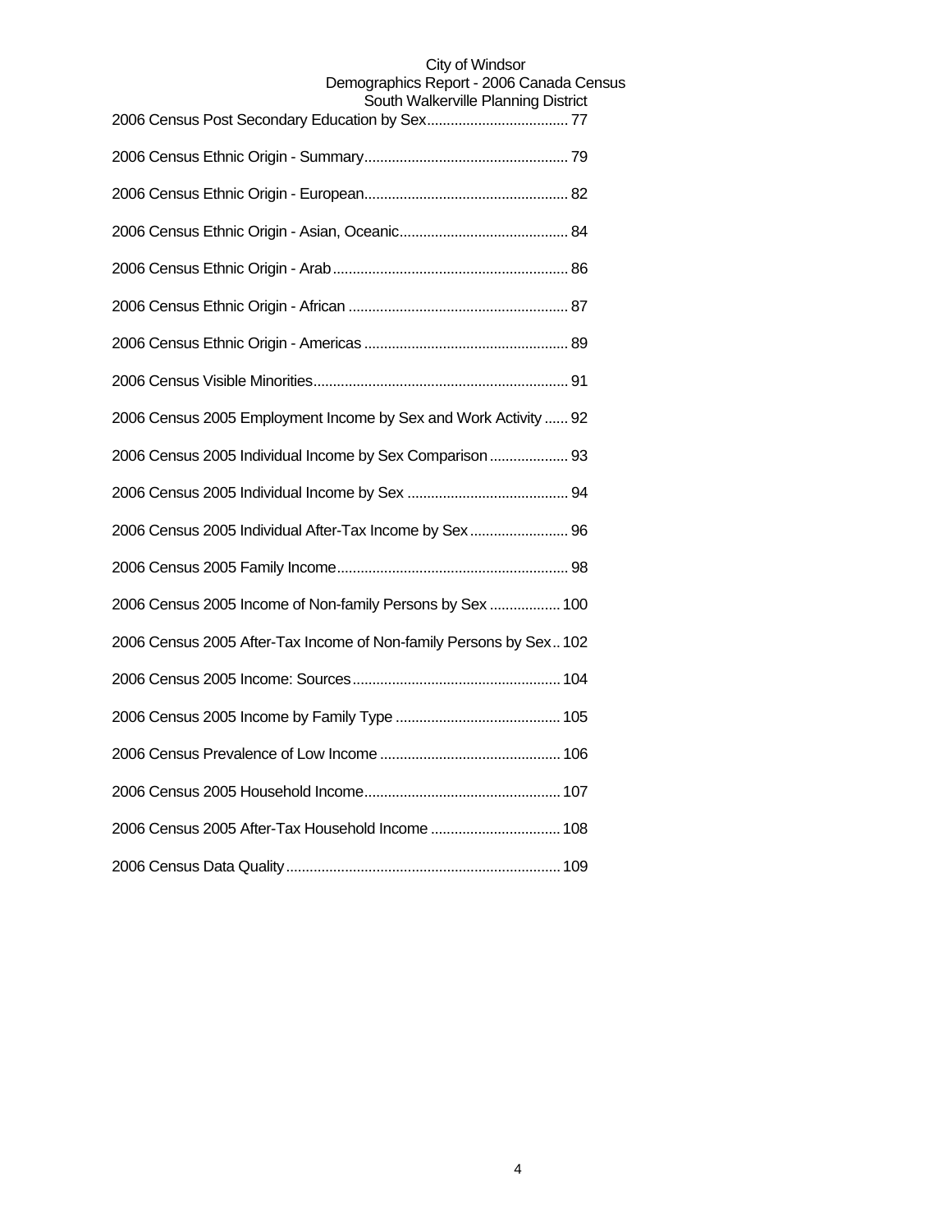2006 Census Post Secondary Education by Sex.................................... 77

2006 Census Ethnic Origin - Summary.................................................... 79

2006 Census Ethnic Origin - European.................................................... 82

2006 Census Ethnic Origin - Asian, Oceanic........................................... 84

2006 Census Ethnic Origin - Arab............................................................ 86

2006 Census Ethnic Origin - African ........................................................ 87

2006 Census Ethnic Origin - Americas .................................................... 89

2006 Census Visible Minorities................................................................. 91

2006 Census 2005 Employment Income by Sex and Work Activity ...... 92

2006 Census 2005 Individual Income by Sex Comparison .................... 93

2006 Census 2005 Individual Income by Sex ......................................... 94

2006 Census 2005 Individual After-Tax Income by Sex ......................... 96

2006 Census 2005 Family Income........................................................... 98

2006 Census 2005 Income of Non-family Persons by Sex .................. 100

2006 Census 2005 After-Tax Income of Non-family Persons by Sex.. 102

2006 Census 2005 Income: Sources.................................................... 104

2006 Census 2005 Income by Family Type .......................................... 105

2006 Census Prevalence of Low Income ............................................. 106

2006 Census 2005 Household Income................................................. 107

2006 Census 2005 After-Tax Household Income ................................. 108

2006 Census Data Quality...................................................................... 109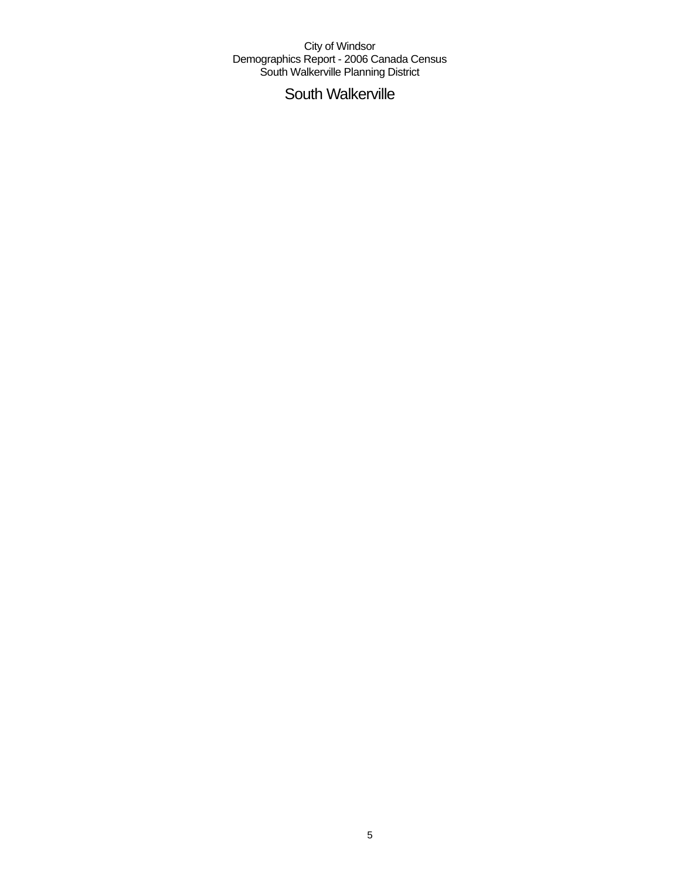# South Walkerville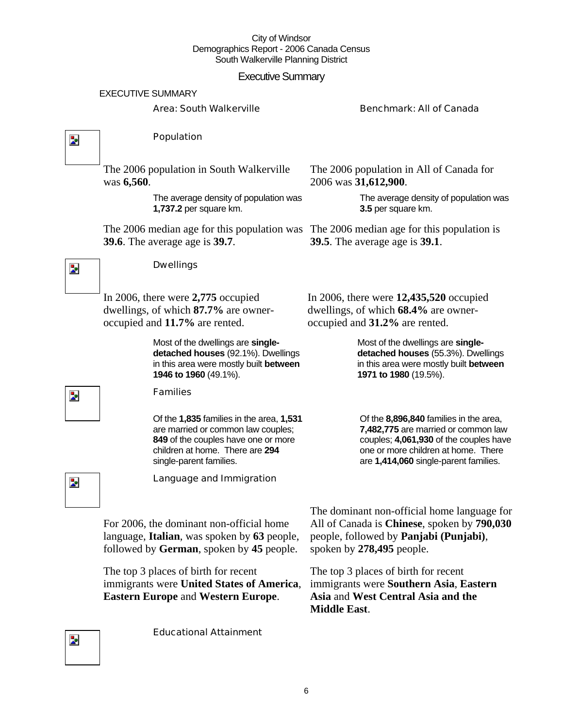City of Windsor
Demographics Report - 2006 Canada Census
South Walkerville Planning District

# Executive Summary

## EXECUTIVE SUMMARY

Area: South Walkerville | Benchmark: All of Canada

### Population

The 2006 population in South Walkerville was **6,560**.

The average density of population was **1,737.2** per square km.

The 2006 median age for this population was **39.6**. The average age is **39.7**.

The 2006 population in All of Canada for 2006 was **31,612,900**.

The average density of population was **3.5** per square km.

The 2006 median age for this population is **39.5**. The average age is **39.1**.

### Dwellings

In 2006, there were **2,775** occupied dwellings, of which **87.7%** are owner-occupied and **11.7%** are rented.

Most of the dwellings are **single-detached houses** (92.1%). Dwellings in this area were mostly built **between 1946 to 1960** (49.1%).

In 2006, there were **12,435,520** occupied dwellings, of which **68.4%** are owner-occupied and **31.2%** are rented.

Most of the dwellings are **single-detached houses** (55.3%). Dwellings in this area were mostly built **between 1971 to 1980** (19.5%).

### Families

Of the **1,835** families in the area, **1,531** are married or common law couples; **849** of the couples have one or more children at home. There are **294** single-parent families.

Of the **8,896,840** families in the area, **7,482,775** are married or common law couples; **4,061,930** of the couples have one or more children at home. There are **1,414,060** single-parent families.

### Language and Immigration

For 2006, the dominant non-official home language, **Italian**, was spoken by **63** people, followed by **German**, spoken by **45** people.

The top 3 places of birth for recent immigrants were **United States of America**, **Eastern Europe** and **Western Europe**.

The dominant non-official home language for All of Canada is **Chinese**, spoken by **790,030** people, followed by **Panjabi (Punjabi)**, spoken by **278,495** people.

The top 3 places of birth for recent immigrants were **Southern Asia**, **Eastern Asia** and **West Central Asia and the Middle East**.

### Educational Attainment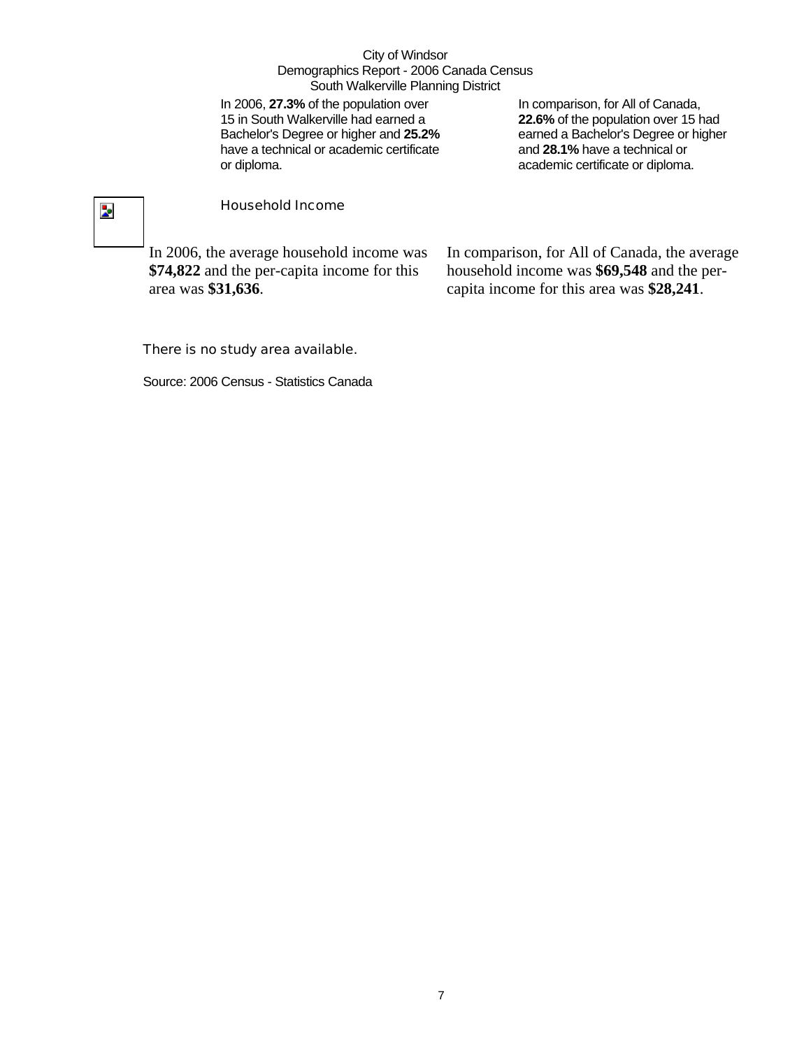City of Windsor
Demographics Report - 2006 Canada Census
South Walkerville Planning District

In 2006, **27.3%** of the population over 15 in South Walkerville had earned a Bachelor's Degree or higher and **25.2%** have a technical or academic certificate or diploma.

In comparison, for All of Canada, **22.6%** of the population over 15 had earned a Bachelor's Degree or higher and **28.1%** have a technical or academic certificate or diploma.

## Household Income

In 2006, the average household income was **$74,822** and the per-capita income for this area was **$31,636**.

In comparison, for All of Canada, the average household income was **$69,548** and the per-capita income for this area was **$28,241**.

There is no study area available.

Source: 2006 Census - Statistics Canada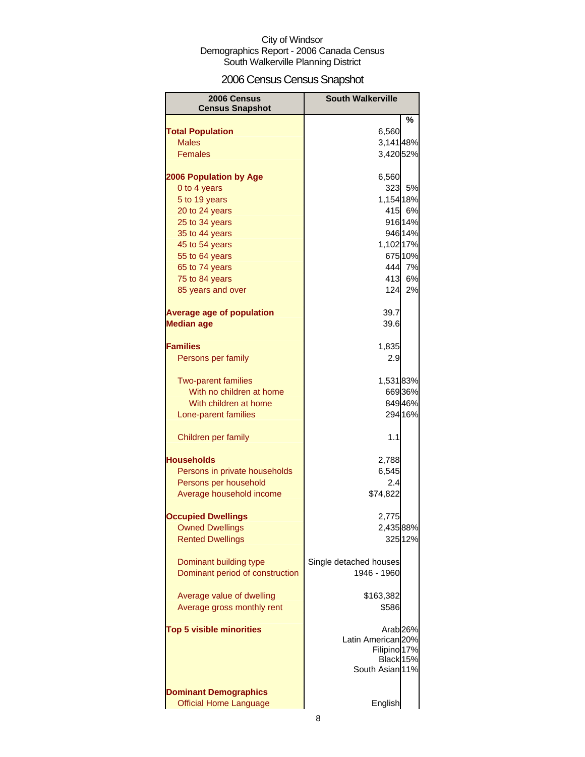City of Windsor
Demographics Report - 2006 Canada Census
South Walkerville Planning District

# 2006 Census Census Snapshot

| 2006 Census Census Snapshot | South Walkerville | % |
|---|---|---|
| **Total Population** | 6,560 | |
| Males | 3,141 | 48% |
| Females | 3,420 | 52% |
| | | |
| **2006 Population by Age** | 6,560 | |
| 0 to 4 years | 323 | 5% |
| 5 to 19 years | 1,154 | 18% |
| 20 to 24 years | 415 | 6% |
| 25 to 34 years | 916 | 14% |
| 35 to 44 years | 946 | 14% |
| 45 to 54 years | 1,102 | 17% |
| 55 to 64 years | 675 | 10% |
| 65 to 74 years | 444 | 7% |
| 75 to 84 years | 413 | 6% |
| 85 years and over | 124 | 2% |
| | | |
| **Average age of population** | 39.7 | |
| **Median age** | 39.6 | |
| | | |
| **Families** | 1,835 | |
| Persons per family | 2.9 | |
| | | |
| Two-parent families | 1,531 | 83% |
| With no children at home | 669 | 36% |
| With children at home | 849 | 46% |
| Lone-parent families | 294 | 16% |
| | | |
| Children per family | 1.1 | |
| | | |
| **Households** | 2,788 | |
| Persons in private households | 6,545 | |
| Persons per household | 2.4 | |
| Average household income | $74,822 | |
| | | |
| **Occupied Dwellings** | 2,775 | |
| Owned Dwellings | 2,435 | 88% |
| Rented Dwellings | 325 | 12% |
| | | |
| Dominant building type | Single detached houses | |
| Dominant period of construction | 1946 - 1960 | |
| | | |
| Average value of dwelling | $163,382 | |
| Average gross monthly rent | $586 | |
| | | |
| **Top 5 visible minorities** | Arab | 26% |
| | Latin American | 20% |
| | Filipino | 17% |
| | Black | 15% |
| | South Asian | 11% |
| | | |
| **Dominant Demographics** | | |
| Official Home Language | English | |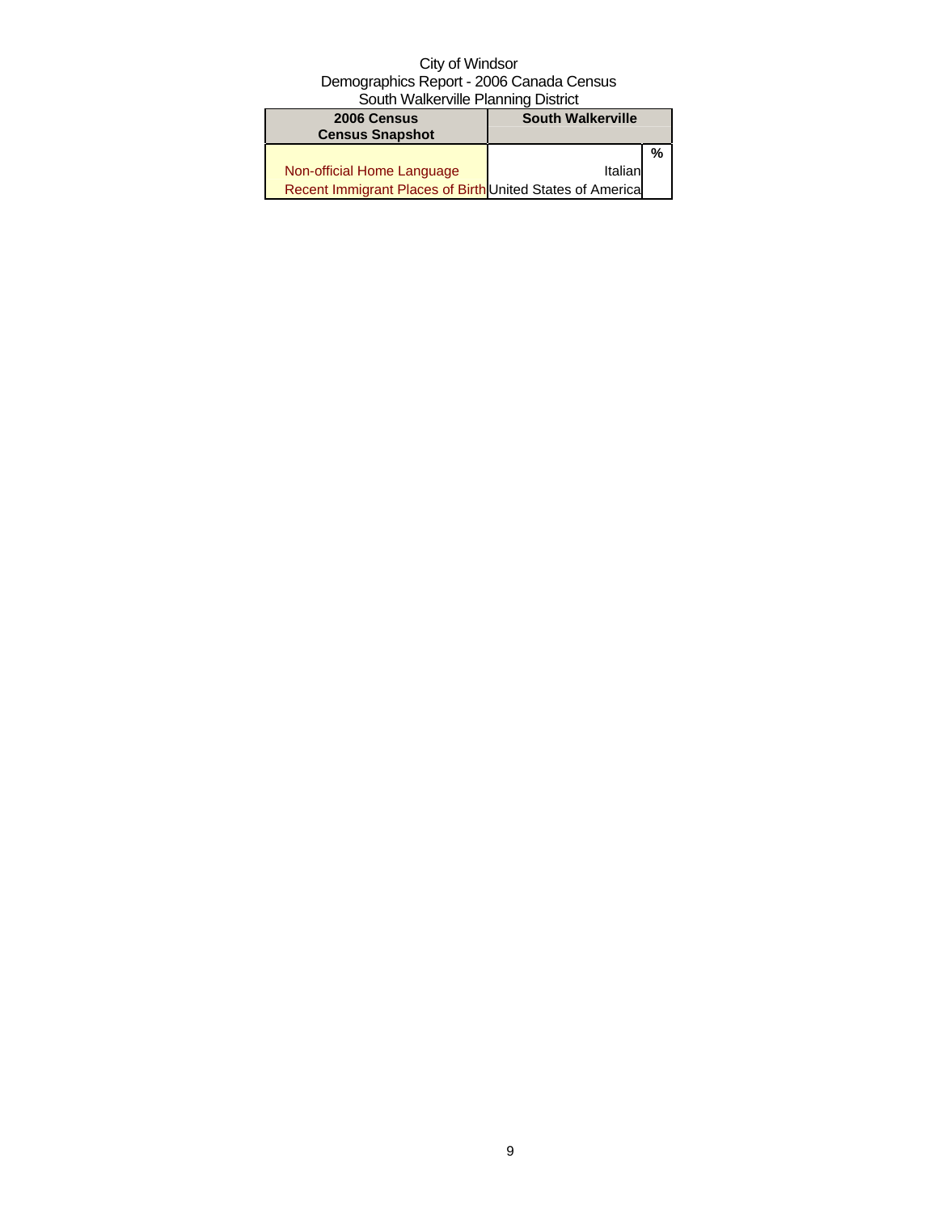City of Windsor
Demographics Report - 2006 Canada Census
South Walkerville Planning District

| 2006 Census Census Snapshot | South Walkerville | |
|---|---|---|
| | | % |
| Non-official Home Language | Italian | |
| Recent Immigrant Places of Birth | United States of America | |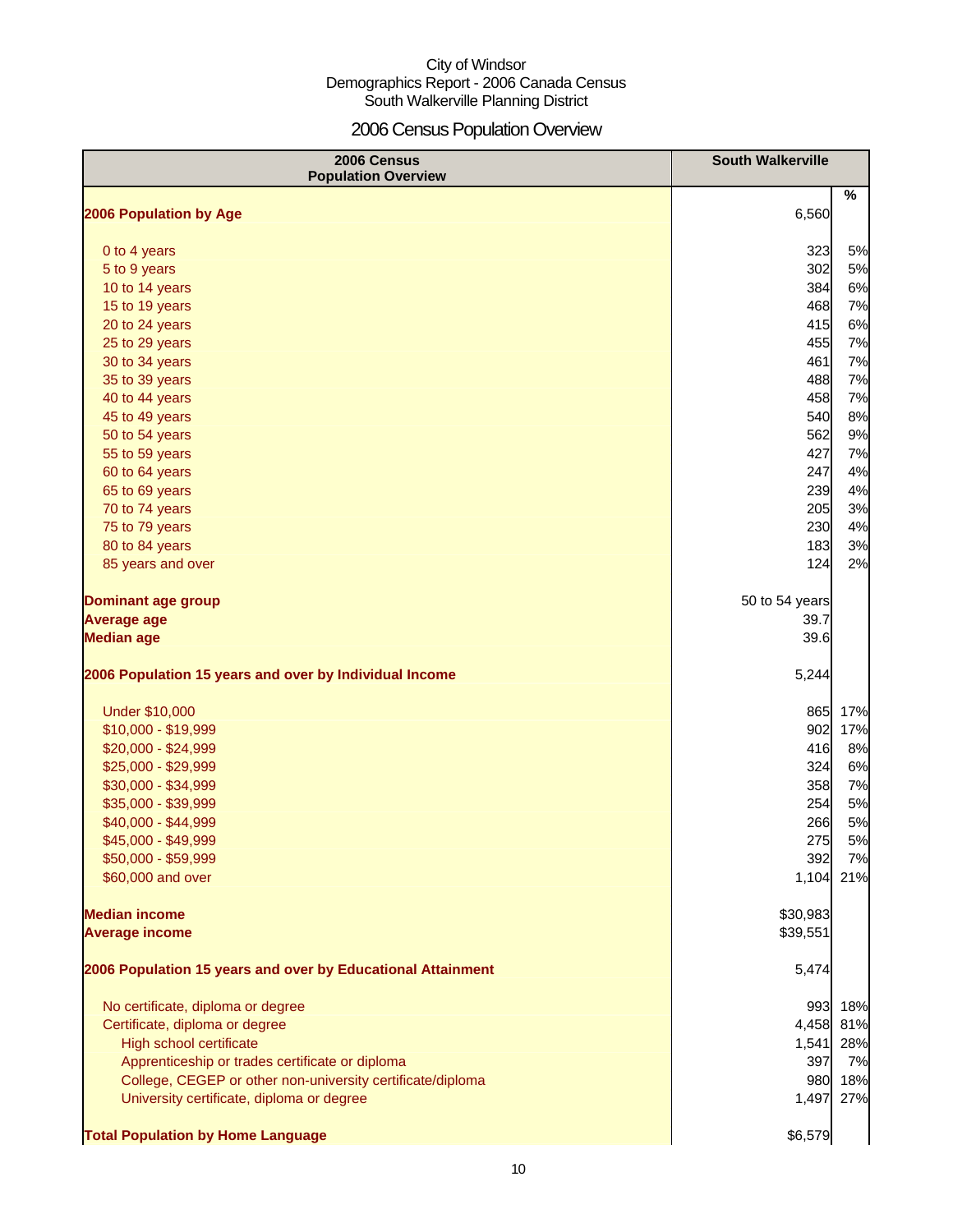City of Windsor
Demographics Report - 2006 Canada Census
South Walkerville Planning District

# 2006 Census Population Overview

| 2006 Census Population Overview | South Walkerville | |
|---|---|---|
| | | % |
| **2006 Population by Age** | 6,560 | |
| 0 to 4 years | 323 | 5% |
| 5 to 9 years | 302 | 5% |
| 10 to 14 years | 384 | 6% |
| 15 to 19 years | 468 | 7% |
| 20 to 24 years | 415 | 6% |
| 25 to 29 years | 455 | 7% |
| 30 to 34 years | 461 | 7% |
| 35 to 39 years | 488 | 7% |
| 40 to 44 years | 458 | 7% |
| 45 to 49 years | 540 | 8% |
| 50 to 54 years | 562 | 9% |
| 55 to 59 years | 427 | 7% |
| 60 to 64 years | 247 | 4% |
| 65 to 69 years | 239 | 4% |
| 70 to 74 years | 205 | 3% |
| 75 to 79 years | 230 | 4% |
| 80 to 84 years | 183 | 3% |
| 85 years and over | 124 | 2% |
| **Dominant age group** | 50 to 54 years | |
| **Average age** | 39.7 | |
| **Median age** | 39.6 | |
| **2006 Population 15 years and over by Individual Income** | 5,244 | |
| Under $10,000 | 865 | 17% |
| $10,000 - $19,999 | 902 | 17% |
| $20,000 - $24,999 | 416 | 8% |
| $25,000 - $29,999 | 324 | 6% |
| $30,000 - $34,999 | 358 | 7% |
| $35,000 - $39,999 | 254 | 5% |
| $40,000 - $44,999 | 266 | 5% |
| $45,000 - $49,999 | 275 | 5% |
| $50,000 - $59,999 | 392 | 7% |
| $60,000 and over | 1,104 | 21% |
| **Median income** | $30,983 | |
| **Average income** | $39,551 | |
| **2006 Population 15 years and over by Educational Attainment** | 5,474 | |
| No certificate, diploma or degree | 993 | 18% |
| Certificate, diploma or degree | 4,458 | 81% |
| High school certificate | 1,541 | 28% |
| Apprenticeship or trades certificate or diploma | 397 | 7% |
| College, CEGEP or other non-university certificate/diploma | 980 | 18% |
| University certificate, diploma or degree | 1,497 | 27% |
| **Total Population by Home Language** | $6,579 | |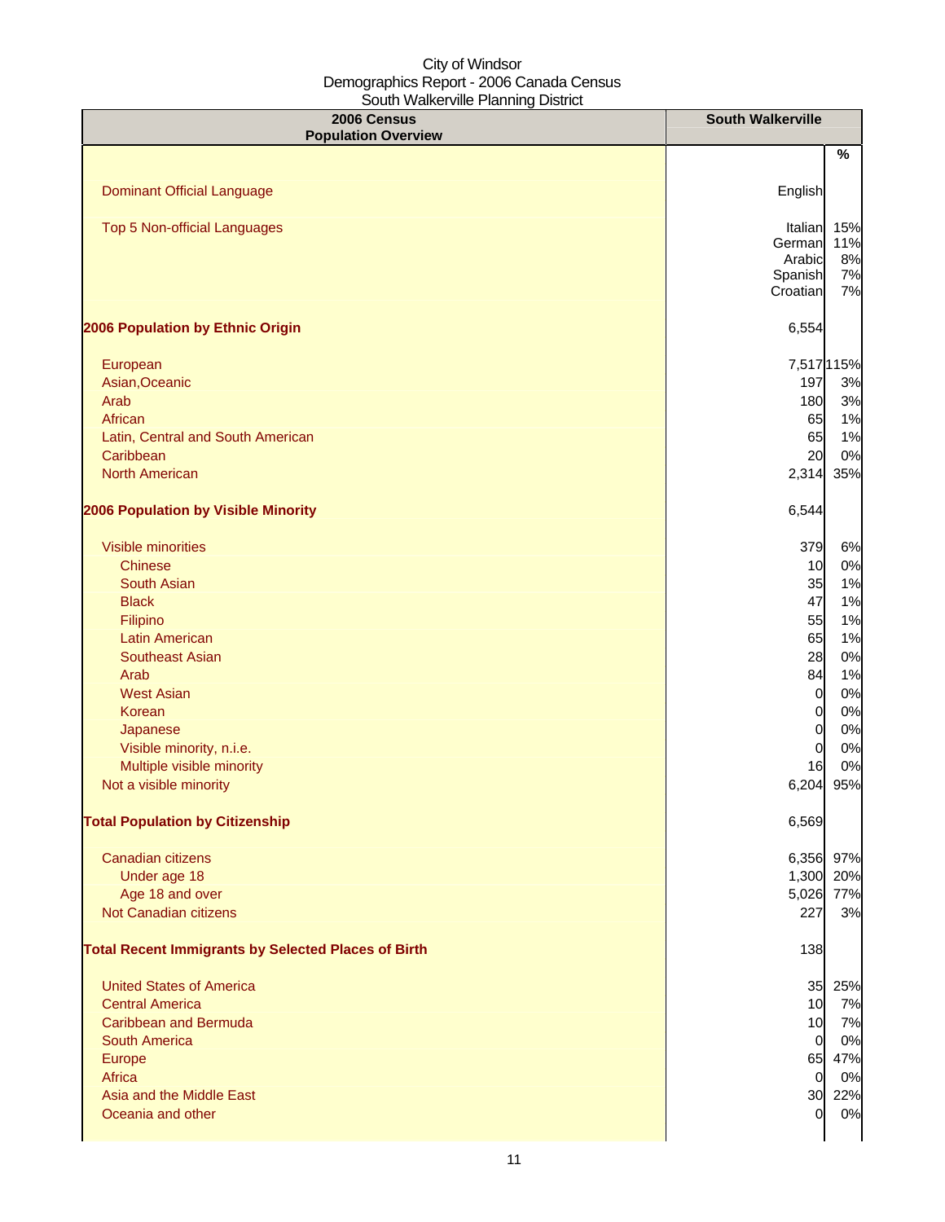City of Windsor
Demographics Report - 2006 Canada Census
South Walkerville Planning District

| 2006 Census Population Overview | South Walkerville | % |
|---|---|---|
| Dominant Official Language | English | |
| Top 5 Non-official Languages | Italian | 15% |
| | German | 11% |
| | Arabic | 8% |
| | Spanish | 7% |
| | Croatian | 7% |
| **2006 Population by Ethnic Origin** | 6,554 | |
| European | 7,517 | 115% |
| Asian,Oceanic | 197 | 3% |
| Arab | 180 | 3% |
| African | 65 | 1% |
| Latin, Central and South American | 65 | 1% |
| Caribbean | 20 | 0% |
| North American | 2,314 | 35% |
| **2006 Population by Visible Minority** | 6,544 | |
| Visible minorities | 379 | 6% |
| Chinese | 10 | 0% |
| South Asian | 35 | 1% |
| Black | 47 | 1% |
| Filipino | 55 | 1% |
| Latin American | 65 | 1% |
| Southeast Asian | 28 | 0% |
| Arab | 84 | 1% |
| West Asian | 0 | 0% |
| Korean | 0 | 0% |
| Japanese | 0 | 0% |
| Visible minority, n.i.e. | 0 | 0% |
| Multiple visible minority | 16 | 0% |
| Not a visible minority | 6,204 | 95% |
| **Total Population by Citizenship** | 6,569 | |
| Canadian citizens | 6,356 | 97% |
| Under age 18 | 1,300 | 20% |
| Age 18 and over | 5,026 | 77% |
| Not Canadian citizens | 227 | 3% |
| **Total Recent Immigrants by Selected Places of Birth** | 138 | |
| United States of America | 35 | 25% |
| Central America | 10 | 7% |
| Caribbean and Bermuda | 10 | 7% |
| South America | 0 | 0% |
| Europe | 65 | 47% |
| Africa | 0 | 0% |
| Asia and the Middle East | 30 | 22% |
| Oceania and other | 0 | 0% |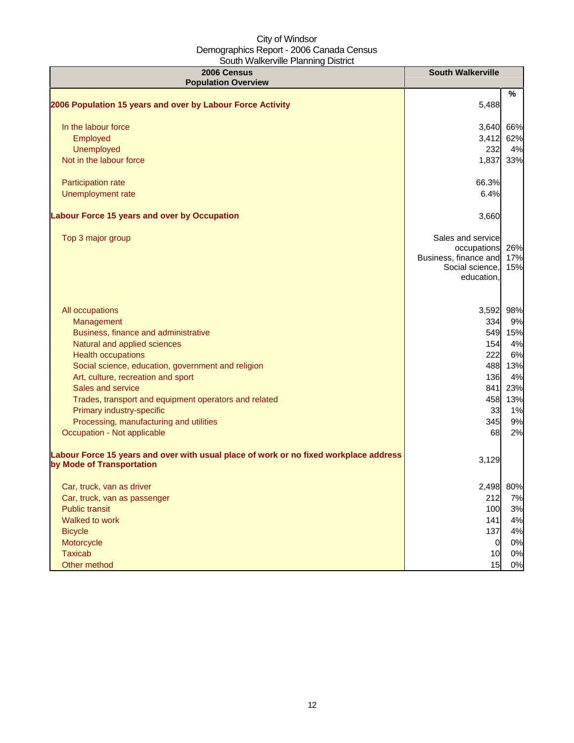City of Windsor
Demographics Report - 2006 Canada Census
South Walkerville Planning District

| 2006 Census Population Overview | South Walkerville | % |
|---|---|---|
| **2006 Population 15 years and over by Labour Force Activity** | 5,488 | |
| In the labour force | 3,640 | 66% |
| Employed | 3,412 | 62% |
| Unemployed | 232 | 4% |
| Not in the labour force | 1,837 | 33% |
| Participation rate | 66.3% | |
| Unemployment rate | 6.4% | |
| **Labour Force 15 years and over by Occupation** | 3,660 | |
| Top 3 major group | Sales and service occupations | 26% |
| | Business, finance and | 17% |
| | Social science, education, | 15% |
| All occupations | 3,592 | 98% |
| Management | 334 | 9% |
| Business, finance and administrative | 549 | 15% |
| Natural and applied sciences | 154 | 4% |
| Health occupations | 222 | 6% |
| Social science, education, government and religion | 488 | 13% |
| Art, culture, recreation and sport | 136 | 4% |
| Sales and service | 841 | 23% |
| Trades, transport and equipment operators and related | 458 | 13% |
| Primary industry-specific | 33 | 1% |
| Processing, manufacturing and utilities | 345 | 9% |
| Occupation - Not applicable | 68 | 2% |
| **Labour Force 15 years and over with usual place of work or no fixed workplace address by Mode of Transportation** | 3,129 | |
| Car, truck, van as driver | 2,498 | 80% |
| Car, truck, van as passenger | 212 | 7% |
| Public transit | 100 | 3% |
| Walked to work | 141 | 4% |
| Bicycle | 137 | 4% |
| Motorcycle | 0 | 0% |
| Taxicab | 10 | 0% |
| Other method | 15 | 0% |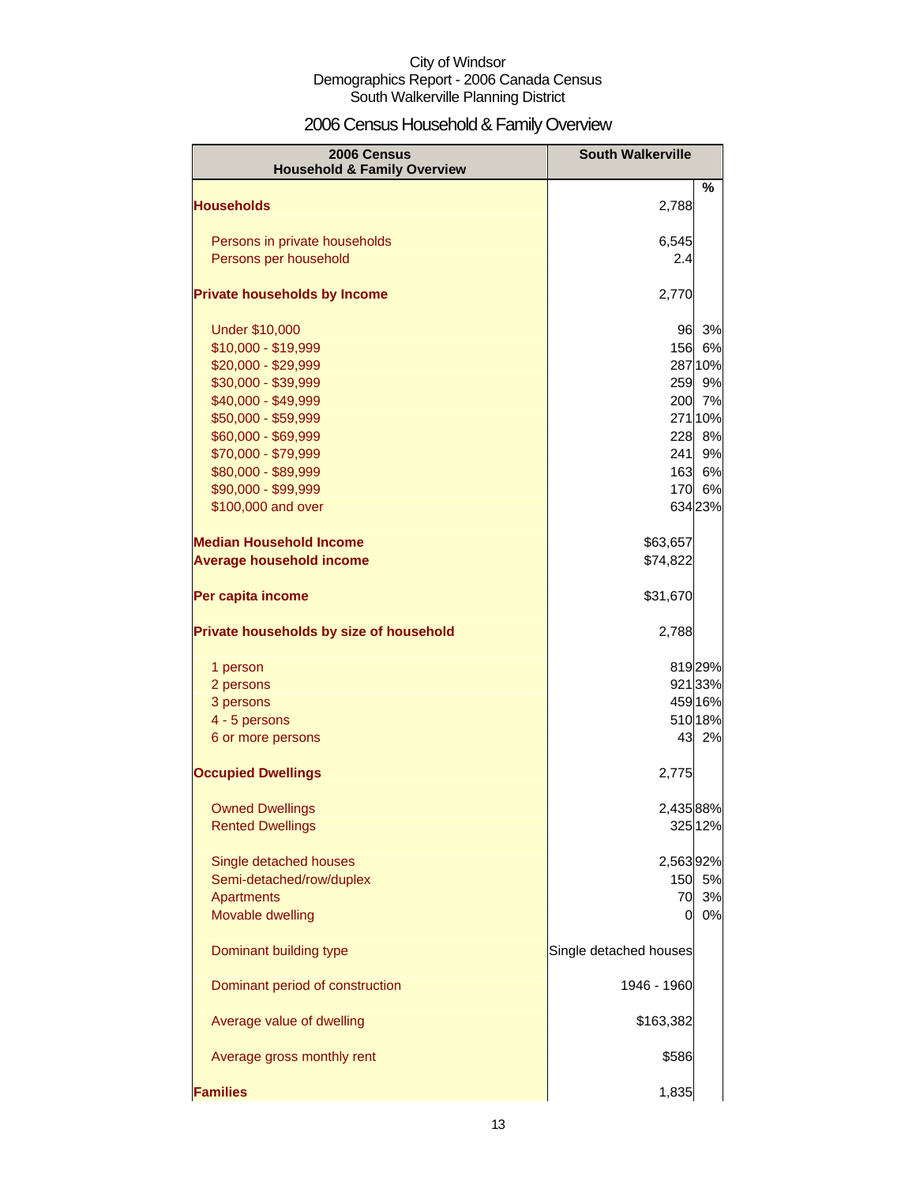City of Windsor
Demographics Report - 2006 Canada Census
South Walkerville Planning District

# 2006 Census Household & Family Overview

| 2006 Census Household & Family Overview | South Walkerville | % |
|---|---|---|
| **Households** | 2,788 | |
| Persons in private households | 6,545 | |
| Persons per household | 2.4 | |
| **Private households by Income** | 2,770 | |
| Under $10,000 | 96 | 3% |
| $10,000 - $19,999 | 156 | 6% |
| $20,000 - $29,999 | 287 | 10% |
| $30,000 - $39,999 | 259 | 9% |
| $40,000 - $49,999 | 200 | 7% |
| $50,000 - $59,999 | 271 | 10% |
| $60,000 - $69,999 | 228 | 8% |
| $70,000 - $79,999 | 241 | 9% |
| $80,000 - $89,999 | 163 | 6% |
| $90,000 - $99,999 | 170 | 6% |
| $100,000 and over | 634 | 23% |
| **Median Household Income** | $63,657 | |
| **Average household income** | $74,822 | |
| **Per capita income** | $31,670 | |
| **Private households by size of household** | 2,788 | |
| 1 person | 819 | 29% |
| 2 persons | 921 | 33% |
| 3 persons | 459 | 16% |
| 4 - 5 persons | 510 | 18% |
| 6 or more persons | 43 | 2% |
| **Occupied Dwellings** | 2,775 | |
| Owned Dwellings | 2,435 | 88% |
| Rented Dwellings | 325 | 12% |
| Single detached houses | 2,563 | 92% |
| Semi-detached/row/duplex | 150 | 5% |
| Apartments | 70 | 3% |
| Movable dwelling | 0 | 0% |
| Dominant building type | Single detached houses | |
| Dominant period of construction | 1946 - 1960 | |
| Average value of dwelling | $163,382 | |
| Average gross monthly rent | $586 | |
| **Families** | 1,835 | |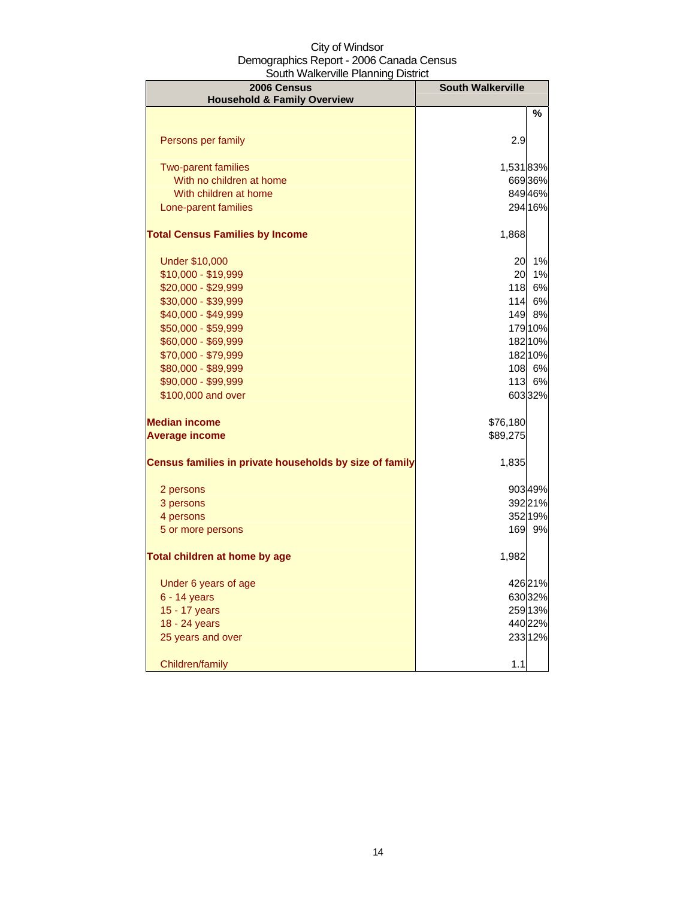City of Windsor
Demographics Report - 2006 Canada Census
South Walkerville Planning District

| 2006 Census<br>Household & Family Overview | South Walkerville | |
|---|---|---|
| | | % |
| Persons per family | 2.9 | |
| Two-parent families | 1,531 | 83% |
| With no children at home | 669 | 36% |
| With children at home | 849 | 46% |
| Lone-parent families | 294 | 16% |
| **Total Census Families by Income** | 1,868 | |
| Under $10,000 | 20 | 1% |
| $10,000 - $19,999 | 20 | 1% |
| $20,000 - $29,999 | 118 | 6% |
| $30,000 - $39,999 | 114 | 6% |
| $40,000 - $49,999 | 149 | 8% |
| $50,000 - $59,999 | 179 | 10% |
| $60,000 - $69,999 | 182 | 10% |
| $70,000 - $79,999 | 182 | 10% |
| $80,000 - $89,999 | 108 | 6% |
| $90,000 - $99,999 | 113 | 6% |
| $100,000 and over | 603 | 32% |
| **Median income** | $76,180 | |
| **Average income** | $89,275 | |
| **Census families in private households by size of family** | 1,835 | |
| 2 persons | 903 | 49% |
| 3 persons | 392 | 21% |
| 4 persons | 352 | 19% |
| 5 or more persons | 169 | 9% |
| **Total children at home by age** | 1,982 | |
| Under 6 years of age | 426 | 21% |
| 6 - 14 years | 630 | 32% |
| 15 - 17 years | 259 | 13% |
| 18 - 24 years | 440 | 22% |
| 25 years and over | 233 | 12% |
| Children/family | 1.1 | |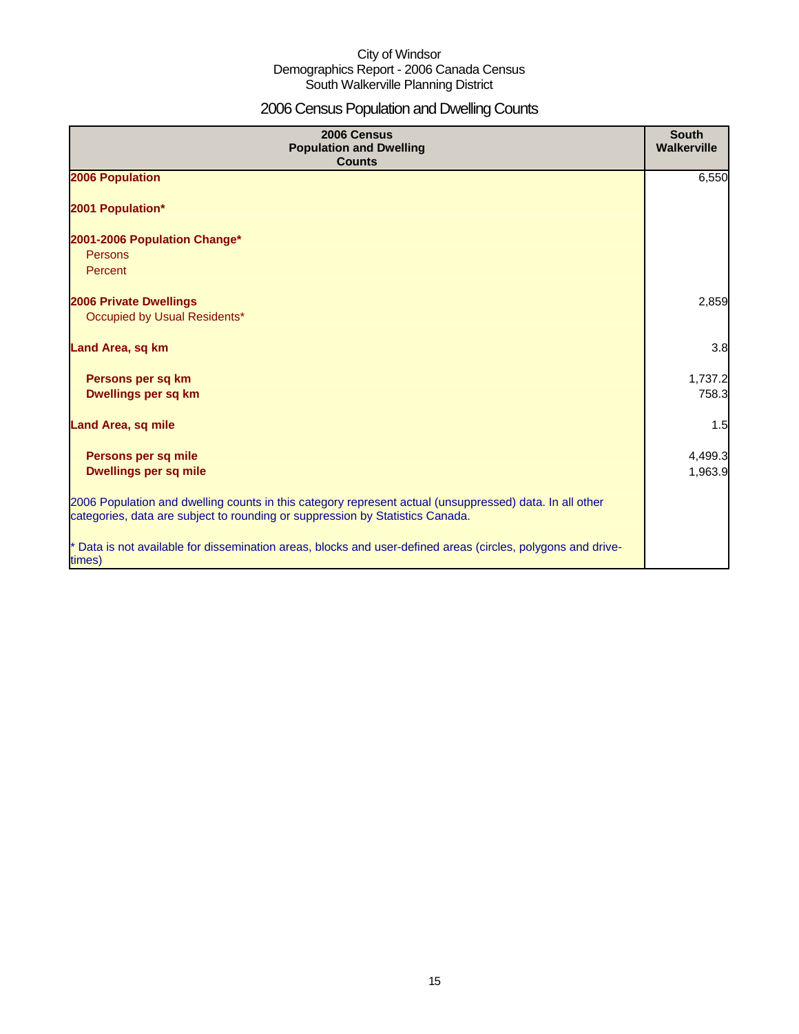City of Windsor
Demographics Report - 2006 Canada Census
South Walkerville Planning District

# 2006 Census Population and Dwelling Counts

| 2006 Census Population and Dwelling Counts | South Walkerville |
|---|---|
| **2006 Population** | 6,550 |
| **2001 Population*** | |
| **2001-2006 Population Change*** | |
| Persons | |
| Percent | |
| **2006 Private Dwellings** | 2,859 |
| Occupied by Usual Residents* | |
| **Land Area, sq km** | 3.8 |
| **Persons per sq km** | 1,737.2 |
| **Dwellings per sq km** | 758.3 |
| **Land Area, sq mile** | 1.5 |
| **Persons per sq mile** | 4,499.3 |
| **Dwellings per sq mile** | 1,963.9 |
| 2006 Population and dwelling counts in this category represent actual (unsuppressed) data. In all other categories, data are subject to rounding or suppression by Statistics Canada. | |
| * Data is not available for dissemination areas, blocks and user-defined areas (circles, polygons and drive-times) | |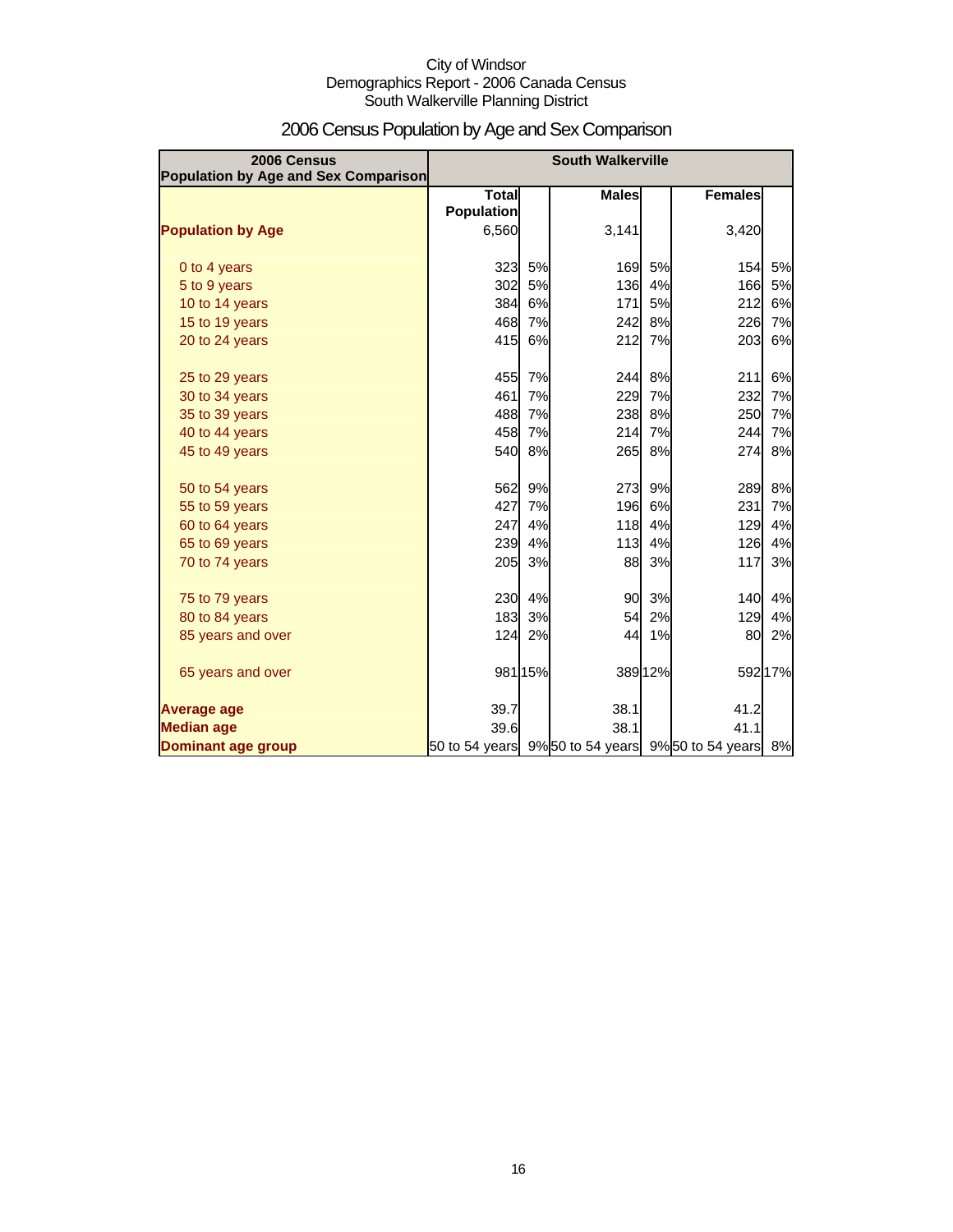City of Windsor
Demographics Report - 2006 Canada Census
South Walkerville Planning District

# 2006 Census Population by Age and Sex Comparison

| 2006 Census Population by Age and Sex Comparison | South Walkerville | | | | | |
|---|---|---|---|---|---|---|
| | Total Population | | Males | | Females | |
| **Population by Age** | 6,560 | | 3,141 | | 3,420 | |
| 0 to 4 years | 323 | 5% | 169 | 5% | 154 | 5% |
| 5 to 9 years | 302 | 5% | 136 | 4% | 166 | 5% |
| 10 to 14 years | 384 | 6% | 171 | 5% | 212 | 6% |
| 15 to 19 years | 468 | 7% | 242 | 8% | 226 | 7% |
| 20 to 24 years | 415 | 6% | 212 | 7% | 203 | 6% |
| 25 to 29 years | 455 | 7% | 244 | 8% | 211 | 6% |
| 30 to 34 years | 461 | 7% | 229 | 7% | 232 | 7% |
| 35 to 39 years | 488 | 7% | 238 | 8% | 250 | 7% |
| 40 to 44 years | 458 | 7% | 214 | 7% | 244 | 7% |
| 45 to 49 years | 540 | 8% | 265 | 8% | 274 | 8% |
| 50 to 54 years | 562 | 9% | 273 | 9% | 289 | 8% |
| 55 to 59 years | 427 | 7% | 196 | 6% | 231 | 7% |
| 60 to 64 years | 247 | 4% | 118 | 4% | 129 | 4% |
| 65 to 69 years | 239 | 4% | 113 | 4% | 126 | 4% |
| 70 to 74 years | 205 | 3% | 88 | 3% | 117 | 3% |
| 75 to 79 years | 230 | 4% | 90 | 3% | 140 | 4% |
| 80 to 84 years | 183 | 3% | 54 | 2% | 129 | 4% |
| 85 years and over | 124 | 2% | 44 | 1% | 80 | 2% |
| 65 years and over | 981 | 15% | 389 | 12% | 592 | 17% |
| **Average age** | 39.7 | | 38.1 | | 41.2 | |
| **Median age** | 39.6 | | 38.1 | | 41.1 | |
| **Dominant age group** | 50 to 54 years | 9% | 50 to 54 years | 9% | 50 to 54 years | 8% |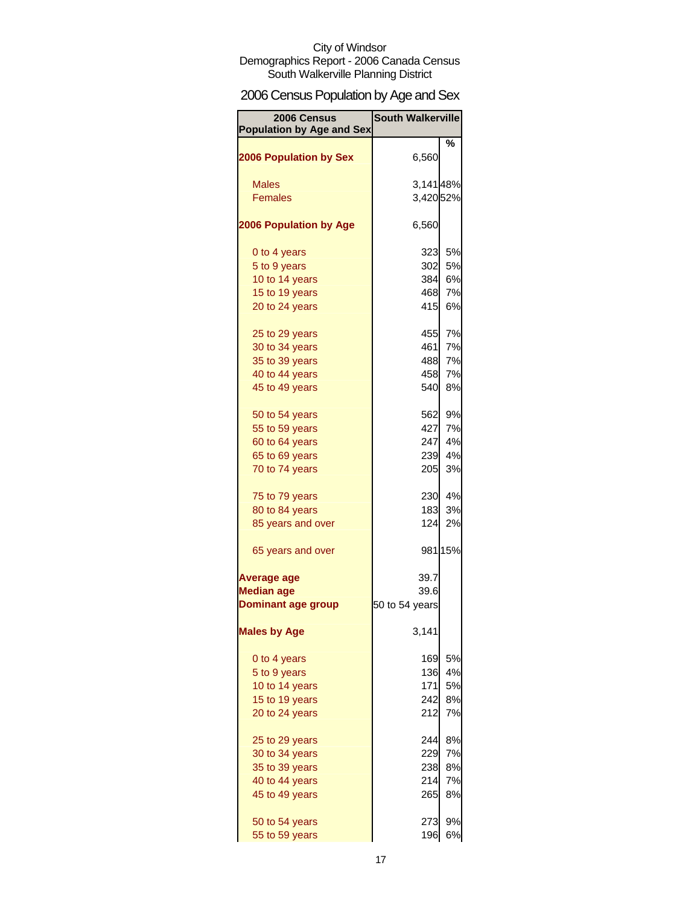City of Windsor
Demographics Report - 2006 Canada Census
South Walkerville Planning District

# 2006 Census Population by Age and Sex

| 2006 Census Population by Age and Sex | South Walkerville | |
|---|---|---|
| | | % |
| **2006 Population by Sex** | 6,560 | |
| Males | 3,141 | 48% |
| Females | 3,420 | 52% |
| **2006 Population by Age** | 6,560 | |
| 0 to 4 years | 323 | 5% |
| 5 to 9 years | 302 | 5% |
| 10 to 14 years | 384 | 6% |
| 15 to 19 years | 468 | 7% |
| 20 to 24 years | 415 | 6% |
| 25 to 29 years | 455 | 7% |
| 30 to 34 years | 461 | 7% |
| 35 to 39 years | 488 | 7% |
| 40 to 44 years | 458 | 7% |
| 45 to 49 years | 540 | 8% |
| 50 to 54 years | 562 | 9% |
| 55 to 59 years | 427 | 7% |
| 60 to 64 years | 247 | 4% |
| 65 to 69 years | 239 | 4% |
| 70 to 74 years | 205 | 3% |
| 75 to 79 years | 230 | 4% |
| 80 to 84 years | 183 | 3% |
| 85 years and over | 124 | 2% |
| 65 years and over | 981 | 15% |
| **Average age** | 39.7 | |
| **Median age** | 39.6 | |
| **Dominant age group** | 50 to 54 years | |
| **Males by Age** | 3,141 | |
| 0 to 4 years | 169 | 5% |
| 5 to 9 years | 136 | 4% |
| 10 to 14 years | 171 | 5% |
| 15 to 19 years | 242 | 8% |
| 20 to 24 years | 212 | 7% |
| 25 to 29 years | 244 | 8% |
| 30 to 34 years | 229 | 7% |
| 35 to 39 years | 238 | 8% |
| 40 to 44 years | 214 | 7% |
| 45 to 49 years | 265 | 8% |
| 50 to 54 years | 273 | 9% |
| 55 to 59 years | 196 | 6% |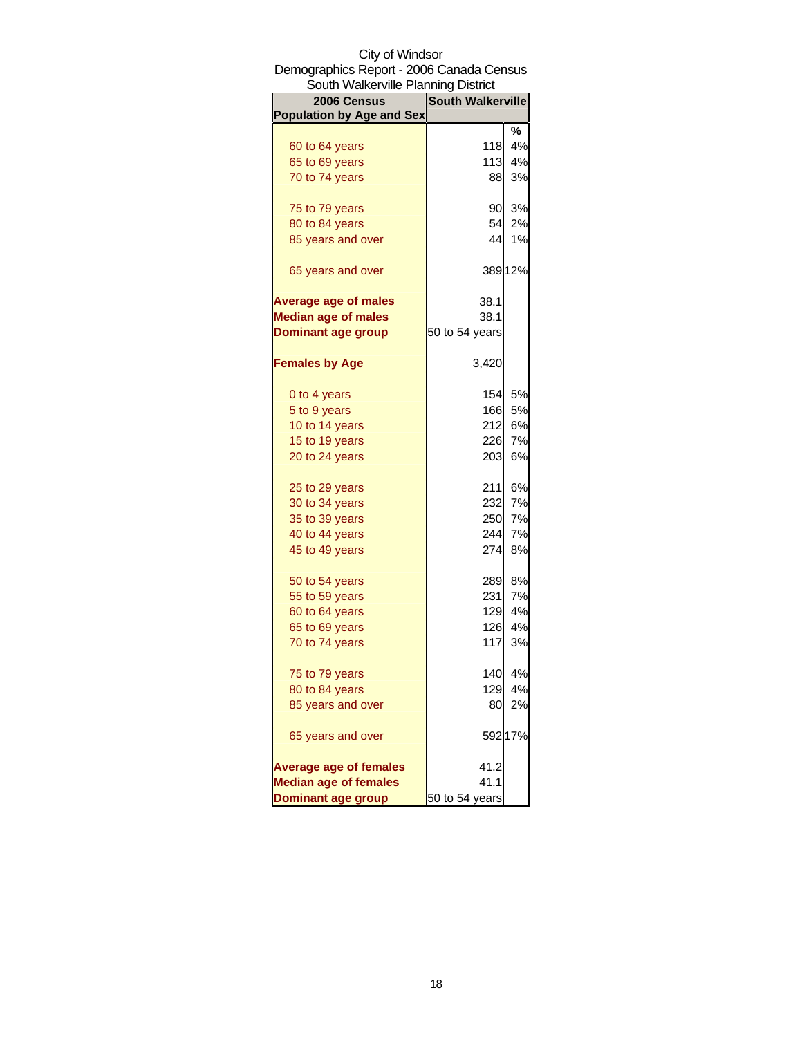City of Windsor
Demographics Report - 2006 Canada Census
South Walkerville Planning District

| 2006 Census Population by Age and Sex | South Walkerville | |
|---|---|---|
| | | % |
| 60 to 64 years | 118 | 4% |
| 65 to 69 years | 113 | 4% |
| 70 to 74 years | 88 | 3% |
| 75 to 79 years | 90 | 3% |
| 80 to 84 years | 54 | 2% |
| 85 years and over | 44 | 1% |
| 65 years and over | 389 | 12% |
| **Average age of males** | 38.1 | |
| **Median age of males** | 38.1 | |
| **Dominant age group** | 50 to 54 years | |
| **Females by Age** | 3,420 | |
| 0 to 4 years | 154 | 5% |
| 5 to 9 years | 166 | 5% |
| 10 to 14 years | 212 | 6% |
| 15 to 19 years | 226 | 7% |
| 20 to 24 years | 203 | 6% |
| 25 to 29 years | 211 | 6% |
| 30 to 34 years | 232 | 7% |
| 35 to 39 years | 250 | 7% |
| 40 to 44 years | 244 | 7% |
| 45 to 49 years | 274 | 8% |
| 50 to 54 years | 289 | 8% |
| 55 to 59 years | 231 | 7% |
| 60 to 64 years | 129 | 4% |
| 65 to 69 years | 126 | 4% |
| 70 to 74 years | 117 | 3% |
| 75 to 79 years | 140 | 4% |
| 80 to 84 years | 129 | 4% |
| 85 years and over | 80 | 2% |
| 65 years and over | 592 | 17% |
| **Average age of females** | 41.2 | |
| **Median age of females** | 41.1 | |
| **Dominant age group** | 50 to 54 years | |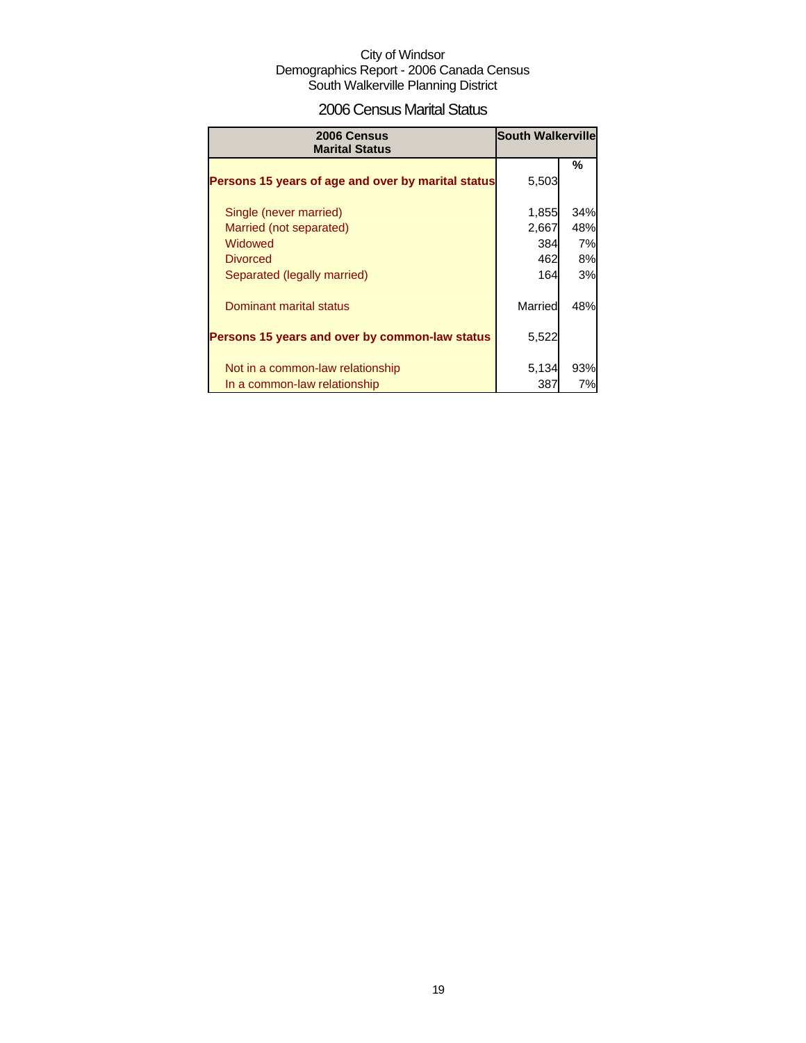City of Windsor
Demographics Report - 2006 Canada Census
South Walkerville Planning District

## 2006 Census Marital Status

| 2006 Census Marital Status | South Walkerville | |
|---|---|---|
| | | % |
| **Persons 15 years of age and over by marital status** | 5,503 | |
| Single (never married) | 1,855 | 34% |
| Married (not separated) | 2,667 | 48% |
| Widowed | 384 | 7% |
| Divorced | 462 | 8% |
| Separated (legally married) | 164 | 3% |
| Dominant marital status | Married | 48% |
| **Persons 15 years and over by common-law status** | 5,522 | |
| Not in a common-law relationship | 5,134 | 93% |
| In a common-law relationship | 387 | 7% |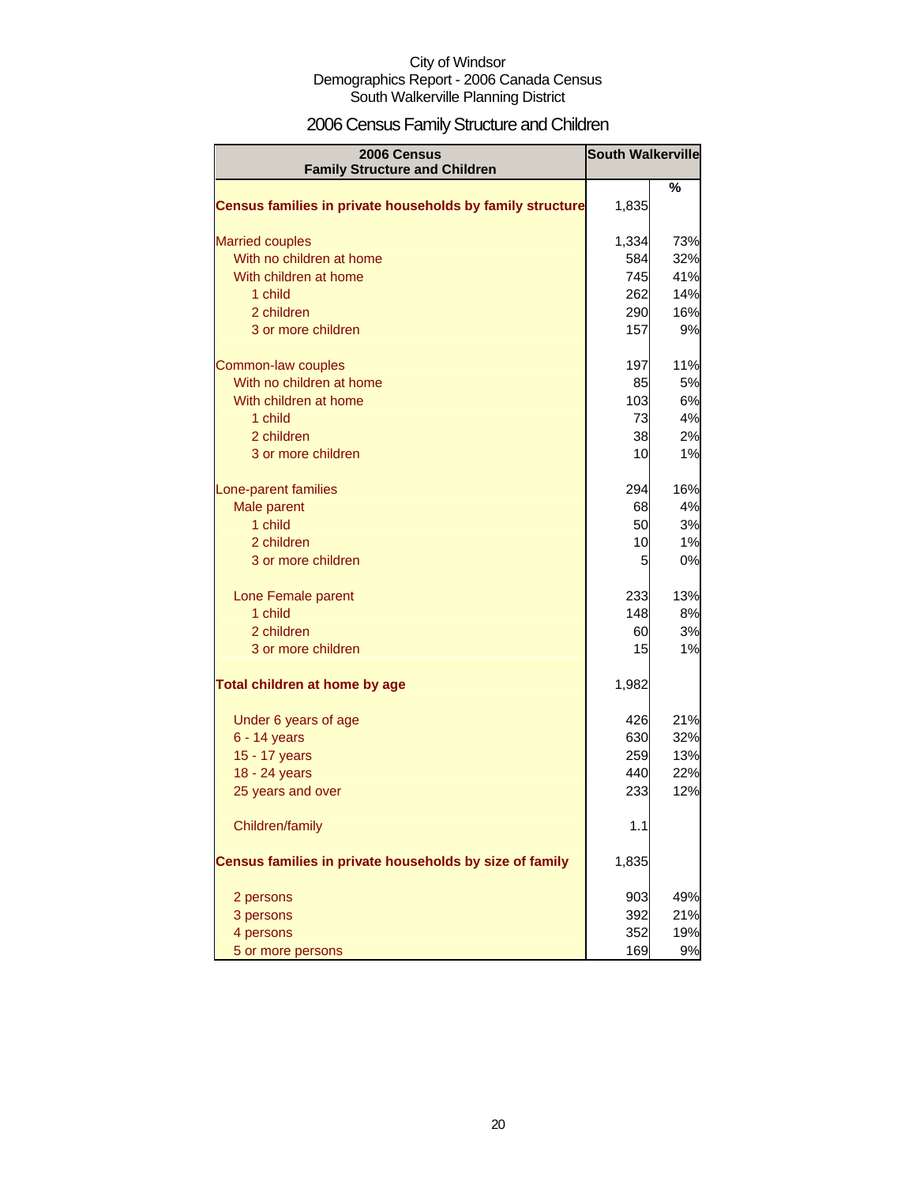City of Windsor
Demographics Report - 2006 Canada Census
South Walkerville Planning District

# 2006 Census Family Structure and Children

| 2006 Census Family Structure and Children | South Walkerville | |
|---|---|---|
| | | % |
| **Census families in private households by family structure** | 1,835 | |
| | | |
| Married couples | 1,334 | 73% |
| With no children at home | 584 | 32% |
| With children at home | 745 | 41% |
| 1 child | 262 | 14% |
| 2 children | 290 | 16% |
| 3 or more children | 157 | 9% |
| | | |
| Common-law couples | 197 | 11% |
| With no children at home | 85 | 5% |
| With children at home | 103 | 6% |
| 1 child | 73 | 4% |
| 2 children | 38 | 2% |
| 3 or more children | 10 | 1% |
| | | |
| Lone-parent families | 294 | 16% |
| Male parent | 68 | 4% |
| 1 child | 50 | 3% |
| 2 children | 10 | 1% |
| 3 or more children | 5 | 0% |
| | | |
| Lone Female parent | 233 | 13% |
| 1 child | 148 | 8% |
| 2 children | 60 | 3% |
| 3 or more children | 15 | 1% |
| | | |
| **Total children at home by age** | 1,982 | |
| | | |
| Under 6 years of age | 426 | 21% |
| 6 - 14 years | 630 | 32% |
| 15 - 17 years | 259 | 13% |
| 18 - 24 years | 440 | 22% |
| 25 years and over | 233 | 12% |
| | | |
| Children/family | 1.1 | |
| | | |
| **Census families in private households by size of family** | 1,835 | |
| | | |
| 2 persons | 903 | 49% |
| 3 persons | 392 | 21% |
| 4 persons | 352 | 19% |
| 5 or more persons | 169 | 9% |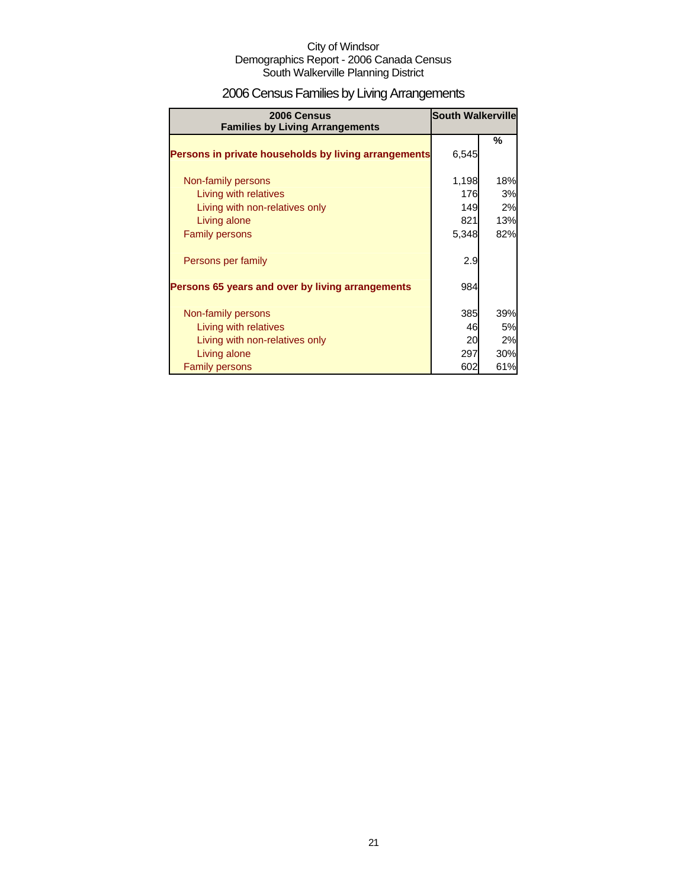City of Windsor
Demographics Report - 2006 Canada Census
South Walkerville Planning District

# 2006 Census Families by Living Arrangements

| 2006 Census Families by Living Arrangements | South Walkerville | |
|---|---|---|
| | | % |
| **Persons in private households by living arrangements** | 6,545 | |
| Non-family persons | 1,198 | 18% |
| Living with relatives | 176 | 3% |
| Living with non-relatives only | 149 | 2% |
| Living alone | 821 | 13% |
| Family persons | 5,348 | 82% |
| Persons per family | 2.9 | |
| **Persons 65 years and over by living arrangements** | 984 | |
| Non-family persons | 385 | 39% |
| Living with relatives | 46 | 5% |
| Living with non-relatives only | 20 | 2% |
| Living alone | 297 | 30% |
| Family persons | 602 | 61% |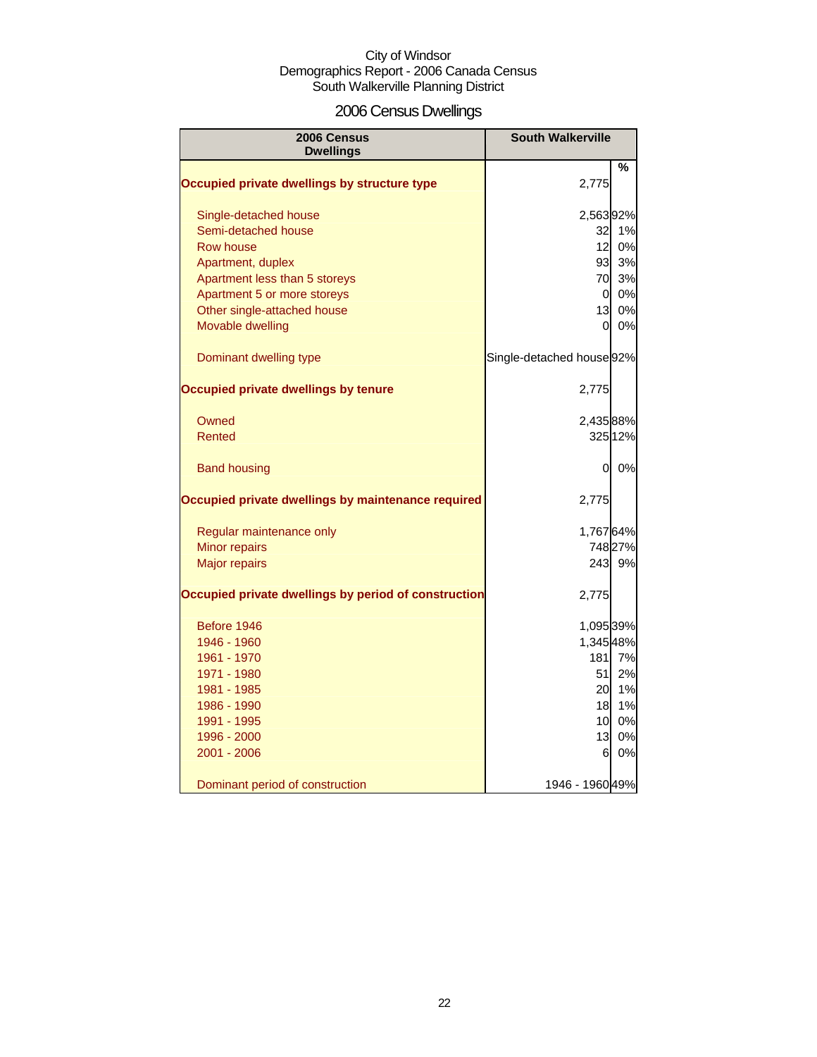City of Windsor
Demographics Report - 2006 Canada Census
South Walkerville Planning District

# 2006 Census Dwellings

| 2006 Census Dwellings | South Walkerville | % |
|---|---|---|
| **Occupied private dwellings by structure type** | 2,775 | |
| Single-detached house | 2,563 | 92% |
| Semi-detached house | 32 | 1% |
| Row house | 12 | 0% |
| Apartment, duplex | 93 | 3% |
| Apartment less than 5 storeys | 70 | 3% |
| Apartment 5 or more storeys | 0 | 0% |
| Other single-attached house | 13 | 0% |
| Movable dwelling | 0 | 0% |
| Dominant dwelling type | Single-detached house | 92% |
| **Occupied private dwellings by tenure** | 2,775 | |
| Owned | 2,435 | 88% |
| Rented | 325 | 12% |
| Band housing | 0 | 0% |
| **Occupied private dwellings by maintenance required** | 2,775 | |
| Regular maintenance only | 1,767 | 64% |
| Minor repairs | 748 | 27% |
| Major repairs | 243 | 9% |
| **Occupied private dwellings by period of construction** | 2,775 | |
| Before 1946 | 1,095 | 39% |
| 1946 - 1960 | 1,345 | 48% |
| 1961 - 1970 | 181 | 7% |
| 1971 - 1980 | 51 | 2% |
| 1981 - 1985 | 20 | 1% |
| 1986 - 1990 | 18 | 1% |
| 1991 - 1995 | 10 | 0% |
| 1996 - 2000 | 13 | 0% |
| 2001 - 2006 | 6 | 0% |
| Dominant period of construction | 1946 - 1960 | 49% |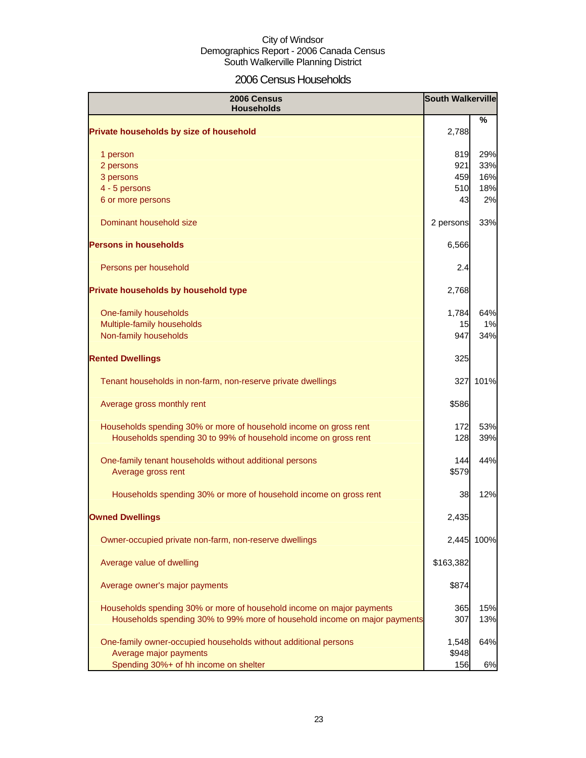City of Windsor
Demographics Report - 2006 Canada Census
South Walkerville Planning District

## 2006 Census Households

| 2006 Census Households | South Walkerville | % |
|---|---|---|
| **Private households by size of household** | 2,788 | |
| 1 person | 819 | 29% |
| 2 persons | 921 | 33% |
| 3 persons | 459 | 16% |
| 4 - 5 persons | 510 | 18% |
| 6 or more persons | 43 | 2% |
| Dominant household size | 2 persons | 33% |
| **Persons in households** | 6,566 | |
| Persons per household | 2.4 | |
| **Private households by household type** | 2,768 | |
| One-family households | 1,784 | 64% |
| Multiple-family households | 15 | 1% |
| Non-family households | 947 | 34% |
| **Rented Dwellings** | 325 | |
| Tenant households in non-farm, non-reserve private dwellings | 327 | 101% |
| Average gross monthly rent | $586 | |
| Households spending 30% or more of household income on gross rent | 172 | 53% |
| Households spending 30 to 99% of household income on gross rent | 128 | 39% |
| One-family tenant households without additional persons | 144 | 44% |
| Average gross rent | $579 | |
| Households spending 30% or more of household income on gross rent | 38 | 12% |
| **Owned Dwellings** | 2,435 | |
| Owner-occupied private non-farm, non-reserve dwellings | 2,445 | 100% |
| Average value of dwelling | $163,382 | |
| Average owner's major payments | $874 | |
| Households spending 30% or more of household income on major payments | 365 | 15% |
| Households spending 30% to 99% more of household income on major payments | 307 | 13% |
| One-family owner-occupied households without additional persons | 1,548 | 64% |
| Average major payments | $948 | |
| Spending 30%+ of hh income on shelter | 156 | 6% |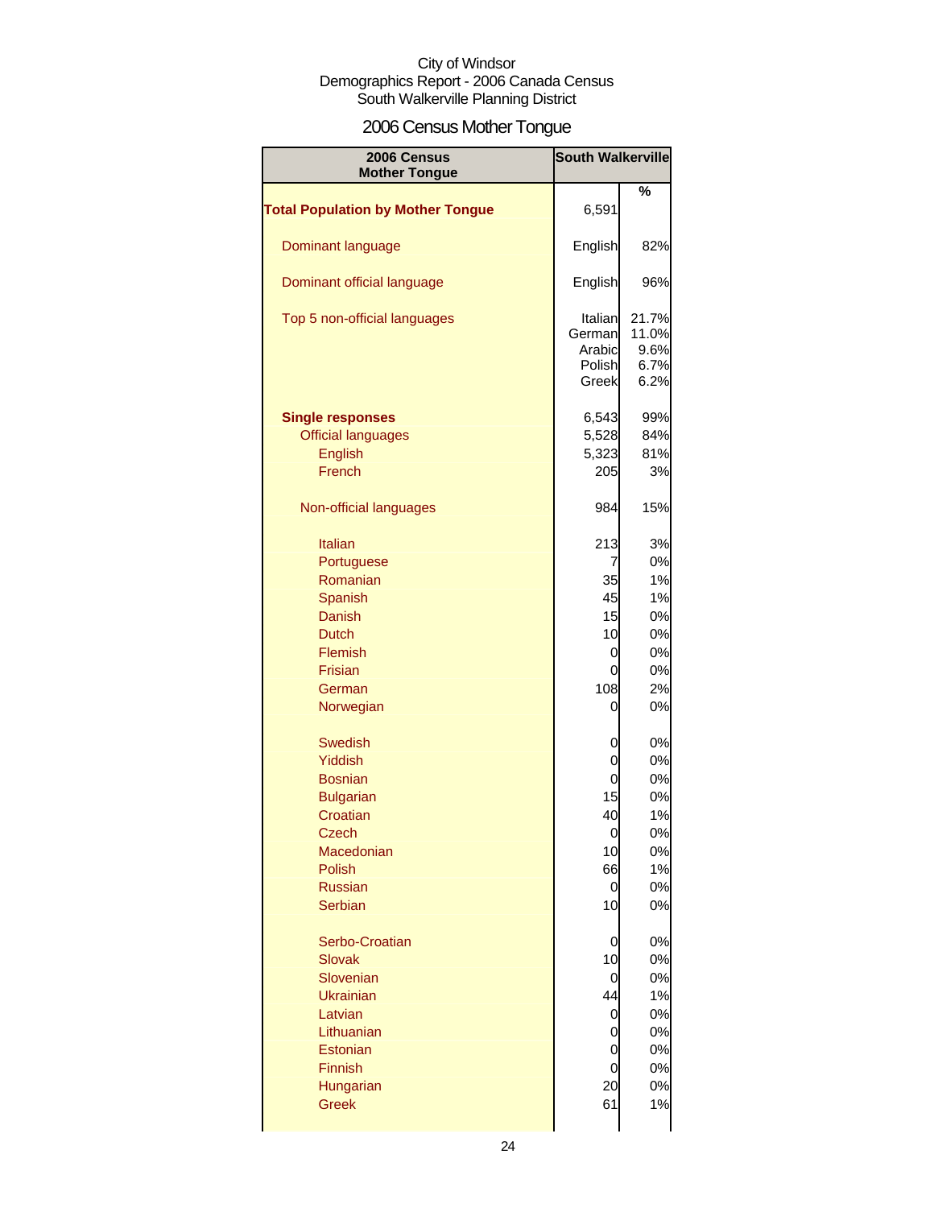City of Windsor
Demographics Report - 2006 Canada Census
South Walkerville Planning District

# 2006 Census Mother Tongue

| 2006 Census Mother Tongue | South Walkerville | % |
|---|---|---|
| **Total Population by Mother Tongue** | 6,591 | |
| Dominant language | English | 82% |
| Dominant official language | English | 96% |
| Top 5 non-official languages | Italian | 21.7% |
| | German | 11.0% |
| | Arabic | 9.6% |
| | Polish | 6.7% |
| | Greek | 6.2% |
| **Single responses** | 6,543 | 99% |
| Official languages | 5,528 | 84% |
| English | 5,323 | 81% |
| French | 205 | 3% |
| Non-official languages | 984 | 15% |
| Italian | 213 | 3% |
| Portuguese | 7 | 0% |
| Romanian | 35 | 1% |
| Spanish | 45 | 1% |
| Danish | 15 | 0% |
| Dutch | 10 | 0% |
| Flemish | 0 | 0% |
| Frisian | 0 | 0% |
| German | 108 | 2% |
| Norwegian | 0 | 0% |
| Swedish | 0 | 0% |
| Yiddish | 0 | 0% |
| Bosnian | 0 | 0% |
| Bulgarian | 15 | 0% |
| Croatian | 40 | 1% |
| Czech | 0 | 0% |
| Macedonian | 10 | 0% |
| Polish | 66 | 1% |
| Russian | 0 | 0% |
| Serbian | 10 | 0% |
| Serbo-Croatian | 0 | 0% |
| Slovak | 10 | 0% |
| Slovenian | 0 | 0% |
| Ukrainian | 44 | 1% |
| Latvian | 0 | 0% |
| Lithuanian | 0 | 0% |
| Estonian | 0 | 0% |
| Finnish | 0 | 0% |
| Hungarian | 20 | 0% |
| Greek | 61 | 1% |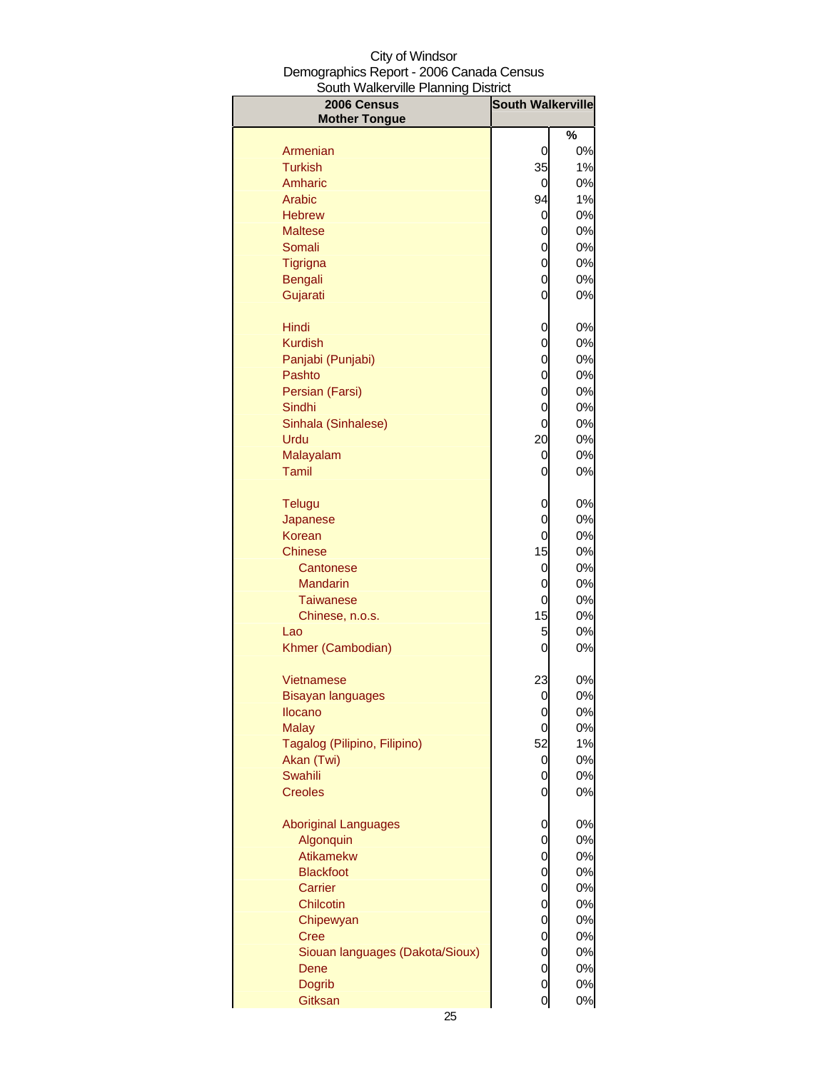City of Windsor
Demographics Report - 2006 Canada Census
South Walkerville Planning District

| 2006 Census Mother Tongue | South Walkerville | |
|---|---|---|
| | | % |
| Armenian | 0 | 0% |
| Turkish | 35 | 1% |
| Amharic | 0 | 0% |
| Arabic | 94 | 1% |
| Hebrew | 0 | 0% |
| Maltese | 0 | 0% |
| Somali | 0 | 0% |
| Tigrigna | 0 | 0% |
| Bengali | 0 | 0% |
| Gujarati | 0 | 0% |
| Hindi | 0 | 0% |
| Kurdish | 0 | 0% |
| Panjabi (Punjabi) | 0 | 0% |
| Pashto | 0 | 0% |
| Persian (Farsi) | 0 | 0% |
| Sindhi | 0 | 0% |
| Sinhala (Sinhalese) | 0 | 0% |
| Urdu | 20 | 0% |
| Malayalam | 0 | 0% |
| Tamil | 0 | 0% |
| Telugu | 0 | 0% |
| Japanese | 0 | 0% |
| Korean | 0 | 0% |
| Chinese | 15 | 0% |
| Cantonese | 0 | 0% |
| Mandarin | 0 | 0% |
| Taiwanese | 0 | 0% |
| Chinese, n.o.s. | 15 | 0% |
| Lao | 5 | 0% |
| Khmer (Cambodian) | 0 | 0% |
| Vietnamese | 23 | 0% |
| Bisayan languages | 0 | 0% |
| Ilocano | 0 | 0% |
| Malay | 0 | 0% |
| Tagalog (Pilipino, Filipino) | 52 | 1% |
| Akan (Twi) | 0 | 0% |
| Swahili | 0 | 0% |
| Creoles | 0 | 0% |
| Aboriginal Languages | 0 | 0% |
| Algonquin | 0 | 0% |
| Atikamekw | 0 | 0% |
| Blackfoot | 0 | 0% |
| Carrier | 0 | 0% |
| Chilcotin | 0 | 0% |
| Chipewyan | 0 | 0% |
| Cree | 0 | 0% |
| Siouan languages (Dakota/Sioux) | 0 | 0% |
| Dene | 0 | 0% |
| Dogrib | 0 | 0% |
| Gitksan | 0 | 0% |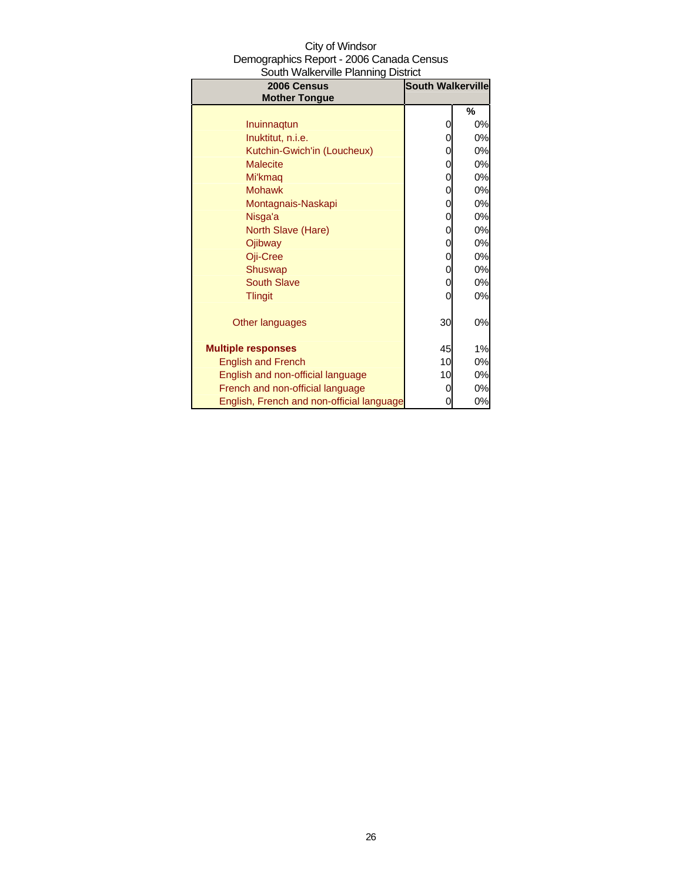City of Windsor
Demographics Report - 2006 Canada Census
South Walkerville Planning District

| 2006 Census Mother Tongue | South Walkerville | |
|---|---|---|
| | | % |
| Inuinnaqtun | 0 | 0% |
| Inuktitut, n.i.e. | 0 | 0% |
| Kutchin-Gwich'in (Loucheux) | 0 | 0% |
| Malecite | 0 | 0% |
| Mi'kmaq | 0 | 0% |
| Mohawk | 0 | 0% |
| Montagnais-Naskapi | 0 | 0% |
| Nisga'a | 0 | 0% |
| North Slave (Hare) | 0 | 0% |
| Ojibway | 0 | 0% |
| Oji-Cree | 0 | 0% |
| Shuswap | 0 | 0% |
| South Slave | 0 | 0% |
| Tlingit | 0 | 0% |
| Other languages | 30 | 0% |
| **Multiple responses** | 45 | 1% |
| English and French | 10 | 0% |
| English and non-official language | 10 | 0% |
| French and non-official language | 0 | 0% |
| English, French and non-official language | 0 | 0% |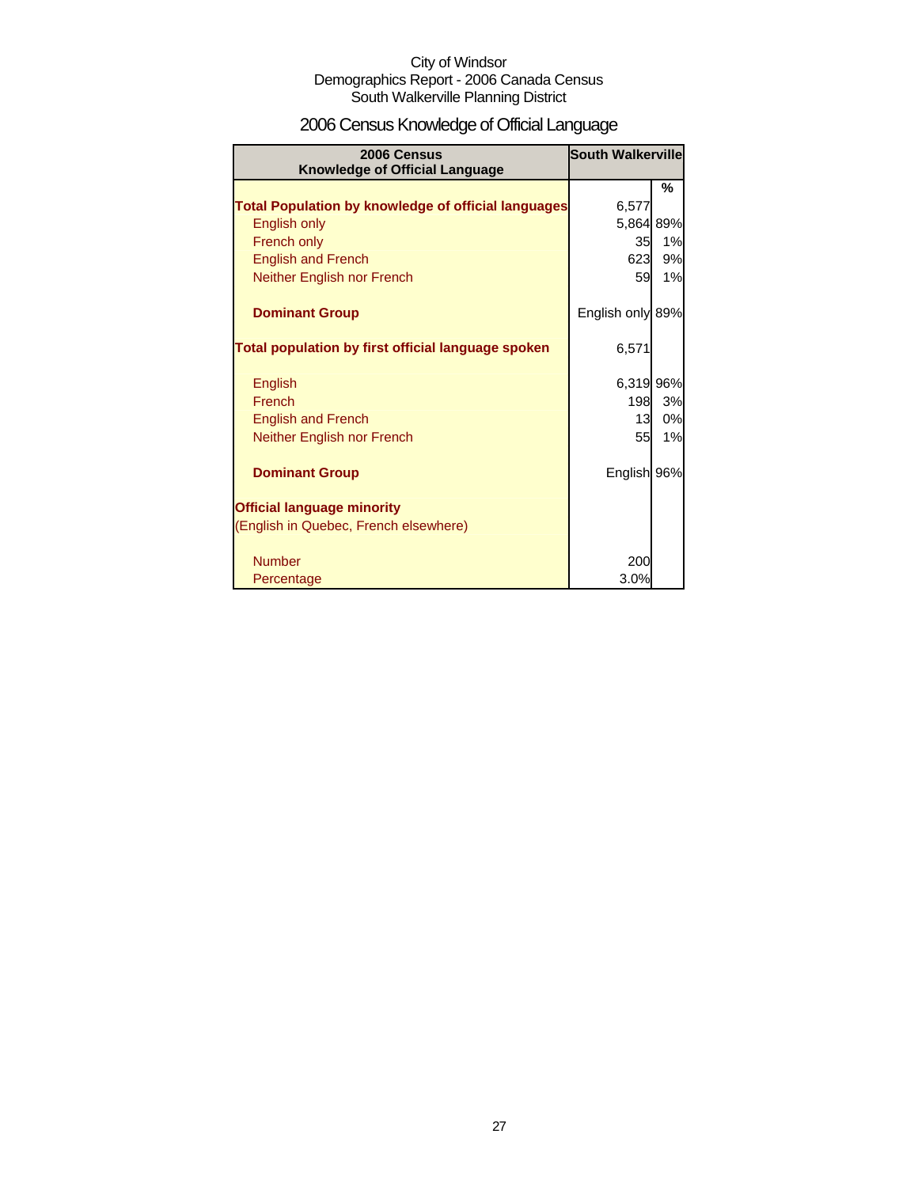City of Windsor
Demographics Report - 2006 Canada Census
South Walkerville Planning District

# 2006 Census Knowledge of Official Language

| 2006 Census<br>Knowledge of Official Language | South Walkerville | |
|---|---|---|
| | | % |
| **Total Population by knowledge of official languages** | 6,577 | |
| English only | 5,864 | 89% |
| French only | 35 | 1% |
| English and French | 623 | 9% |
| Neither English nor French | 59 | 1% |
| **Dominant Group** | English only | 89% |
| **Total population by first official language spoken** | 6,571 | |
| English | 6,319 | 96% |
| French | 198 | 3% |
| English and French | 13 | 0% |
| Neither English nor French | 55 | 1% |
| **Dominant Group** | English | 96% |
| **Official language minority** | | |
| (English in Quebec, French elsewhere) | | |
| Number | 200 | |
| Percentage | 3.0% | |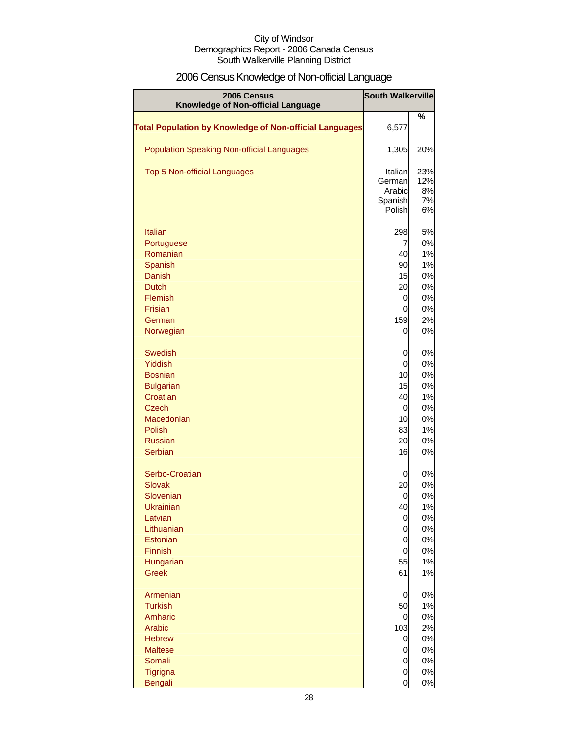City of Windsor
Demographics Report - 2006 Canada Census
South Walkerville Planning District

# 2006 Census Knowledge of Non-official Language

| 2006 Census Knowledge of Non-official Language | South Walkerville | |
|---|---|---|
| | | % |
| **Total Population by Knowledge of Non-official Languages** | 6,577 | |
| Population Speaking Non-official Languages | 1,305 | 20% |
| Top 5 Non-official Languages | Italian | 23% |
| | German | 12% |
| | Arabic | 8% |
| | Spanish | 7% |
| | Polish | 6% |
| Italian | 298 | 5% |
| Portuguese | 7 | 0% |
| Romanian | 40 | 1% |
| Spanish | 90 | 1% |
| Danish | 15 | 0% |
| Dutch | 20 | 0% |
| Flemish | 0 | 0% |
| Frisian | 0 | 0% |
| German | 159 | 2% |
| Norwegian | 0 | 0% |
| Swedish | 0 | 0% |
| Yiddish | 0 | 0% |
| Bosnian | 10 | 0% |
| Bulgarian | 15 | 0% |
| Croatian | 40 | 1% |
| Czech | 0 | 0% |
| Macedonian | 10 | 0% |
| Polish | 83 | 1% |
| Russian | 20 | 0% |
| Serbian | 16 | 0% |
| Serbo-Croatian | 0 | 0% |
| Slovak | 20 | 0% |
| Slovenian | 0 | 0% |
| Ukrainian | 40 | 1% |
| Latvian | 0 | 0% |
| Lithuanian | 0 | 0% |
| Estonian | 0 | 0% |
| Finnish | 0 | 0% |
| Hungarian | 55 | 1% |
| Greek | 61 | 1% |
| Armenian | 0 | 0% |
| Turkish | 50 | 1% |
| Amharic | 0 | 0% |
| Arabic | 103 | 2% |
| Hebrew | 0 | 0% |
| Maltese | 0 | 0% |
| Somali | 0 | 0% |
| Tigrigna | 0 | 0% |
| Bengali | 0 | 0% |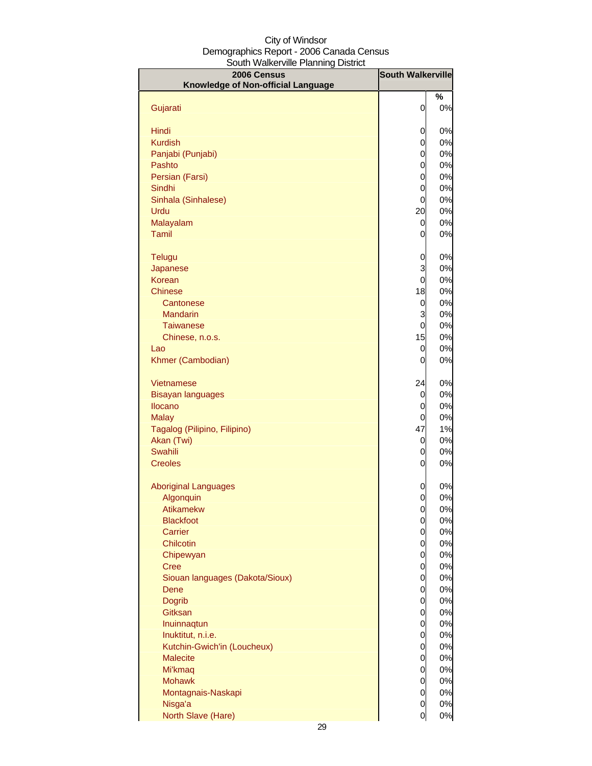City of Windsor
Demographics Report - 2006 Canada Census
South Walkerville Planning District

| 2006 Census Knowledge of Non-official Language | South Walkerville | |
|---|---|---|
| | | % |
| Gujarati | 0 | 0% |
| Hindi | 0 | 0% |
| Kurdish | 0 | 0% |
| Panjabi (Punjabi) | 0 | 0% |
| Pashto | 0 | 0% |
| Persian (Farsi) | 0 | 0% |
| Sindhi | 0 | 0% |
| Sinhala (Sinhalese) | 0 | 0% |
| Urdu | 20 | 0% |
| Malayalam | 0 | 0% |
| Tamil | 0 | 0% |
| Telugu | 0 | 0% |
| Japanese | 3 | 0% |
| Korean | 0 | 0% |
| Chinese | 18 | 0% |
| Cantonese | 0 | 0% |
| Mandarin | 3 | 0% |
| Taiwanese | 0 | 0% |
| Chinese, n.o.s. | 15 | 0% |
| Lao | 0 | 0% |
| Khmer (Cambodian) | 0 | 0% |
| Vietnamese | 24 | 0% |
| Bisayan languages | 0 | 0% |
| Ilocano | 0 | 0% |
| Malay | 0 | 0% |
| Tagalog (Pilipino, Filipino) | 47 | 1% |
| Akan (Twi) | 0 | 0% |
| Swahili | 0 | 0% |
| Creoles | 0 | 0% |
| Aboriginal Languages | 0 | 0% |
| Algonquin | 0 | 0% |
| Atikamekw | 0 | 0% |
| Blackfoot | 0 | 0% |
| Carrier | 0 | 0% |
| Chilcotin | 0 | 0% |
| Chipewyan | 0 | 0% |
| Cree | 0 | 0% |
| Siouan languages (Dakota/Sioux) | 0 | 0% |
| Dene | 0 | 0% |
| Dogrib | 0 | 0% |
| Gitksan | 0 | 0% |
| Inuinnaqtun | 0 | 0% |
| Inuktitut, n.i.e. | 0 | 0% |
| Kutchin-Gwich'in (Loucheux) | 0 | 0% |
| Malecite | 0 | 0% |
| Mi'kmaq | 0 | 0% |
| Mohawk | 0 | 0% |
| Montagnais-Naskapi | 0 | 0% |
| Nisga'a | 0 | 0% |
| North Slave (Hare) | 0 | 0% |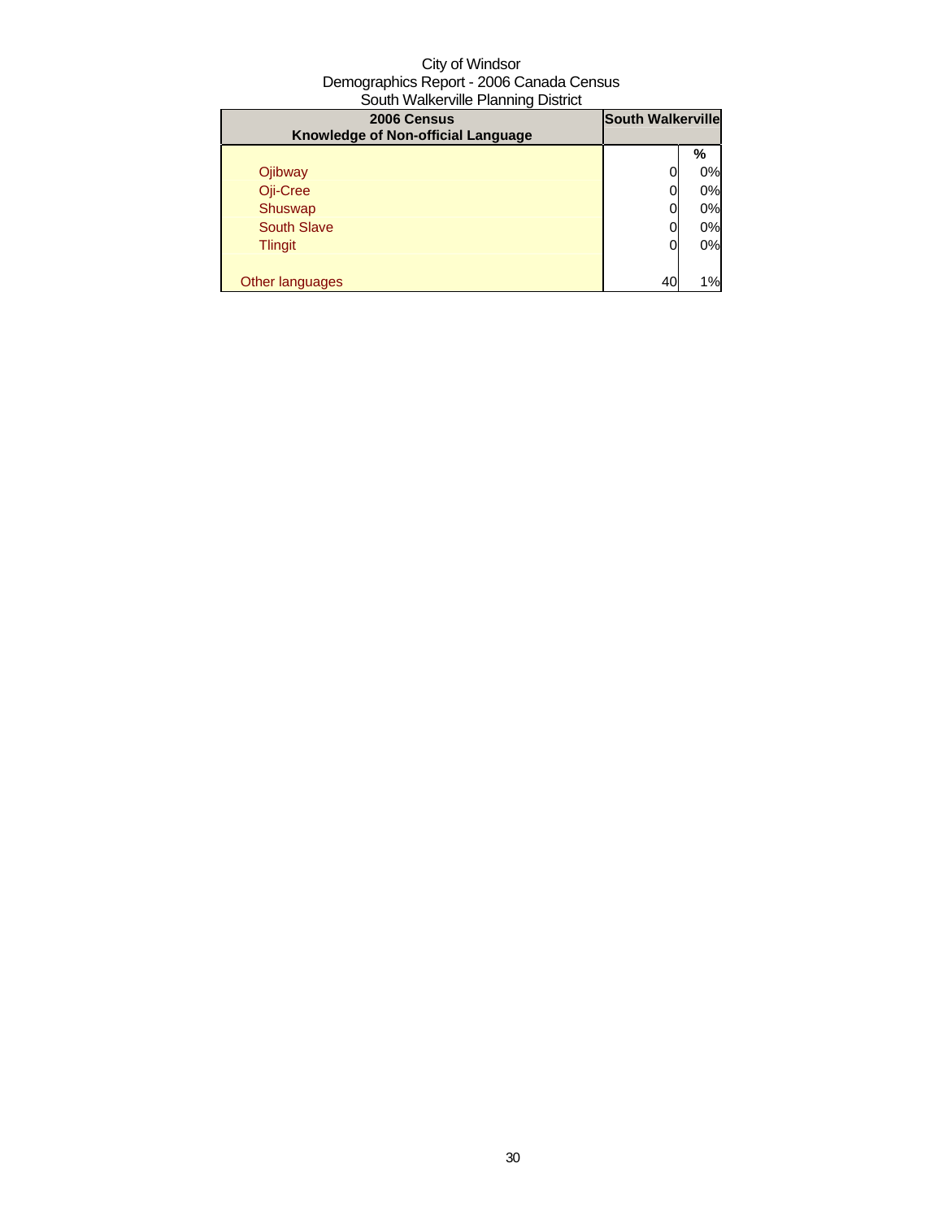City of Windsor
Demographics Report - 2006 Canada Census
South Walkerville Planning District

| 2006 Census<br>Knowledge of Non-official Language | South Walkerville | |
|---|---|---|
| | | % |
| Ojibway | 0 | 0% |
| Oji-Cree | 0 | 0% |
| Shuswap | 0 | 0% |
| South Slave | 0 | 0% |
| Tlingit | 0 | 0% |
| | | |
| Other languages | 40 | 1% |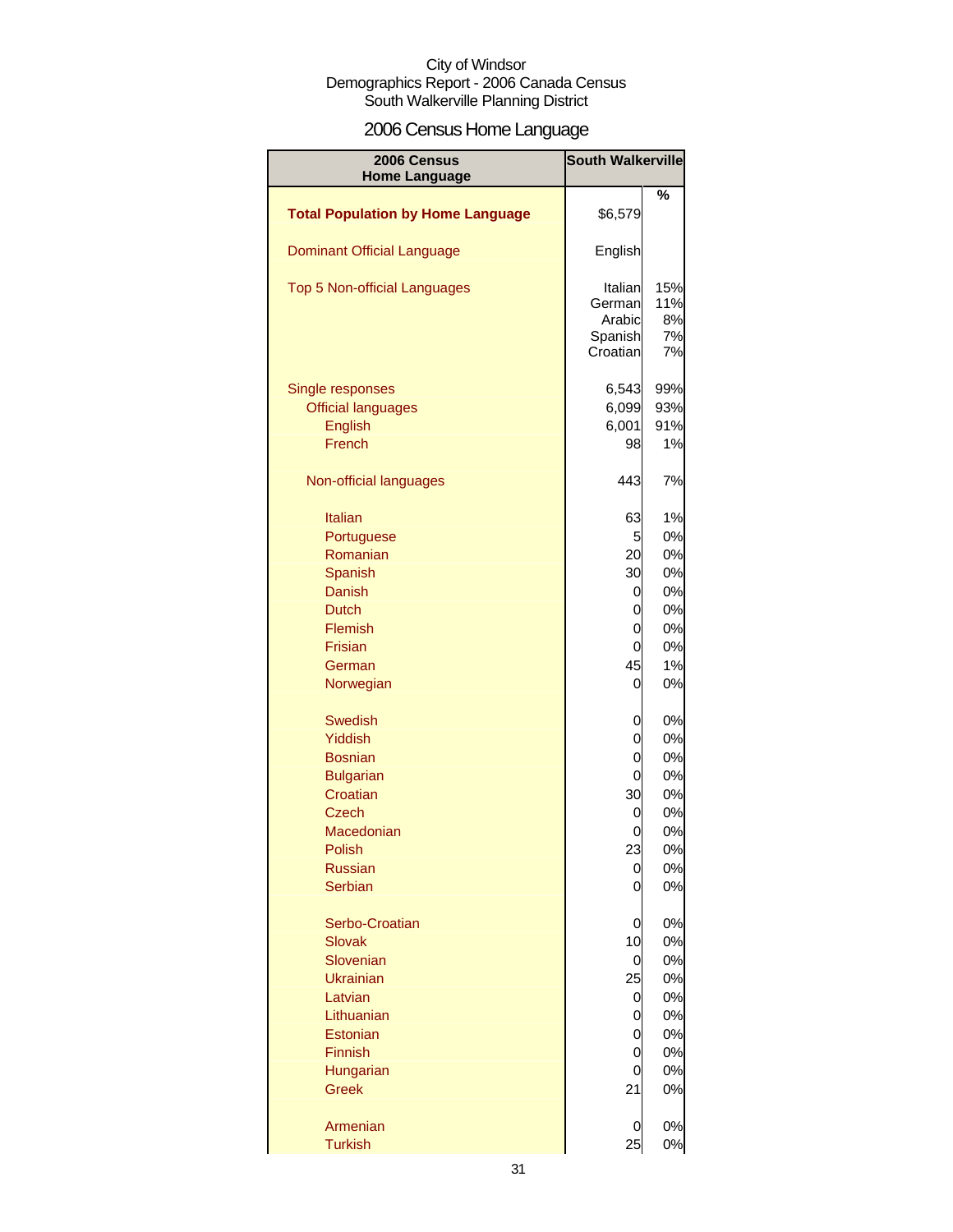City of Windsor
Demographics Report - 2006 Canada Census
South Walkerville Planning District

# 2006 Census Home Language

| 2006 Census Home Language | South Walkerville | |
|---|---|---|
| | | % |
| **Total Population by Home Language** | $6,579 | |
| Dominant Official Language | English | |
| Top 5 Non-official Languages | Italian | 15% |
| | German | 11% |
| | Arabic | 8% |
| | Spanish | 7% |
| | Croatian | 7% |
| Single responses | 6,543 | 99% |
| Official languages | 6,099 | 93% |
| English | 6,001 | 91% |
| French | 98 | 1% |
| Non-official languages | 443 | 7% |
| Italian | 63 | 1% |
| Portuguese | 5 | 0% |
| Romanian | 20 | 0% |
| Spanish | 30 | 0% |
| Danish | 0 | 0% |
| Dutch | 0 | 0% |
| Flemish | 0 | 0% |
| Frisian | 0 | 0% |
| German | 45 | 1% |
| Norwegian | 0 | 0% |
| Swedish | 0 | 0% |
| Yiddish | 0 | 0% |
| Bosnian | 0 | 0% |
| Bulgarian | 0 | 0% |
| Croatian | 30 | 0% |
| Czech | 0 | 0% |
| Macedonian | 0 | 0% |
| Polish | 23 | 0% |
| Russian | 0 | 0% |
| Serbian | 0 | 0% |
| Serbo-Croatian | 0 | 0% |
| Slovak | 10 | 0% |
| Slovenian | 0 | 0% |
| Ukrainian | 25 | 0% |
| Latvian | 0 | 0% |
| Lithuanian | 0 | 0% |
| Estonian | 0 | 0% |
| Finnish | 0 | 0% |
| Hungarian | 0 | 0% |
| Greek | 21 | 0% |
| Armenian | 0 | 0% |
| Turkish | 25 | 0% |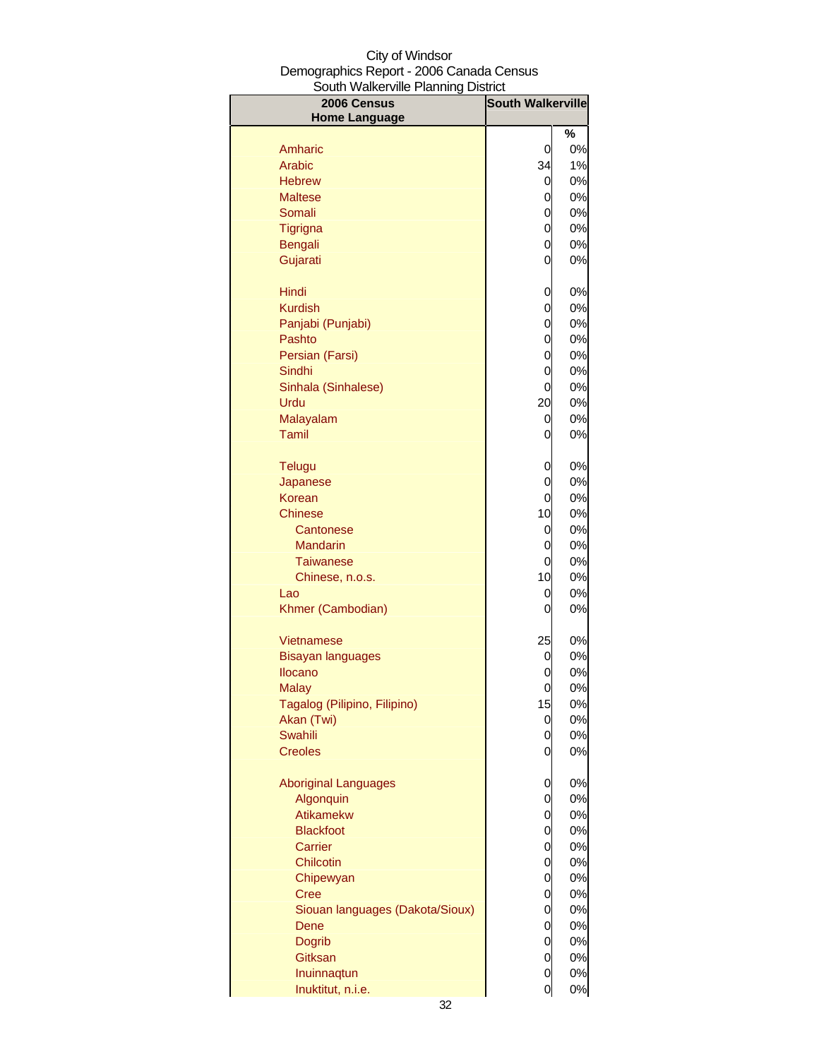City of Windsor
Demographics Report - 2006 Canada Census
South Walkerville Planning District

| 2006 Census Home Language | South Walkerville | |
|---|---|---|
| | | % |
| Amharic | 0 | 0% |
| Arabic | 34 | 1% |
| Hebrew | 0 | 0% |
| Maltese | 0 | 0% |
| Somali | 0 | 0% |
| Tigrigna | 0 | 0% |
| Bengali | 0 | 0% |
| Gujarati | 0 | 0% |
| Hindi | 0 | 0% |
| Kurdish | 0 | 0% |
| Panjabi (Punjabi) | 0 | 0% |
| Pashto | 0 | 0% |
| Persian (Farsi) | 0 | 0% |
| Sindhi | 0 | 0% |
| Sinhala (Sinhalese) | 0 | 0% |
| Urdu | 20 | 0% |
| Malayalam | 0 | 0% |
| Tamil | 0 | 0% |
| Telugu | 0 | 0% |
| Japanese | 0 | 0% |
| Korean | 0 | 0% |
| Chinese | 10 | 0% |
| Cantonese | 0 | 0% |
| Mandarin | 0 | 0% |
| Taiwanese | 0 | 0% |
| Chinese, n.o.s. | 10 | 0% |
| Lao | 0 | 0% |
| Khmer (Cambodian) | 0 | 0% |
| Vietnamese | 25 | 0% |
| Bisayan languages | 0 | 0% |
| Ilocano | 0 | 0% |
| Malay | 0 | 0% |
| Tagalog (Pilipino, Filipino) | 15 | 0% |
| Akan (Twi) | 0 | 0% |
| Swahili | 0 | 0% |
| Creoles | 0 | 0% |
| Aboriginal Languages | 0 | 0% |
| Algonquin | 0 | 0% |
| Atikamekw | 0 | 0% |
| Blackfoot | 0 | 0% |
| Carrier | 0 | 0% |
| Chilcotin | 0 | 0% |
| Chipewyan | 0 | 0% |
| Cree | 0 | 0% |
| Siouan languages (Dakota/Sioux) | 0 | 0% |
| Dene | 0 | 0% |
| Dogrib | 0 | 0% |
| Gitksan | 0 | 0% |
| Inuinnaqtun | 0 | 0% |
| Inuktitut, n.i.e. | 0 | 0% |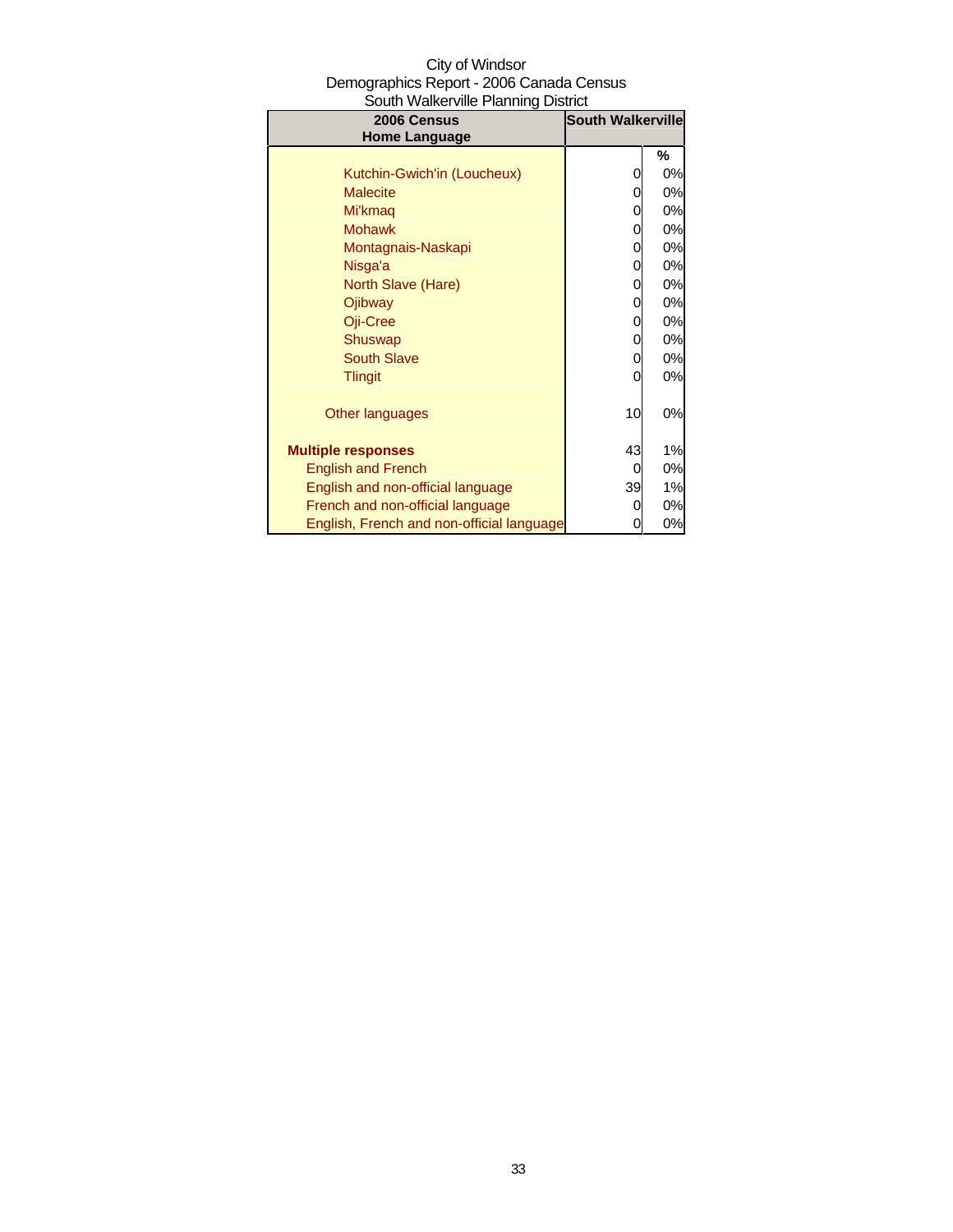City of Windsor
Demographics Report - 2006 Canada Census
South Walkerville Planning District

| 2006 Census Home Language | South Walkerville | |
|---|---|---|
| | | % |
| Kutchin-Gwich'in (Loucheux) | 0 | 0% |
| Malecite | 0 | 0% |
| Mi'kmaq | 0 | 0% |
| Mohawk | 0 | 0% |
| Montagnais-Naskapi | 0 | 0% |
| Nisga'a | 0 | 0% |
| North Slave (Hare) | 0 | 0% |
| Ojibway | 0 | 0% |
| Oji-Cree | 0 | 0% |
| Shuswap | 0 | 0% |
| South Slave | 0 | 0% |
| Tlingit | 0 | 0% |
| Other languages | 10 | 0% |
| **Multiple responses** | 43 | 1% |
| English and French | 0 | 0% |
| English and non-official language | 39 | 1% |
| French and non-official language | 0 | 0% |
| English, French and non-official language | 0 | 0% |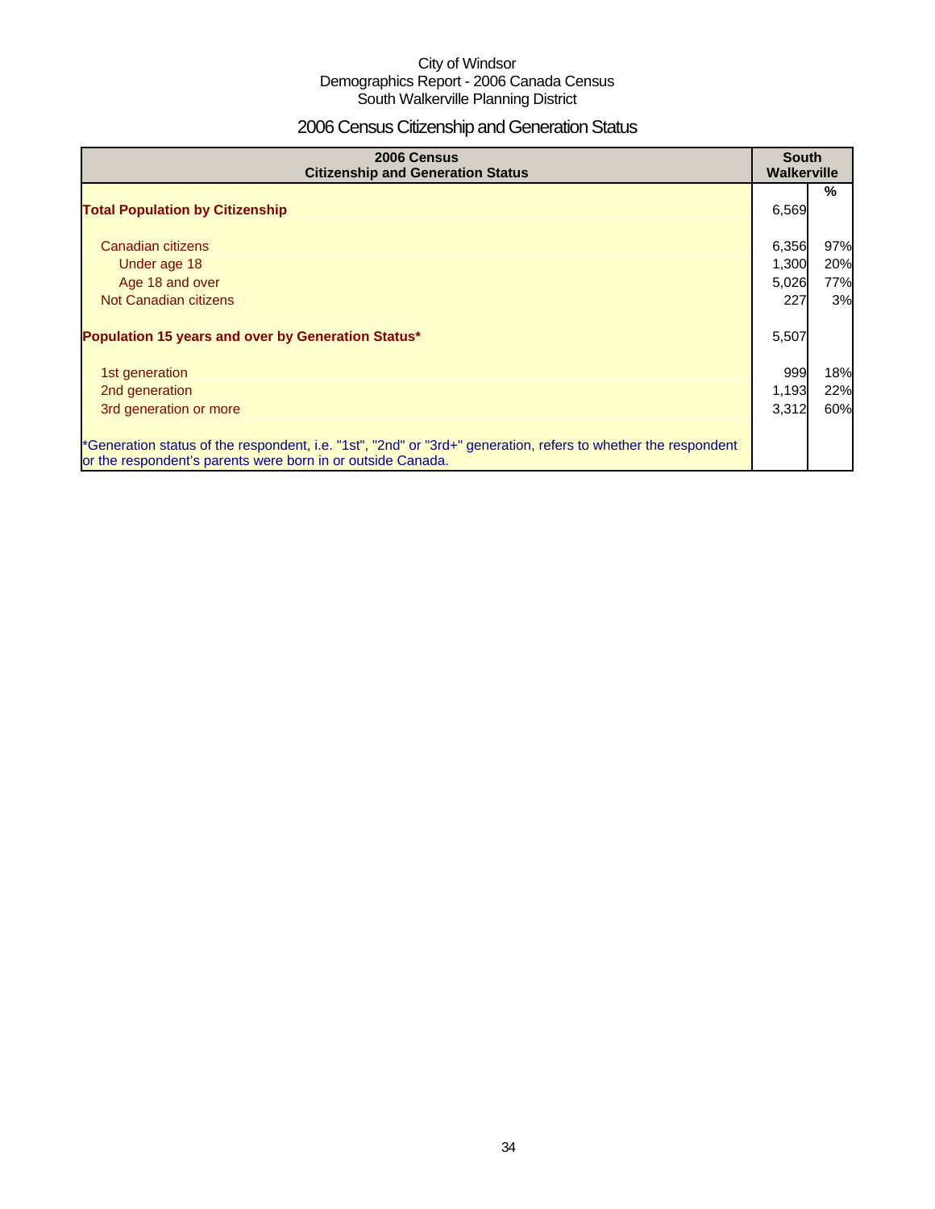City of Windsor
Demographics Report - 2006 Canada Census
South Walkerville Planning District

# 2006 Census Citizenship and Generation Status

| 2006 Census<br>Citizenship and Generation Status | South Walkerville | |
|---|---|---|
| | | % |
| **Total Population by Citizenship** | 6,569 | |
| Canadian citizens | 6,356 | 97% |
| Under age 18 | 1,300 | 20% |
| Age 18 and over | 5,026 | 77% |
| Not Canadian citizens | 227 | 3% |
| **Population 15 years and over by Generation Status*** | 5,507 | |
| 1st generation | 999 | 18% |
| 2nd generation | 1,193 | 22% |
| 3rd generation or more | 3,312 | 60% |

*Generation status of the respondent, i.e. "1st", "2nd" or "3rd+" generation, refers to whether the respondent or the respondent's parents were born in or outside Canada.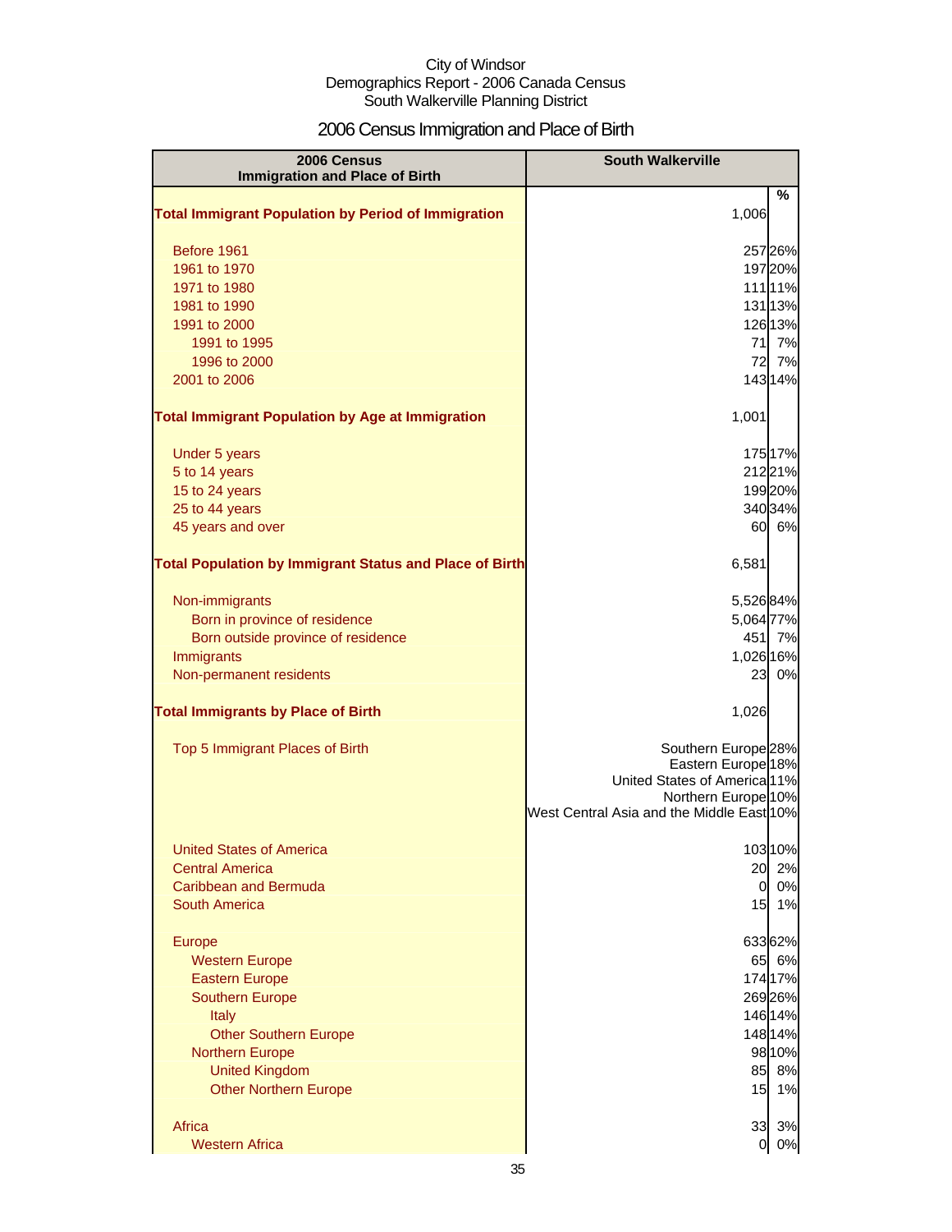City of Windsor
Demographics Report - 2006 Canada Census
South Walkerville Planning District

# 2006 Census Immigration and Place of Birth

| 2006 Census Immigration and Place of Birth | South Walkerville | % |
|---|---|---|
| **Total Immigrant Population by Period of Immigration** | 1,006 | |
| Before 1961 | 257 | 26% |
| 1961 to 1970 | 197 | 20% |
| 1971 to 1980 | 111 | 11% |
| 1981 to 1990 | 131 | 13% |
| 1991 to 2000 | 126 | 13% |
| 1991 to 1995 | 71 | 7% |
| 1996 to 2000 | 72 | 7% |
| 2001 to 2006 | 143 | 14% |
| **Total Immigrant Population by Age at Immigration** | 1,001 | |
| Under 5 years | 175 | 17% |
| 5 to 14 years | 212 | 21% |
| 15 to 24 years | 199 | 20% |
| 25 to 44 years | 340 | 34% |
| 45 years and over | 60 | 6% |
| **Total Population by Immigrant Status and Place of Birth** | 6,581 | |
| Non-immigrants | 5,526 | 84% |
| Born in province of residence | 5,064 | 77% |
| Born outside province of residence | 451 | 7% |
| Immigrants | 1,026 | 16% |
| Non-permanent residents | 23 | 0% |
| **Total Immigrants by Place of Birth** | 1,026 | |
| Top 5 Immigrant Places of Birth | Southern Europe | 28% |
| | Eastern Europe | 18% |
| | United States of America | 11% |
| | Northern Europe | 10% |
| | West Central Asia and the Middle East | 10% |
| United States of America | 103 | 10% |
| Central America | 20 | 2% |
| Caribbean and Bermuda | 0 | 0% |
| South America | 15 | 1% |
| Europe | 633 | 62% |
| Western Europe | 65 | 6% |
| Eastern Europe | 174 | 17% |
| Southern Europe | 269 | 26% |
| Italy | 146 | 14% |
| Other Southern Europe | 148 | 14% |
| Northern Europe | 98 | 10% |
| United Kingdom | 85 | 8% |
| Other Northern Europe | 15 | 1% |
| Africa | 33 | 3% |
| Western Africa | 0 | 0% |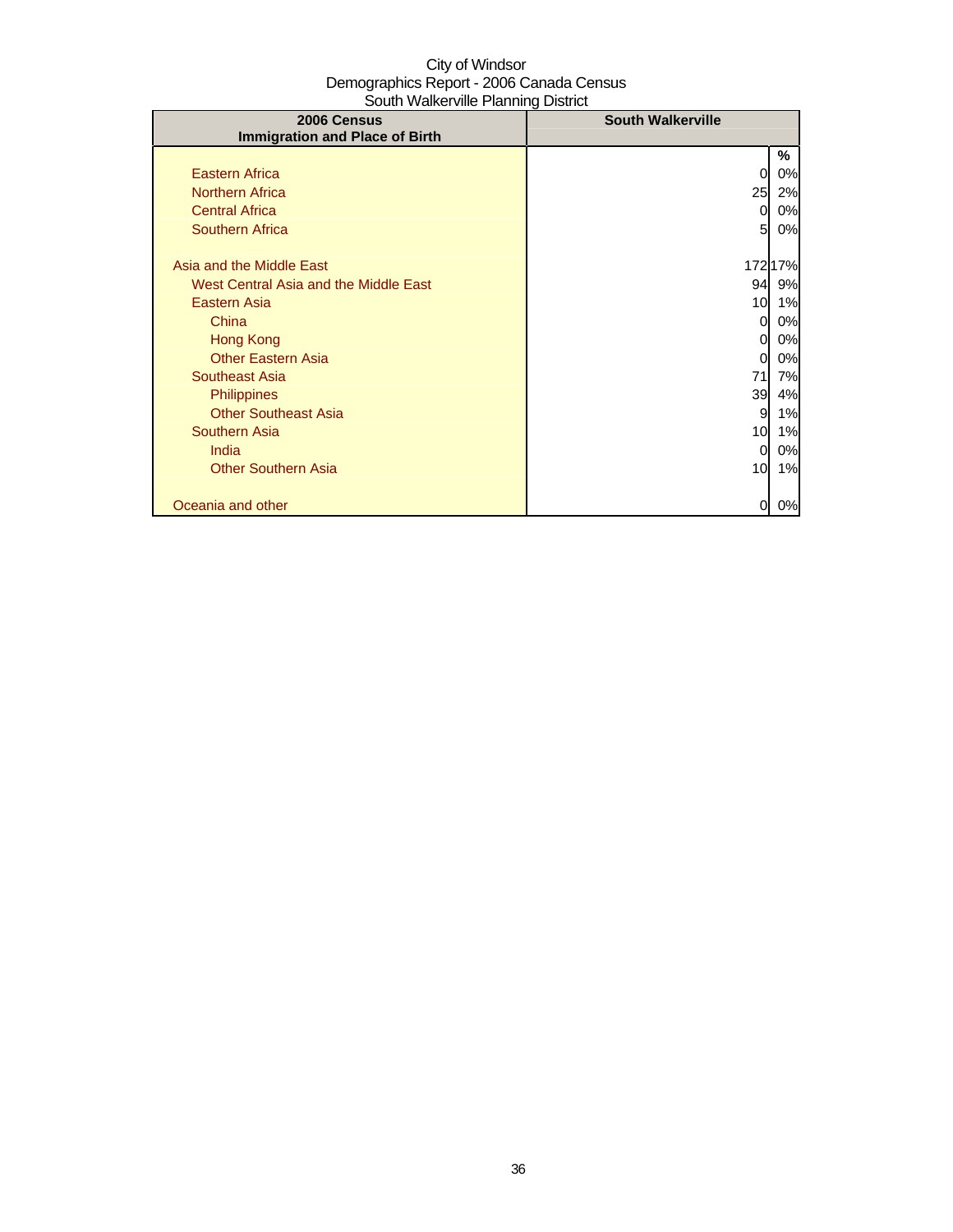City of Windsor
Demographics Report - 2006 Canada Census
South Walkerville Planning District

| 2006 Census Immigration and Place of Birth | South Walkerville | |
|---|---|---|
| | | % |
| Eastern Africa | 0 | 0% |
| Northern Africa | 25 | 2% |
| Central Africa | 0 | 0% |
| Southern Africa | 5 | 0% |
| | | |
| Asia and the Middle East | 172 | 17% |
| West Central Asia and the Middle East | 94 | 9% |
| Eastern Asia | 10 | 1% |
| China | 0 | 0% |
| Hong Kong | 0 | 0% |
| Other Eastern Asia | 0 | 0% |
| Southeast Asia | 71 | 7% |
| Philippines | 39 | 4% |
| Other Southeast Asia | 9 | 1% |
| Southern Asia | 10 | 1% |
| India | 0 | 0% |
| Other Southern Asia | 10 | 1% |
| | | |
| Oceania and other | 0 | 0% |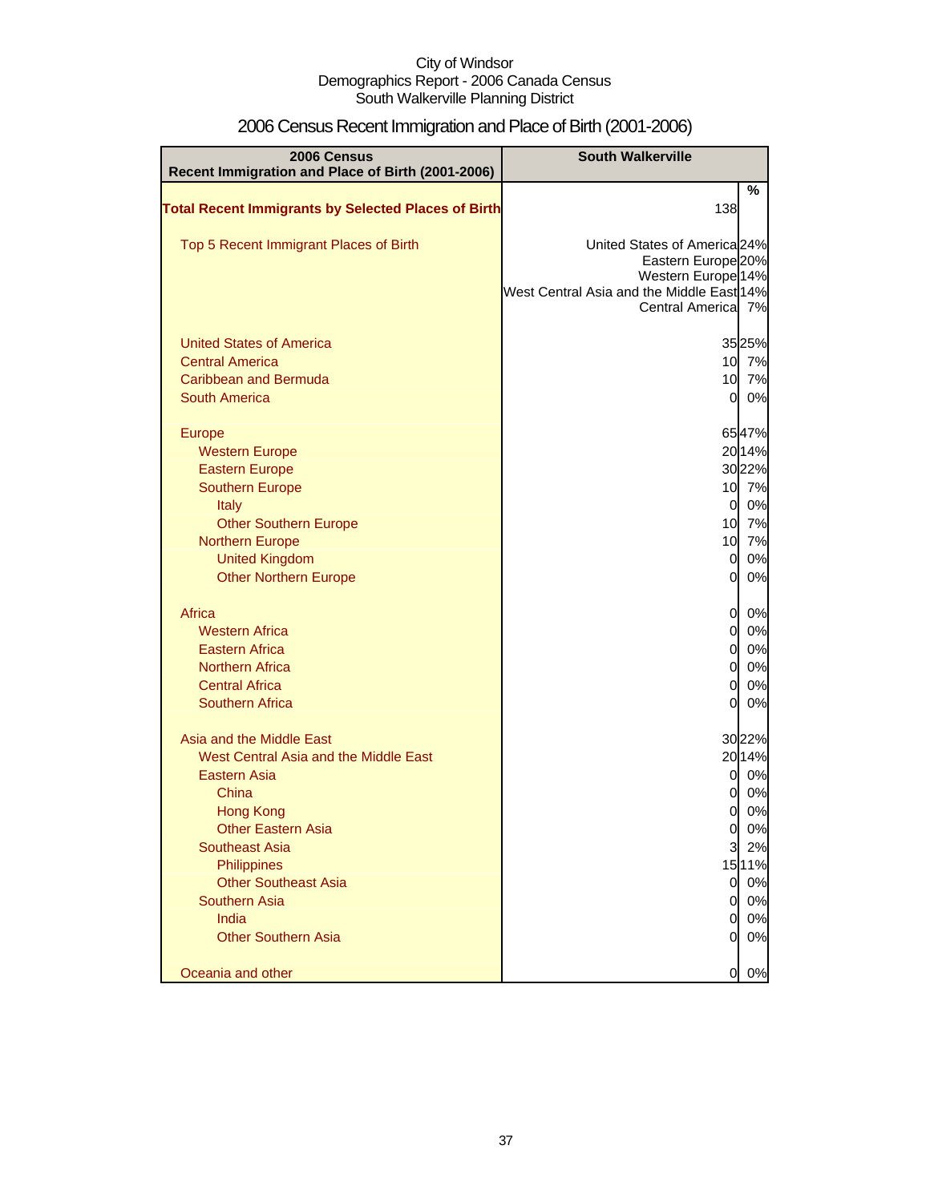City of Windsor
Demographics Report - 2006 Canada Census
South Walkerville Planning District

# 2006 Census Recent Immigration and Place of Birth (2001-2006)

| 2006 Census Recent Immigration and Place of Birth (2001-2006) | South Walkerville | |
|---|---|---|
| | | % |
| **Total Recent Immigrants by Selected Places of Birth** | 138 | |
| Top 5 Recent Immigrant Places of Birth | United States of America | 24% |
| | Eastern Europe | 20% |
| | Western Europe | 14% |
| | West Central Asia and the Middle East | 14% |
| | Central America | 7% |
| United States of America | 35 | 25% |
| Central America | 10 | 7% |
| Caribbean and Bermuda | 10 | 7% |
| South America | 0 | 0% |
| Europe | 65 | 47% |
| Western Europe | 20 | 14% |
| Eastern Europe | 30 | 22% |
| Southern Europe | 10 | 7% |
| Italy | 0 | 0% |
| Other Southern Europe | 10 | 7% |
| Northern Europe | 10 | 7% |
| United Kingdom | 0 | 0% |
| Other Northern Europe | 0 | 0% |
| Africa | 0 | 0% |
| Western Africa | 0 | 0% |
| Eastern Africa | 0 | 0% |
| Northern Africa | 0 | 0% |
| Central Africa | 0 | 0% |
| Southern Africa | 0 | 0% |
| Asia and the Middle East | 30 | 22% |
| West Central Asia and the Middle East | 20 | 14% |
| Eastern Asia | 0 | 0% |
| China | 0 | 0% |
| Hong Kong | 0 | 0% |
| Other Eastern Asia | 0 | 0% |
| Southeast Asia | 3 | 2% |
| Philippines | 15 | 11% |
| Other Southeast Asia | 0 | 0% |
| Southern Asia | 0 | 0% |
| India | 0 | 0% |
| Other Southern Asia | 0 | 0% |
| Oceania and other | 0 | 0% |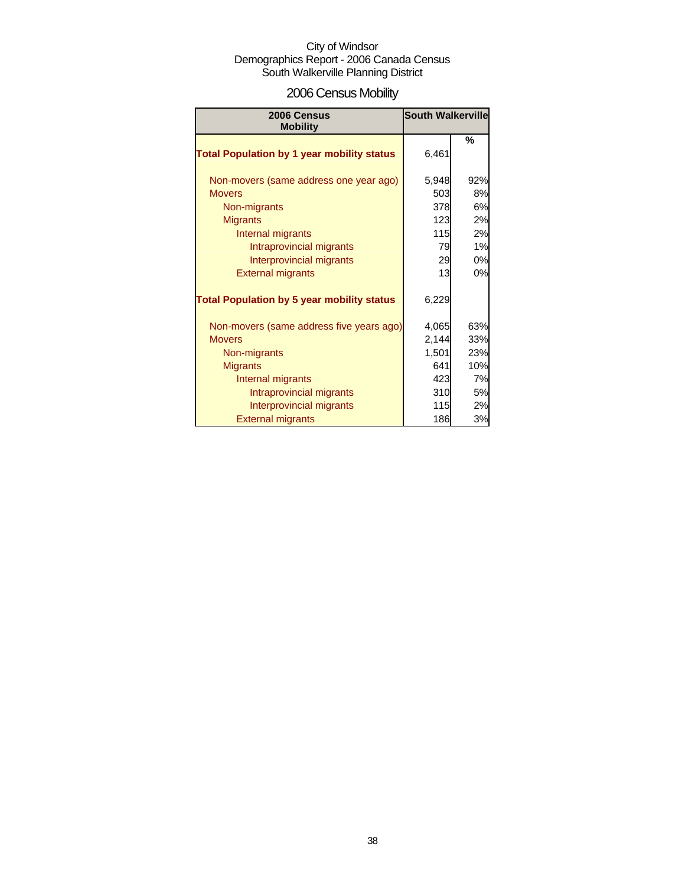City of Windsor
Demographics Report - 2006 Canada Census
South Walkerville Planning District

# 2006 Census Mobility

| 2006 Census Mobility | South Walkerville | |
|---|---|---|
| | | % |
| **Total Population by 1 year mobility status** | 6,461 | |
| Non-movers (same address one year ago) | 5,948 | 92% |
| Movers | 503 | 8% |
| Non-migrants | 378 | 6% |
| Migrants | 123 | 2% |
| Internal migrants | 115 | 2% |
| Intraprovincial migrants | 79 | 1% |
| Interprovincial migrants | 29 | 0% |
| External migrants | 13 | 0% |
| **Total Population by 5 year mobility status** | 6,229 | |
| Non-movers (same address five years ago) | 4,065 | 63% |
| Movers | 2,144 | 33% |
| Non-migrants | 1,501 | 23% |
| Migrants | 641 | 10% |
| Internal migrants | 423 | 7% |
| Intraprovincial migrants | 310 | 5% |
| Interprovincial migrants | 115 | 2% |
| External migrants | 186 | 3% |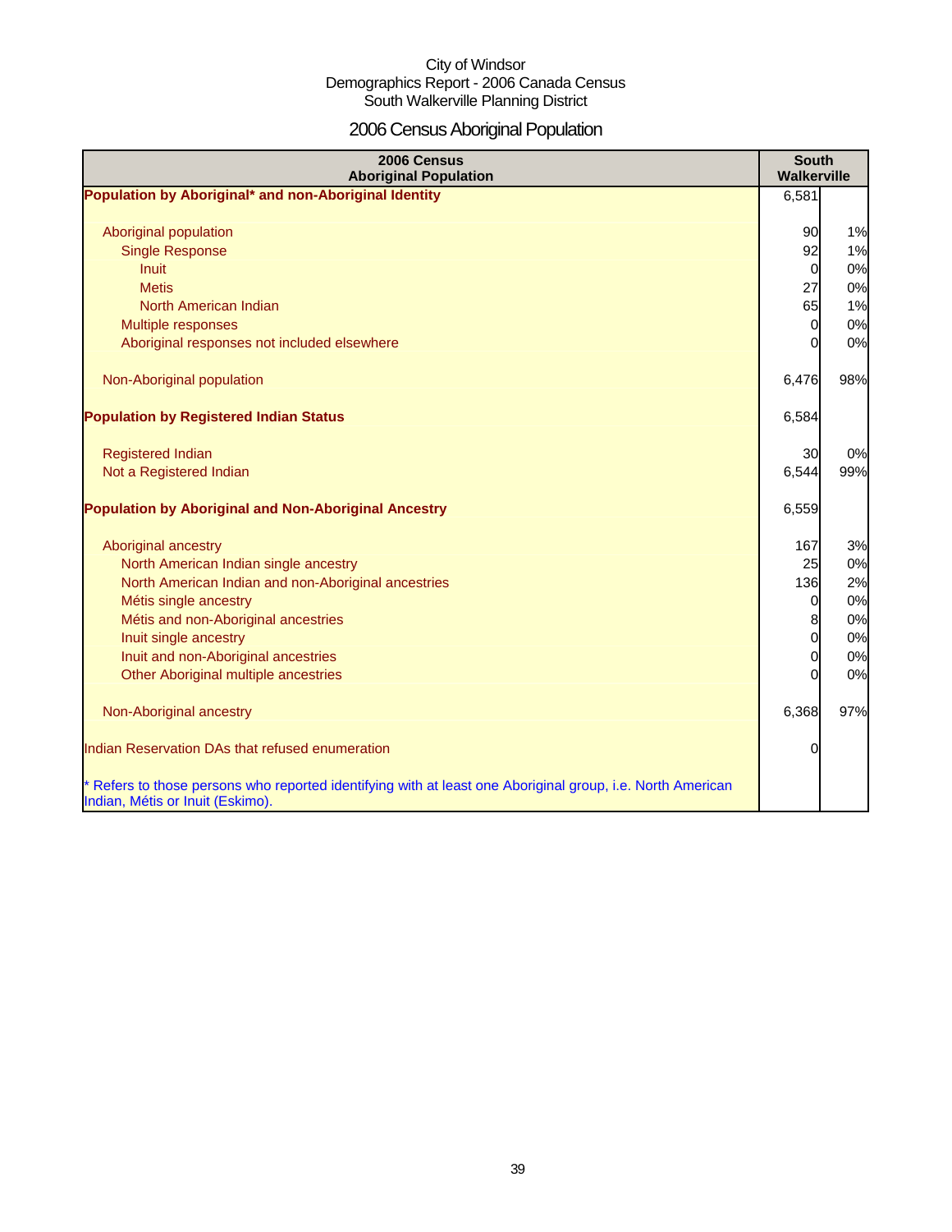City of Windsor
Demographics Report - 2006 Canada Census
South Walkerville Planning District

# 2006 Census Aboriginal Population

| 2006 Census Aboriginal Population | South Walkerville | |
|---|---|---|
| **Population by Aboriginal* and non-Aboriginal Identity** | 6,581 | |
| Aboriginal population | 90 | 1% |
| Single Response | 92 | 1% |
| Inuit | 0 | 0% |
| Metis | 27 | 0% |
| North American Indian | 65 | 1% |
| Multiple responses | 0 | 0% |
| Aboriginal responses not included elsewhere | 0 | 0% |
| Non-Aboriginal population | 6,476 | 98% |
| **Population by Registered Indian Status** | 6,584 | |
| Registered Indian | 30 | 0% |
| Not a Registered Indian | 6,544 | 99% |
| **Population by Aboriginal and Non-Aboriginal Ancestry** | 6,559 | |
| Aboriginal ancestry | 167 | 3% |
| North American Indian single ancestry | 25 | 0% |
| North American Indian and non-Aboriginal ancestries | 136 | 2% |
| Métis single ancestry | 0 | 0% |
| Métis and non-Aboriginal ancestries | 8 | 0% |
| Inuit single ancestry | 0 | 0% |
| Inuit and non-Aboriginal ancestries | 0 | 0% |
| Other Aboriginal multiple ancestries | 0 | 0% |
| Non-Aboriginal ancestry | 6,368 | 97% |
| Indian Reservation DAs that refused enumeration | 0 | |

* Refers to those persons who reported identifying with at least one Aboriginal group, i.e. North American Indian, Métis or Inuit (Eskimo).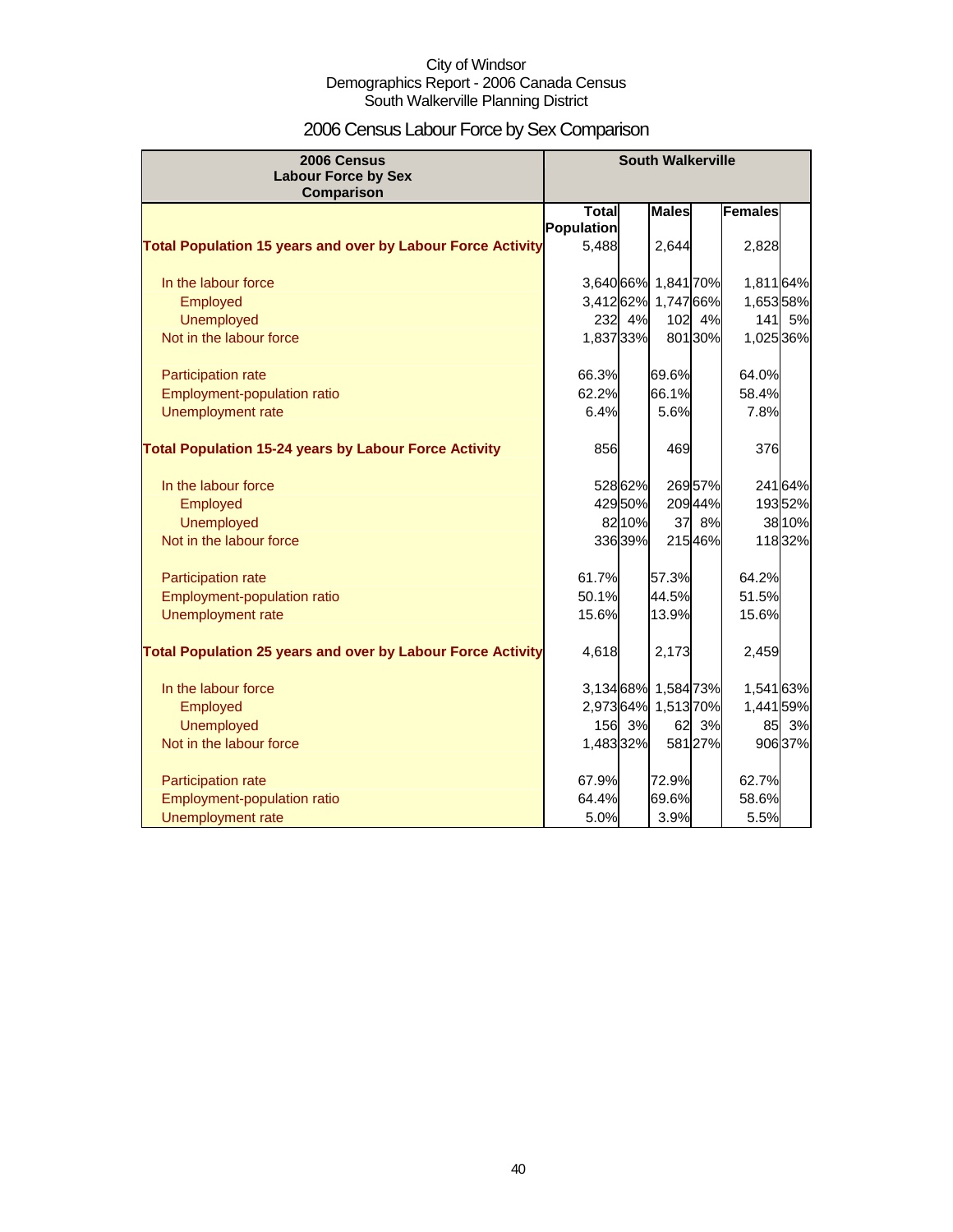City of Windsor
Demographics Report - 2006 Canada Census
South Walkerville Planning District

# 2006 Census Labour Force by Sex Comparison

| 2006 Census Labour Force by Sex Comparison | South Walkerville | | | | | |
|---|---|---|---|---|---|---|
| | Total Population | | Males | | Females | |
| **Total Population 15 years and over by Labour Force Activity** | 5,488 | | 2,644 | | 2,828 | |
| In the labour force | 3,640 | 66% | 1,841 | 70% | 1,811 | 64% |
| Employed | 3,412 | 62% | 1,747 | 66% | 1,653 | 58% |
| Unemployed | 232 | 4% | 102 | 4% | 141 | 5% |
| Not in the labour force | 1,837 | 33% | 801 | 30% | 1,025 | 36% |
| Participation rate | 66.3% | | 69.6% | | 64.0% | |
| Employment-population ratio | 62.2% | | 66.1% | | 58.4% | |
| Unemployment rate | 6.4% | | 5.6% | | 7.8% | |
| **Total Population 15-24 years by Labour Force Activity** | 856 | | 469 | | 376 | |
| In the labour force | 528 | 62% | 269 | 57% | 241 | 64% |
| Employed | 429 | 50% | 209 | 44% | 193 | 52% |
| Unemployed | 82 | 10% | 37 | 8% | 38 | 10% |
| Not in the labour force | 336 | 39% | 215 | 46% | 118 | 32% |
| Participation rate | 61.7% | | 57.3% | | 64.2% | |
| Employment-population ratio | 50.1% | | 44.5% | | 51.5% | |
| Unemployment rate | 15.6% | | 13.9% | | 15.6% | |
| **Total Population 25 years and over by Labour Force Activity** | 4,618 | | 2,173 | | 2,459 | |
| In the labour force | 3,134 | 68% | 1,584 | 73% | 1,541 | 63% |
| Employed | 2,973 | 64% | 1,513 | 70% | 1,441 | 59% |
| Unemployed | 156 | 3% | 62 | 3% | 85 | 3% |
| Not in the labour force | 1,483 | 32% | 581 | 27% | 906 | 37% |
| Participation rate | 67.9% | | 72.9% | | 62.7% | |
| Employment-population ratio | 64.4% | | 69.6% | | 58.6% | |
| Unemployment rate | 5.0% | | 3.9% | | 5.5% | |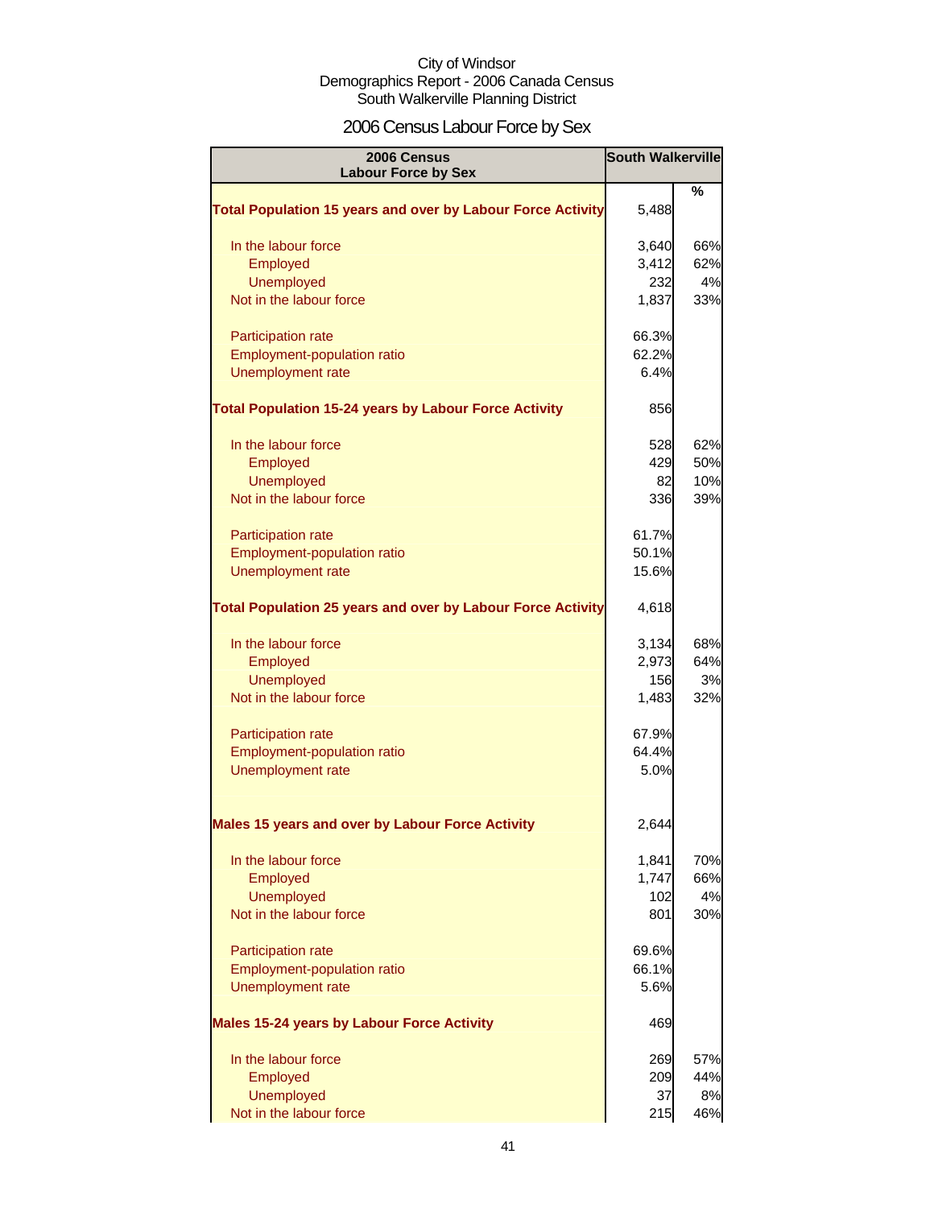City of Windsor
Demographics Report - 2006 Canada Census
South Walkerville Planning District

# 2006 Census Labour Force by Sex

| 2006 Census Labour Force by Sex | South Walkerville | |
|---|---|---|
| | | % |
| **Total Population 15 years and over by Labour Force Activity** | 5,488 | |
| In the labour force | 3,640 | 66% |
| Employed | 3,412 | 62% |
| Unemployed | 232 | 4% |
| Not in the labour force | 1,837 | 33% |
| Participation rate | 66.3% | |
| Employment-population ratio | 62.2% | |
| Unemployment rate | 6.4% | |
| **Total Population 15-24 years by Labour Force Activity** | 856 | |
| In the labour force | 528 | 62% |
| Employed | 429 | 50% |
| Unemployed | 82 | 10% |
| Not in the labour force | 336 | 39% |
| Participation rate | 61.7% | |
| Employment-population ratio | 50.1% | |
| Unemployment rate | 15.6% | |
| **Total Population 25 years and over by Labour Force Activity** | 4,618 | |
| In the labour force | 3,134 | 68% |
| Employed | 2,973 | 64% |
| Unemployed | 156 | 3% |
| Not in the labour force | 1,483 | 32% |
| Participation rate | 67.9% | |
| Employment-population ratio | 64.4% | |
| Unemployment rate | 5.0% | |
| **Males 15 years and over by Labour Force Activity** | 2,644 | |
| In the labour force | 1,841 | 70% |
| Employed | 1,747 | 66% |
| Unemployed | 102 | 4% |
| Not in the labour force | 801 | 30% |
| Participation rate | 69.6% | |
| Employment-population ratio | 66.1% | |
| Unemployment rate | 5.6% | |
| **Males 15-24 years by Labour Force Activity** | 469 | |
| In the labour force | 269 | 57% |
| Employed | 209 | 44% |
| Unemployed | 37 | 8% |
| Not in the labour force | 215 | 46% |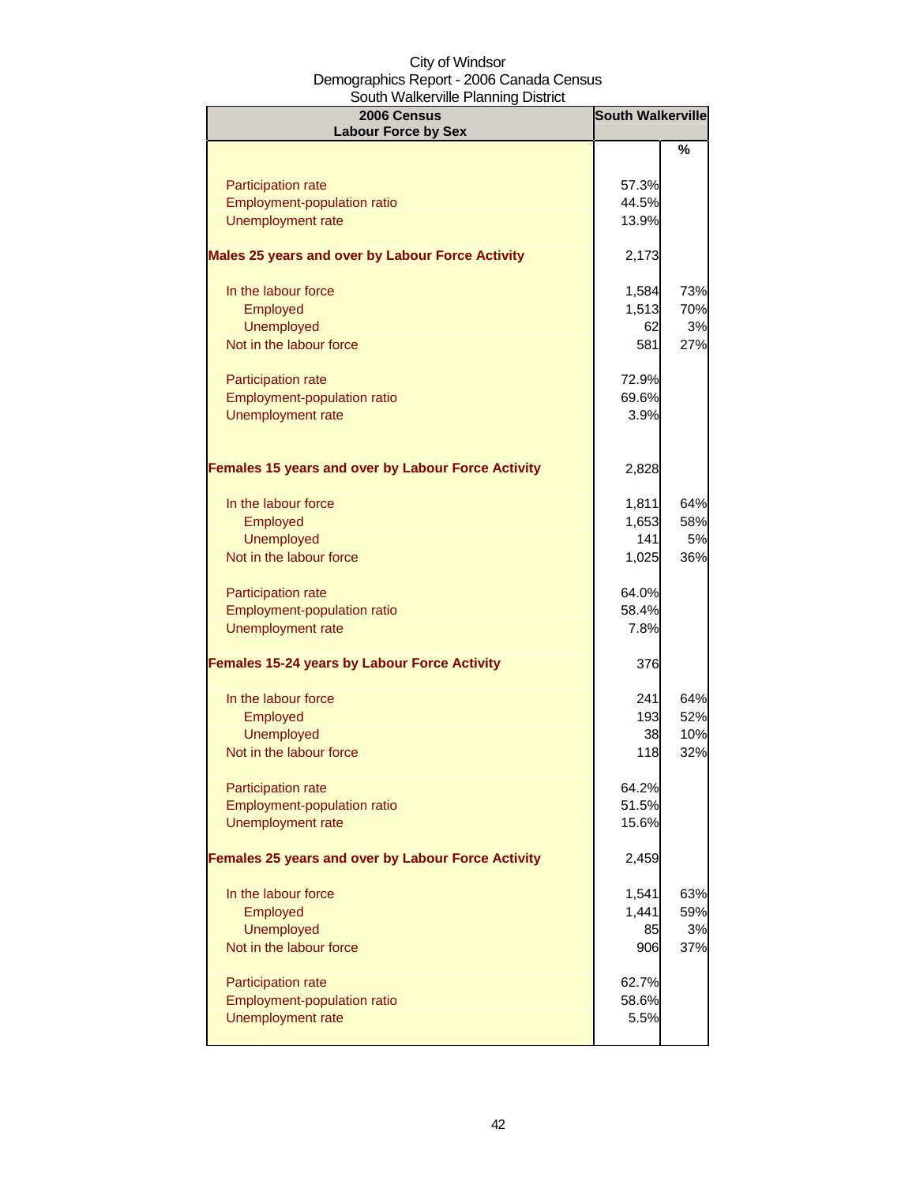City of Windsor
Demographics Report - 2006 Canada Census
South Walkerville Planning District

| 2006 Census<br>Labour Force by Sex | South Walkerville | |
|---|---|---|
| | | % |
| Participation rate | 57.3% | |
| Employment-population ratio | 44.5% | |
| Unemployment rate | 13.9% | |
| **Males 25 years and over by Labour Force Activity** | 2,173 | |
| In the labour force | 1,584 | 73% |
| Employed | 1,513 | 70% |
| Unemployed | 62 | 3% |
| Not in the labour force | 581 | 27% |
| Participation rate | 72.9% | |
| Employment-population ratio | 69.6% | |
| Unemployment rate | 3.9% | |
| **Females 15 years and over by Labour Force Activity** | 2,828 | |
| In the labour force | 1,811 | 64% |
| Employed | 1,653 | 58% |
| Unemployed | 141 | 5% |
| Not in the labour force | 1,025 | 36% |
| Participation rate | 64.0% | |
| Employment-population ratio | 58.4% | |
| Unemployment rate | 7.8% | |
| **Females 15-24 years by Labour Force Activity** | 376 | |
| In the labour force | 241 | 64% |
| Employed | 193 | 52% |
| Unemployed | 38 | 10% |
| Not in the labour force | 118 | 32% |
| Participation rate | 64.2% | |
| Employment-population ratio | 51.5% | |
| Unemployment rate | 15.6% | |
| **Females 25 years and over by Labour Force Activity** | 2,459 | |
| In the labour force | 1,541 | 63% |
| Employed | 1,441 | 59% |
| Unemployed | 85 | 3% |
| Not in the labour force | 906 | 37% |
| Participation rate | 62.7% | |
| Employment-population ratio | 58.6% | |
| Unemployment rate | 5.5% | |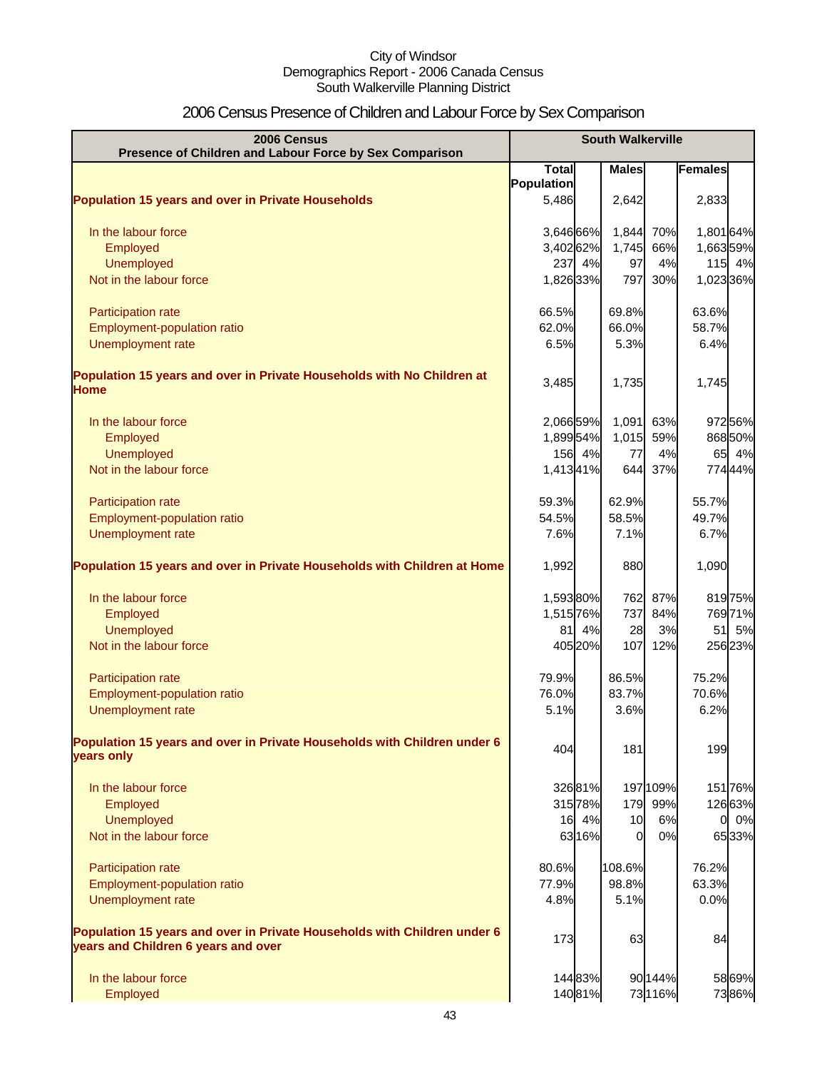City of Windsor
Demographics Report - 2006 Canada Census
South Walkerville Planning District

# 2006 Census Presence of Children and Labour Force by Sex Comparison

| 2006 Census Presence of Children and Labour Force by Sex Comparison | South Walkerville | | | | | |
|---|---|---|---|---|---|---|
| | Total Population | | Males | | Females | |
| **Population 15 years and over in Private Households** | 5,486 | | 2,642 | | 2,833 | |
| In the labour force | 3,646 | 66% | 1,844 | 70% | 1,801 | 64% |
| Employed | 3,402 | 62% | 1,745 | 66% | 1,663 | 59% |
| Unemployed | 237 | 4% | 97 | 4% | 115 | 4% |
| Not in the labour force | 1,826 | 33% | 797 | 30% | 1,023 | 36% |
| Participation rate | 66.5% | | 69.8% | | 63.6% | |
| Employment-population ratio | 62.0% | | 66.0% | | 58.7% | |
| Unemployment rate | 6.5% | | 5.3% | | 6.4% | |
| **Population 15 years and over in Private Households with No Children at Home** | 3,485 | | 1,735 | | 1,745 | |
| In the labour force | 2,066 | 59% | 1,091 | 63% | 972 | 56% |
| Employed | 1,899 | 54% | 1,015 | 59% | 868 | 50% |
| Unemployed | 156 | 4% | 77 | 4% | 65 | 4% |
| Not in the labour force | 1,413 | 41% | 644 | 37% | 774 | 44% |
| Participation rate | 59.3% | | 62.9% | | 55.7% | |
| Employment-population ratio | 54.5% | | 58.5% | | 49.7% | |
| Unemployment rate | 7.6% | | 7.1% | | 6.7% | |
| **Population 15 years and over in Private Households with Children at Home** | 1,992 | | 880 | | 1,090 | |
| In the labour force | 1,593 | 80% | 762 | 87% | 819 | 75% |
| Employed | 1,515 | 76% | 737 | 84% | 769 | 71% |
| Unemployed | 81 | 4% | 28 | 3% | 51 | 5% |
| Not in the labour force | 405 | 20% | 107 | 12% | 256 | 23% |
| Participation rate | 79.9% | | 86.5% | | 75.2% | |
| Employment-population ratio | 76.0% | | 83.7% | | 70.6% | |
| Unemployment rate | 5.1% | | 3.6% | | 6.2% | |
| **Population 15 years and over in Private Households with Children under 6 years only** | 404 | | 181 | | 199 | |
| In the labour force | 326 | 81% | 197 | 109% | 151 | 76% |
| Employed | 315 | 78% | 179 | 99% | 126 | 63% |
| Unemployed | 16 | 4% | 10 | 6% | 0 | 0% |
| Not in the labour force | 63 | 16% | 0 | 0% | 65 | 33% |
| Participation rate | 80.6% | | 108.6% | | 76.2% | |
| Employment-population ratio | 77.9% | | 98.8% | | 63.3% | |
| Unemployment rate | 4.8% | | 5.1% | | 0.0% | |
| **Population 15 years and over in Private Households with Children under 6 years and Children 6 years and over** | 173 | | 63 | | 84 | |
| In the labour force | 144 | 83% | 90 | 144% | 58 | 69% |
| Employed | 140 | 81% | 73 | 116% | 73 | 86% |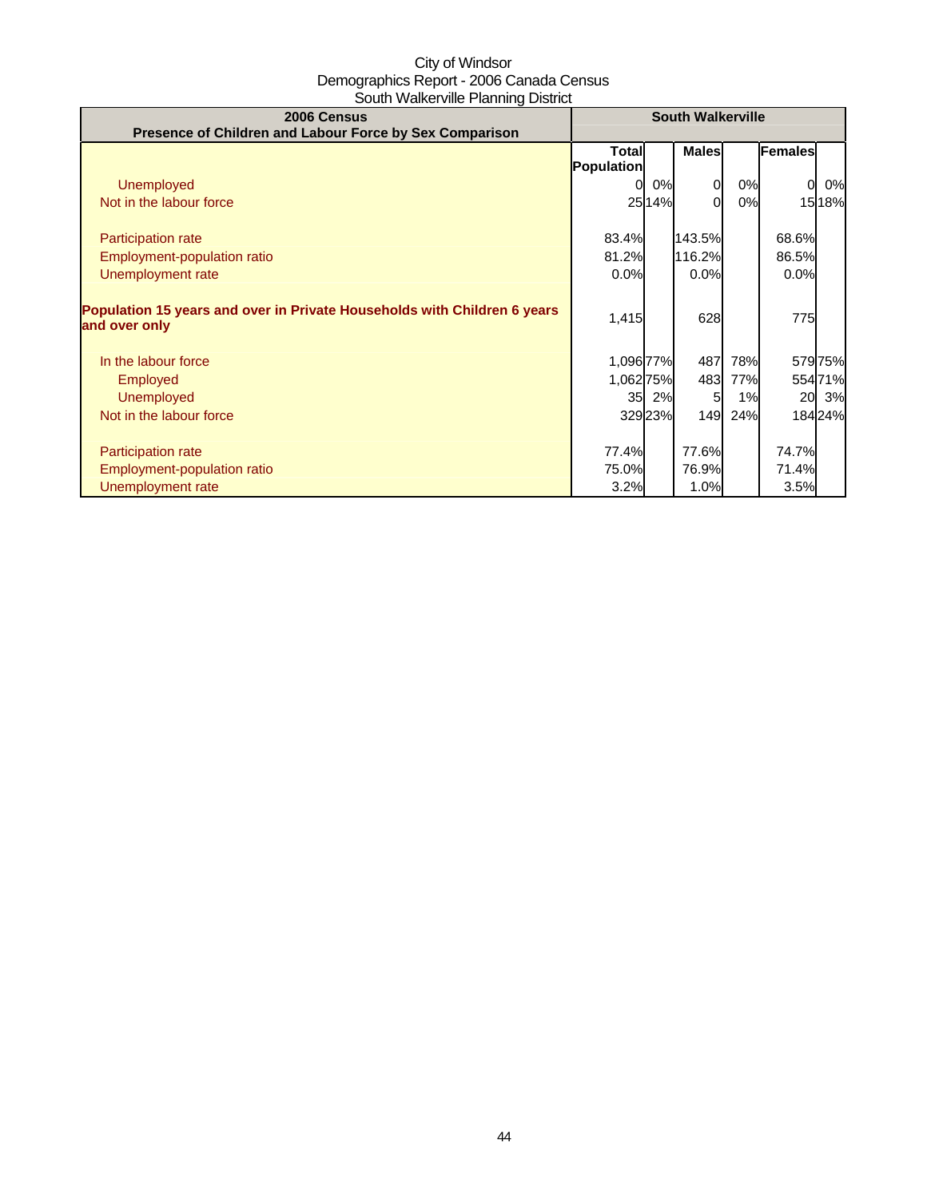City of Windsor
Demographics Report - 2006 Canada Census
South Walkerville Planning District

| 2006 Census<br>Presence of Children and Labour Force by Sex Comparison | South Walkerville | | | | | |
|---|---|---|---|---|---|---|
| | Total Population | | Males | | Females | |
| Unemployed | 0 | 0% | 0 | 0% | 0 | 0% |
| Not in the labour force | 25 | 14% | 0 | 0% | 15 | 18% |
| | | | | | | |
| Participation rate | 83.4% | | 143.5% | | 68.6% | |
| Employment-population ratio | 81.2% | | 116.2% | | 86.5% | |
| Unemployment rate | 0.0% | | 0.0% | | 0.0% | |
| | | | | | | |
| **Population 15 years and over in Private Households with Children 6 years and over only** | 1,415 | | 628 | | 775 | |
| | | | | | | |
| In the labour force | 1,096 | 77% | 487 | 78% | 579 | 75% |
| Employed | 1,062 | 75% | 483 | 77% | 554 | 71% |
| Unemployed | 35 | 2% | 5 | 1% | 20 | 3% |
| Not in the labour force | 329 | 23% | 149 | 24% | 184 | 24% |
| | | | | | | |
| Participation rate | 77.4% | | 77.6% | | 74.7% | |
| Employment-population ratio | 75.0% | | 76.9% | | 71.4% | |
| Unemployment rate | 3.2% | | 1.0% | | 3.5% | |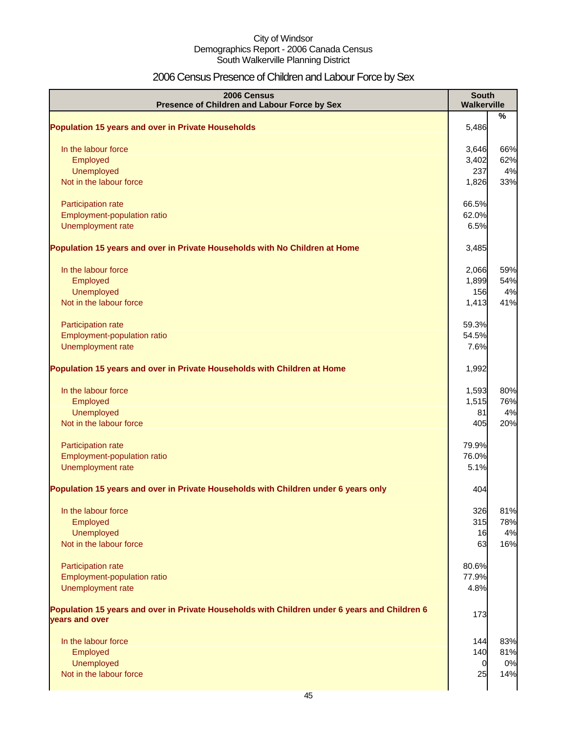City of Windsor
Demographics Report - 2006 Canada Census
South Walkerville Planning District

# 2006 Census Presence of Children and Labour Force by Sex

| 2006 Census<br>Presence of Children and Labour Force by Sex | South Walkerville | |
|---|---|---|
| | | % |
| **Population 15 years and over in Private Households** | 5,486 | |
| In the labour force | 3,646 | 66% |
| Employed | 3,402 | 62% |
| Unemployed | 237 | 4% |
| Not in the labour force | 1,826 | 33% |
| Participation rate | 66.5% | |
| Employment-population ratio | 62.0% | |
| Unemployment rate | 6.5% | |
| **Population 15 years and over in Private Households with No Children at Home** | 3,485 | |
| In the labour force | 2,066 | 59% |
| Employed | 1,899 | 54% |
| Unemployed | 156 | 4% |
| Not in the labour force | 1,413 | 41% |
| Participation rate | 59.3% | |
| Employment-population ratio | 54.5% | |
| Unemployment rate | 7.6% | |
| **Population 15 years and over in Private Households with Children at Home** | 1,992 | |
| In the labour force | 1,593 | 80% |
| Employed | 1,515 | 76% |
| Unemployed | 81 | 4% |
| Not in the labour force | 405 | 20% |
| Participation rate | 79.9% | |
| Employment-population ratio | 76.0% | |
| Unemployment rate | 5.1% | |
| **Population 15 years and over in Private Households with Children under 6 years only** | 404 | |
| In the labour force | 326 | 81% |
| Employed | 315 | 78% |
| Unemployed | 16 | 4% |
| Not in the labour force | 63 | 16% |
| Participation rate | 80.6% | |
| Employment-population ratio | 77.9% | |
| Unemployment rate | 4.8% | |
| **Population 15 years and over in Private Households with Children under 6 years and Children 6 years and over** | 173 | |
| In the labour force | 144 | 83% |
| Employed | 140 | 81% |
| Unemployed | 0 | 0% |
| Not in the labour force | 25 | 14% |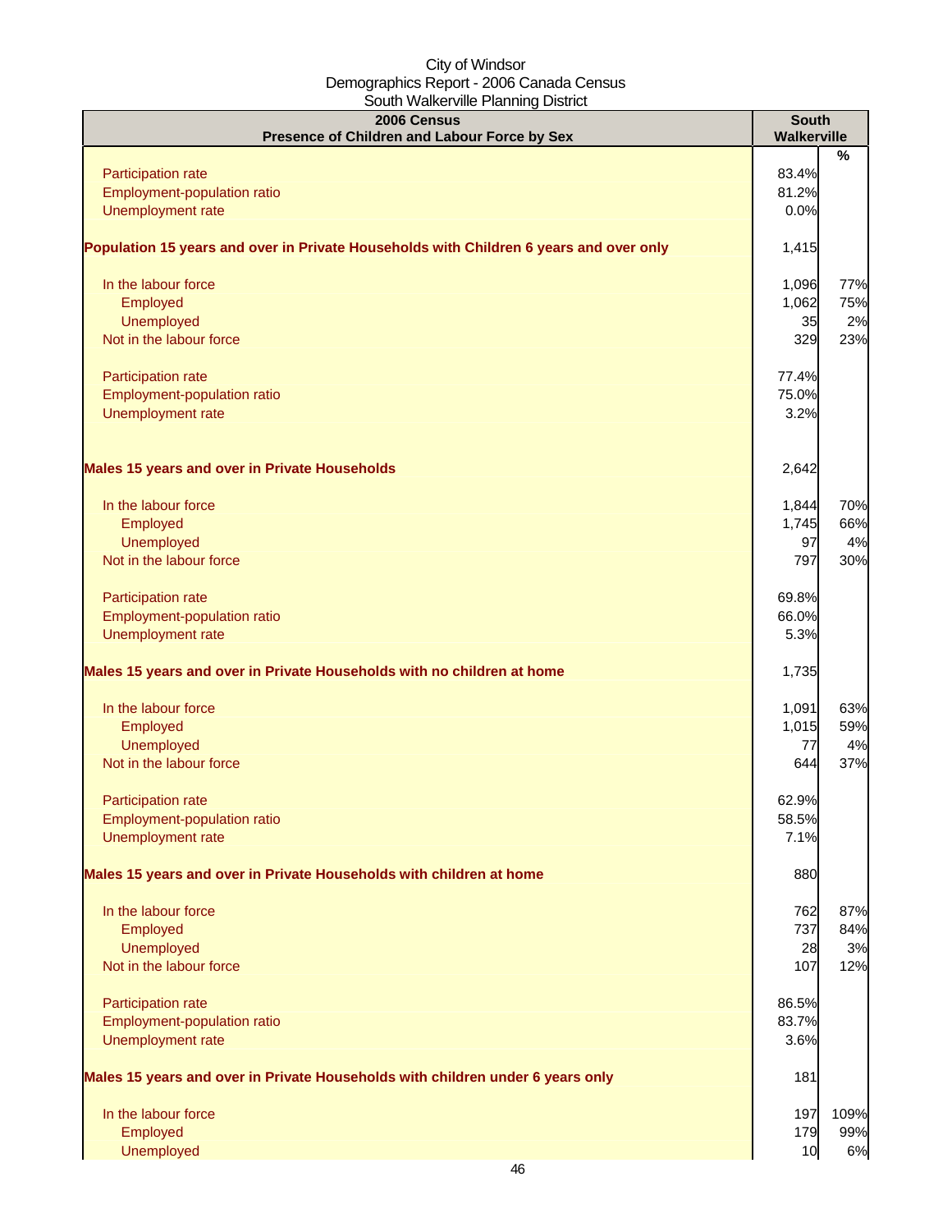City of Windsor
Demographics Report - 2006 Canada Census
South Walkerville Planning District

| 2006 Census<br>Presence of Children and Labour Force by Sex | South Walkerville | % |
|---|---|---|
| Participation rate | 83.4% | |
| Employment-population ratio | 81.2% | |
| Unemployment rate | 0.0% | |
| **Population 15 years and over in Private Households with Children 6 years and over only** | 1,415 | |
| In the labour force | 1,096 | 77% |
| Employed | 1,062 | 75% |
| Unemployed | 35 | 2% |
| Not in the labour force | 329 | 23% |
| Participation rate | 77.4% | |
| Employment-population ratio | 75.0% | |
| Unemployment rate | 3.2% | |
| **Males 15 years and over in Private Households** | 2,642 | |
| In the labour force | 1,844 | 70% |
| Employed | 1,745 | 66% |
| Unemployed | 97 | 4% |
| Not in the labour force | 797 | 30% |
| Participation rate | 69.8% | |
| Employment-population ratio | 66.0% | |
| Unemployment rate | 5.3% | |
| **Males 15 years and over in Private Households with no children at home** | 1,735 | |
| In the labour force | 1,091 | 63% |
| Employed | 1,015 | 59% |
| Unemployed | 77 | 4% |
| Not in the labour force | 644 | 37% |
| Participation rate | 62.9% | |
| Employment-population ratio | 58.5% | |
| Unemployment rate | 7.1% | |
| **Males 15 years and over in Private Households with children at home** | 880 | |
| In the labour force | 762 | 87% |
| Employed | 737 | 84% |
| Unemployed | 28 | 3% |
| Not in the labour force | 107 | 12% |
| Participation rate | 86.5% | |
| Employment-population ratio | 83.7% | |
| Unemployment rate | 3.6% | |
| **Males 15 years and over in Private Households with children under 6 years only** | 181 | |
| In the labour force | 197 | 109% |
| Employed | 179 | 99% |
| Unemployed | 10 | 6% |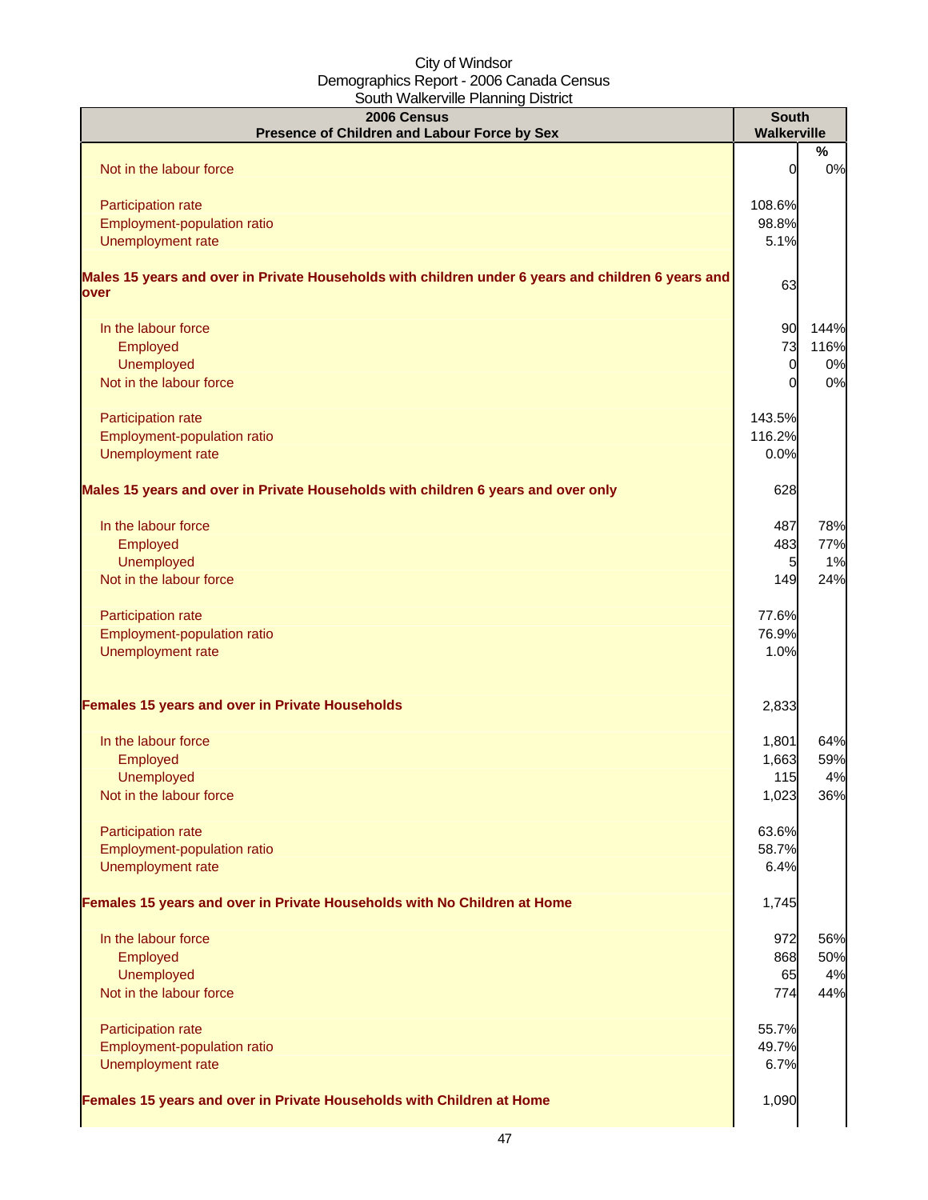City of Windsor
Demographics Report - 2006 Canada Census
South Walkerville Planning District

| 2006 Census<br>Presence of Children and Labour Force by Sex | South Walkerville | |
|---|---|---|
| | | % |
| Not in the labour force | 0 | 0% |
| | | |
| Participation rate | 108.6% | |
| Employment-population ratio | 98.8% | |
| Unemployment rate | 5.1% | |
| | | |
| **Males 15 years and over in Private Households with children under 6 years and children 6 years and over** | 63 | |
| | | |
| In the labour force | 90 | 144% |
| Employed | 73 | 116% |
| Unemployed | 0 | 0% |
| Not in the labour force | 0 | 0% |
| | | |
| Participation rate | 143.5% | |
| Employment-population ratio | 116.2% | |
| Unemployment rate | 0.0% | |
| | | |
| **Males 15 years and over in Private Households with children 6 years and over only** | 628 | |
| | | |
| In the labour force | 487 | 78% |
| Employed | 483 | 77% |
| Unemployed | 5 | 1% |
| Not in the labour force | 149 | 24% |
| | | |
| Participation rate | 77.6% | |
| Employment-population ratio | 76.9% | |
| Unemployment rate | 1.0% | |
| | | |
| **Females 15 years and over in Private Households** | 2,833 | |
| | | |
| In the labour force | 1,801 | 64% |
| Employed | 1,663 | 59% |
| Unemployed | 115 | 4% |
| Not in the labour force | 1,023 | 36% |
| | | |
| Participation rate | 63.6% | |
| Employment-population ratio | 58.7% | |
| Unemployment rate | 6.4% | |
| | | |
| **Females 15 years and over in Private Households with No Children at Home** | 1,745 | |
| | | |
| In the labour force | 972 | 56% |
| Employed | 868 | 50% |
| Unemployed | 65 | 4% |
| Not in the labour force | 774 | 44% |
| | | |
| Participation rate | 55.7% | |
| Employment-population ratio | 49.7% | |
| Unemployment rate | 6.7% | |
| | | |
| **Females 15 years and over in Private Households with Children at Home** | 1,090 | |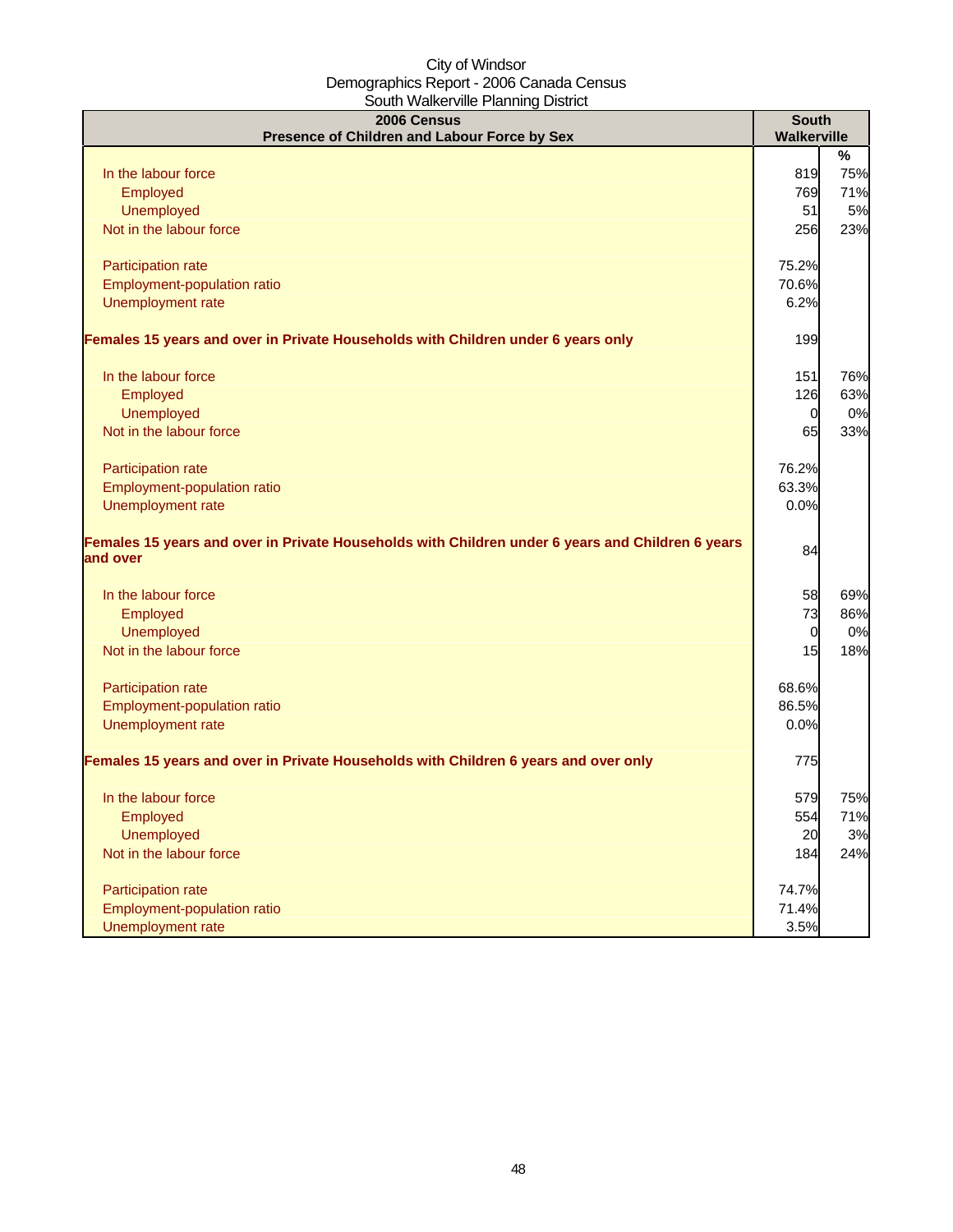City of Windsor
Demographics Report - 2006 Canada Census
South Walkerville Planning District

| 2006 Census<br>Presence of Children and Labour Force by Sex | South Walkerville | |
|---|---|---|
| | | % |
| In the labour force | 819 | 75% |
| Employed | 769 | 71% |
| Unemployed | 51 | 5% |
| Not in the labour force | 256 | 23% |
| | | |
| Participation rate | 75.2% | |
| Employment-population ratio | 70.6% | |
| Unemployment rate | 6.2% | |
| | | |
| **Females 15 years and over in Private Households with Children under 6 years only** | 199 | |
| | | |
| In the labour force | 151 | 76% |
| Employed | 126 | 63% |
| Unemployed | 0 | 0% |
| Not in the labour force | 65 | 33% |
| | | |
| Participation rate | 76.2% | |
| Employment-population ratio | 63.3% | |
| Unemployment rate | 0.0% | |
| | | |
| **Females 15 years and over in Private Households with Children under 6 years and Children 6 years and over** | 84 | |
| | | |
| In the labour force | 58 | 69% |
| Employed | 73 | 86% |
| Unemployed | 0 | 0% |
| Not in the labour force | 15 | 18% |
| | | |
| Participation rate | 68.6% | |
| Employment-population ratio | 86.5% | |
| Unemployment rate | 0.0% | |
| | | |
| **Females 15 years and over in Private Households with Children 6 years and over only** | 775 | |
| | | |
| In the labour force | 579 | 75% |
| Employed | 554 | 71% |
| Unemployed | 20 | 3% |
| Not in the labour force | 184 | 24% |
| | | |
| Participation rate | 74.7% | |
| Employment-population ratio | 71.4% | |
| Unemployment rate | 3.5% | |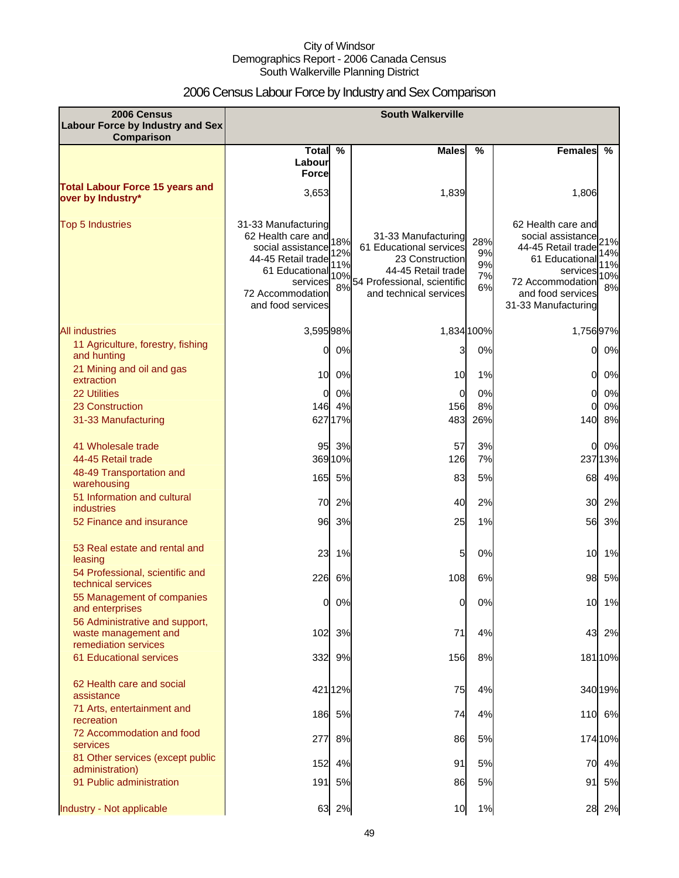City of Windsor
Demographics Report - 2006 Canada Census
South Walkerville Planning District

# 2006 Census Labour Force by Industry and Sex Comparison

| 2006 Census Labour Force by Industry and Sex Comparison | South Walkerville | | | | | |
|---|---|---|---|---|---|---|
| | Total Labour Force | % | Males | % | Females | % |
| **Total Labour Force 15 years and over by Industry*** | 3,653 | | 1,839 | | 1,806 | |
| Top 5 Industries | 31-33 Manufacturing<br>62 Health care and social assistance<br>44-45 Retail trade<br>61 Educational services<br>72 Accommodation and food services | 18%<br>12%<br>11%<br>10%<br>8% | 31-33 Manufacturing<br>61 Educational services<br>23 Construction<br>44-45 Retail trade<br>54 Professional, scientific and technical services | 28%<br>9%<br>9%<br>7%<br>6% | 62 Health care and social assistance<br>44-45 Retail trade<br>61 Educational services<br>72 Accommodation and food services<br>31-33 Manufacturing | 21%<br>14%<br>11%<br>10%<br>8% |
| All industries | 3,595 | 98% | 1,834 | 100% | 1,756 | 97% |
| 11 Agriculture, forestry, fishing and hunting | 0 | 0% | 3 | 0% | 0 | 0% |
| 21 Mining and oil and gas extraction | 10 | 0% | 10 | 1% | 0 | 0% |
| 22 Utilities | 0 | 0% | 0 | 0% | 0 | 0% |
| 23 Construction | 146 | 4% | 156 | 8% | 0 | 0% |
| 31-33 Manufacturing | 627 | 17% | 483 | 26% | 140 | 8% |
| 41 Wholesale trade | 95 | 3% | 57 | 3% | 0 | 0% |
| 44-45 Retail trade | 369 | 10% | 126 | 7% | 237 | 13% |
| 48-49 Transportation and warehousing | 165 | 5% | 83 | 5% | 68 | 4% |
| 51 Information and cultural industries | 70 | 2% | 40 | 2% | 30 | 2% |
| 52 Finance and insurance | 96 | 3% | 25 | 1% | 56 | 3% |
| 53 Real estate and rental and leasing | 23 | 1% | 5 | 0% | 10 | 1% |
| 54 Professional, scientific and technical services | 226 | 6% | 108 | 6% | 98 | 5% |
| 55 Management of companies and enterprises | 0 | 0% | 0 | 0% | 10 | 1% |
| 56 Administrative and support, waste management and remediation services | 102 | 3% | 71 | 4% | 43 | 2% |
| 61 Educational services | 332 | 9% | 156 | 8% | 181 | 10% |
| 62 Health care and social assistance | 421 | 12% | 75 | 4% | 340 | 19% |
| 71 Arts, entertainment and recreation | 186 | 5% | 74 | 4% | 110 | 6% |
| 72 Accommodation and food services | 277 | 8% | 86 | 5% | 174 | 10% |
| 81 Other services (except public administration) | 152 | 4% | 91 | 5% | 70 | 4% |
| 91 Public administration | 191 | 5% | 86 | 5% | 91 | 5% |
| Industry - Not applicable | 63 | 2% | 10 | 1% | 28 | 2% |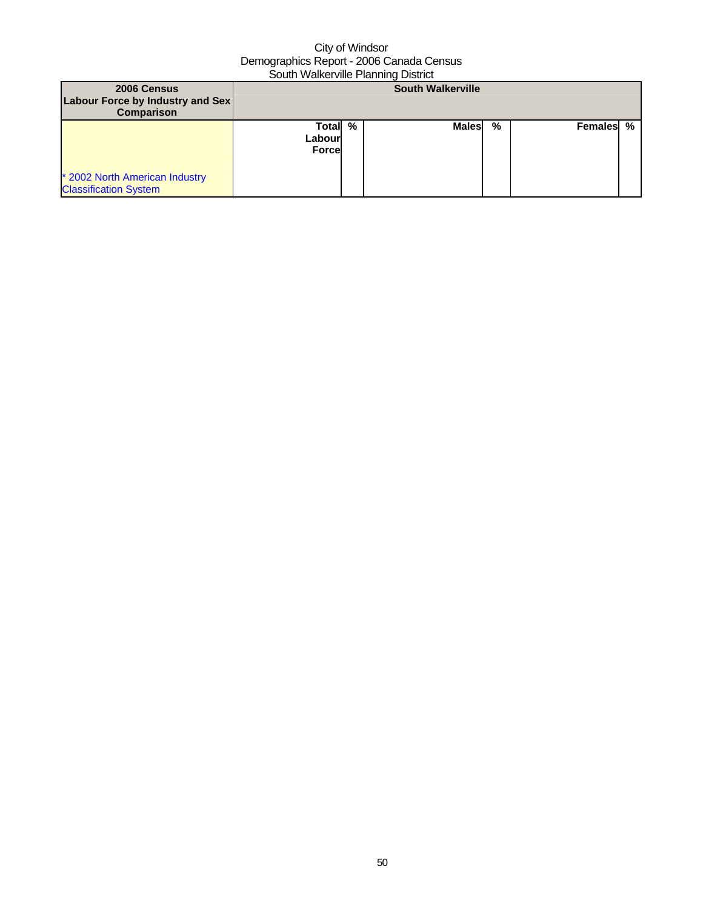City of Windsor
Demographics Report - 2006 Canada Census
South Walkerville Planning District

| 2006 Census<br>Labour Force by Industry and Sex Comparison | South Walkerville | | | | | |
|---|---|---|---|---|---|---|
| * 2002 North American Industry Classification System | Total Labour Force | % | Males | % | Females | % |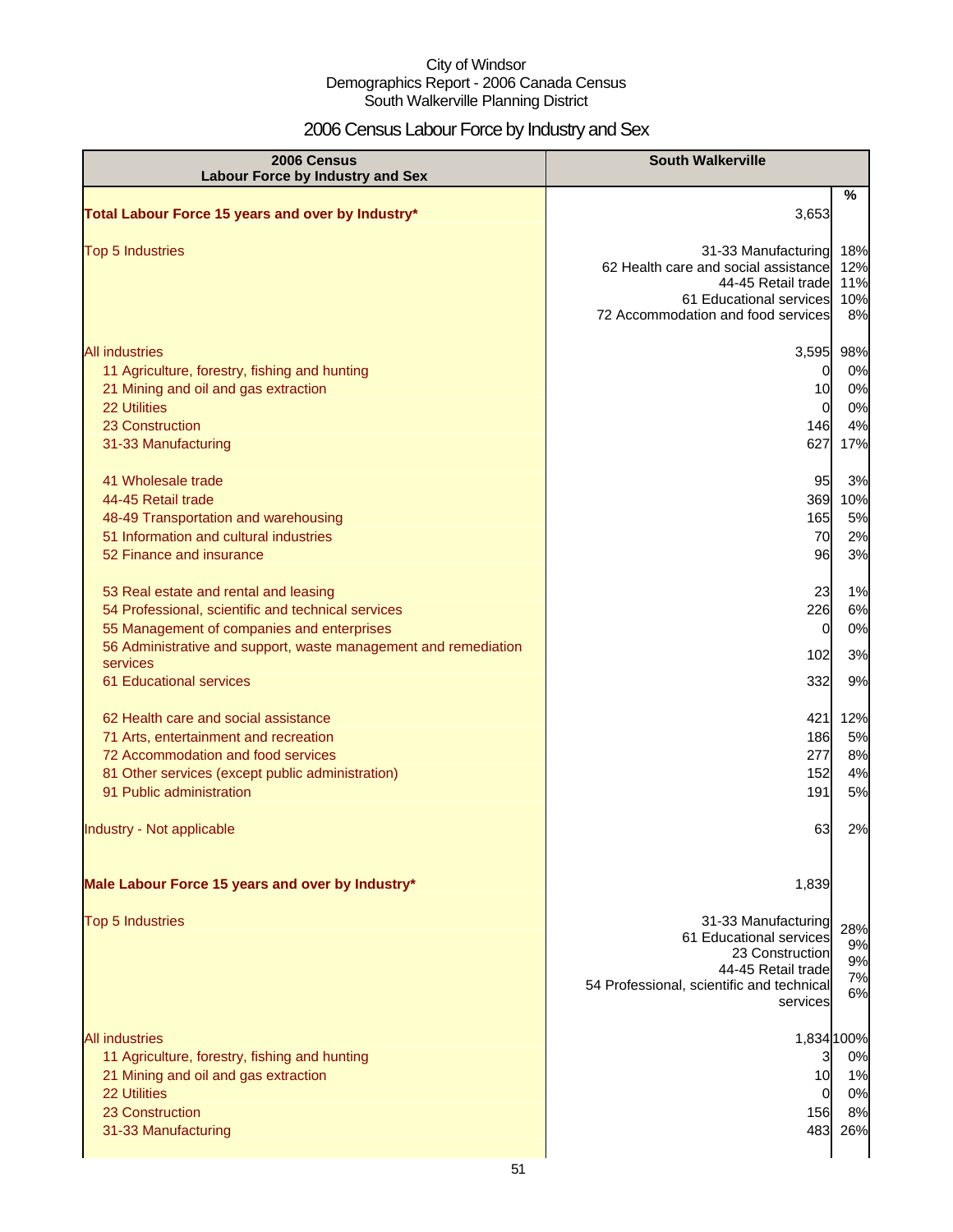City of Windsor
Demographics Report - 2006 Canada Census
South Walkerville Planning District

# 2006 Census Labour Force by Industry and Sex

| 2006 Census Labour Force by Industry and Sex | South Walkerville | % |
|---|---|---|
| **Total Labour Force 15 years and over by Industry*** | 3,653 | |
| Top 5 Industries | 31-33 Manufacturing | 18% |
| | 62 Health care and social assistance | 12% |
| | 44-45 Retail trade | 11% |
| | 61 Educational services | 10% |
| | 72 Accommodation and food services | 8% |
| All industries | 3,595 | 98% |
| 11 Agriculture, forestry, fishing and hunting | 0 | 0% |
| 21 Mining and oil and gas extraction | 10 | 0% |
| 22 Utilities | 0 | 0% |
| 23 Construction | 146 | 4% |
| 31-33 Manufacturing | 627 | 17% |
| 41 Wholesale trade | 95 | 3% |
| 44-45 Retail trade | 369 | 10% |
| 48-49 Transportation and warehousing | 165 | 5% |
| 51 Information and cultural industries | 70 | 2% |
| 52 Finance and insurance | 96 | 3% |
| 53 Real estate and rental and leasing | 23 | 1% |
| 54 Professional, scientific and technical services | 226 | 6% |
| 55 Management of companies and enterprises | 0 | 0% |
| 56 Administrative and support, waste management and remediation services | 102 | 3% |
| 61 Educational services | 332 | 9% |
| 62 Health care and social assistance | 421 | 12% |
| 71 Arts, entertainment and recreation | 186 | 5% |
| 72 Accommodation and food services | 277 | 8% |
| 81 Other services (except public administration) | 152 | 4% |
| 91 Public administration | 191 | 5% |
| Industry - Not applicable | 63 | 2% |
| **Male Labour Force 15 years and over by Industry*** | 1,839 | |
| Top 5 Industries | 31-33 Manufacturing | 28% |
| | 61 Educational services | 9% |
| | 23 Construction | 9% |
| | 44-45 Retail trade | 7% |
| | 54 Professional, scientific and technical services | 6% |
| All industries | 1,834 | 100% |
| 11 Agriculture, forestry, fishing and hunting | 3 | 0% |
| 21 Mining and oil and gas extraction | 10 | 1% |
| 22 Utilities | 0 | 0% |
| 23 Construction | 156 | 8% |
| 31-33 Manufacturing | 483 | 26% |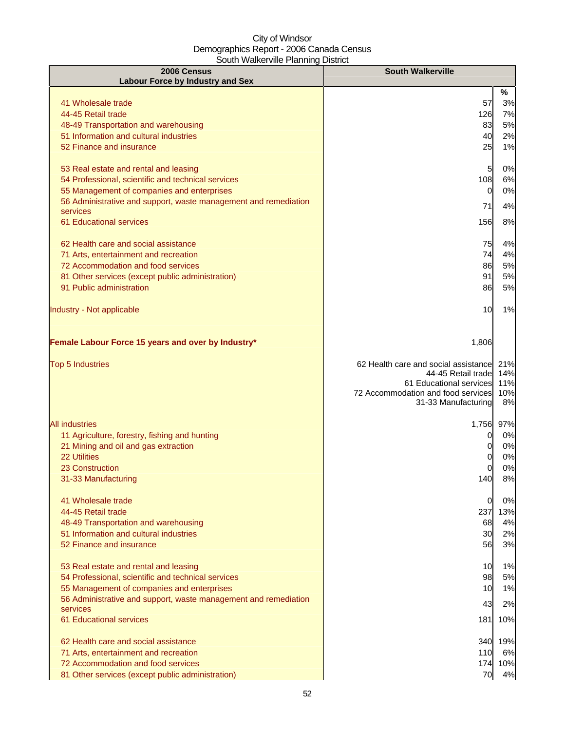City of Windsor
Demographics Report - 2006 Canada Census
South Walkerville Planning District

| 2006 Census<br>Labour Force by Industry and Sex | South Walkerville | |
|---|---|---|
| | | % |
| 41 Wholesale trade | 57 | 3% |
| 44-45 Retail trade | 126 | 7% |
| 48-49 Transportation and warehousing | 83 | 5% |
| 51 Information and cultural industries | 40 | 2% |
| 52 Finance and insurance | 25 | 1% |
| 53 Real estate and rental and leasing | 5 | 0% |
| 54 Professional, scientific and technical services | 108 | 6% |
| 55 Management of companies and enterprises | 0 | 0% |
| 56 Administrative and support, waste management and remediation services | 71 | 4% |
| 61 Educational services | 156 | 8% |
| 62 Health care and social assistance | 75 | 4% |
| 71 Arts, entertainment and recreation | 74 | 4% |
| 72 Accommodation and food services | 86 | 5% |
| 81 Other services (except public administration) | 91 | 5% |
| 91 Public administration | 86 | 5% |
| Industry - Not applicable | 10 | 1% |
| **Female Labour Force 15 years and over by Industry*** | 1,806 | |
| Top 5 Industries | 62 Health care and social assistance | 21% |
| | 44-45 Retail trade | 14% |
| | 61 Educational services | 11% |
| | 72 Accommodation and food services | 10% |
| | 31-33 Manufacturing | 8% |
| All industries | 1,756 | 97% |
| 11 Agriculture, forestry, fishing and hunting | 0 | 0% |
| 21 Mining and oil and gas extraction | 0 | 0% |
| 22 Utilities | 0 | 0% |
| 23 Construction | 0 | 0% |
| 31-33 Manufacturing | 140 | 8% |
| 41 Wholesale trade | 0 | 0% |
| 44-45 Retail trade | 237 | 13% |
| 48-49 Transportation and warehousing | 68 | 4% |
| 51 Information and cultural industries | 30 | 2% |
| 52 Finance and insurance | 56 | 3% |
| 53 Real estate and rental and leasing | 10 | 1% |
| 54 Professional, scientific and technical services | 98 | 5% |
| 55 Management of companies and enterprises | 10 | 1% |
| 56 Administrative and support, waste management and remediation services | 43 | 2% |
| 61 Educational services | 181 | 10% |
| 62 Health care and social assistance | 340 | 19% |
| 71 Arts, entertainment and recreation | 110 | 6% |
| 72 Accommodation and food services | 174 | 10% |
| 81 Other services (except public administration) | 70 | 4% |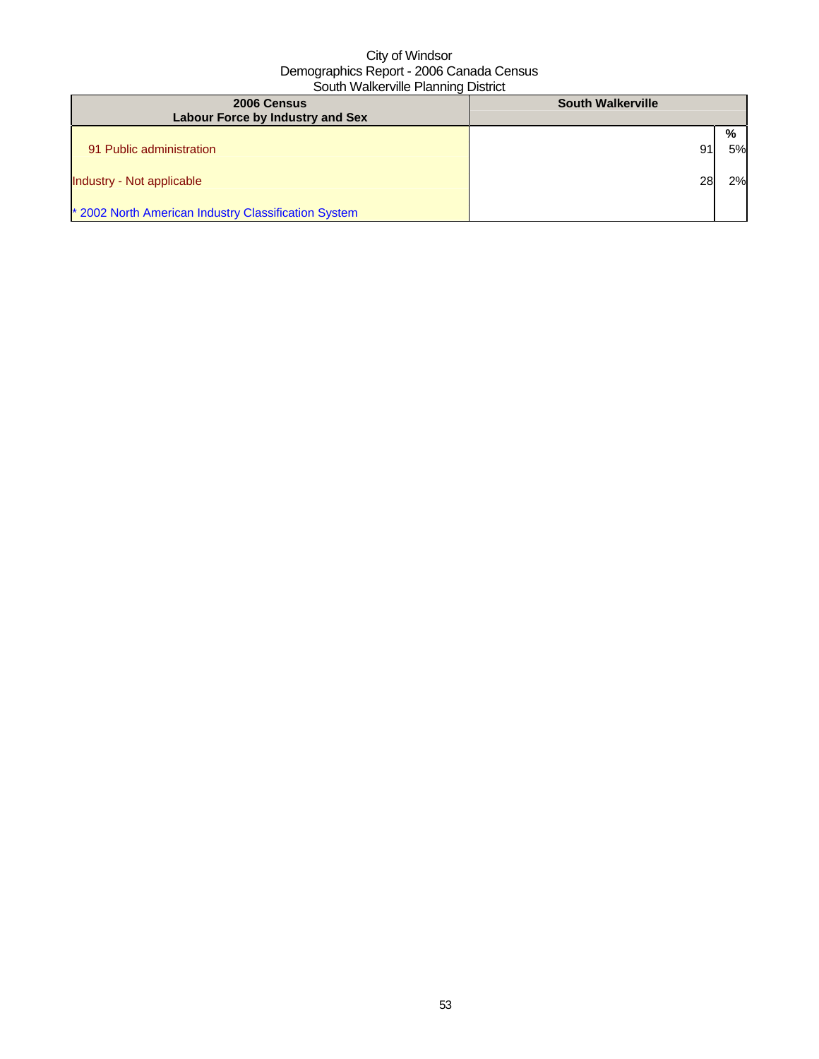City of Windsor
Demographics Report - 2006 Canada Census
South Walkerville Planning District

| 2006 Census<br>Labour Force by Industry and Sex | South Walkerville | |
|---|---|---|
| | | % |
| 91 Public administration | 91 | 5% |
| Industry - Not applicable | 28 | 2% |
| * 2002 North American Industry Classification System | | |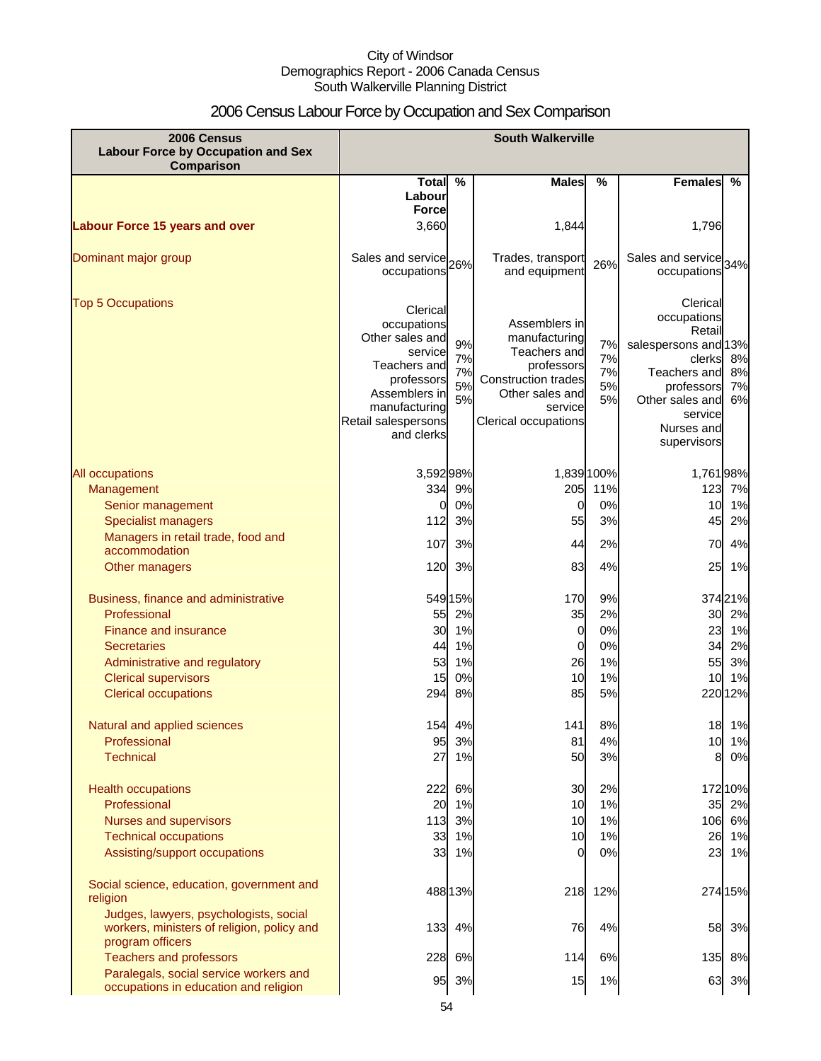City of Windsor
Demographics Report - 2006 Canada Census
South Walkerville Planning District

# 2006 Census Labour Force by Occupation and Sex Comparison

| 2006 Census Labour Force by Occupation and Sex Comparison | South Walkerville | | | | | |
|---|---|---|---|---|---|---|
| | Total Labour Force | % | Males | % | Females | % |
| **Labour Force 15 years and over** | 3,660 | | 1,844 | | 1,796 | |
| Dominant major group | Sales and service occupations | 26% | Trades, transport and equipment | 26% | Sales and service occupations | 34% |
| Top 5 Occupations | Clerical occupations<br>Other sales and service<br>Teachers and professors<br>Assemblers in manufacturing<br>Retail salespersons and clerks | 9%<br>7%<br>7%<br>5%<br>5% | Assemblers in manufacturing<br>Teachers and professors<br>Construction trades<br>Other sales and service<br>Clerical occupations | 7%<br>7%<br>7%<br>5%<br>5% | Clerical occupations<br>Retail salespersons and clerks<br>Teachers and professors<br>Other sales and service<br>Nurses and supervisors | 13%<br>8%<br>8%<br>7%<br>6% |
| All occupations | 3,592 | 98% | 1,839 | 100% | 1,761 | 98% |
| Management | 334 | 9% | 205 | 11% | 123 | 7% |
| Senior management | 0 | 0% | 0 | 0% | 10 | 1% |
| Specialist managers | 112 | 3% | 55 | 3% | 45 | 2% |
| Managers in retail trade, food and accommodation | 107 | 3% | 44 | 2% | 70 | 4% |
| Other managers | 120 | 3% | 83 | 4% | 25 | 1% |
| Business, finance and administrative | 549 | 15% | 170 | 9% | 374 | 21% |
| Professional | 55 | 2% | 35 | 2% | 30 | 2% |
| Finance and insurance | 30 | 1% | 0 | 0% | 23 | 1% |
| Secretaries | 44 | 1% | 0 | 0% | 34 | 2% |
| Administrative and regulatory | 53 | 1% | 26 | 1% | 55 | 3% |
| Clerical supervisors | 15 | 0% | 10 | 1% | 10 | 1% |
| Clerical occupations | 294 | 8% | 85 | 5% | 220 | 12% |
| Natural and applied sciences | 154 | 4% | 141 | 8% | 18 | 1% |
| Professional | 95 | 3% | 81 | 4% | 10 | 1% |
| Technical | 27 | 1% | 50 | 3% | 8 | 0% |
| Health occupations | 222 | 6% | 30 | 2% | 172 | 10% |
| Professional | 20 | 1% | 10 | 1% | 35 | 2% |
| Nurses and supervisors | 113 | 3% | 10 | 1% | 106 | 6% |
| Technical occupations | 33 | 1% | 10 | 1% | 26 | 1% |
| Assisting/support occupations | 33 | 1% | 0 | 0% | 23 | 1% |
| Social science, education, government and religion | 488 | 13% | 218 | 12% | 274 | 15% |
| Judges, lawyers, psychologists, social workers, ministers of religion, policy and program officers | 133 | 4% | 76 | 4% | 58 | 3% |
| Teachers and professors | 228 | 6% | 114 | 6% | 135 | 8% |
| Paralegals, social service workers and occupations in education and religion | 95 | 3% | 15 | 1% | 63 | 3% |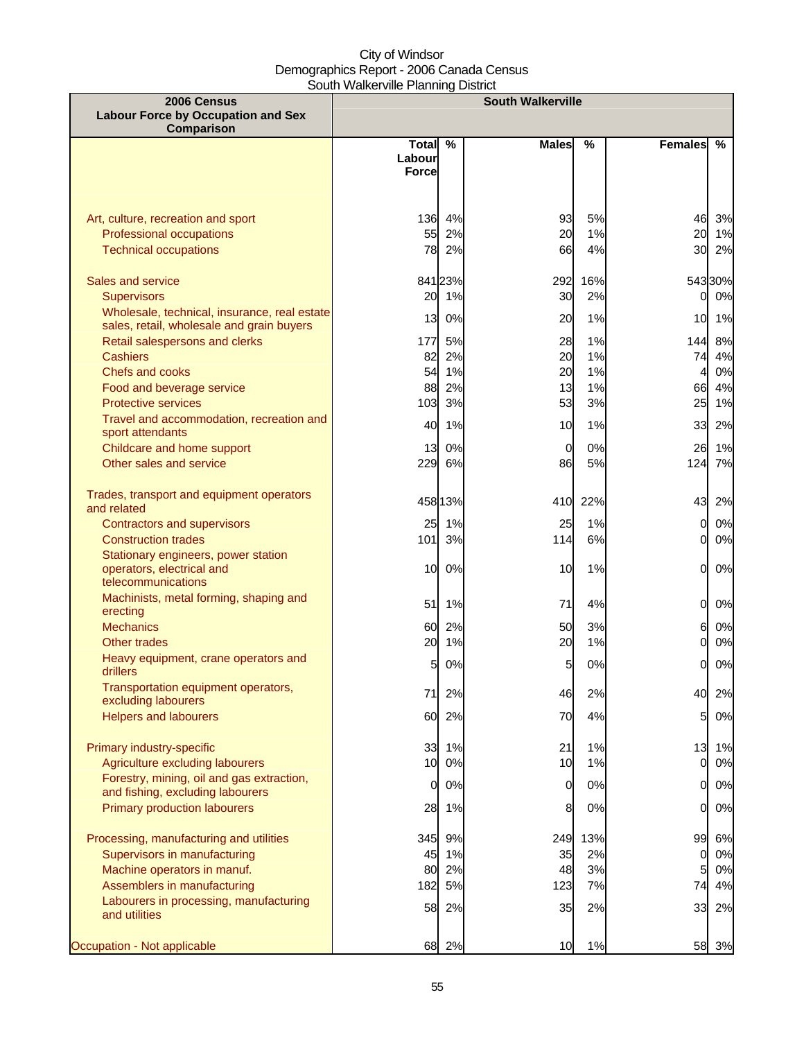City of Windsor
Demographics Report - 2006 Canada Census
South Walkerville Planning District

| 2006 Census Labour Force by Occupation and Sex Comparison | South Walkerville | | | | | |
|---|---|---|---|---|---|---|
| | Total Labour Force | % | Males | % | Females | % |
| Art, culture, recreation and sport | 136 | 4% | 93 | 5% | 46 | 3% |
| Professional occupations | 55 | 2% | 20 | 1% | 20 | 1% |
| Technical occupations | 78 | 2% | 66 | 4% | 30 | 2% |
| Sales and service | 841 | 23% | 292 | 16% | 543 | 30% |
| Supervisors | 20 | 1% | 30 | 2% | 0 | 0% |
| Wholesale, technical, insurance, real estate sales, retail, wholesale and grain buyers | 13 | 0% | 20 | 1% | 10 | 1% |
| Retail salespersons and clerks | 177 | 5% | 28 | 1% | 144 | 8% |
| Cashiers | 82 | 2% | 20 | 1% | 74 | 4% |
| Chefs and cooks | 54 | 1% | 20 | 1% | 4 | 0% |
| Food and beverage service | 88 | 2% | 13 | 1% | 66 | 4% |
| Protective services | 103 | 3% | 53 | 3% | 25 | 1% |
| Travel and accommodation, recreation and sport attendants | 40 | 1% | 10 | 1% | 33 | 2% |
| Childcare and home support | 13 | 0% | 0 | 0% | 26 | 1% |
| Other sales and service | 229 | 6% | 86 | 5% | 124 | 7% |
| Trades, transport and equipment operators and related | 458 | 13% | 410 | 22% | 43 | 2% |
| Contractors and supervisors | 25 | 1% | 25 | 1% | 0 | 0% |
| Construction trades | 101 | 3% | 114 | 6% | 0 | 0% |
| Stationary engineers, power station operators, electrical and telecommunications | 10 | 0% | 10 | 1% | 0 | 0% |
| Machinists, metal forming, shaping and erecting | 51 | 1% | 71 | 4% | 0 | 0% |
| Mechanics | 60 | 2% | 50 | 3% | 6 | 0% |
| Other trades | 20 | 1% | 20 | 1% | 0 | 0% |
| Heavy equipment, crane operators and drillers | 5 | 0% | 5 | 0% | 0 | 0% |
| Transportation equipment operators, excluding labourers | 71 | 2% | 46 | 2% | 40 | 2% |
| Helpers and labourers | 60 | 2% | 70 | 4% | 5 | 0% |
| Primary industry-specific | 33 | 1% | 21 | 1% | 13 | 1% |
| Agriculture excluding labourers | 10 | 0% | 10 | 1% | 0 | 0% |
| Forestry, mining, oil and gas extraction, and fishing, excluding labourers | 0 | 0% | 0 | 0% | 0 | 0% |
| Primary production labourers | 28 | 1% | 8 | 0% | 0 | 0% |
| Processing, manufacturing and utilities | 345 | 9% | 249 | 13% | 99 | 6% |
| Supervisors in manufacturing | 45 | 1% | 35 | 2% | 0 | 0% |
| Machine operators in manuf. | 80 | 2% | 48 | 3% | 5 | 0% |
| Assemblers in manufacturing | 182 | 5% | 123 | 7% | 74 | 4% |
| Labourers in processing, manufacturing and utilities | 58 | 2% | 35 | 2% | 33 | 2% |
| Occupation - Not applicable | 68 | 2% | 10 | 1% | 58 | 3% |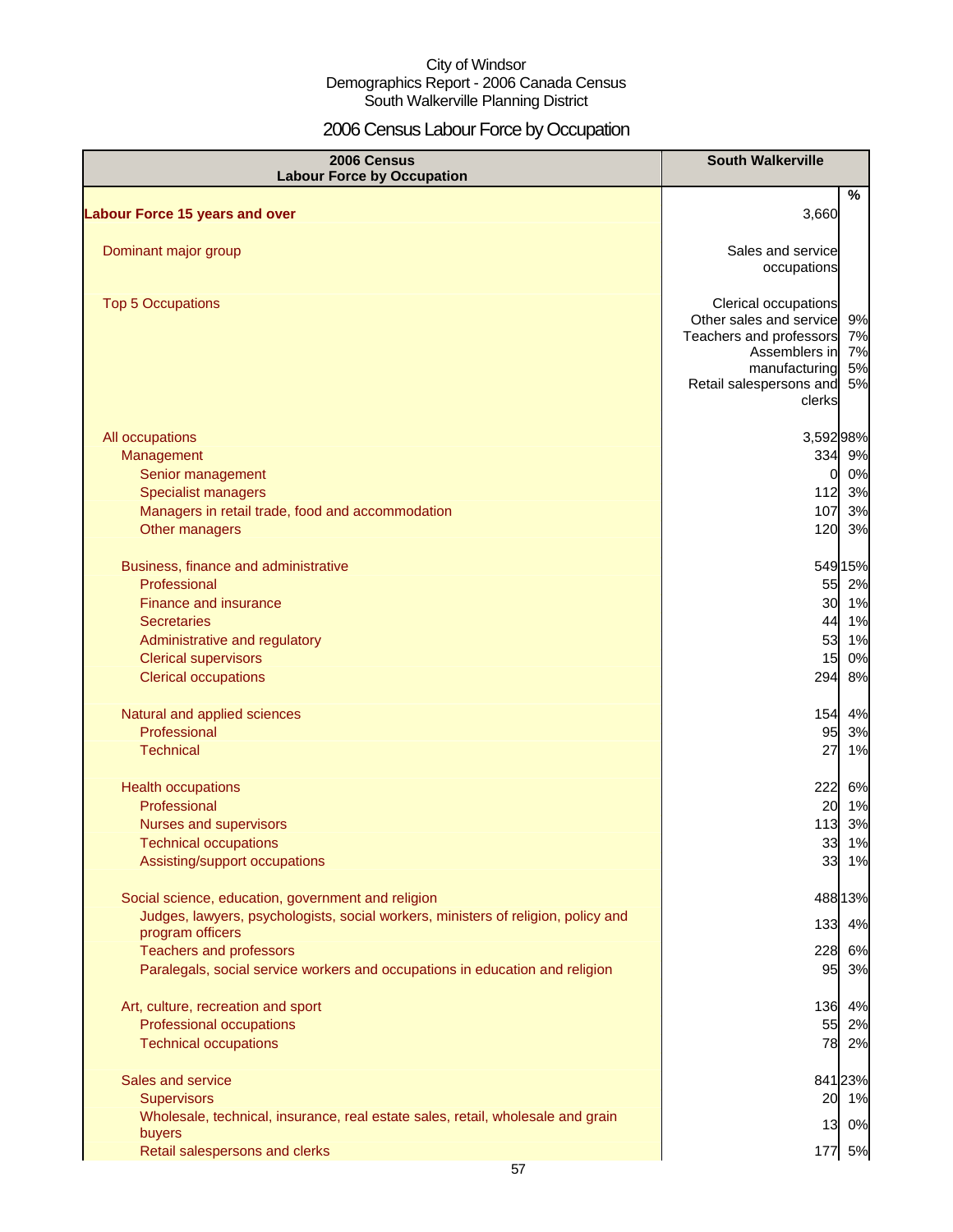City of Windsor
Demographics Report - 2006 Canada Census
South Walkerville Planning District

# 2006 Census Labour Force by Occupation

| 2006 Census Labour Force by Occupation | South Walkerville | % |
|---|---|---|
| **Labour Force 15 years and over** | 3,660 | |
| Dominant major group | Sales and service occupations | |
| Top 5 Occupations | Clerical occupations | 9% |
| | Other sales and service | 7% |
| | Teachers and professors | 7% |
| | Assemblers in manufacturing | 5% |
| | Retail salespersons and clerks | 5% |
| All occupations | 3,592 | 98% |
| Management | 334 | 9% |
| Senior management | 0 | 0% |
| Specialist managers | 112 | 3% |
| Managers in retail trade, food and accommodation | 107 | 3% |
| Other managers | 120 | 3% |
| Business, finance and administrative | 549 | 15% |
| Professional | 55 | 2% |
| Finance and insurance | 30 | 1% |
| Secretaries | 44 | 1% |
| Administrative and regulatory | 53 | 1% |
| Clerical supervisors | 15 | 0% |
| Clerical occupations | 294 | 8% |
| Natural and applied sciences | 154 | 4% |
| Professional | 95 | 3% |
| Technical | 27 | 1% |
| Health occupations | 222 | 6% |
| Professional | 20 | 1% |
| Nurses and supervisors | 113 | 3% |
| Technical occupations | 33 | 1% |
| Assisting/support occupations | 33 | 1% |
| Social science, education, government and religion | 488 | 13% |
| Judges, lawyers, psychologists, social workers, ministers of religion, policy and program officers | 133 | 4% |
| Teachers and professors | 228 | 6% |
| Paralegals, social service workers and occupations in education and religion | 95 | 3% |
| Art, culture, recreation and sport | 136 | 4% |
| Professional occupations | 55 | 2% |
| Technical occupations | 78 | 2% |
| Sales and service | 841 | 23% |
| Supervisors | 20 | 1% |
| Wholesale, technical, insurance, real estate sales, retail, wholesale and grain buyers | 13 | 0% |
| Retail salespersons and clerks | 177 | 5% |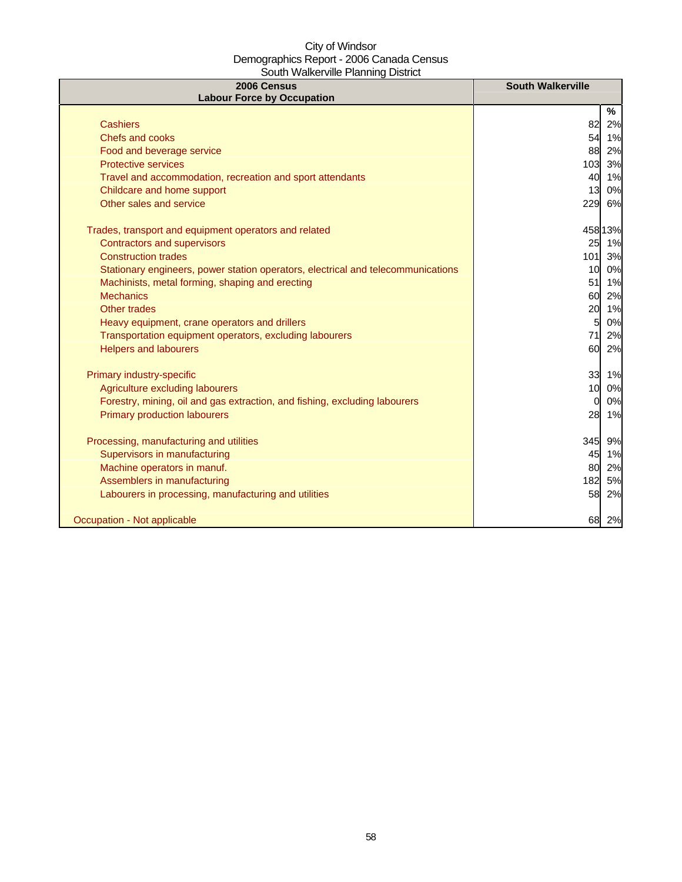City of Windsor
Demographics Report - 2006 Canada Census
South Walkerville Planning District

| 2006 Census<br>Labour Force by Occupation | South Walkerville | |
|---|---|---|
| | | % |
| Cashiers | 82 | 2% |
| Chefs and cooks | 54 | 1% |
| Food and beverage service | 88 | 2% |
| Protective services | 103 | 3% |
| Travel and accommodation, recreation and sport attendants | 40 | 1% |
| Childcare and home support | 13 | 0% |
| Other sales and service | 229 | 6% |
| | | |
| Trades, transport and equipment operators and related | 458 | 13% |
| Contractors and supervisors | 25 | 1% |
| Construction trades | 101 | 3% |
| Stationary engineers, power station operators, electrical and telecommunications | 10 | 0% |
| Machinists, metal forming, shaping and erecting | 51 | 1% |
| Mechanics | 60 | 2% |
| Other trades | 20 | 1% |
| Heavy equipment, crane operators and drillers | 5 | 0% |
| Transportation equipment operators, excluding labourers | 71 | 2% |
| Helpers and labourers | 60 | 2% |
| | | |
| Primary industry-specific | 33 | 1% |
| Agriculture excluding labourers | 10 | 0% |
| Forestry, mining, oil and gas extraction, and fishing, excluding labourers | 0 | 0% |
| Primary production labourers | 28 | 1% |
| | | |
| Processing, manufacturing and utilities | 345 | 9% |
| Supervisors in manufacturing | 45 | 1% |
| Machine operators in manuf. | 80 | 2% |
| Assemblers in manufacturing | 182 | 5% |
| Labourers in processing, manufacturing and utilities | 58 | 2% |
| | | |
| Occupation - Not applicable | 68 | 2% |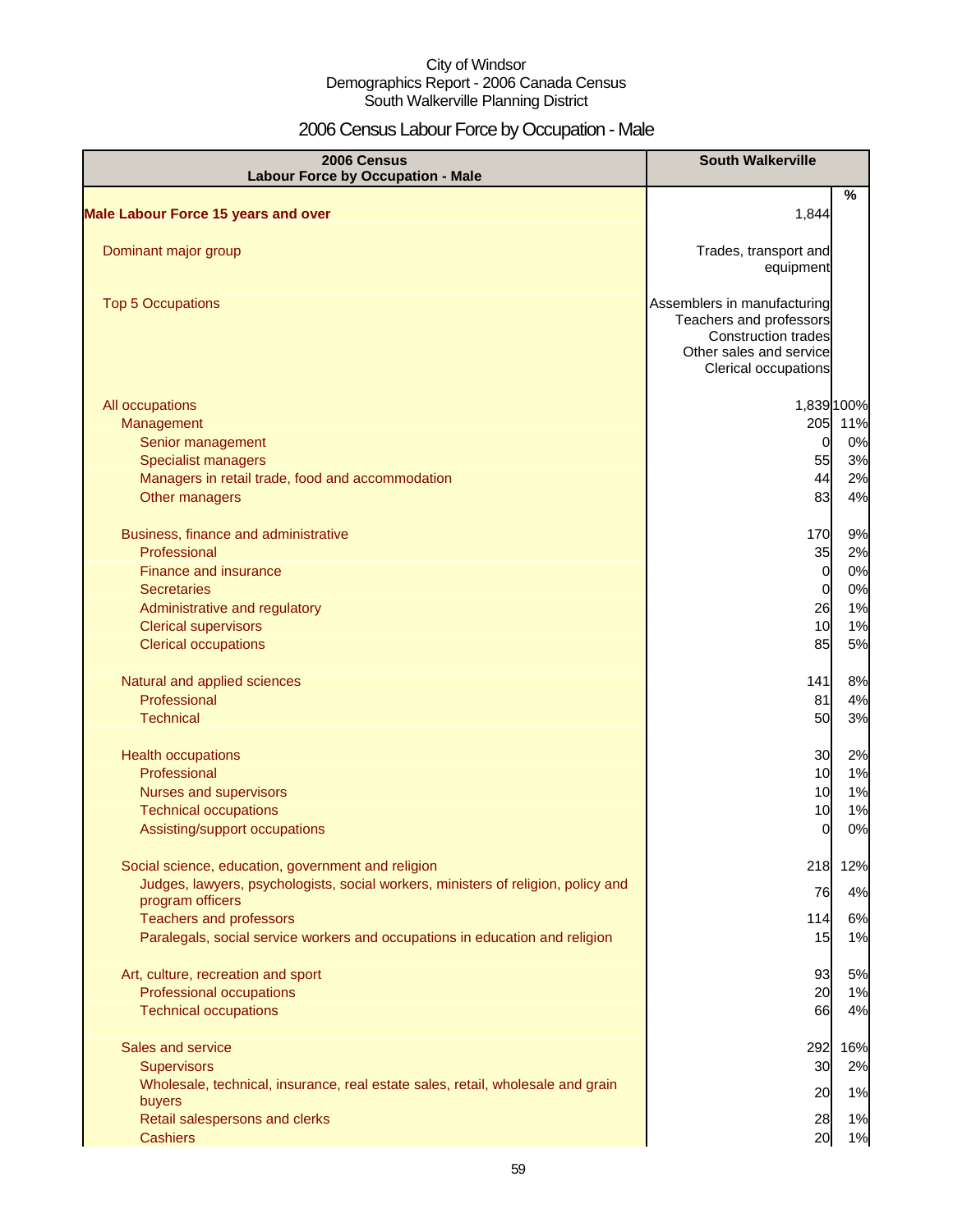City of Windsor
Demographics Report - 2006 Canada Census
South Walkerville Planning District

# 2006 Census Labour Force by Occupation - Male

| 2006 Census Labour Force by Occupation - Male | South Walkerville | % |
|---|---|---|
| **Male Labour Force 15 years and over** | 1,844 | |
| Dominant major group | Trades, transport and equipment | |
| Top 5 Occupations | Assemblers in manufacturing<br>Teachers and professors<br>Construction trades<br>Other sales and service<br>Clerical occupations | |
| All occupations | 1,839 | 100% |
| Management | 205 | 11% |
| Senior management | 0 | 0% |
| Specialist managers | 55 | 3% |
| Managers in retail trade, food and accommodation | 44 | 2% |
| Other managers | 83 | 4% |
| Business, finance and administrative | 170 | 9% |
| Professional | 35 | 2% |
| Finance and insurance | 0 | 0% |
| Secretaries | 0 | 0% |
| Administrative and regulatory | 26 | 1% |
| Clerical supervisors | 10 | 1% |
| Clerical occupations | 85 | 5% |
| Natural and applied sciences | 141 | 8% |
| Professional | 81 | 4% |
| Technical | 50 | 3% |
| Health occupations | 30 | 2% |
| Professional | 10 | 1% |
| Nurses and supervisors | 10 | 1% |
| Technical occupations | 10 | 1% |
| Assisting/support occupations | 0 | 0% |
| Social science, education, government and religion | 218 | 12% |
| Judges, lawyers, psychologists, social workers, ministers of religion, policy and program officers | 76 | 4% |
| Teachers and professors | 114 | 6% |
| Paralegals, social service workers and occupations in education and religion | 15 | 1% |
| Art, culture, recreation and sport | 93 | 5% |
| Professional occupations | 20 | 1% |
| Technical occupations | 66 | 4% |
| Sales and service | 292 | 16% |
| Supervisors | 30 | 2% |
| Wholesale, technical, insurance, real estate sales, retail, wholesale and grain buyers | 20 | 1% |
| Retail salespersons and clerks | 28 | 1% |
| Cashiers | 20 | 1% |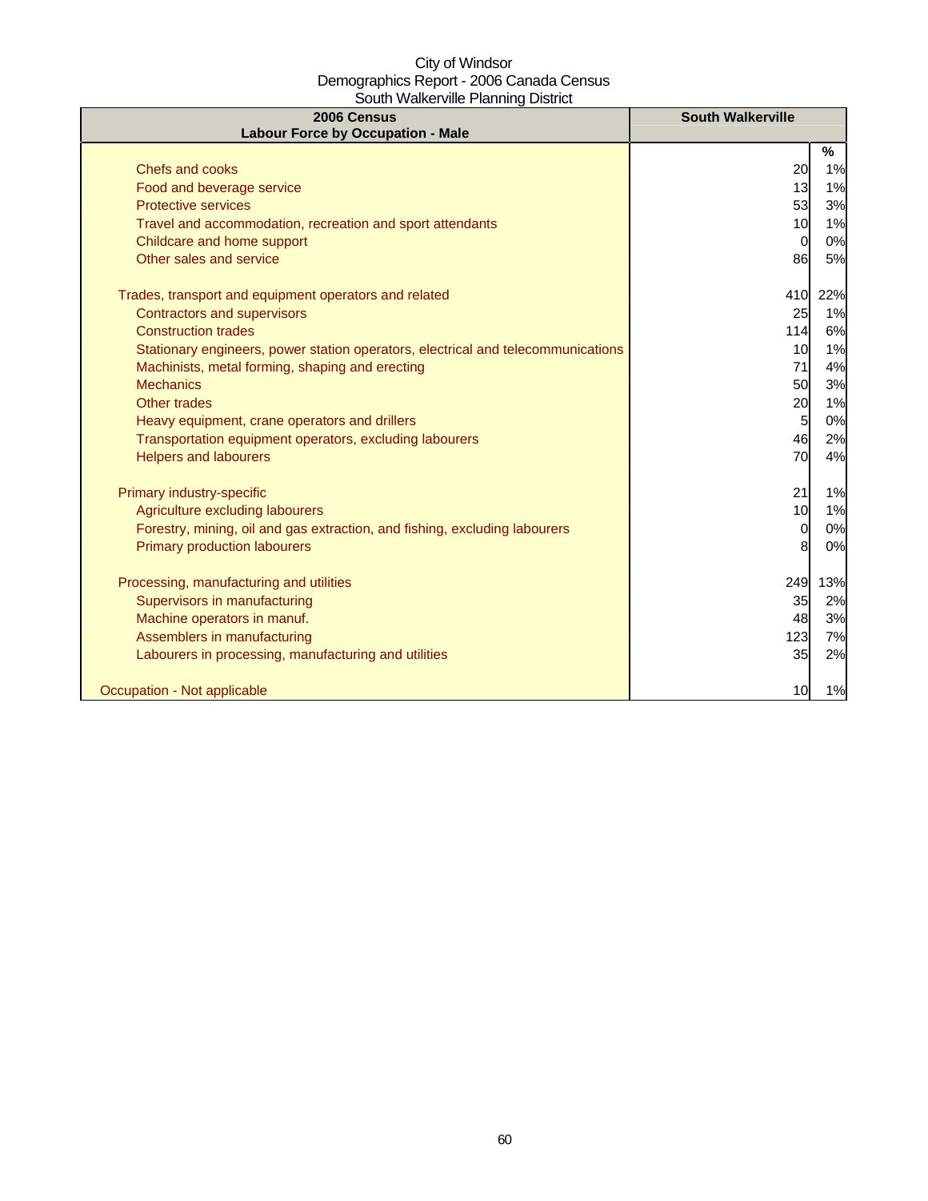City of Windsor
Demographics Report - 2006 Canada Census
South Walkerville Planning District

| 2006 Census<br>Labour Force by Occupation - Male | South Walkerville | |
|---|---|---|
| | | % |
| Chefs and cooks | 20 | 1% |
| Food and beverage service | 13 | 1% |
| Protective services | 53 | 3% |
| Travel and accommodation, recreation and sport attendants | 10 | 1% |
| Childcare and home support | 0 | 0% |
| Other sales and service | 86 | 5% |
| | | |
| Trades, transport and equipment operators and related | 410 | 22% |
| Contractors and supervisors | 25 | 1% |
| Construction trades | 114 | 6% |
| Stationary engineers, power station operators, electrical and telecommunications | 10 | 1% |
| Machinists, metal forming, shaping and erecting | 71 | 4% |
| Mechanics | 50 | 3% |
| Other trades | 20 | 1% |
| Heavy equipment, crane operators and drillers | 5 | 0% |
| Transportation equipment operators, excluding labourers | 46 | 2% |
| Helpers and labourers | 70 | 4% |
| | | |
| Primary industry-specific | 21 | 1% |
| Agriculture excluding labourers | 10 | 1% |
| Forestry, mining, oil and gas extraction, and fishing, excluding labourers | 0 | 0% |
| Primary production labourers | 8 | 0% |
| | | |
| Processing, manufacturing and utilities | 249 | 13% |
| Supervisors in manufacturing | 35 | 2% |
| Machine operators in manuf. | 48 | 3% |
| Assemblers in manufacturing | 123 | 7% |
| Labourers in processing, manufacturing and utilities | 35 | 2% |
| | | |
| Occupation - Not applicable | 10 | 1% |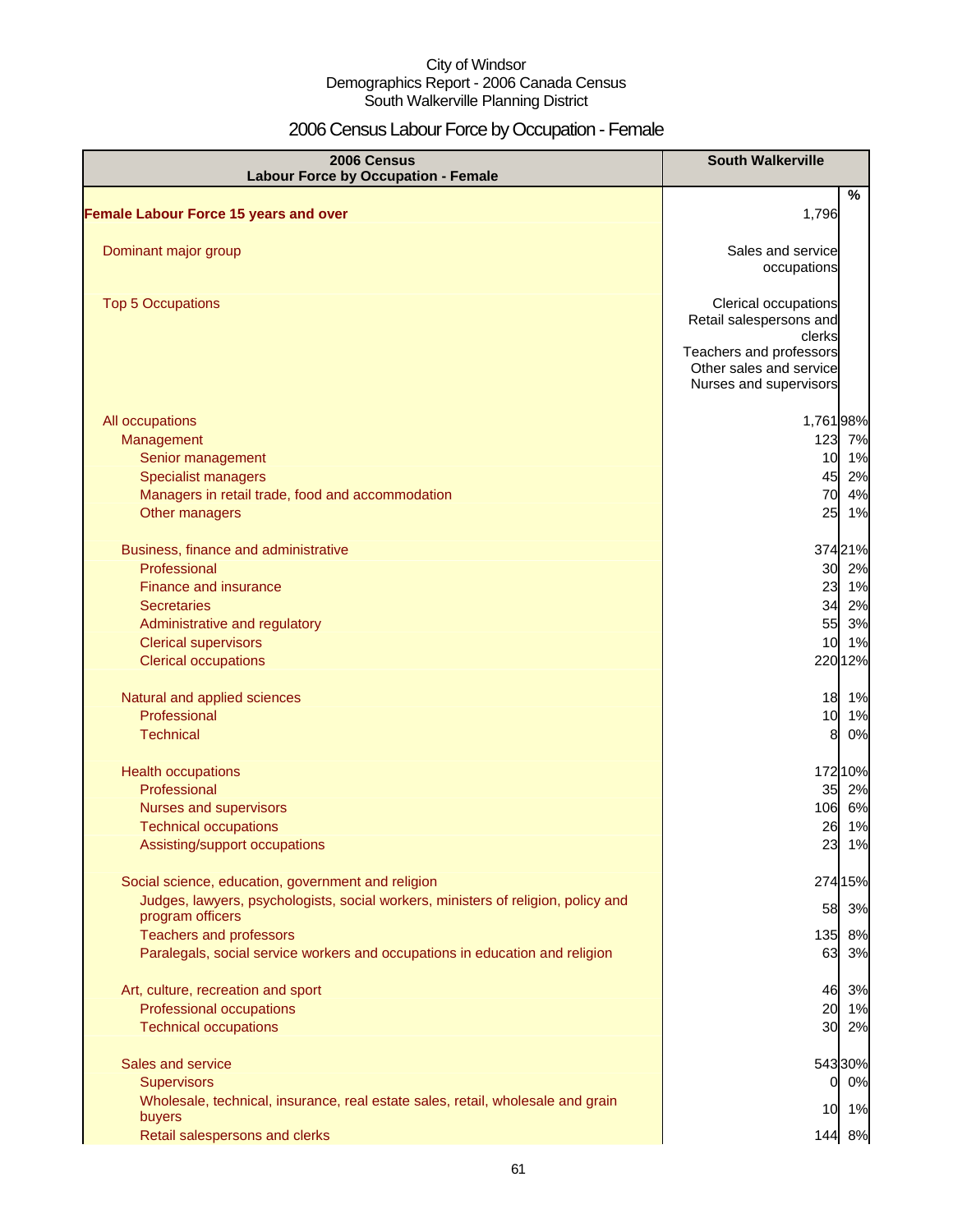City of Windsor
Demographics Report - 2006 Canada Census
South Walkerville Planning District

# 2006 Census Labour Force by Occupation - Female

| 2006 Census<br>Labour Force by Occupation - Female | South Walkerville | % |
|---|---|---|
| **Female Labour Force 15 years and over** | 1,796 | |
| Dominant major group | Sales and service occupations | |
| Top 5 Occupations | Clerical occupations<br>Retail salespersons and clerks<br>Teachers and professors<br>Other sales and service<br>Nurses and supervisors | |
| All occupations | 1,761 | 98% |
| Management | 123 | 7% |
| Senior management | 10 | 1% |
| Specialist managers | 45 | 2% |
| Managers in retail trade, food and accommodation | 70 | 4% |
| Other managers | 25 | 1% |
| Business, finance and administrative | 374 | 21% |
| Professional | 30 | 2% |
| Finance and insurance | 23 | 1% |
| Secretaries | 34 | 2% |
| Administrative and regulatory | 55 | 3% |
| Clerical supervisors | 10 | 1% |
| Clerical occupations | 220 | 12% |
| Natural and applied sciences | 18 | 1% |
| Professional | 10 | 1% |
| Technical | 8 | 0% |
| Health occupations | 172 | 10% |
| Professional | 35 | 2% |
| Nurses and supervisors | 106 | 6% |
| Technical occupations | 26 | 1% |
| Assisting/support occupations | 23 | 1% |
| Social science, education, government and religion | 274 | 15% |
| Judges, lawyers, psychologists, social workers, ministers of religion, policy and program officers | 58 | 3% |
| Teachers and professors | 135 | 8% |
| Paralegals, social service workers and occupations in education and religion | 63 | 3% |
| Art, culture, recreation and sport | 46 | 3% |
| Professional occupations | 20 | 1% |
| Technical occupations | 30 | 2% |
| Sales and service | 543 | 30% |
| Supervisors | 0 | 0% |
| Wholesale, technical, insurance, real estate sales, retail, wholesale and grain buyers | 10 | 1% |
| Retail salespersons and clerks | 144 | 8% |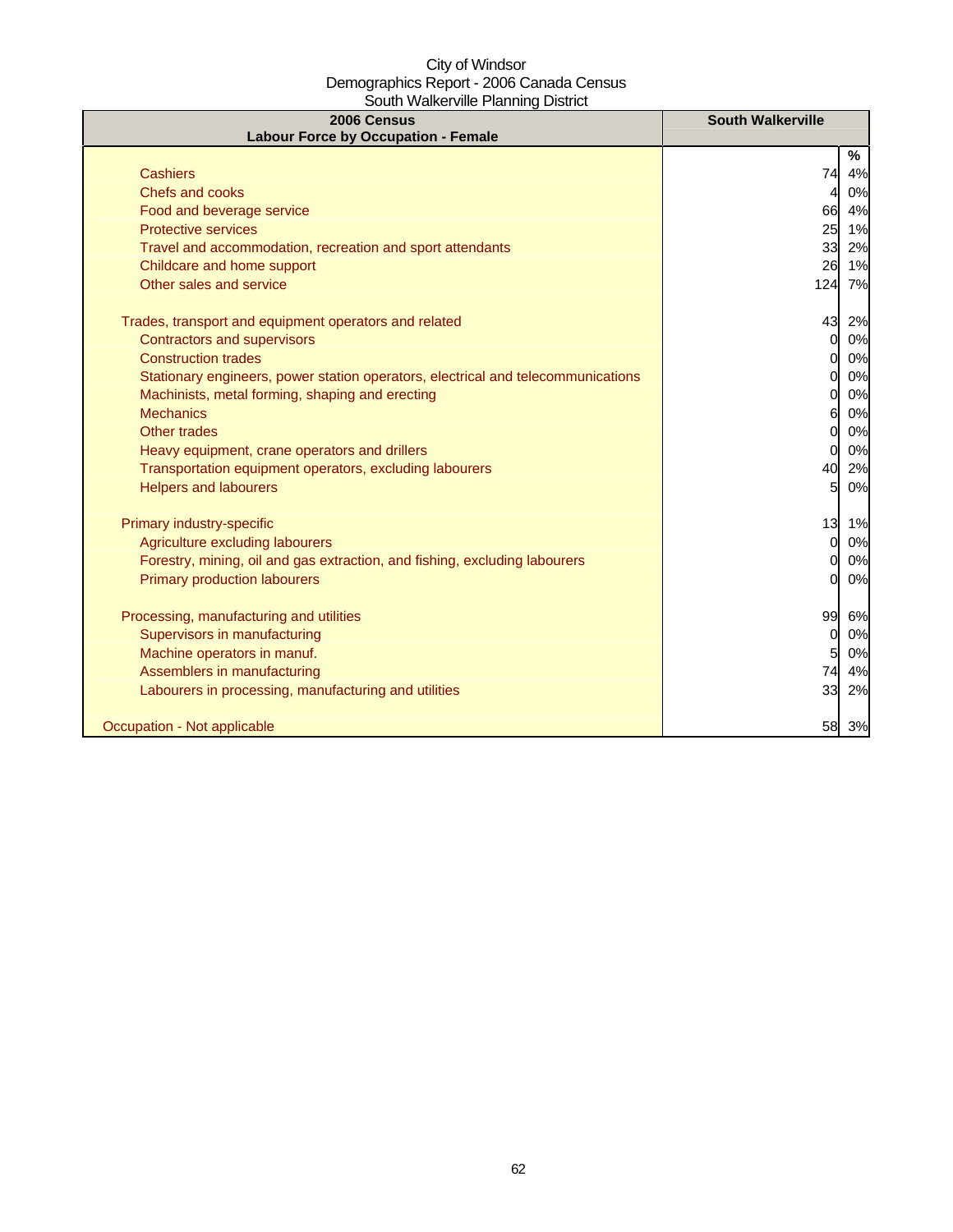City of Windsor
Demographics Report - 2006 Canada Census
South Walkerville Planning District

| 2006 Census<br>Labour Force by Occupation - Female | South Walkerville | |
|---|---|---|
| | | % |
| Cashiers | 74 | 4% |
| Chefs and cooks | 4 | 0% |
| Food and beverage service | 66 | 4% |
| Protective services | 25 | 1% |
| Travel and accommodation, recreation and sport attendants | 33 | 2% |
| Childcare and home support | 26 | 1% |
| Other sales and service | 124 | 7% |
| | | |
| Trades, transport and equipment operators and related | 43 | 2% |
| Contractors and supervisors | 0 | 0% |
| Construction trades | 0 | 0% |
| Stationary engineers, power station operators, electrical and telecommunications | 0 | 0% |
| Machinists, metal forming, shaping and erecting | 0 | 0% |
| Mechanics | 6 | 0% |
| Other trades | 0 | 0% |
| Heavy equipment, crane operators and drillers | 0 | 0% |
| Transportation equipment operators, excluding labourers | 40 | 2% |
| Helpers and labourers | 5 | 0% |
| | | |
| Primary industry-specific | 13 | 1% |
| Agriculture excluding labourers | 0 | 0% |
| Forestry, mining, oil and gas extraction, and fishing, excluding labourers | 0 | 0% |
| Primary production labourers | 0 | 0% |
| | | |
| Processing, manufacturing and utilities | 99 | 6% |
| Supervisors in manufacturing | 0 | 0% |
| Machine operators in manuf. | 5 | 0% |
| Assemblers in manufacturing | 74 | 4% |
| Labourers in processing, manufacturing and utilities | 33 | 2% |
| | | |
| Occupation - Not applicable | 58 | 3% |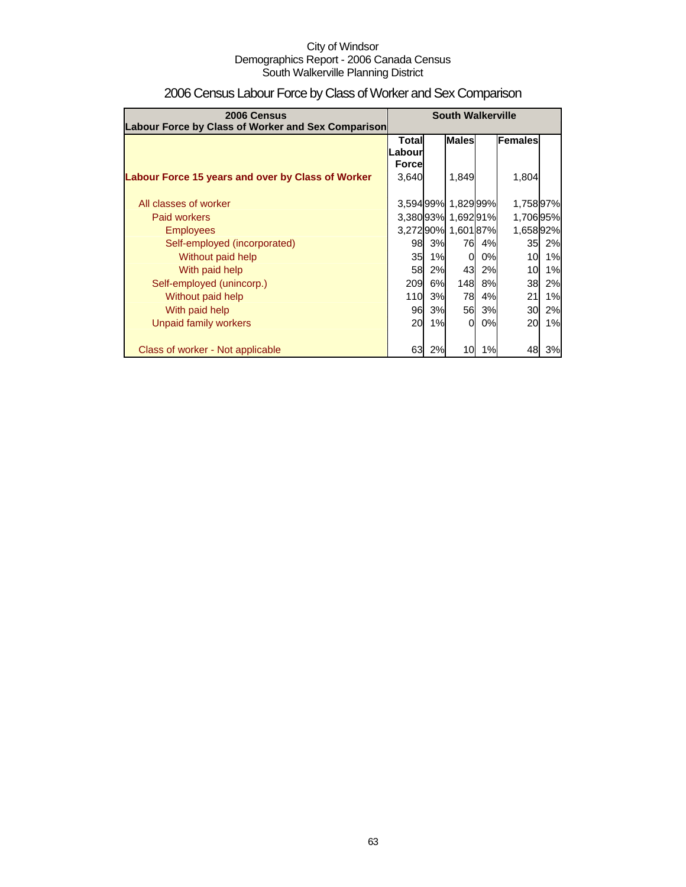City of Windsor
Demographics Report - 2006 Canada Census
South Walkerville Planning District

# 2006 Census Labour Force by Class of Worker and Sex Comparison

| 2006 Census Labour Force by Class of Worker and Sex Comparison | South Walkerville | | | | | |
|---|---|---|---|---|---|---|
| | Total Labour Force | | Males | | Females | |
| **Labour Force 15 years and over by Class of Worker** | 3,640 | | 1,849 | | 1,804 | |
| All classes of worker | 3,594 | 99% | 1,829 | 99% | 1,758 | 97% |
| Paid workers | 3,380 | 93% | 1,692 | 91% | 1,706 | 95% |
| Employees | 3,272 | 90% | 1,601 | 87% | 1,658 | 92% |
| Self-employed (incorporated) | 98 | 3% | 76 | 4% | 35 | 2% |
| Without paid help | 35 | 1% | 0 | 0% | 10 | 1% |
| With paid help | 58 | 2% | 43 | 2% | 10 | 1% |
| Self-employed (unincorp.) | 209 | 6% | 148 | 8% | 38 | 2% |
| Without paid help | 110 | 3% | 78 | 4% | 21 | 1% |
| With paid help | 96 | 3% | 56 | 3% | 30 | 2% |
| Unpaid family workers | 20 | 1% | 0 | 0% | 20 | 1% |
| Class of worker - Not applicable | 63 | 2% | 10 | 1% | 48 | 3% |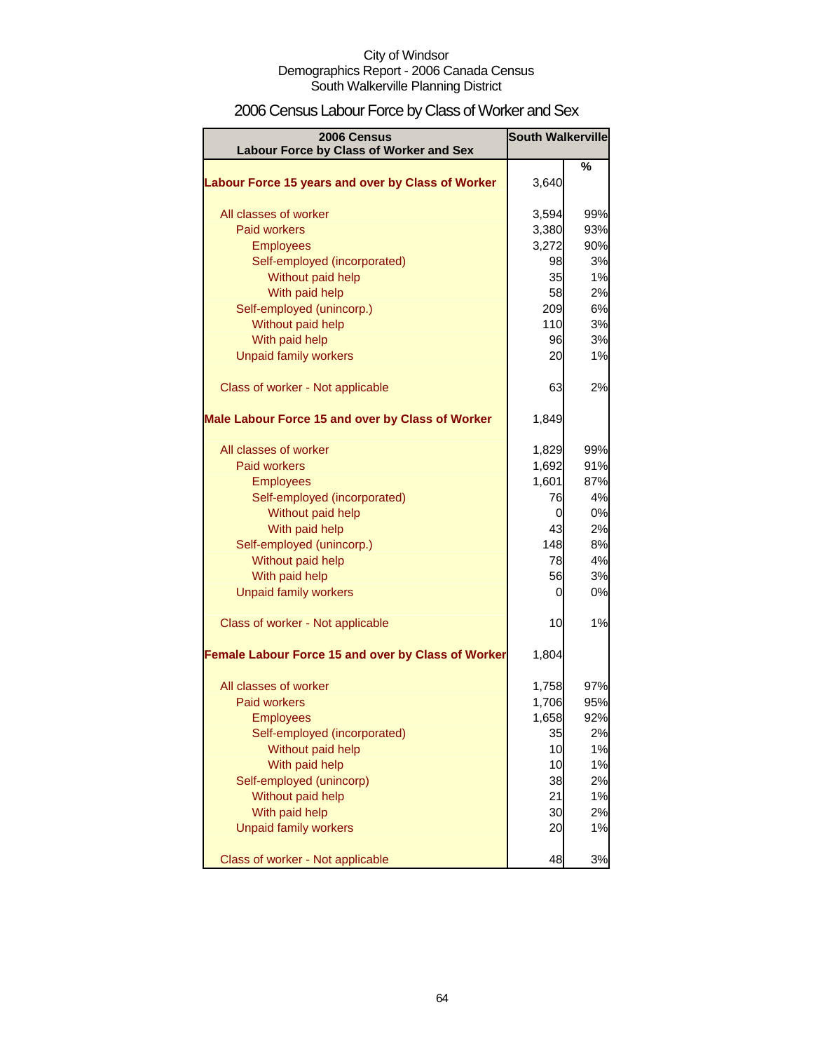City of Windsor
Demographics Report - 2006 Canada Census
South Walkerville Planning District

# 2006 Census Labour Force by Class of Worker and Sex

| 2006 Census<br>Labour Force by Class of Worker and Sex | South Walkerville | |
|---|---|---|
| | | % |
| **Labour Force 15 years and over by Class of Worker** | 3,640 | |
| All classes of worker | 3,594 | 99% |
| Paid workers | 3,380 | 93% |
| Employees | 3,272 | 90% |
| Self-employed (incorporated) | 98 | 3% |
| Without paid help | 35 | 1% |
| With paid help | 58 | 2% |
| Self-employed (unincorp.) | 209 | 6% |
| Without paid help | 110 | 3% |
| With paid help | 96 | 3% |
| Unpaid family workers | 20 | 1% |
| Class of worker - Not applicable | 63 | 2% |
| **Male Labour Force 15 and over by Class of Worker** | 1,849 | |
| All classes of worker | 1,829 | 99% |
| Paid workers | 1,692 | 91% |
| Employees | 1,601 | 87% |
| Self-employed (incorporated) | 76 | 4% |
| Without paid help | 0 | 0% |
| With paid help | 43 | 2% |
| Self-employed (unincorp.) | 148 | 8% |
| Without paid help | 78 | 4% |
| With paid help | 56 | 3% |
| Unpaid family workers | 0 | 0% |
| Class of worker - Not applicable | 10 | 1% |
| **Female Labour Force 15 and over by Class of Worker** | 1,804 | |
| All classes of worker | 1,758 | 97% |
| Paid workers | 1,706 | 95% |
| Employees | 1,658 | 92% |
| Self-employed (incorporated) | 35 | 2% |
| Without paid help | 10 | 1% |
| With paid help | 10 | 1% |
| Self-employed (unincorp) | 38 | 2% |
| Without paid help | 21 | 1% |
| With paid help | 30 | 2% |
| Unpaid family workers | 20 | 1% |
| Class of worker - Not applicable | 48 | 3% |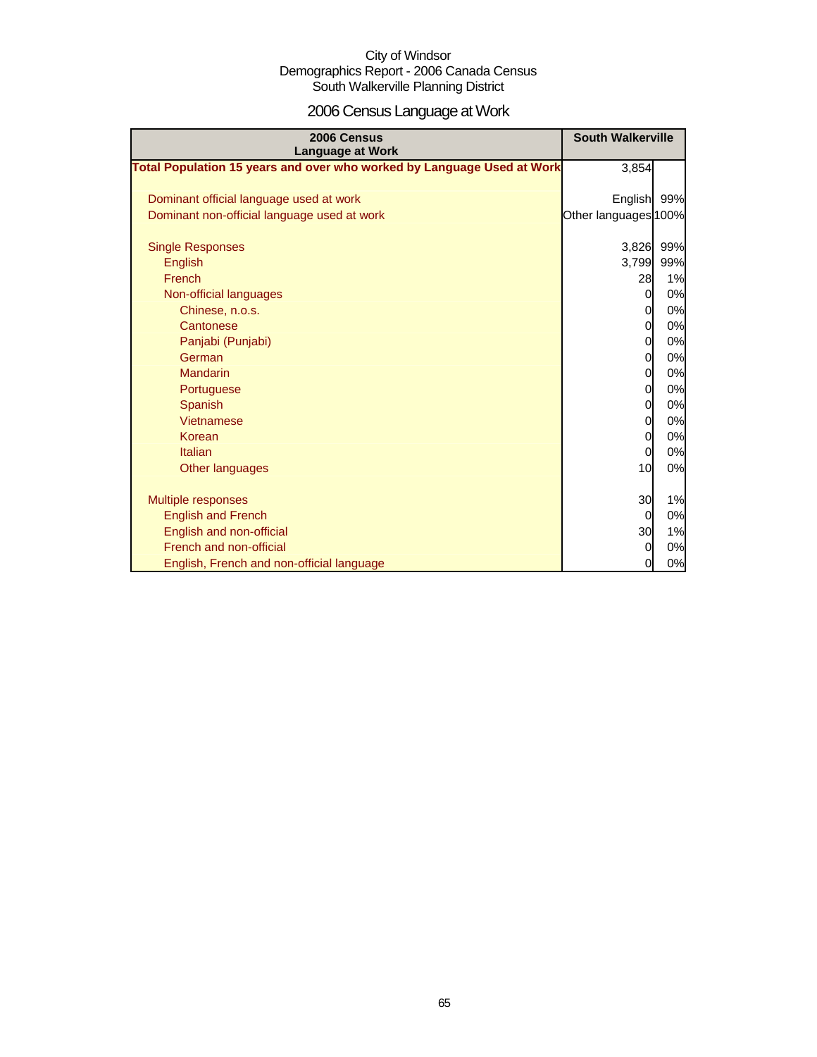City of Windsor
Demographics Report - 2006 Canada Census
South Walkerville Planning District

# 2006 Census Language at Work

| 2006 Census Language at Work | South Walkerville | |
|---|---|---|
| **Total Population 15 years and over who worked by Language Used at Work** | 3,854 | |
| | | |
| Dominant official language used at work | English | 99% |
| Dominant non-official language used at work | Other languages | 100% |
| | | |
| Single Responses | 3,826 | 99% |
| English | 3,799 | 99% |
| French | 28 | 1% |
| Non-official languages | 0 | 0% |
| Chinese, n.o.s. | 0 | 0% |
| Cantonese | 0 | 0% |
| Panjabi (Punjabi) | 0 | 0% |
| German | 0 | 0% |
| Mandarin | 0 | 0% |
| Portuguese | 0 | 0% |
| Spanish | 0 | 0% |
| Vietnamese | 0 | 0% |
| Korean | 0 | 0% |
| Italian | 0 | 0% |
| Other languages | 10 | 0% |
| | | |
| Multiple responses | 30 | 1% |
| English and French | 0 | 0% |
| English and non-official | 30 | 1% |
| French and non-official | 0 | 0% |
| English, French and non-official language | 0 | 0% |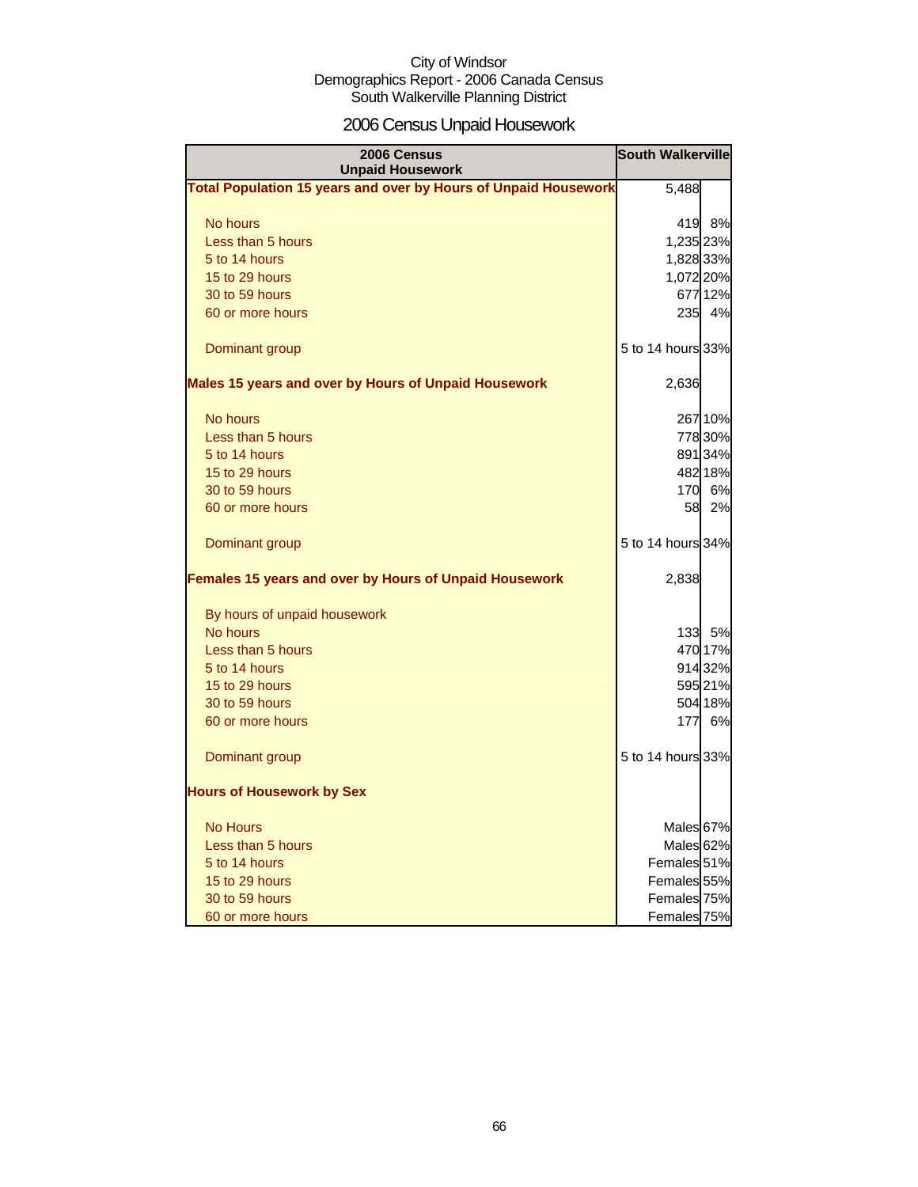City of Windsor
Demographics Report - 2006 Canada Census
South Walkerville Planning District

# 2006 Census Unpaid Housework

| 2006 Census Unpaid Housework | South Walkerville | |
|---|---|---|
| **Total Population 15 years and over by Hours of Unpaid Housework** | 5,488 | |
| No hours | 419 | 8% |
| Less than 5 hours | 1,235 | 23% |
| 5 to 14 hours | 1,828 | 33% |
| 15 to 29 hours | 1,072 | 20% |
| 30 to 59 hours | 677 | 12% |
| 60 or more hours | 235 | 4% |
| Dominant group | 5 to 14 hours | 33% |
| **Males 15 years and over by Hours of Unpaid Housework** | 2,636 | |
| No hours | 267 | 10% |
| Less than 5 hours | 778 | 30% |
| 5 to 14 hours | 891 | 34% |
| 15 to 29 hours | 482 | 18% |
| 30 to 59 hours | 170 | 6% |
| 60 or more hours | 58 | 2% |
| Dominant group | 5 to 14 hours | 34% |
| **Females 15 years and over by Hours of Unpaid Housework** | 2,838 | |
| By hours of unpaid housework | | |
| No hours | 133 | 5% |
| Less than 5 hours | 470 | 17% |
| 5 to 14 hours | 914 | 32% |
| 15 to 29 hours | 595 | 21% |
| 30 to 59 hours | 504 | 18% |
| 60 or more hours | 177 | 6% |
| Dominant group | 5 to 14 hours | 33% |
| **Hours of Housework by Sex** | | |
| No Hours | Males | 67% |
| Less than 5 hours | Males | 62% |
| 5 to 14 hours | Females | 51% |
| 15 to 29 hours | Females | 55% |
| 30 to 59 hours | Females | 75% |
| 60 or more hours | Females | 75% |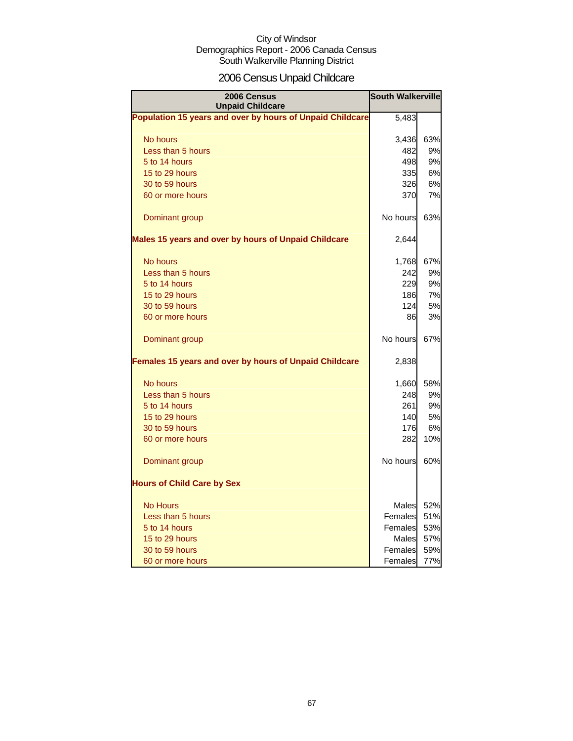City of Windsor
Demographics Report - 2006 Canada Census
South Walkerville Planning District

# 2006 Census Unpaid Childcare

| 2006 Census Unpaid Childcare | South Walkerville | |
|---|---|---|
| **Population 15 years and over by hours of Unpaid Childcare** | 5,483 | |
| No hours | 3,436 | 63% |
| Less than 5 hours | 482 | 9% |
| 5 to 14 hours | 498 | 9% |
| 15 to 29 hours | 335 | 6% |
| 30 to 59 hours | 326 | 6% |
| 60 or more hours | 370 | 7% |
| Dominant group | No hours | 63% |
| **Males 15 years and over by hours of Unpaid Childcare** | 2,644 | |
| No hours | 1,768 | 67% |
| Less than 5 hours | 242 | 9% |
| 5 to 14 hours | 229 | 9% |
| 15 to 29 hours | 186 | 7% |
| 30 to 59 hours | 124 | 5% |
| 60 or more hours | 86 | 3% |
| Dominant group | No hours | 67% |
| **Females 15 years and over by hours of Unpaid Childcare** | 2,838 | |
| No hours | 1,660 | 58% |
| Less than 5 hours | 248 | 9% |
| 5 to 14 hours | 261 | 9% |
| 15 to 29 hours | 140 | 5% |
| 30 to 59 hours | 176 | 6% |
| 60 or more hours | 282 | 10% |
| Dominant group | No hours | 60% |
| **Hours of Child Care by Sex** | | |
| No Hours | Males | 52% |
| Less than 5 hours | Females | 51% |
| 5 to 14 hours | Females | 53% |
| 15 to 29 hours | Males | 57% |
| 30 to 59 hours | Females | 59% |
| 60 or more hours | Females | 77% |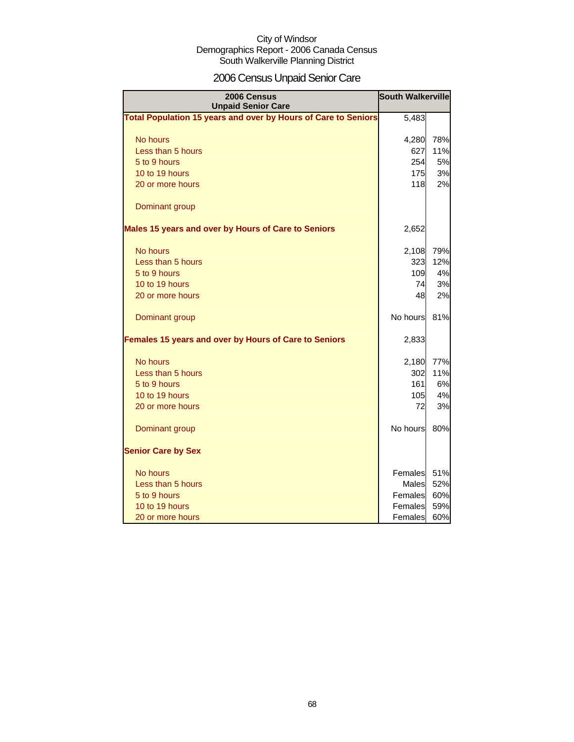City of Windsor
Demographics Report - 2006 Canada Census
South Walkerville Planning District

# 2006 Census Unpaid Senior Care

| 2006 Census Unpaid Senior Care | South Walkerville | |
|---|---|---|
| **Total Population 15 years and over by Hours of Care to Seniors** | 5,483 | |
| No hours | 4,280 | 78% |
| Less than 5 hours | 627 | 11% |
| 5 to 9 hours | 254 | 5% |
| 10 to 19 hours | 175 | 3% |
| 20 or more hours | 118 | 2% |
| Dominant group | | |
| **Males 15 years and over by Hours of Care to Seniors** | 2,652 | |
| No hours | 2,108 | 79% |
| Less than 5 hours | 323 | 12% |
| 5 to 9 hours | 109 | 4% |
| 10 to 19 hours | 74 | 3% |
| 20 or more hours | 48 | 2% |
| Dominant group | No hours | 81% |
| **Females 15 years and over by Hours of Care to Seniors** | 2,833 | |
| No hours | 2,180 | 77% |
| Less than 5 hours | 302 | 11% |
| 5 to 9 hours | 161 | 6% |
| 10 to 19 hours | 105 | 4% |
| 20 or more hours | 72 | 3% |
| Dominant group | No hours | 80% |
| **Senior Care by Sex** | | |
| No hours | Females | 51% |
| Less than 5 hours | Males | 52% |
| 5 to 9 hours | Females | 60% |
| 10 to 19 hours | Females | 59% |
| 20 or more hours | Females | 60% |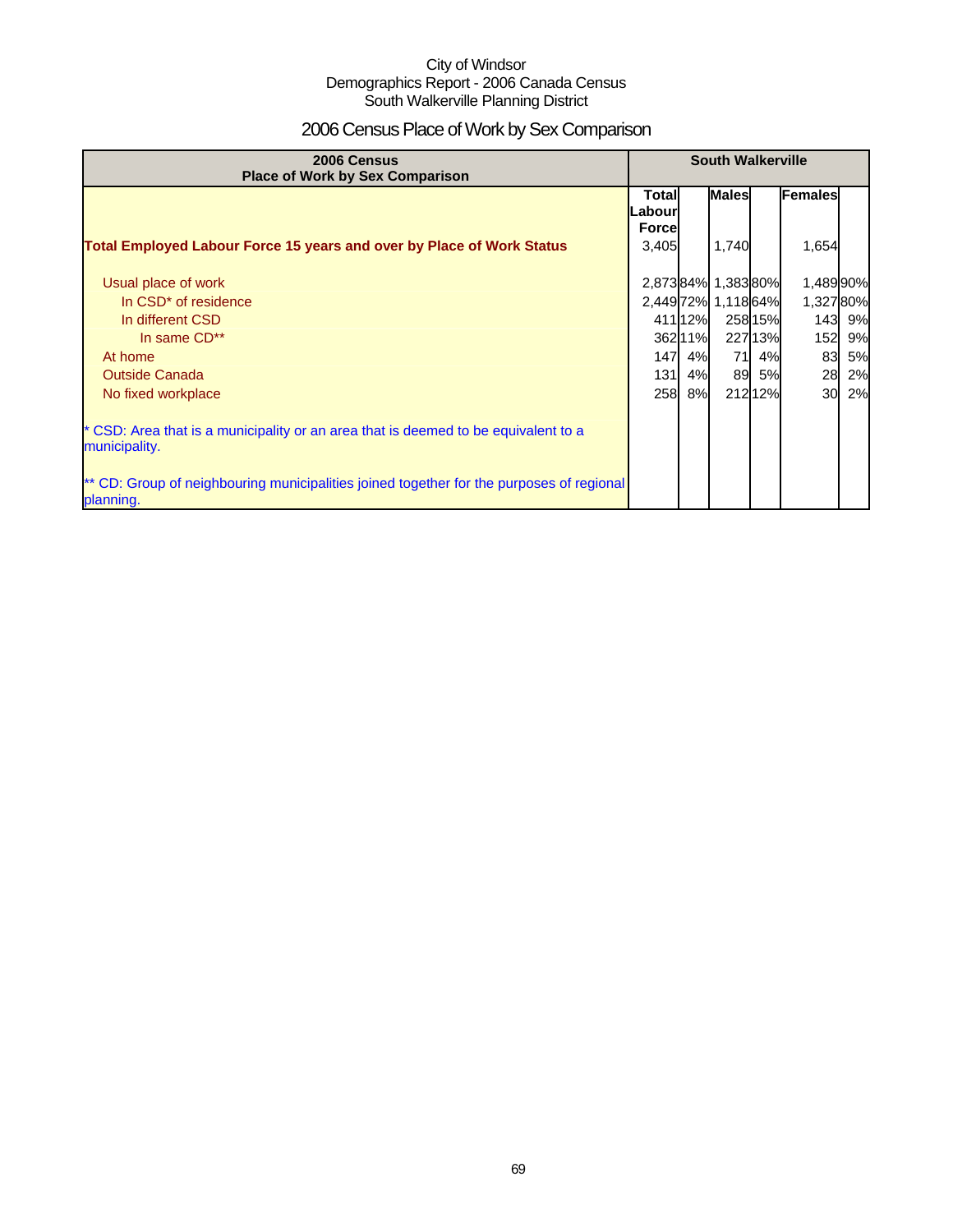City of Windsor
Demographics Report - 2006 Canada Census
South Walkerville Planning District

# 2006 Census Place of Work by Sex Comparison

| 2006 Census Place of Work by Sex Comparison | South Walkerville | | | | | |
|---|---|---|---|---|---|---|
| | Total Labour Force | | Males | | Females | |
| **Total Employed Labour Force 15 years and over by Place of Work Status** | 3,405 | | 1,740 | | 1,654 | |
| Usual place of work | 2,873 | 84% | 1,383 | 80% | 1,489 | 90% |
| In CSD* of residence | 2,449 | 72% | 1,118 | 64% | 1,327 | 80% |
| In different CSD | 411 | 12% | 258 | 15% | 143 | 9% |
| In same CD** | 362 | 11% | 227 | 13% | 152 | 9% |
| At home | 147 | 4% | 71 | 4% | 83 | 5% |
| Outside Canada | 131 | 4% | 89 | 5% | 28 | 2% |
| No fixed workplace | 258 | 8% | 212 | 12% | 30 | 2% |

* CSD: Area that is a municipality or an area that is deemed to be equivalent to a municipality.

** CD: Group of neighbouring municipalities joined together for the purposes of regional planning.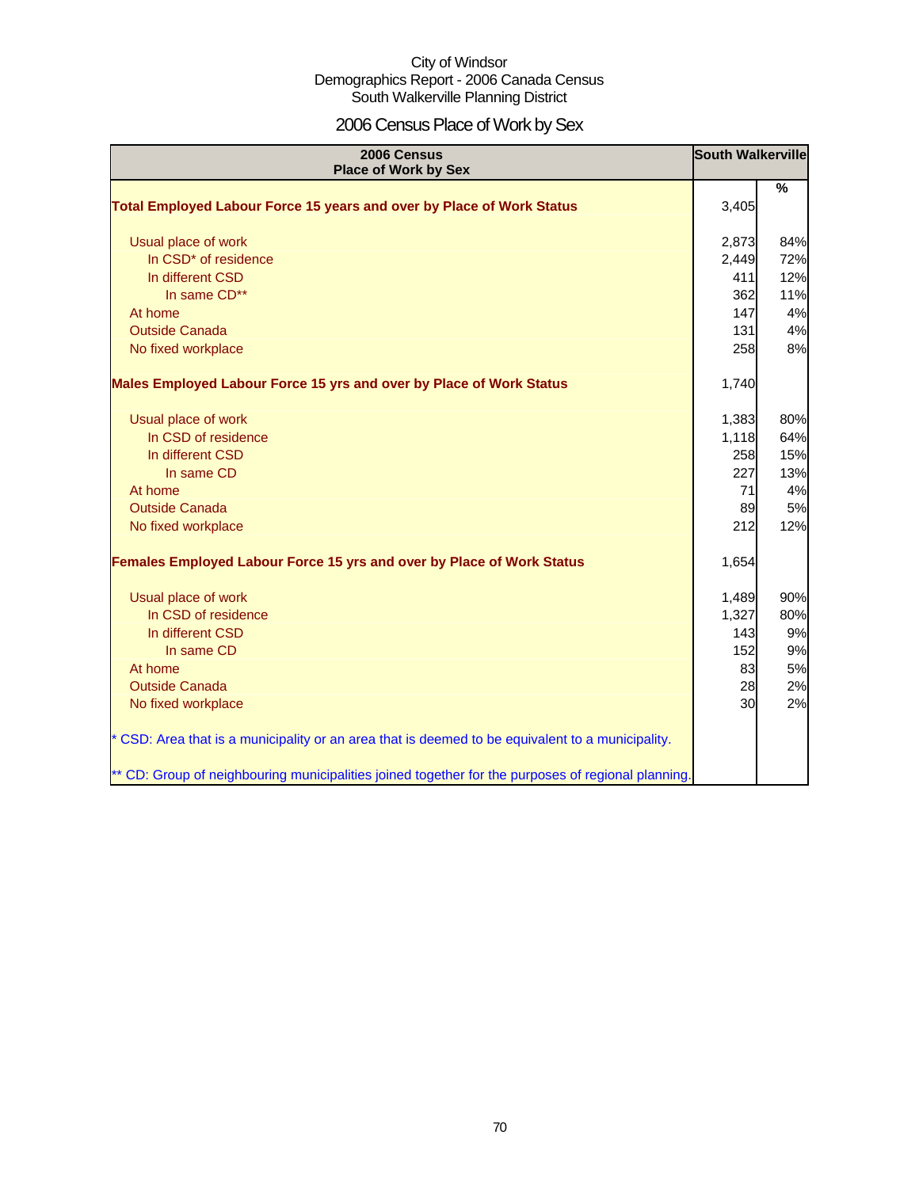City of Windsor
Demographics Report - 2006 Canada Census
South Walkerville Planning District

# 2006 Census Place of Work by Sex

| 2006 Census Place of Work by Sex | South Walkerville | |
|---|---|---|
| | | % |
| **Total Employed Labour Force 15 years and over by Place of Work Status** | 3,405 | |
| Usual place of work | 2,873 | 84% |
| In CSD* of residence | 2,449 | 72% |
| In different CSD | 411 | 12% |
| In same CD** | 362 | 11% |
| At home | 147 | 4% |
| Outside Canada | 131 | 4% |
| No fixed workplace | 258 | 8% |
| **Males Employed Labour Force 15 yrs and over by Place of Work Status** | 1,740 | |
| Usual place of work | 1,383 | 80% |
| In CSD of residence | 1,118 | 64% |
| In different CSD | 258 | 15% |
| In same CD | 227 | 13% |
| At home | 71 | 4% |
| Outside Canada | 89 | 5% |
| No fixed workplace | 212 | 12% |
| **Females Employed Labour Force 15 yrs and over by Place of Work Status** | 1,654 | |
| Usual place of work | 1,489 | 90% |
| In CSD of residence | 1,327 | 80% |
| In different CSD | 143 | 9% |
| In same CD | 152 | 9% |
| At home | 83 | 5% |
| Outside Canada | 28 | 2% |
| No fixed workplace | 30 | 2% |

* CSD: Area that is a municipality or an area that is deemed to be equivalent to a municipality.

** CD: Group of neighbouring municipalities joined together for the purposes of regional planning.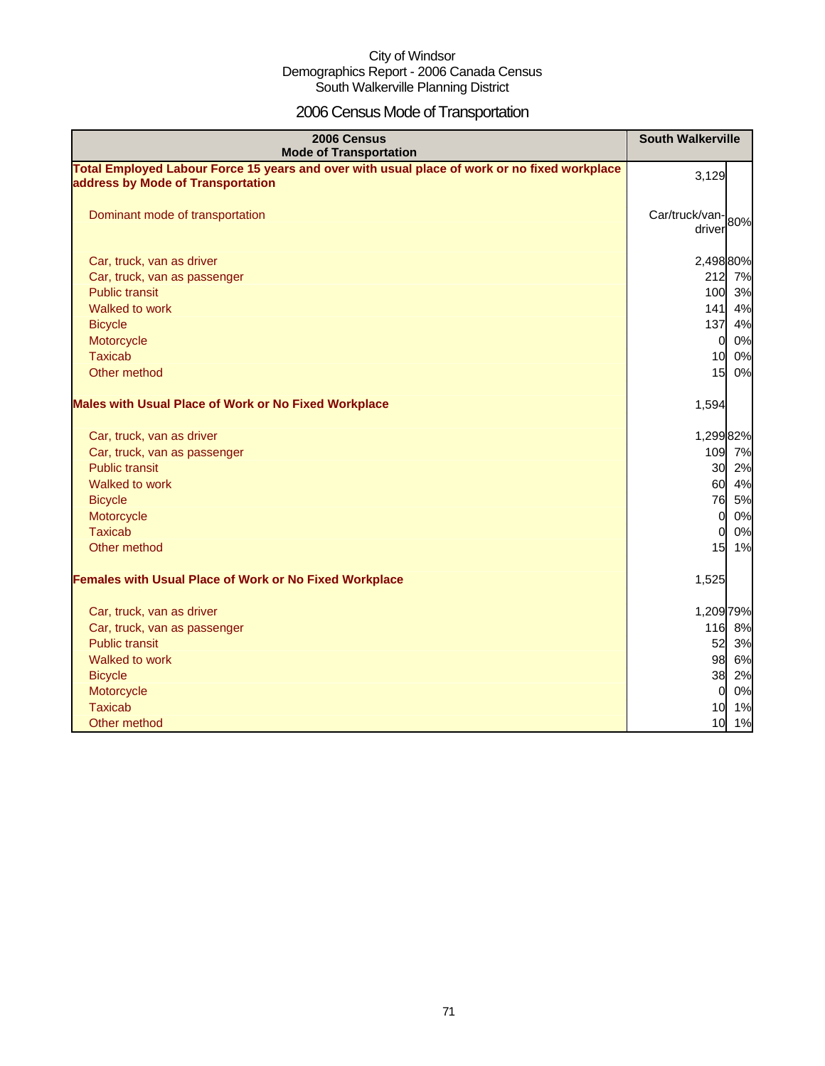City of Windsor
Demographics Report - 2006 Canada Census
South Walkerville Planning District

# 2006 Census Mode of Transportation

| 2006 Census Mode of Transportation | South Walkerville | |
|---|---|---|
| **Total Employed Labour Force 15 years and over with usual place of work or no fixed workplace address by Mode of Transportation** | 3,129 | |
| Dominant mode of transportation | Car/truck/van-driver | 80% |
| Car, truck, van as driver | 2,498 | 80% |
| Car, truck, van as passenger | 212 | 7% |
| Public transit | 100 | 3% |
| Walked to work | 141 | 4% |
| Bicycle | 137 | 4% |
| Motorcycle | 0 | 0% |
| Taxicab | 10 | 0% |
| Other method | 15 | 0% |
| **Males with Usual Place of Work or No Fixed Workplace** | 1,594 | |
| Car, truck, van as driver | 1,299 | 82% |
| Car, truck, van as passenger | 109 | 7% |
| Public transit | 30 | 2% |
| Walked to work | 60 | 4% |
| Bicycle | 76 | 5% |
| Motorcycle | 0 | 0% |
| Taxicab | 0 | 0% |
| Other method | 15 | 1% |
| **Females with Usual Place of Work or No Fixed Workplace** | 1,525 | |
| Car, truck, van as driver | 1,209 | 79% |
| Car, truck, van as passenger | 116 | 8% |
| Public transit | 52 | 3% |
| Walked to work | 98 | 6% |
| Bicycle | 38 | 2% |
| Motorcycle | 0 | 0% |
| Taxicab | 10 | 1% |
| Other method | 10 | 1% |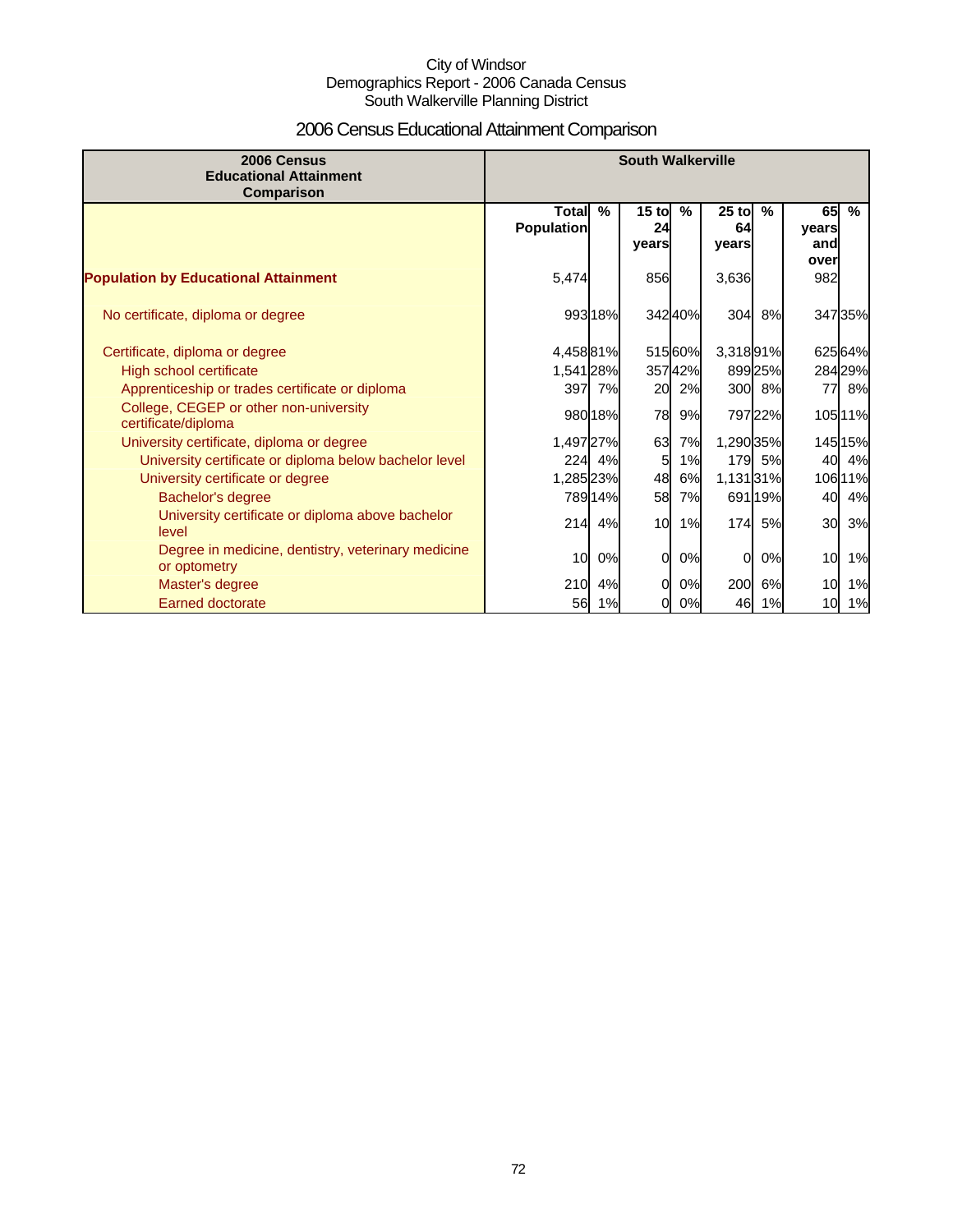City of Windsor
Demographics Report - 2006 Canada Census
South Walkerville Planning District

# 2006 Census Educational Attainment Comparison

| 2006 Census Educational Attainment Comparison | South Walkerville | | | | | | | |
|---|---|---|---|---|---|---|---|---|
| | Total Population | % | 15 to 24 years | % | 25 to 64 years | % | 65 years and over | % |
| **Population by Educational Attainment** | 5,474 | | 856 | | 3,636 | | 982 | |
| No certificate, diploma or degree | 993 | 18% | 342 | 40% | 304 | 8% | 347 | 35% |
| Certificate, diploma or degree | 4,458 | 81% | 515 | 60% | 3,318 | 91% | 625 | 64% |
| High school certificate | 1,541 | 28% | 357 | 42% | 899 | 25% | 284 | 29% |
| Apprenticeship or trades certificate or diploma | 397 | 7% | 20 | 2% | 300 | 8% | 77 | 8% |
| College, CEGEP or other non-university certificate/diploma | 980 | 18% | 78 | 9% | 797 | 22% | 105 | 11% |
| University certificate, diploma or degree | 1,497 | 27% | 63 | 7% | 1,290 | 35% | 145 | 15% |
| University certificate or diploma below bachelor level | 224 | 4% | 5 | 1% | 179 | 5% | 40 | 4% |
| University certificate or degree | 1,285 | 23% | 48 | 6% | 1,131 | 31% | 106 | 11% |
| Bachelor's degree | 789 | 14% | 58 | 7% | 691 | 19% | 40 | 4% |
| University certificate or diploma above bachelor level | 214 | 4% | 10 | 1% | 174 | 5% | 30 | 3% |
| Degree in medicine, dentistry, veterinary medicine or optometry | 10 | 0% | 0 | 0% | 0 | 0% | 10 | 1% |
| Master's degree | 210 | 4% | 0 | 0% | 200 | 6% | 10 | 1% |
| Earned doctorate | 56 | 1% | 0 | 0% | 46 | 1% | 10 | 1% |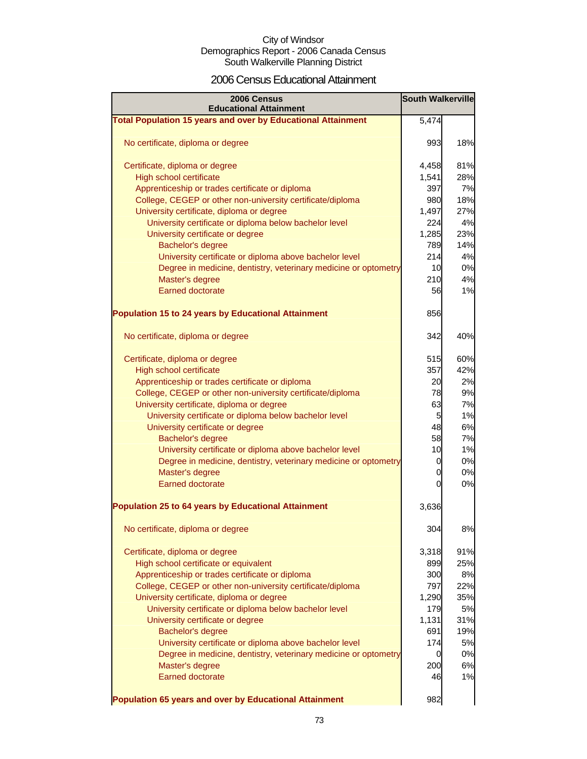City of Windsor
Demographics Report - 2006 Canada Census
South Walkerville Planning District

# 2006 Census Educational Attainment

| 2006 Census Educational Attainment | South Walkerville | |
|---|---|---|
| **Total Population 15 years and over by Educational Attainment** | 5,474 | |
| No certificate, diploma or degree | 993 | 18% |
| Certificate, diploma or degree | 4,458 | 81% |
| High school certificate | 1,541 | 28% |
| Apprenticeship or trades certificate or diploma | 397 | 7% |
| College, CEGEP or other non-university certificate/diploma | 980 | 18% |
| University certificate, diploma or degree | 1,497 | 27% |
| University certificate or diploma below bachelor level | 224 | 4% |
| University certificate or degree | 1,285 | 23% |
| Bachelor's degree | 789 | 14% |
| University certificate or diploma above bachelor level | 214 | 4% |
| Degree in medicine, dentistry, veterinary medicine or optometry | 10 | 0% |
| Master's degree | 210 | 4% |
| Earned doctorate | 56 | 1% |
| **Population 15 to 24 years by Educational Attainment** | 856 | |
| No certificate, diploma or degree | 342 | 40% |
| Certificate, diploma or degree | 515 | 60% |
| High school certificate | 357 | 42% |
| Apprenticeship or trades certificate or diploma | 20 | 2% |
| College, CEGEP or other non-university certificate/diploma | 78 | 9% |
| University certificate, diploma or degree | 63 | 7% |
| University certificate or diploma below bachelor level | 5 | 1% |
| University certificate or degree | 48 | 6% |
| Bachelor's degree | 58 | 7% |
| University certificate or diploma above bachelor level | 10 | 1% |
| Degree in medicine, dentistry, veterinary medicine or optometry | 0 | 0% |
| Master's degree | 0 | 0% |
| Earned doctorate | 0 | 0% |
| **Population 25 to 64 years by Educational Attainment** | 3,636 | |
| No certificate, diploma or degree | 304 | 8% |
| Certificate, diploma or degree | 3,318 | 91% |
| High school certificate or equivalent | 899 | 25% |
| Apprenticeship or trades certificate or diploma | 300 | 8% |
| College, CEGEP or other non-university certificate/diploma | 797 | 22% |
| University certificate, diploma or degree | 1,290 | 35% |
| University certificate or diploma below bachelor level | 179 | 5% |
| University certificate or degree | 1,131 | 31% |
| Bachelor's degree | 691 | 19% |
| University certificate or diploma above bachelor level | 174 | 5% |
| Degree in medicine, dentistry, veterinary medicine or optometry | 0 | 0% |
| Master's degree | 200 | 6% |
| Earned doctorate | 46 | 1% |
| **Population 65 years and over by Educational Attainment** | 982 | |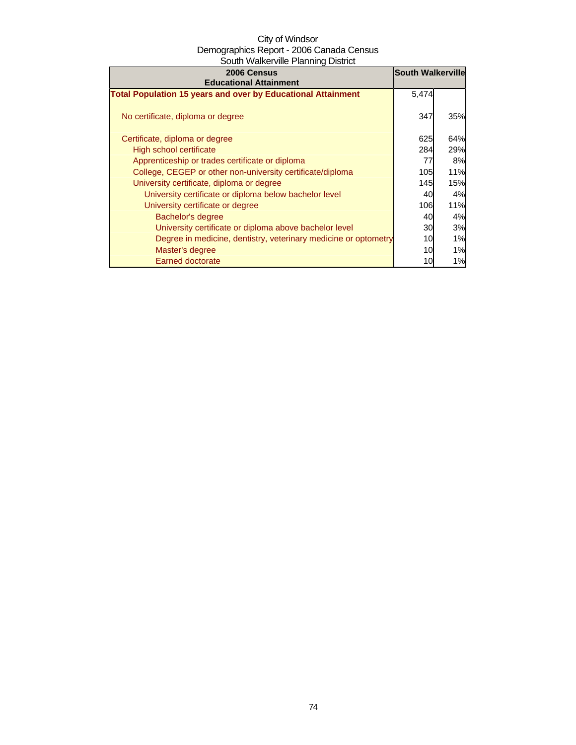City of Windsor
Demographics Report - 2006 Canada Census
South Walkerville Planning District

| 2006 Census Educational Attainment | South Walkerville | |
|---|---|---|
| **Total Population 15 years and over by Educational Attainment** | 5,474 | |
| No certificate, diploma or degree | 347 | 35% |
| Certificate, diploma or degree | 625 | 64% |
| High school certificate | 284 | 29% |
| Apprenticeship or trades certificate or diploma | 77 | 8% |
| College, CEGEP or other non-university certificate/diploma | 105 | 11% |
| University certificate, diploma or degree | 145 | 15% |
| University certificate or diploma below bachelor level | 40 | 4% |
| University certificate or degree | 106 | 11% |
| Bachelor's degree | 40 | 4% |
| University certificate or diploma above bachelor level | 30 | 3% |
| Degree in medicine, dentistry, veterinary medicine or optometry | 10 | 1% |
| Master's degree | 10 | 1% |
| Earned doctorate | 10 | 1% |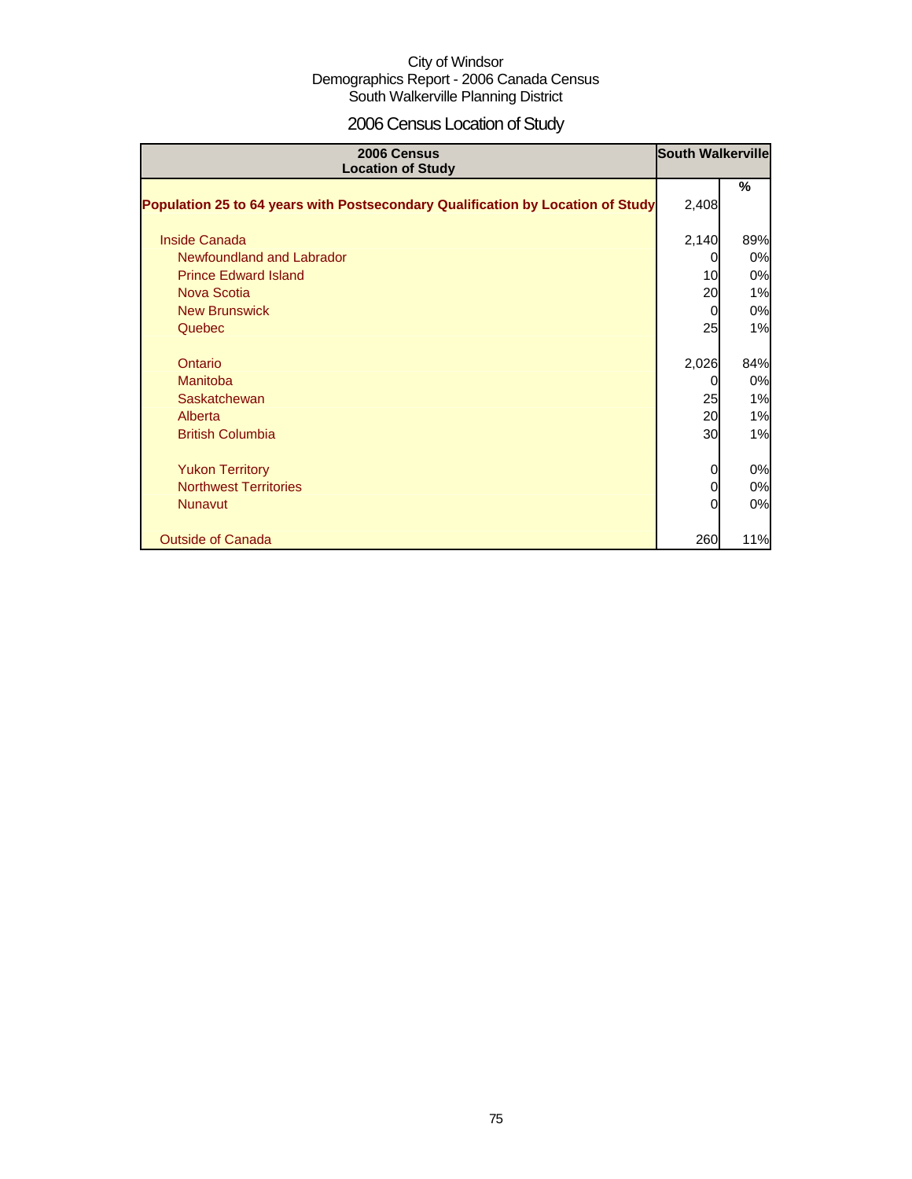City of Windsor
Demographics Report - 2006 Canada Census
South Walkerville Planning District

# 2006 Census Location of Study

| 2006 Census Location of Study | South Walkerville | % |
|---|---|---|
| **Population 25 to 64 years with Postsecondary Qualification by Location of Study** | 2,408 | |
| Inside Canada | 2,140 | 89% |
| Newfoundland and Labrador | 0 | 0% |
| Prince Edward Island | 10 | 0% |
| Nova Scotia | 20 | 1% |
| New Brunswick | 0 | 0% |
| Quebec | 25 | 1% |
| Ontario | 2,026 | 84% |
| Manitoba | 0 | 0% |
| Saskatchewan | 25 | 1% |
| Alberta | 20 | 1% |
| British Columbia | 30 | 1% |
| Yukon Territory | 0 | 0% |
| Northwest Territories | 0 | 0% |
| Nunavut | 0 | 0% |
| Outside of Canada | 260 | 11% |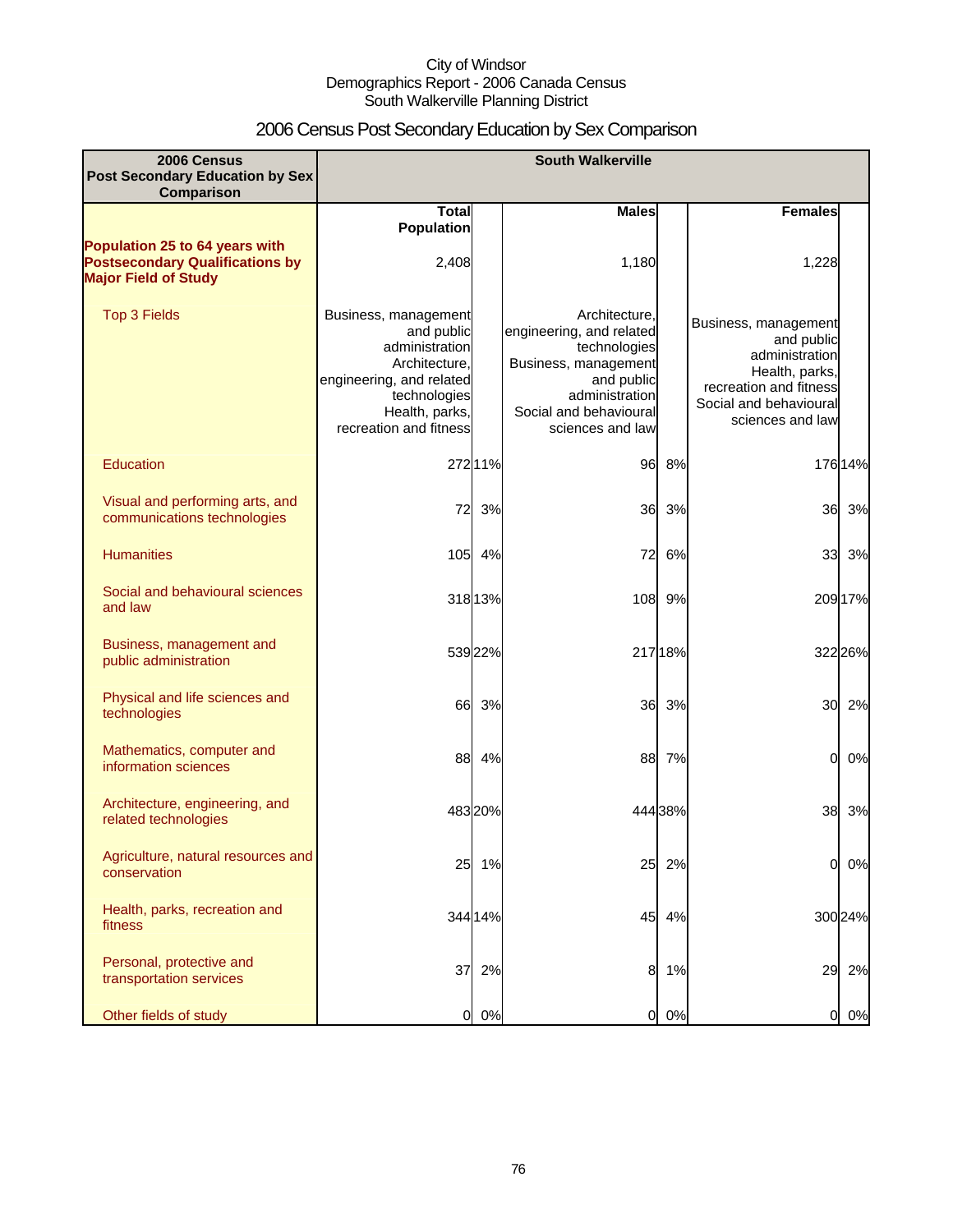City of Windsor
Demographics Report - 2006 Canada Census
South Walkerville Planning District

# 2006 Census Post Secondary Education by Sex Comparison

| 2006 Census Post Secondary Education by Sex Comparison | South Walkerville | | | | | |
|---|---|---|---|---|---|---|
| | Total Population | | Males | | Females | |
| **Population 25 to 64 years with Postsecondary Qualifications by Major Field of Study** | 2,408 | | 1,180 | | 1,228 | |
| Top 3 Fields | Business, management and public administration<br>Architecture, engineering, and related technologies<br>Health, parks, recreation and fitness | | Architecture, engineering, and related technologies<br>Business, management and public administration<br>Social and behavioural sciences and law | | Business, management and public administration<br>Health, parks, recreation and fitness<br>Social and behavioural sciences and law | |
| Education | 272 | 11% | 96 | 8% | 176 | 14% |
| Visual and performing arts, and communications technologies | 72 | 3% | 36 | 3% | 36 | 3% |
| Humanities | 105 | 4% | 72 | 6% | 33 | 3% |
| Social and behavioural sciences and law | 318 | 13% | 108 | 9% | 209 | 17% |
| Business, management and public administration | 539 | 22% | 217 | 18% | 322 | 26% |
| Physical and life sciences and technologies | 66 | 3% | 36 | 3% | 30 | 2% |
| Mathematics, computer and information sciences | 88 | 4% | 88 | 7% | 0 | 0% |
| Architecture, engineering, and related technologies | 483 | 20% | 444 | 38% | 38 | 3% |
| Agriculture, natural resources and conservation | 25 | 1% | 25 | 2% | 0 | 0% |
| Health, parks, recreation and fitness | 344 | 14% | 45 | 4% | 300 | 24% |
| Personal, protective and transportation services | 37 | 2% | 8 | 1% | 29 | 2% |
| Other fields of study | 0 | 0% | 0 | 0% | 0 | 0% |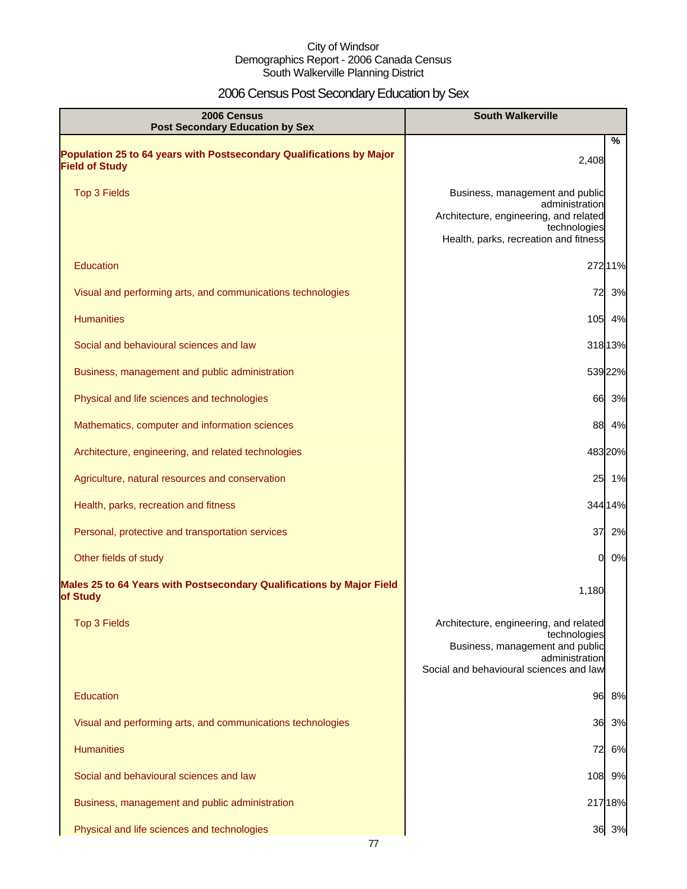City of Windsor
Demographics Report - 2006 Canada Census
South Walkerville Planning District

# 2006 Census Post Secondary Education by Sex

| 2006 Census Post Secondary Education by Sex | South Walkerville | % |
|---|---|---|
| **Population 25 to 64 years with Postsecondary Qualifications by Major Field of Study** | 2,408 | |
| Top 3 Fields | Business, management and public administration<br>Architecture, engineering, and related technologies<br>Health, parks, recreation and fitness | |
| Education | 272 | 11% |
| Visual and performing arts, and communications technologies | 72 | 3% |
| Humanities | 105 | 4% |
| Social and behavioural sciences and law | 318 | 13% |
| Business, management and public administration | 539 | 22% |
| Physical and life sciences and technologies | 66 | 3% |
| Mathematics, computer and information sciences | 88 | 4% |
| Architecture, engineering, and related technologies | 483 | 20% |
| Agriculture, natural resources and conservation | 25 | 1% |
| Health, parks, recreation and fitness | 344 | 14% |
| Personal, protective and transportation services | 37 | 2% |
| Other fields of study | 0 | 0% |
| **Males 25 to 64 Years with Postsecondary Qualifications by Major Field of Study** | 1,180 | |
| Top 3 Fields | Architecture, engineering, and related technologies<br>Business, management and public administration<br>Social and behavioural sciences and law | |
| Education | 96 | 8% |
| Visual and performing arts, and communications technologies | 36 | 3% |
| Humanities | 72 | 6% |
| Social and behavioural sciences and law | 108 | 9% |
| Business, management and public administration | 217 | 18% |
| Physical and life sciences and technologies | 36 | 3% |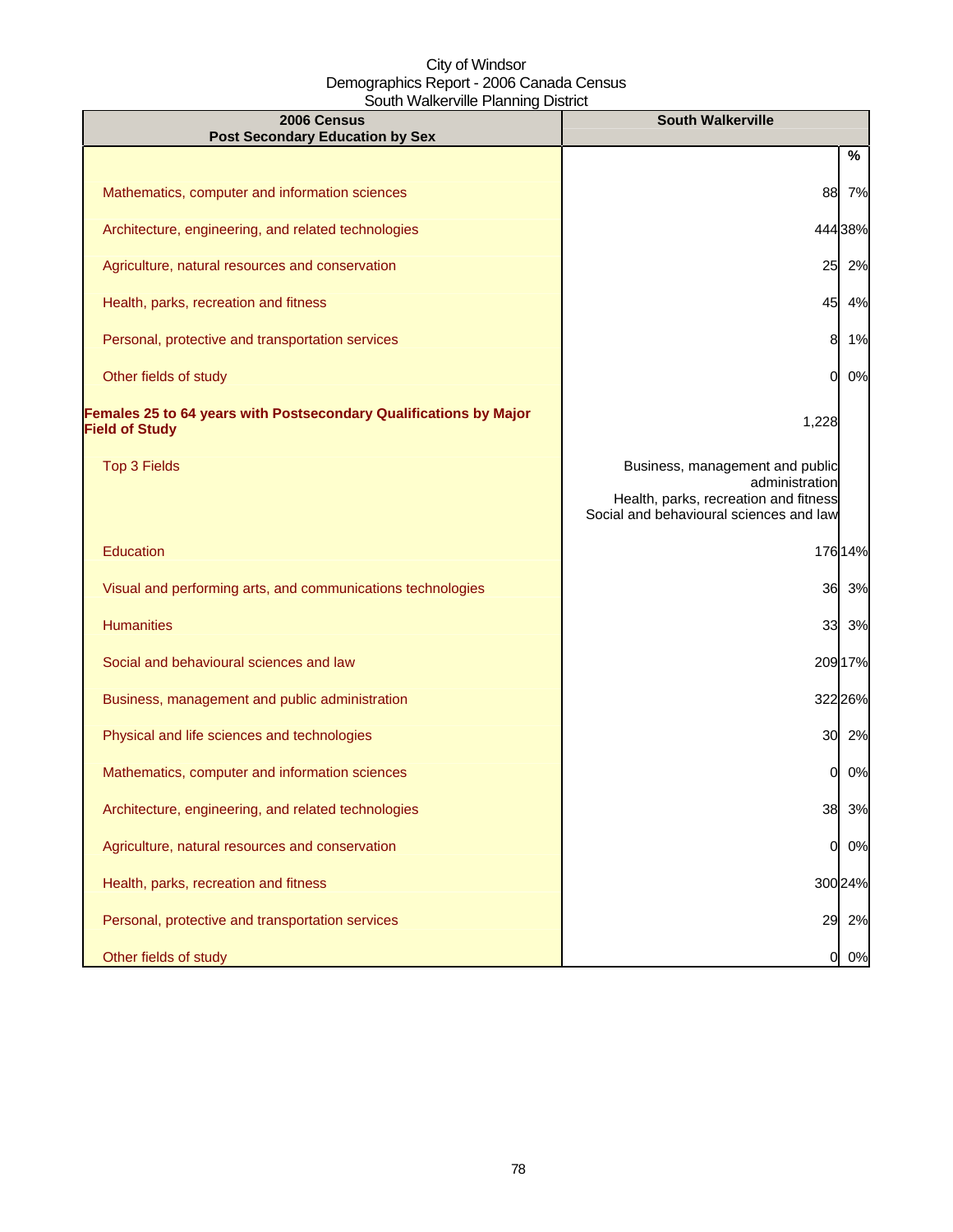City of Windsor
Demographics Report - 2006 Canada Census
South Walkerville Planning District

| 2006 Census<br>Post Secondary Education by Sex | South Walkerville | % |
|---|---|---|
| Mathematics, computer and information sciences | 88 | 7% |
| Architecture, engineering, and related technologies | 444 | 38% |
| Agriculture, natural resources and conservation | 25 | 2% |
| Health, parks, recreation and fitness | 45 | 4% |
| Personal, protective and transportation services | 8 | 1% |
| Other fields of study | 0 | 0% |
| **Females 25 to 64 years with Postsecondary Qualifications by Major Field of Study** | 1,228 | |
| Top 3 Fields | Business, management and public administration<br>Health, parks, recreation and fitness<br>Social and behavioural sciences and law | |
| Education | 176 | 14% |
| Visual and performing arts, and communications technologies | 36 | 3% |
| Humanities | 33 | 3% |
| Social and behavioural sciences and law | 209 | 17% |
| Business, management and public administration | 322 | 26% |
| Physical and life sciences and technologies | 30 | 2% |
| Mathematics, computer and information sciences | 0 | 0% |
| Architecture, engineering, and related technologies | 38 | 3% |
| Agriculture, natural resources and conservation | 0 | 0% |
| Health, parks, recreation and fitness | 300 | 24% |
| Personal, protective and transportation services | 29 | 2% |
| Other fields of study | 0 | 0% |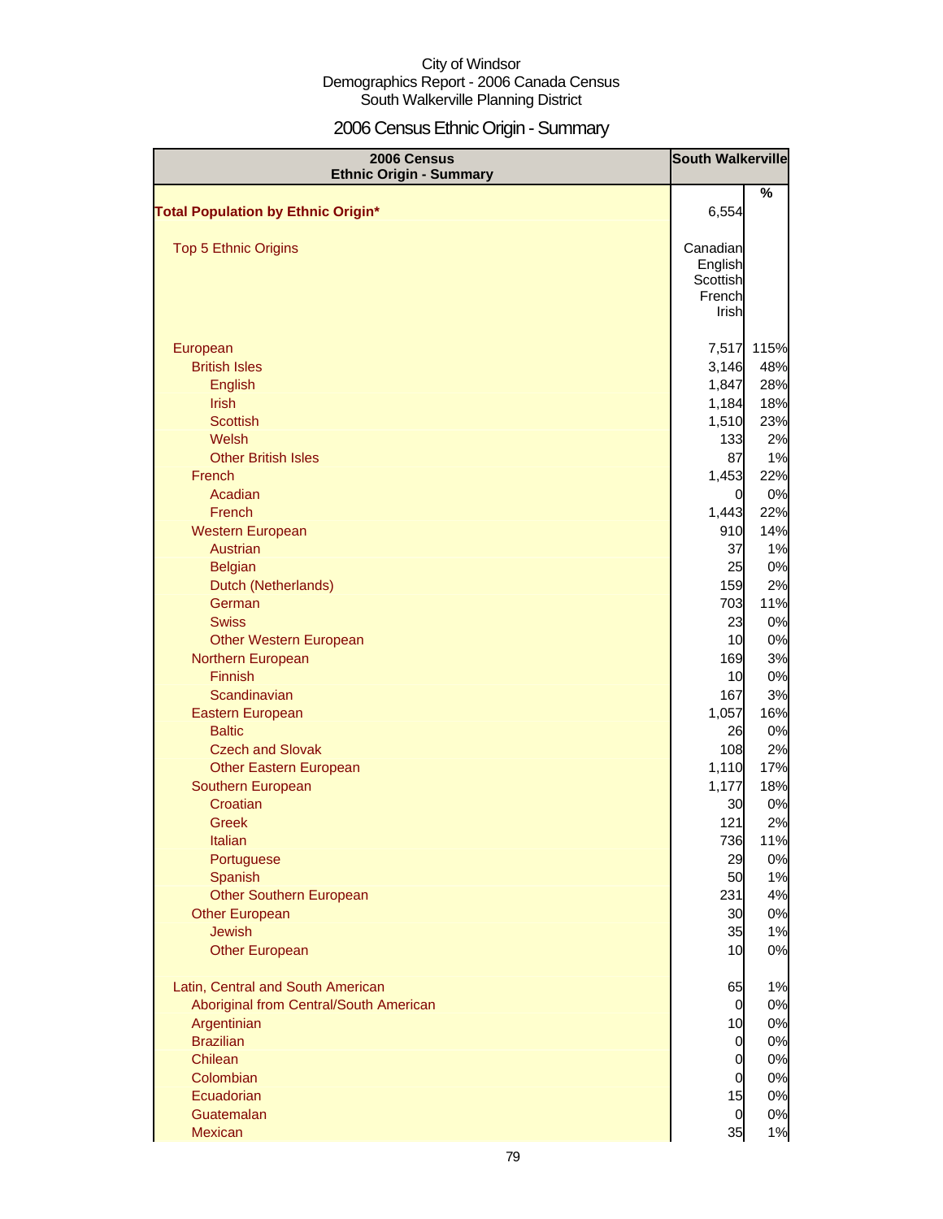City of Windsor
Demographics Report - 2006 Canada Census
South Walkerville Planning District

# 2006 Census Ethnic Origin - Summary

| 2006 Census Ethnic Origin - Summary | South Walkerville | % |
|---|---|---|
| **Total Population by Ethnic Origin*** | 6,554 | |
| Top 5 Ethnic Origins | Canadian<br>English<br>Scottish<br>French<br>Irish | |
| European | 7,517 | 115% |
| British Isles | 3,146 | 48% |
| English | 1,847 | 28% |
| Irish | 1,184 | 18% |
| Scottish | 1,510 | 23% |
| Welsh | 133 | 2% |
| Other British Isles | 87 | 1% |
| French | 1,453 | 22% |
| Acadian | 0 | 0% |
| French | 1,443 | 22% |
| Western European | 910 | 14% |
| Austrian | 37 | 1% |
| Belgian | 25 | 0% |
| Dutch (Netherlands) | 159 | 2% |
| German | 703 | 11% |
| Swiss | 23 | 0% |
| Other Western European | 10 | 0% |
| Northern European | 169 | 3% |
| Finnish | 10 | 0% |
| Scandinavian | 167 | 3% |
| Eastern European | 1,057 | 16% |
| Baltic | 26 | 0% |
| Czech and Slovak | 108 | 2% |
| Other Eastern European | 1,110 | 17% |
| Southern European | 1,177 | 18% |
| Croatian | 30 | 0% |
| Greek | 121 | 2% |
| Italian | 736 | 11% |
| Portuguese | 29 | 0% |
| Spanish | 50 | 1% |
| Other Southern European | 231 | 4% |
| Other European | 30 | 0% |
| Jewish | 35 | 1% |
| Other European | 10 | 0% |
| Latin, Central and South American | 65 | 1% |
| Aboriginal from Central/South American | 0 | 0% |
| Argentinian | 10 | 0% |
| Brazilian | 0 | 0% |
| Chilean | 0 | 0% |
| Colombian | 0 | 0% |
| Ecuadorian | 15 | 0% |
| Guatemalan | 0 | 0% |
| Mexican | 35 | 1% |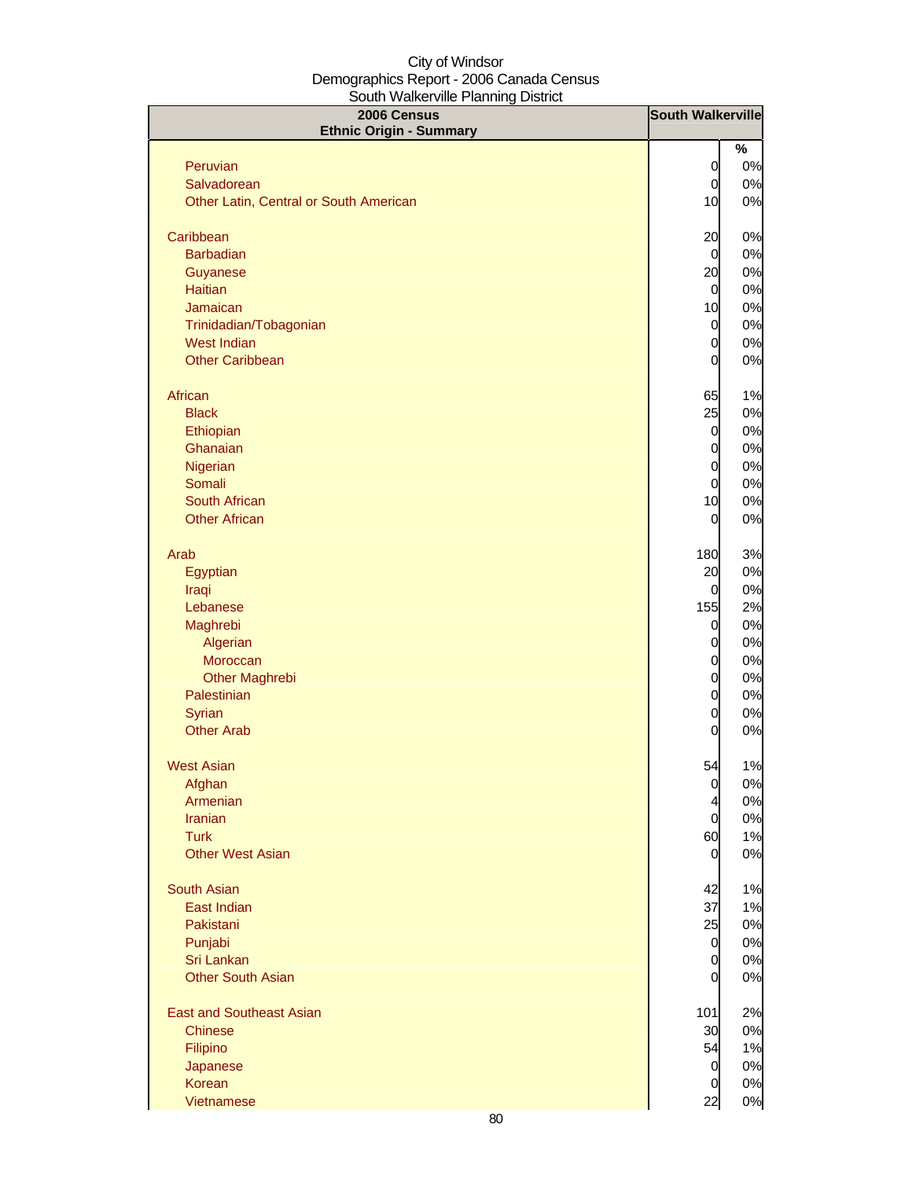City of Windsor
Demographics Report - 2006 Canada Census
South Walkerville Planning District

| 2006 Census Ethnic Origin - Summary | South Walkerville | % |
|---|---|---|
| Peruvian | 0 | 0% |
| Salvadorean | 0 | 0% |
| Other Latin, Central or South American | 10 | 0% |
| | | |
| Caribbean | 20 | 0% |
| Barbadian | 0 | 0% |
| Guyanese | 20 | 0% |
| Haitian | 0 | 0% |
| Jamaican | 10 | 0% |
| Trinidadian/Tobagonian | 0 | 0% |
| West Indian | 0 | 0% |
| Other Caribbean | 0 | 0% |
| | | |
| African | 65 | 1% |
| Black | 25 | 0% |
| Ethiopian | 0 | 0% |
| Ghanaian | 0 | 0% |
| Nigerian | 0 | 0% |
| Somali | 0 | 0% |
| South African | 10 | 0% |
| Other African | 0 | 0% |
| | | |
| Arab | 180 | 3% |
| Egyptian | 20 | 0% |
| Iraqi | 0 | 0% |
| Lebanese | 155 | 2% |
| Maghrebi | 0 | 0% |
| Algerian | 0 | 0% |
| Moroccan | 0 | 0% |
| Other Maghrebi | 0 | 0% |
| Palestinian | 0 | 0% |
| Syrian | 0 | 0% |
| Other Arab | 0 | 0% |
| | | |
| West Asian | 54 | 1% |
| Afghan | 0 | 0% |
| Armenian | 4 | 0% |
| Iranian | 0 | 0% |
| Turk | 60 | 1% |
| Other West Asian | 0 | 0% |
| | | |
| South Asian | 42 | 1% |
| East Indian | 37 | 1% |
| Pakistani | 25 | 0% |
| Punjabi | 0 | 0% |
| Sri Lankan | 0 | 0% |
| Other South Asian | 0 | 0% |
| | | |
| East and Southeast Asian | 101 | 2% |
| Chinese | 30 | 0% |
| Filipino | 54 | 1% |
| Japanese | 0 | 0% |
| Korean | 0 | 0% |
| Vietnamese | 22 | 0% |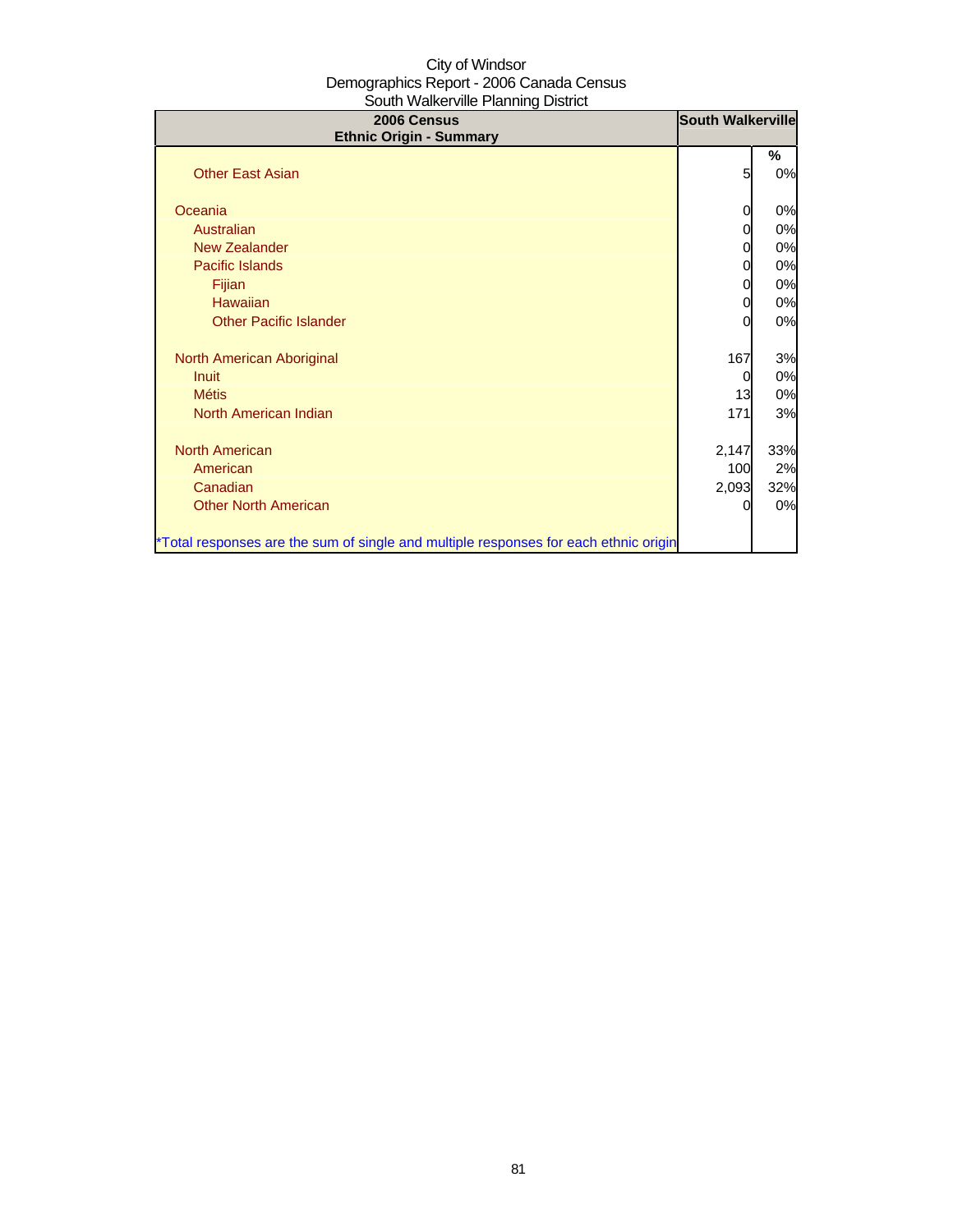City of Windsor
Demographics Report - 2006 Canada Census
South Walkerville Planning District

| 2006 Census<br>Ethnic Origin - Summary | South Walkerville | |
|---|---|---|
| | | % |
| Other East Asian | 5 | 0% |
| | | |
| Oceania | 0 | 0% |
| Australian | 0 | 0% |
| New Zealander | 0 | 0% |
| Pacific Islands | 0 | 0% |
| Fijian | 0 | 0% |
| Hawaiian | 0 | 0% |
| Other Pacific Islander | 0 | 0% |
| | | |
| North American Aboriginal | 167 | 3% |
| Inuit | 0 | 0% |
| Métis | 13 | 0% |
| North American Indian | 171 | 3% |
| | | |
| North American | 2,147 | 33% |
| American | 100 | 2% |
| Canadian | 2,093 | 32% |
| Other North American | 0 | 0% |
| | | |
| *Total responses are the sum of single and multiple responses for each ethnic origin | | |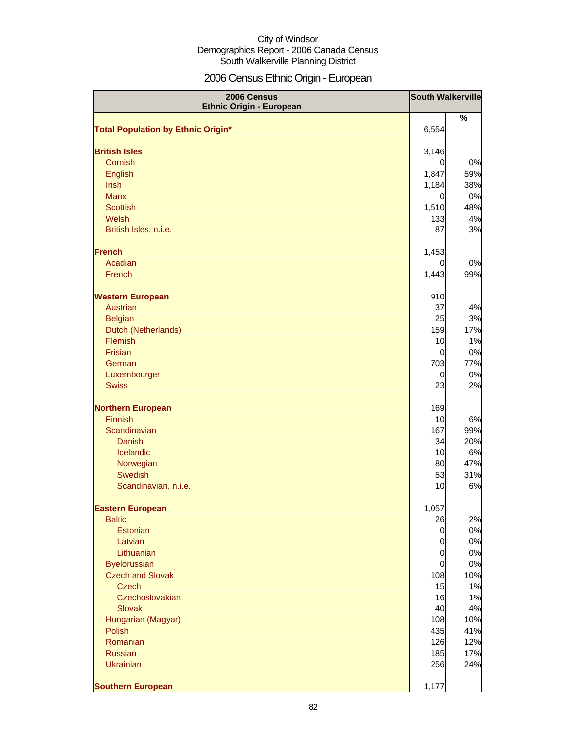City of Windsor
Demographics Report - 2006 Canada Census
South Walkerville Planning District

# 2006 Census Ethnic Origin - European

| 2006 Census Ethnic Origin - European | South Walkerville | |
|---|---|---|
| | | % |
| **Total Population by Ethnic Origin*** | 6,554 | |
| **British Isles** | 3,146 | |
| Cornish | 0 | 0% |
| English | 1,847 | 59% |
| Irish | 1,184 | 38% |
| Manx | 0 | 0% |
| Scottish | 1,510 | 48% |
| Welsh | 133 | 4% |
| British Isles, n.i.e. | 87 | 3% |
| **French** | 1,453 | |
| Acadian | 0 | 0% |
| French | 1,443 | 99% |
| **Western European** | 910 | |
| Austrian | 37 | 4% |
| Belgian | 25 | 3% |
| Dutch (Netherlands) | 159 | 17% |
| Flemish | 10 | 1% |
| Frisian | 0 | 0% |
| German | 703 | 77% |
| Luxembourger | 0 | 0% |
| Swiss | 23 | 2% |
| **Northern European** | 169 | |
| Finnish | 10 | 6% |
| Scandinavian | 167 | 99% |
| Danish | 34 | 20% |
| Icelandic | 10 | 6% |
| Norwegian | 80 | 47% |
| Swedish | 53 | 31% |
| Scandinavian, n.i.e. | 10 | 6% |
| **Eastern European** | 1,057 | |
| Baltic | 26 | 2% |
| Estonian | 0 | 0% |
| Latvian | 0 | 0% |
| Lithuanian | 0 | 0% |
| Byelorussian | 0 | 0% |
| Czech and Slovak | 108 | 10% |
| Czech | 15 | 1% |
| Czechoslovakian | 16 | 1% |
| Slovak | 40 | 4% |
| Hungarian (Magyar) | 108 | 10% |
| Polish | 435 | 41% |
| Romanian | 126 | 12% |
| Russian | 185 | 17% |
| Ukrainian | 256 | 24% |
| **Southern European** | 1,177 | |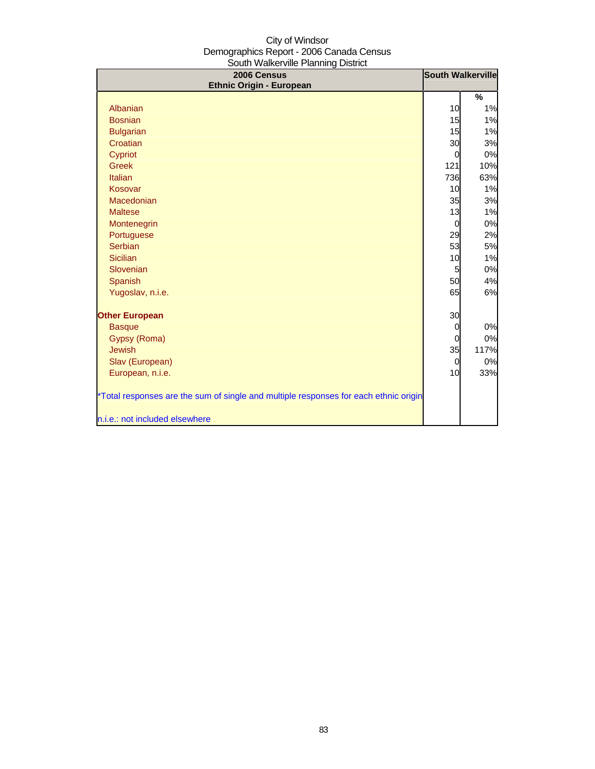City of Windsor
Demographics Report - 2006 Canada Census
South Walkerville Planning District

| 2006 Census<br>Ethnic Origin - European | South Walkerville | |
|---|---|---|
| | | % |
| Albanian | 10 | 1% |
| Bosnian | 15 | 1% |
| Bulgarian | 15 | 1% |
| Croatian | 30 | 3% |
| Cypriot | 0 | 0% |
| Greek | 121 | 10% |
| Italian | 736 | 63% |
| Kosovar | 10 | 1% |
| Macedonian | 35 | 3% |
| Maltese | 13 | 1% |
| Montenegrin | 0 | 0% |
| Portuguese | 29 | 2% |
| Serbian | 53 | 5% |
| Sicilian | 10 | 1% |
| Slovenian | 5 | 0% |
| Spanish | 50 | 4% |
| Yugoslav, n.i.e. | 65 | 6% |
| | | |
| **Other European** | 30 | |
| Basque | 0 | 0% |
| Gypsy (Roma) | 0 | 0% |
| Jewish | 35 | 117% |
| Slav (European) | 0 | 0% |
| European, n.i.e. | 10 | 33% |

*Total responses are the sum of single and multiple responses for each ethnic origin

n.i.e.: not included elsewhere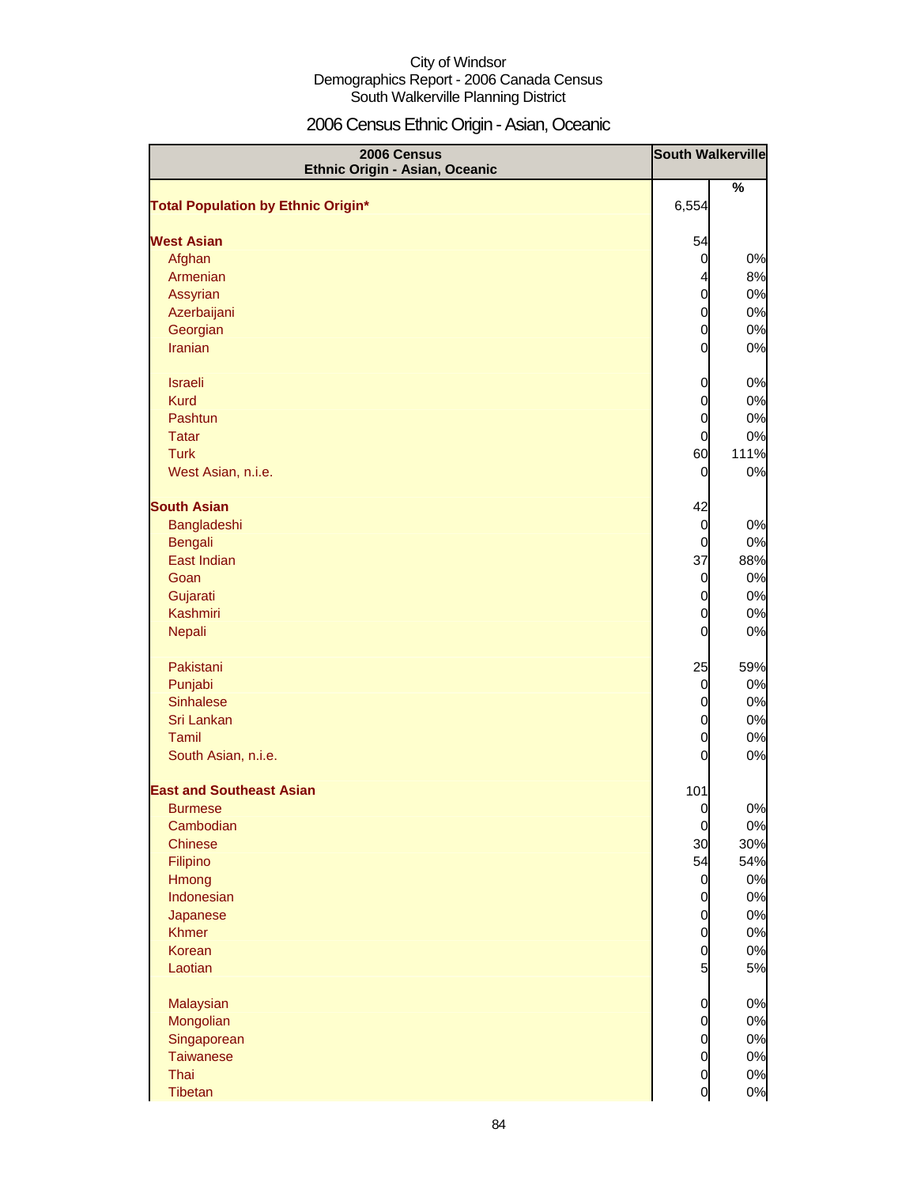City of Windsor
Demographics Report - 2006 Canada Census
South Walkerville Planning District

# 2006 Census Ethnic Origin - Asian, Oceanic

| 2006 Census Ethnic Origin - Asian, Oceanic | South Walkerville | |
|---|---|---|
| | | % |
| **Total Population by Ethnic Origin*** | 6,554 | |
| | | |
| **West Asian** | 54 | |
| Afghan | 0 | 0% |
| Armenian | 4 | 8% |
| Assyrian | 0 | 0% |
| Azerbaijani | 0 | 0% |
| Georgian | 0 | 0% |
| Iranian | 0 | 0% |
| | | |
| Israeli | 0 | 0% |
| Kurd | 0 | 0% |
| Pashtun | 0 | 0% |
| Tatar | 0 | 0% |
| Turk | 60 | 111% |
| West Asian, n.i.e. | 0 | 0% |
| | | |
| **South Asian** | 42 | |
| Bangladeshi | 0 | 0% |
| Bengali | 0 | 0% |
| East Indian | 37 | 88% |
| Goan | 0 | 0% |
| Gujarati | 0 | 0% |
| Kashmiri | 0 | 0% |
| Nepali | 0 | 0% |
| | | |
| Pakistani | 25 | 59% |
| Punjabi | 0 | 0% |
| Sinhalese | 0 | 0% |
| Sri Lankan | 0 | 0% |
| Tamil | 0 | 0% |
| South Asian, n.i.e. | 0 | 0% |
| | | |
| **East and Southeast Asian** | 101 | |
| Burmese | 0 | 0% |
| Cambodian | 0 | 0% |
| Chinese | 30 | 30% |
| Filipino | 54 | 54% |
| Hmong | 0 | 0% |
| Indonesian | 0 | 0% |
| Japanese | 0 | 0% |
| Khmer | 0 | 0% |
| Korean | 0 | 0% |
| Laotian | 5 | 5% |
| | | |
| Malaysian | 0 | 0% |
| Mongolian | 0 | 0% |
| Singaporean | 0 | 0% |
| Taiwanese | 0 | 0% |
| Thai | 0 | 0% |
| Tibetan | 0 | 0% |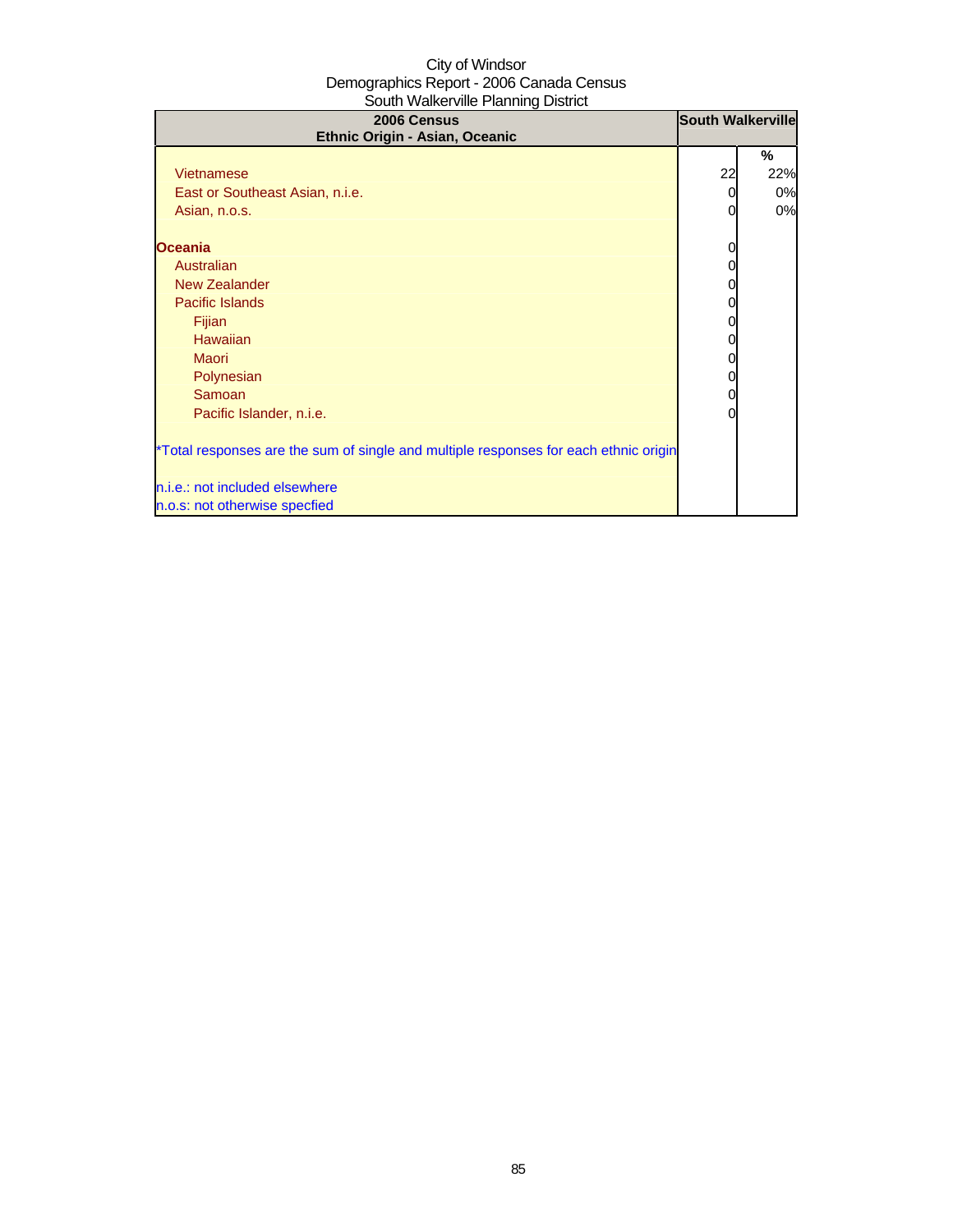City of Windsor
Demographics Report - 2006 Canada Census
South Walkerville Planning District

| 2006 Census<br>Ethnic Origin - Asian, Oceanic | South Walkerville | |
|---|---|---|
| | | % |
| Vietnamese | 22 | 22% |
| East or Southeast Asian, n.i.e. | 0 | 0% |
| Asian, n.o.s. | 0 | 0% |
| | | |
| **Oceania** | 0 | |
| Australian | 0 | |
| New Zealander | 0 | |
| Pacific Islands | 0 | |
| Fijian | 0 | |
| Hawaiian | 0 | |
| Maori | 0 | |
| Polynesian | 0 | |
| Samoan | 0 | |
| Pacific Islander, n.i.e. | 0 | |

*Total responses are the sum of single and multiple responses for each ethnic origin

n.i.e.: not included elsewhere
n.o.s: not otherwise specfied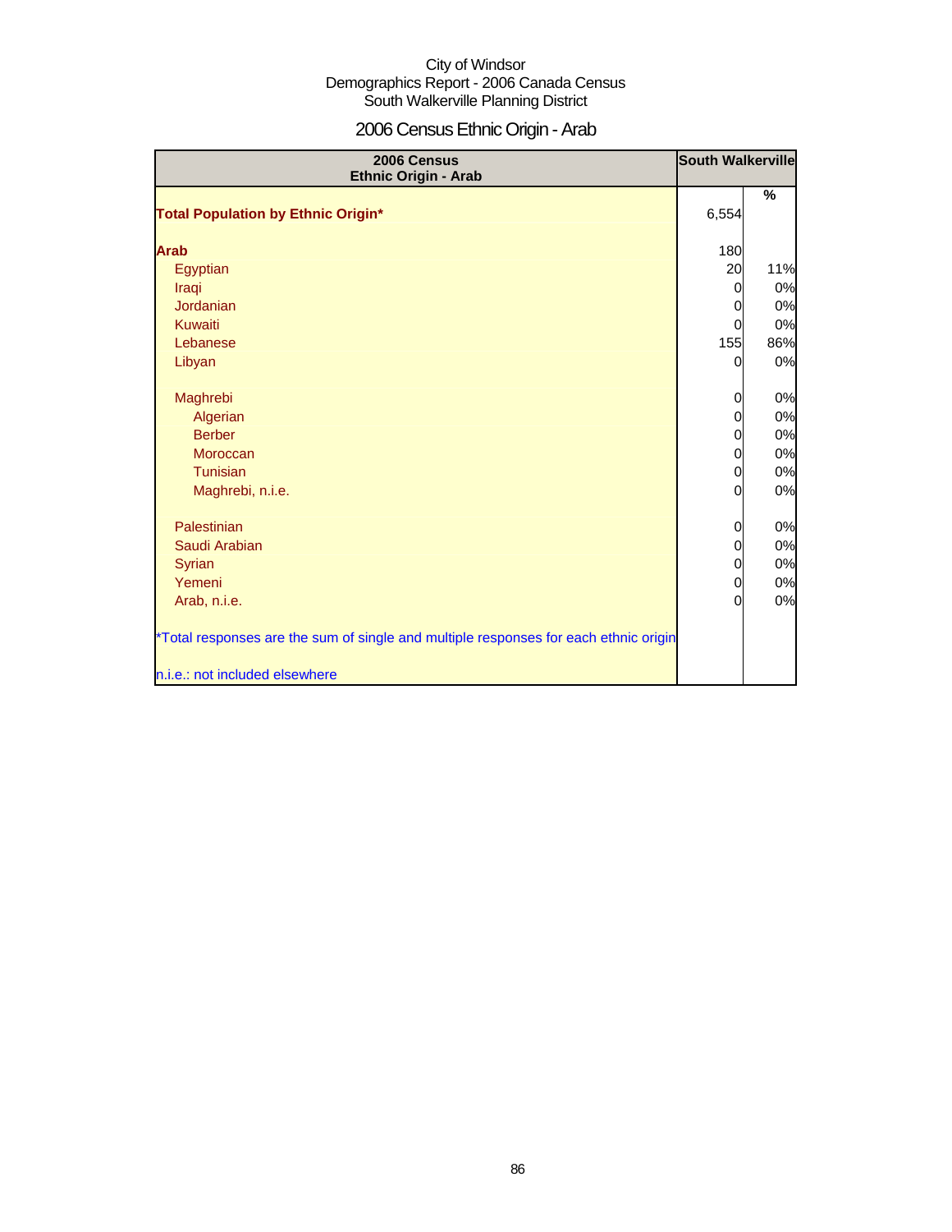City of Windsor
Demographics Report - 2006 Canada Census
South Walkerville Planning District

# 2006 Census Ethnic Origin - Arab

| 2006 Census Ethnic Origin - Arab | South Walkerville | |
|---|---|---|
| | | % |
| **Total Population by Ethnic Origin*** | 6,554 | |
| **Arab** | 180 | |
| Egyptian | 20 | 11% |
| Iraqi | 0 | 0% |
| Jordanian | 0 | 0% |
| Kuwaiti | 0 | 0% |
| Lebanese | 155 | 86% |
| Libyan | 0 | 0% |
| Maghrebi | 0 | 0% |
| Algerian | 0 | 0% |
| Berber | 0 | 0% |
| Moroccan | 0 | 0% |
| Tunisian | 0 | 0% |
| Maghrebi, n.i.e. | 0 | 0% |
| Palestinian | 0 | 0% |
| Saudi Arabian | 0 | 0% |
| Syrian | 0 | 0% |
| Yemeni | 0 | 0% |
| Arab, n.i.e. | 0 | 0% |

*Total responses are the sum of single and multiple responses for each ethnic origin

n.i.e.: not included elsewhere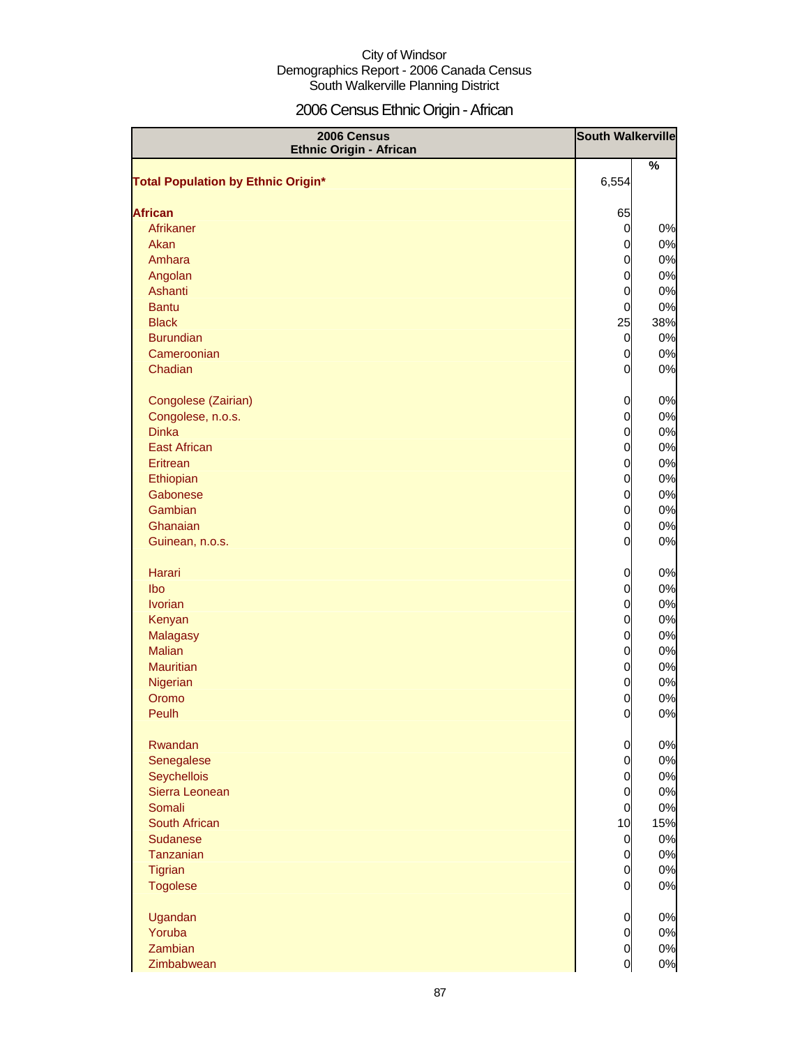City of Windsor
Demographics Report - 2006 Canada Census
South Walkerville Planning District

# 2006 Census Ethnic Origin - African

| 2006 Census Ethnic Origin - African | South Walkerville | |
|---|---|---|
| | | % |
| **Total Population by Ethnic Origin*** | 6,554 | |
| **African** | 65 | |
| Afrikaner | 0 | 0% |
| Akan | 0 | 0% |
| Amhara | 0 | 0% |
| Angolan | 0 | 0% |
| Ashanti | 0 | 0% |
| Bantu | 0 | 0% |
| Black | 25 | 38% |
| Burundian | 0 | 0% |
| Cameroonian | 0 | 0% |
| Chadian | 0 | 0% |
| Congolese (Zairian) | 0 | 0% |
| Congolese, n.o.s. | 0 | 0% |
| Dinka | 0 | 0% |
| East African | 0 | 0% |
| Eritrean | 0 | 0% |
| Ethiopian | 0 | 0% |
| Gabonese | 0 | 0% |
| Gambian | 0 | 0% |
| Ghanaian | 0 | 0% |
| Guinean, n.o.s. | 0 | 0% |
| Harari | 0 | 0% |
| Ibo | 0 | 0% |
| Ivorian | 0 | 0% |
| Kenyan | 0 | 0% |
| Malagasy | 0 | 0% |
| Malian | 0 | 0% |
| Mauritian | 0 | 0% |
| Nigerian | 0 | 0% |
| Oromo | 0 | 0% |
| Peulh | 0 | 0% |
| Rwandan | 0 | 0% |
| Senegalese | 0 | 0% |
| Seychellois | 0 | 0% |
| Sierra Leonean | 0 | 0% |
| Somali | 0 | 0% |
| South African | 10 | 15% |
| Sudanese | 0 | 0% |
| Tanzanian | 0 | 0% |
| Tigrian | 0 | 0% |
| Togolese | 0 | 0% |
| Ugandan | 0 | 0% |
| Yoruba | 0 | 0% |
| Zambian | 0 | 0% |
| Zimbabwean | 0 | 0% |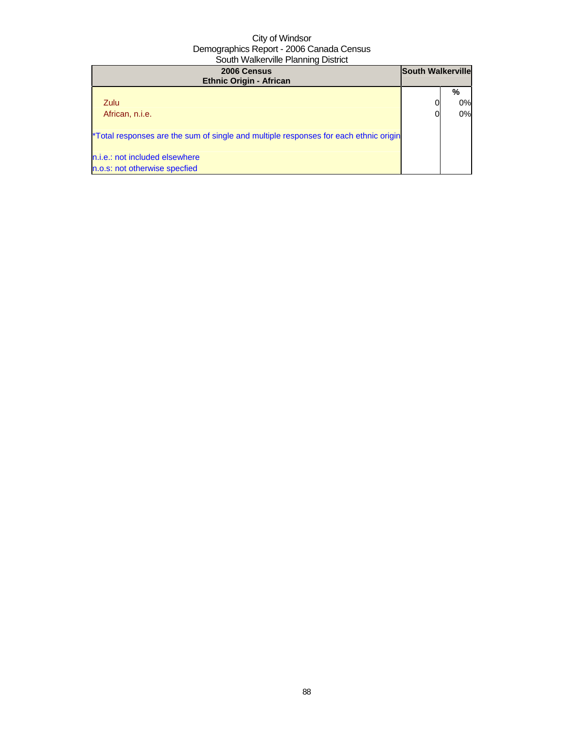City of Windsor
Demographics Report - 2006 Canada Census
South Walkerville Planning District

| 2006 Census<br>Ethnic Origin - African | South Walkerville | |
|---|---|---|
| | | % |
| Zulu | 0 | 0% |
| African, n.i.e. | 0 | 0% |

*Total responses are the sum of single and multiple responses for each ethnic origin

n.i.e.: not included elsewhere
n.o.s: not otherwise specfied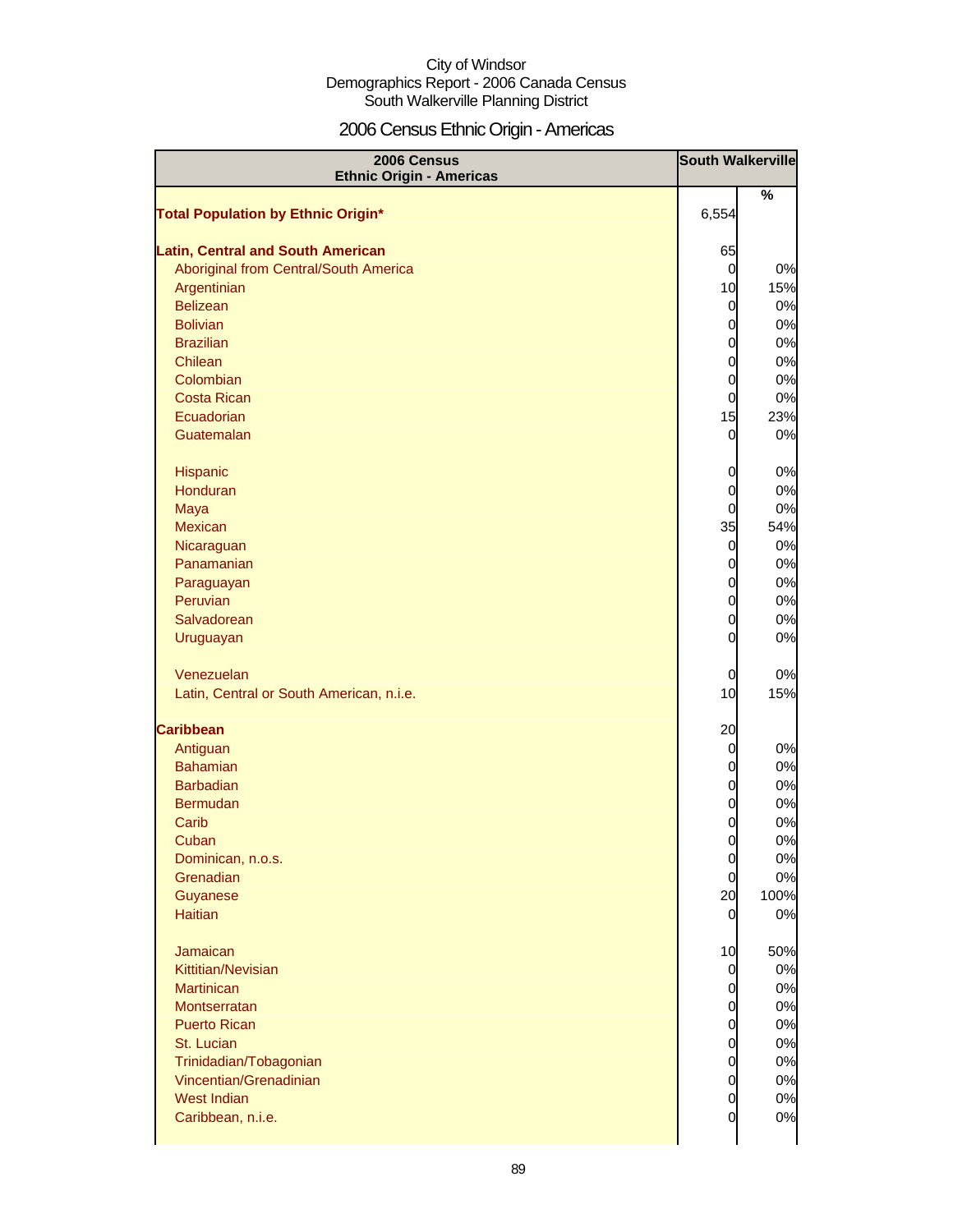City of Windsor
Demographics Report - 2006 Canada Census
South Walkerville Planning District

# 2006 Census Ethnic Origin - Americas

| 2006 Census Ethnic Origin - Americas | South Walkerville | |
|---|---|---|
| | | % |
| **Total Population by Ethnic Origin*** | 6,554 | |
| **Latin, Central and South American** | 65 | |
| Aboriginal from Central/South America | 0 | 0% |
| Argentinian | 10 | 15% |
| Belizean | 0 | 0% |
| Bolivian | 0 | 0% |
| Brazilian | 0 | 0% |
| Chilean | 0 | 0% |
| Colombian | 0 | 0% |
| Costa Rican | 0 | 0% |
| Ecuadorian | 15 | 23% |
| Guatemalan | 0 | 0% |
| Hispanic | 0 | 0% |
| Honduran | 0 | 0% |
| Maya | 0 | 0% |
| Mexican | 35 | 54% |
| Nicaraguan | 0 | 0% |
| Panamanian | 0 | 0% |
| Paraguayan | 0 | 0% |
| Peruvian | 0 | 0% |
| Salvadorean | 0 | 0% |
| Uruguayan | 0 | 0% |
| Venezuelan | 0 | 0% |
| Latin, Central or South American, n.i.e. | 10 | 15% |
| **Caribbean** | 20 | |
| Antiguan | 0 | 0% |
| Bahamian | 0 | 0% |
| Barbadian | 0 | 0% |
| Bermudan | 0 | 0% |
| Carib | 0 | 0% |
| Cuban | 0 | 0% |
| Dominican, n.o.s. | 0 | 0% |
| Grenadian | 0 | 0% |
| Guyanese | 20 | 100% |
| Haitian | 0 | 0% |
| Jamaican | 10 | 50% |
| Kittitian/Nevisian | 0 | 0% |
| Martinican | 0 | 0% |
| Montserratan | 0 | 0% |
| Puerto Rican | 0 | 0% |
| St. Lucian | 0 | 0% |
| Trinidadian/Tobagonian | 0 | 0% |
| Vincentian/Grenadinian | 0 | 0% |
| West Indian | 0 | 0% |
| Caribbean, n.i.e. | 0 | 0% |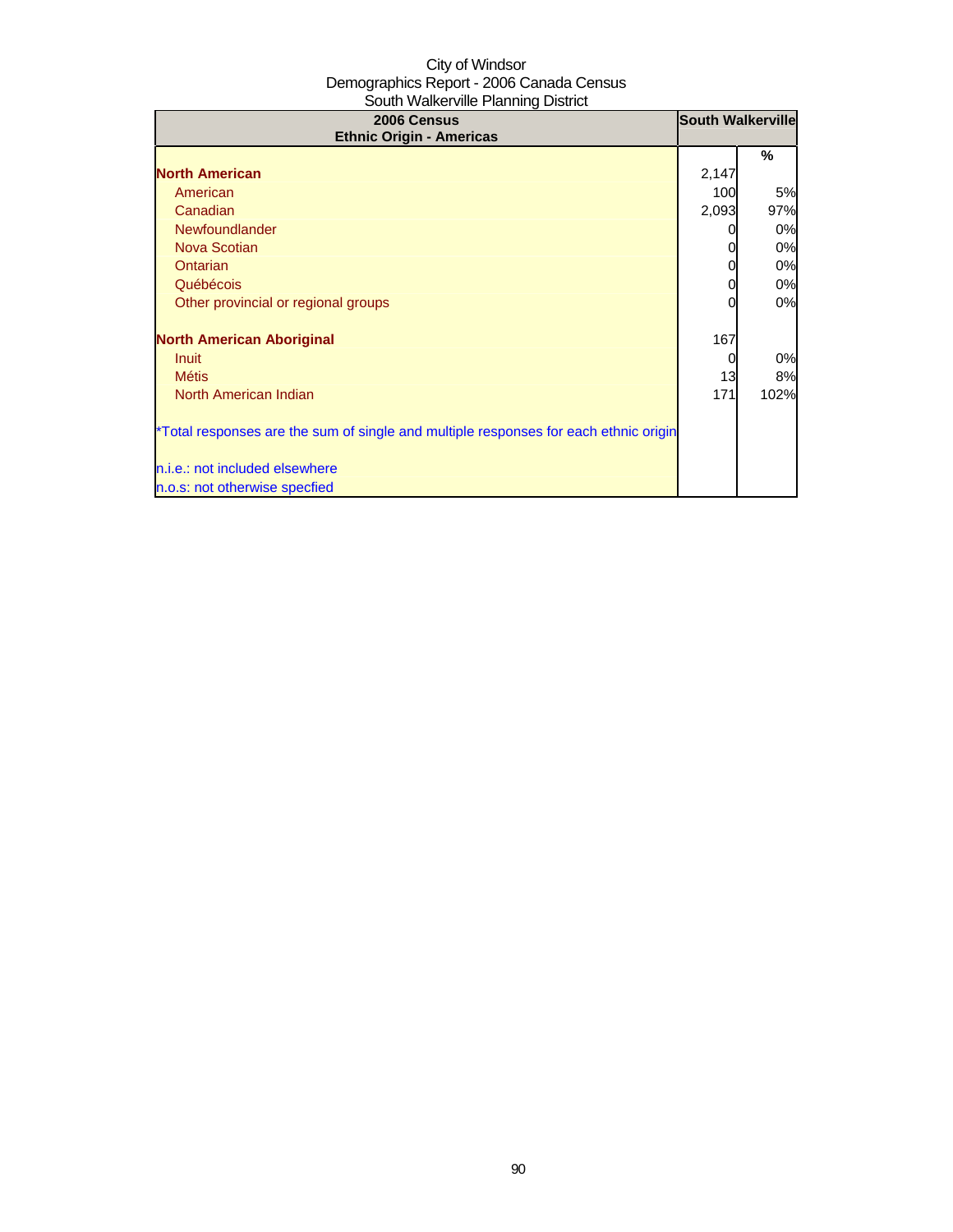City of Windsor
Demographics Report - 2006 Canada Census
South Walkerville Planning District

| 2006 Census<br>Ethnic Origin - Americas | South Walkerville | |
|---|---|---|
| | | % |
| **North American** | 2,147 | |
| American | 100 | 5% |
| Canadian | 2,093 | 97% |
| Newfoundlander | 0 | 0% |
| Nova Scotian | 0 | 0% |
| Ontarian | 0 | 0% |
| Québécois | 0 | 0% |
| Other provincial or regional groups | 0 | 0% |
| | | |
| **North American Aboriginal** | 167 | |
| Inuit | 0 | 0% |
| Métis | 13 | 8% |
| North American Indian | 171 | 102% |
| | | |
| *Total responses are the sum of single and multiple responses for each ethnic origin | | |
| | | |
| n.i.e.: not included elsewhere | | |
| n.o.s: not otherwise specfied | | |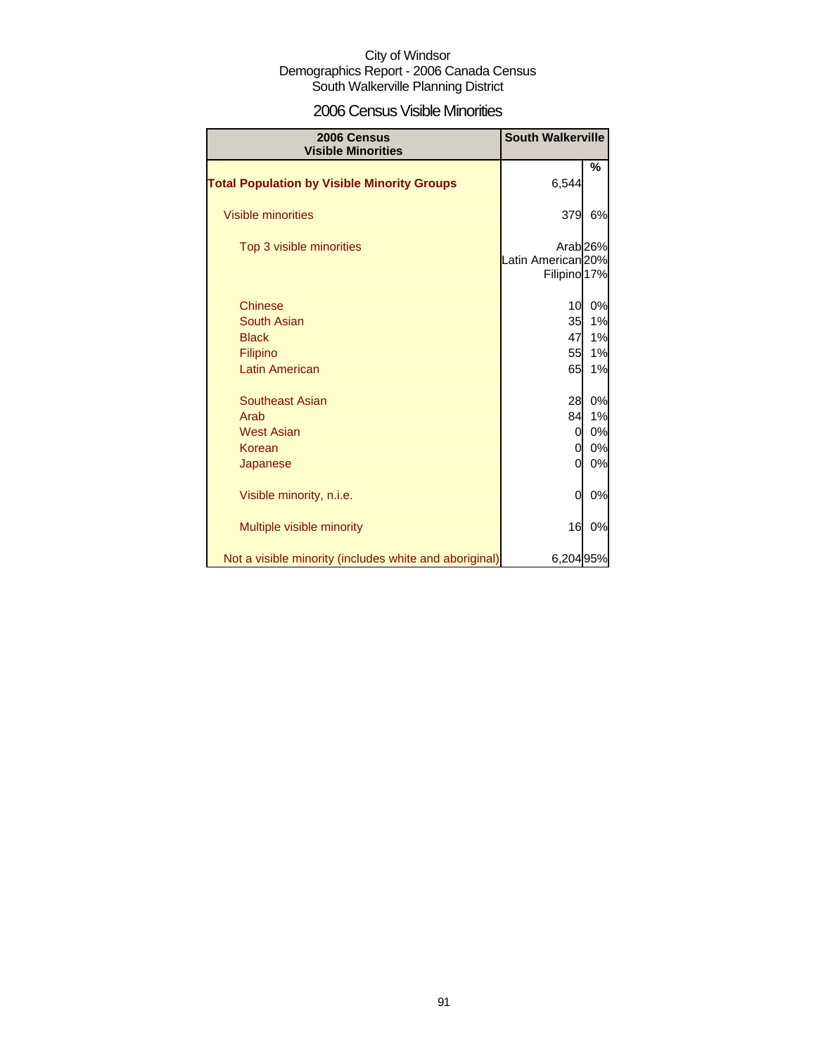City of Windsor
Demographics Report - 2006 Canada Census
South Walkerville Planning District

## 2006 Census Visible Minorities

| 2006 Census Visible Minorities | South Walkerville | % |
|---|---|---|
| **Total Population by Visible Minority Groups** | 6,544 | |
| Visible minorities | 379 | 6% |
| Top 3 visible minorities | Arab | 26% |
| | Latin American | 20% |
| | Filipino | 17% |
| Chinese | 10 | 0% |
| South Asian | 35 | 1% |
| Black | 47 | 1% |
| Filipino | 55 | 1% |
| Latin American | 65 | 1% |
| Southeast Asian | 28 | 0% |
| Arab | 84 | 1% |
| West Asian | 0 | 0% |
| Korean | 0 | 0% |
| Japanese | 0 | 0% |
| Visible minority, n.i.e. | 0 | 0% |
| Multiple visible minority | 16 | 0% |
| Not a visible minority (includes white and aboriginal) | 6,204 | 95% |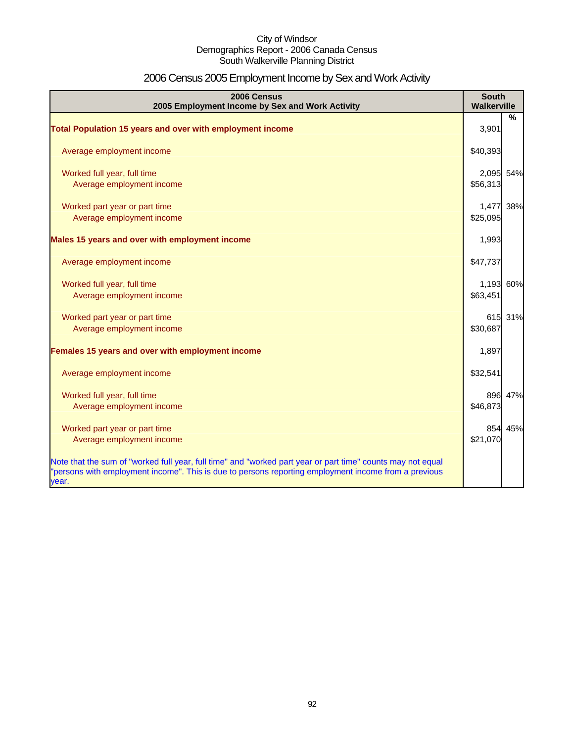City of Windsor
Demographics Report - 2006 Canada Census
South Walkerville Planning District

# 2006 Census 2005 Employment Income by Sex and Work Activity

| 2006 Census<br>2005 Employment Income by Sex and Work Activity | South Walkerville | % |
|---|---|---|
| **Total Population 15 years and over with employment income** | 3,901 | |
| Average employment income | $40,393 | |
| Worked full year, full time | 2,095 | 54% |
| Average employment income | $56,313 | |
| Worked part year or part time | 1,477 | 38% |
| Average employment income | $25,095 | |
| **Males 15 years and over with employment income** | 1,993 | |
| Average employment income | $47,737 | |
| Worked full year, full time | 1,193 | 60% |
| Average employment income | $63,451 | |
| Worked part year or part time | 615 | 31% |
| Average employment income | $30,687 | |
| **Females 15 years and over with employment income** | 1,897 | |
| Average employment income | $32,541 | |
| Worked full year, full time | 896 | 47% |
| Average employment income | $46,873 | |
| Worked part year or part time | 854 | 45% |
| Average employment income | $21,070 | |

Note that the sum of "worked full year, full time" and "worked part year or part time" counts may not equal "persons with employment income". This is due to persons reporting employment income from a previous year.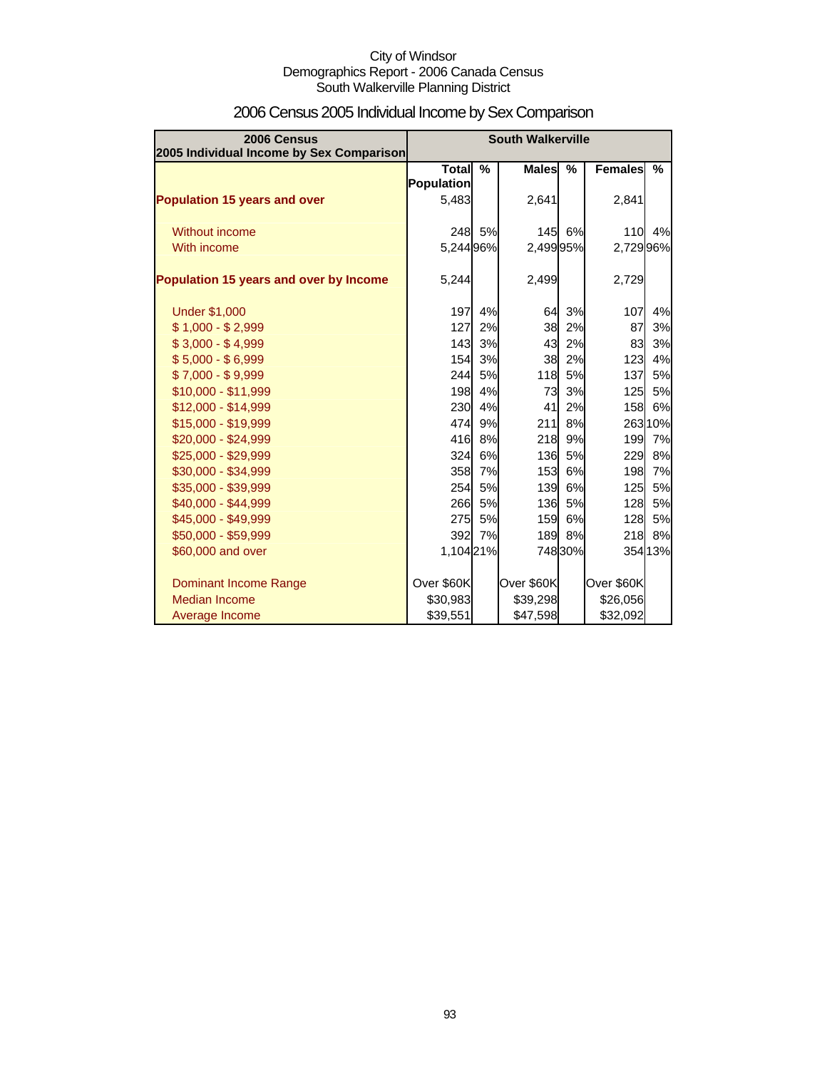City of Windsor
Demographics Report - 2006 Canada Census
South Walkerville Planning District

# 2006 Census 2005 Individual Income by Sex Comparison

| 2006 Census 2005 Individual Income by Sex Comparison | South Walkerville | | | | | |
|---|---|---|---|---|---|---|
| | Total Population | % | Males | % | Females | % |
| **Population 15 years and over** | 5,483 | | 2,641 | | 2,841 | |
| Without income | 248 | 5% | 145 | 6% | 110 | 4% |
| With income | 5,244 | 96% | 2,499 | 95% | 2,729 | 96% |
| **Population 15 years and over by Income** | 5,244 | | 2,499 | | 2,729 | |
| Under $1,000 | 197 | 4% | 64 | 3% | 107 | 4% |
| $ 1,000 - $ 2,999 | 127 | 2% | 38 | 2% | 87 | 3% |
| $ 3,000 - $ 4,999 | 143 | 3% | 43 | 2% | 83 | 3% |
| $ 5,000 - $ 6,999 | 154 | 3% | 38 | 2% | 123 | 4% |
| $ 7,000 - $ 9,999 | 244 | 5% | 118 | 5% | 137 | 5% |
| $10,000 - $11,999 | 198 | 4% | 73 | 3% | 125 | 5% |
| $12,000 - $14,999 | 230 | 4% | 41 | 2% | 158 | 6% |
| $15,000 - $19,999 | 474 | 9% | 211 | 8% | 263 | 10% |
| $20,000 - $24,999 | 416 | 8% | 218 | 9% | 199 | 7% |
| $25,000 - $29,999 | 324 | 6% | 136 | 5% | 229 | 8% |
| $30,000 - $34,999 | 358 | 7% | 153 | 6% | 198 | 7% |
| $35,000 - $39,999 | 254 | 5% | 139 | 6% | 125 | 5% |
| $40,000 - $44,999 | 266 | 5% | 136 | 5% | 128 | 5% |
| $45,000 - $49,999 | 275 | 5% | 159 | 6% | 128 | 5% |
| $50,000 - $59,999 | 392 | 7% | 189 | 8% | 218 | 8% |
| $60,000 and over | 1,104 | 21% | 748 | 30% | 354 | 13% |
| Dominant Income Range | Over $60K | | Over $60K | | Over $60K | |
| Median Income | $30,983 | | $39,298 | | $26,056 | |
| Average Income | $39,551 | | $47,598 | | $32,092 | |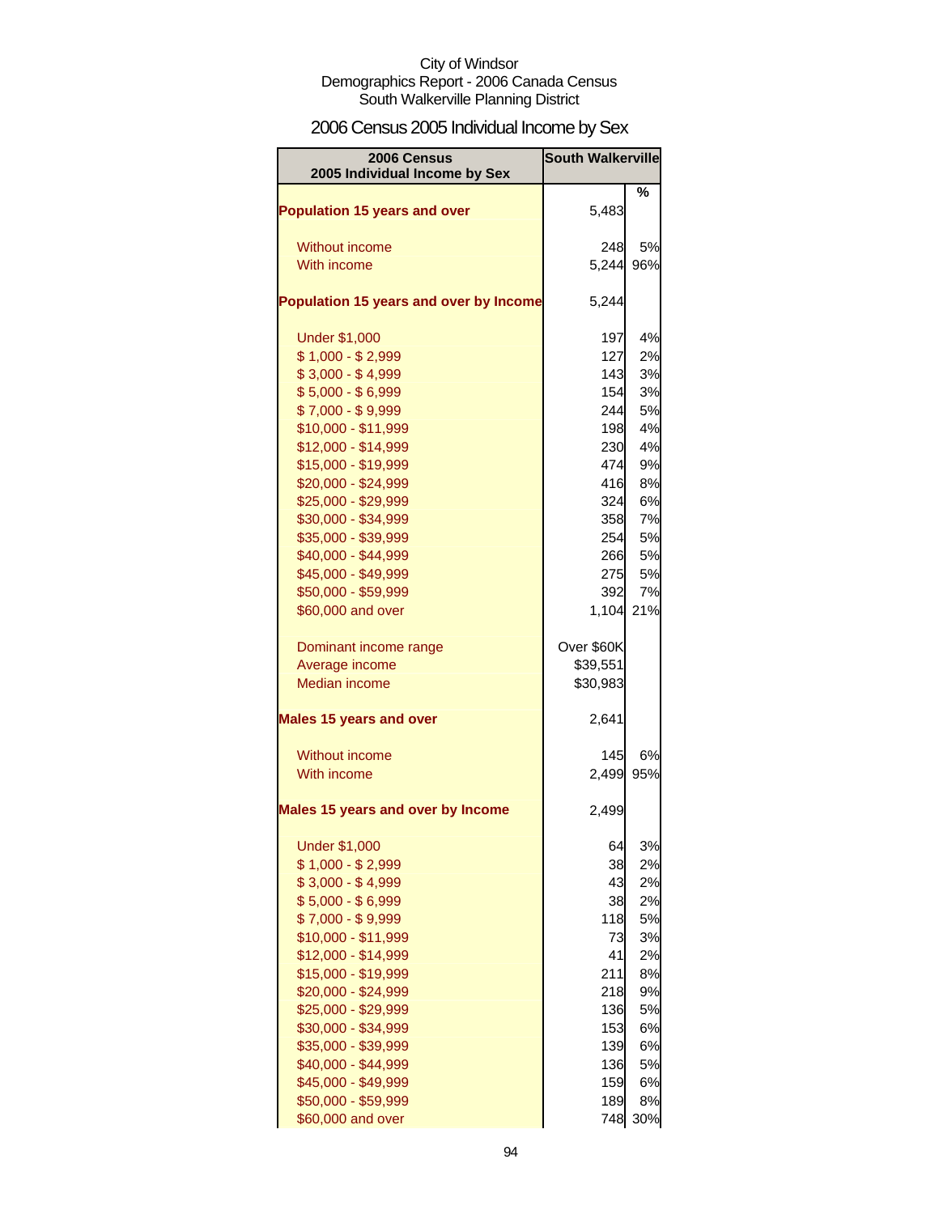City of Windsor
Demographics Report - 2006 Canada Census
South Walkerville Planning District

# 2006 Census 2005 Individual Income by Sex

| 2006 Census 2005 Individual Income by Sex | South Walkerville | |
|---|---|---|
| | | % |
| **Population 15 years and over** | 5,483 | |
| Without income | 248 | 5% |
| With income | 5,244 | 96% |
| **Population 15 years and over by Income** | 5,244 | |
| Under $1,000 | 197 | 4% |
| $ 1,000 - $ 2,999 | 127 | 2% |
| $ 3,000 - $ 4,999 | 143 | 3% |
| $ 5,000 - $ 6,999 | 154 | 3% |
| $ 7,000 - $ 9,999 | 244 | 5% |
| $10,000 - $11,999 | 198 | 4% |
| $12,000 - $14,999 | 230 | 4% |
| $15,000 - $19,999 | 474 | 9% |
| $20,000 - $24,999 | 416 | 8% |
| $25,000 - $29,999 | 324 | 6% |
| $30,000 - $34,999 | 358 | 7% |
| $35,000 - $39,999 | 254 | 5% |
| $40,000 - $44,999 | 266 | 5% |
| $45,000 - $49,999 | 275 | 5% |
| $50,000 - $59,999 | 392 | 7% |
| $60,000 and over | 1,104 | 21% |
| Dominant income range | Over $60K | |
| Average income | $39,551 | |
| Median income | $30,983 | |
| **Males 15 years and over** | 2,641 | |
| Without income | 145 | 6% |
| With income | 2,499 | 95% |
| **Males 15 years and over by Income** | 2,499 | |
| Under $1,000 | 64 | 3% |
| $ 1,000 - $ 2,999 | 38 | 2% |
| $ 3,000 - $ 4,999 | 43 | 2% |
| $ 5,000 - $ 6,999 | 38 | 2% |
| $ 7,000 - $ 9,999 | 118 | 5% |
| $10,000 - $11,999 | 73 | 3% |
| $12,000 - $14,999 | 41 | 2% |
| $15,000 - $19,999 | 211 | 8% |
| $20,000 - $24,999 | 218 | 9% |
| $25,000 - $29,999 | 136 | 5% |
| $30,000 - $34,999 | 153 | 6% |
| $35,000 - $39,999 | 139 | 6% |
| $40,000 - $44,999 | 136 | 5% |
| $45,000 - $49,999 | 159 | 6% |
| $50,000 - $59,999 | 189 | 8% |
| $60,000 and over | 748 | 30% |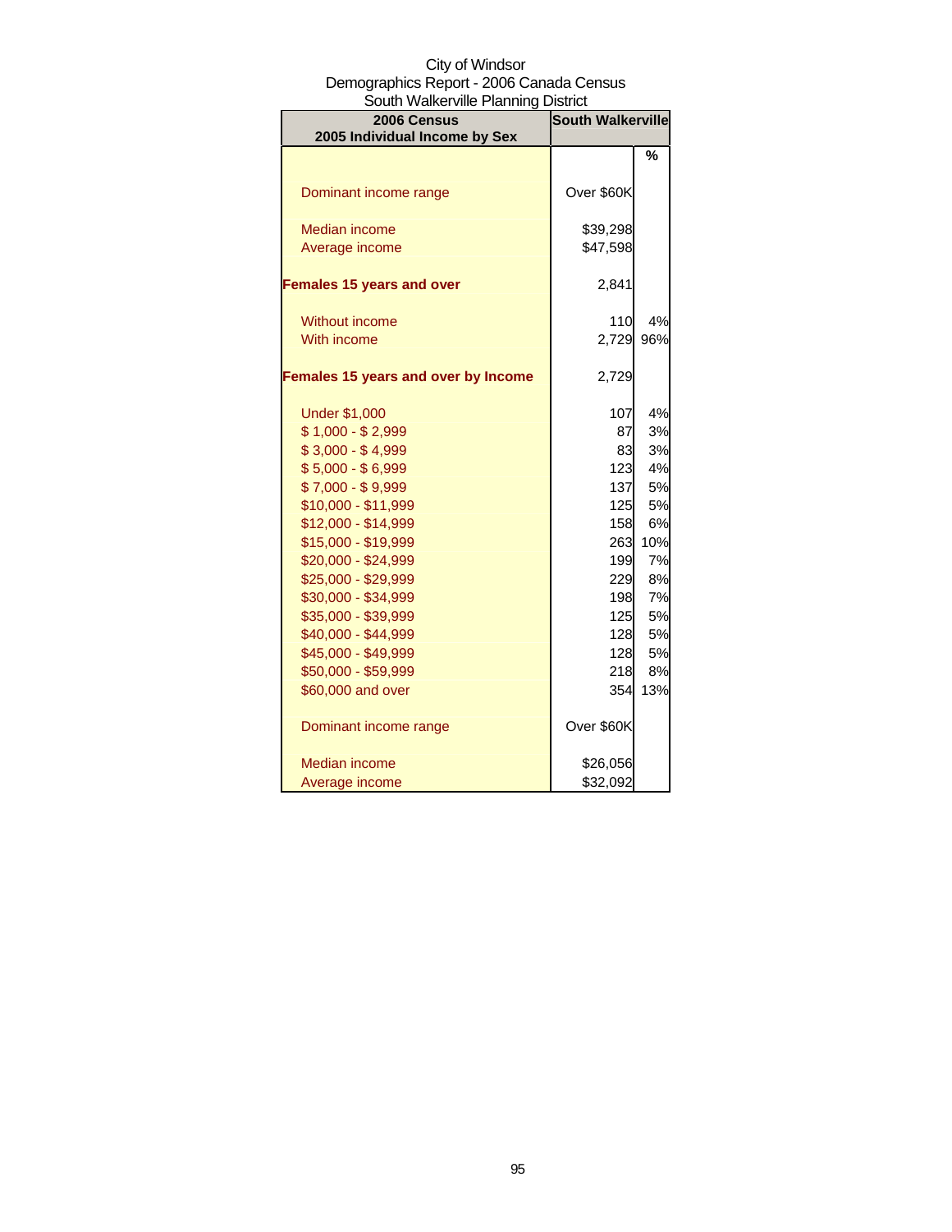City of Windsor
Demographics Report - 2006 Canada Census
South Walkerville Planning District

| 2006 Census<br>2005 Individual Income by Sex | South Walkerville | |
|---|---|---|
| | | % |
| Dominant income range | Over $60K | |
| Median income | $39,298 | |
| Average income | $47,598 | |
| **Females 15 years and over** | 2,841 | |
| Without income | 110 | 4% |
| With income | 2,729 | 96% |
| **Females 15 years and over by Income** | 2,729 | |
| Under $1,000 | 107 | 4% |
| $ 1,000 - $ 2,999 | 87 | 3% |
| $ 3,000 - $ 4,999 | 83 | 3% |
| $ 5,000 - $ 6,999 | 123 | 4% |
| $ 7,000 - $ 9,999 | 137 | 5% |
| $10,000 - $11,999 | 125 | 5% |
| $12,000 - $14,999 | 158 | 6% |
| $15,000 - $19,999 | 263 | 10% |
| $20,000 - $24,999 | 199 | 7% |
| $25,000 - $29,999 | 229 | 8% |
| $30,000 - $34,999 | 198 | 7% |
| $35,000 - $39,999 | 125 | 5% |
| $40,000 - $44,999 | 128 | 5% |
| $45,000 - $49,999 | 128 | 5% |
| $50,000 - $59,999 | 218 | 8% |
| $60,000 and over | 354 | 13% |
| Dominant income range | Over $60K | |
| Median income | $26,056 | |
| Average income | $32,092 | |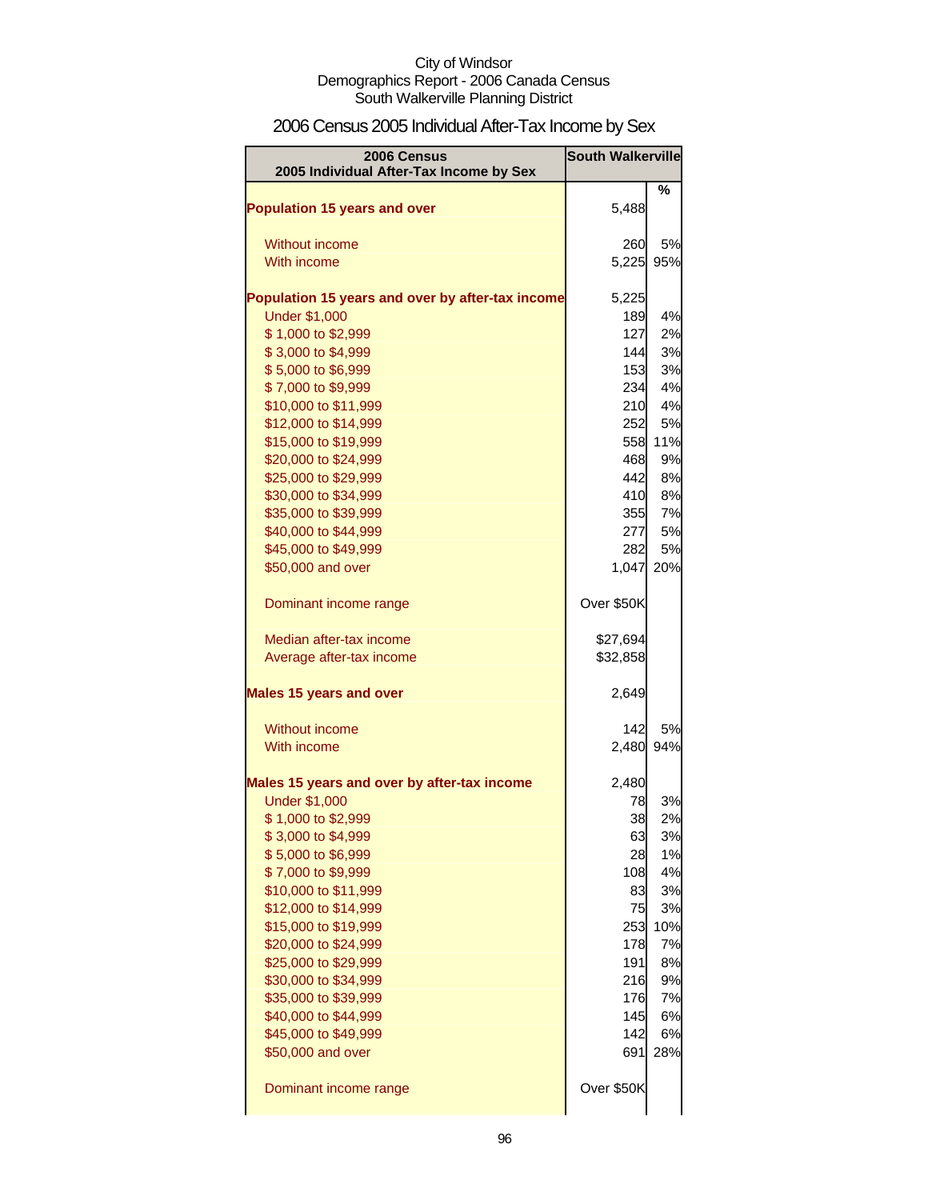City of Windsor
Demographics Report - 2006 Canada Census
South Walkerville Planning District

# 2006 Census 2005 Individual After-Tax Income by Sex

| 2006 Census 2005 Individual After-Tax Income by Sex | South Walkerville | % |
|---|---|---|
| **Population 15 years and over** | 5,488 | |
| Without income | 260 | 5% |
| With income | 5,225 | 95% |
| **Population 15 years and over by after-tax income** | 5,225 | |
| Under $1,000 | 189 | 4% |
| $ 1,000 to $2,999 | 127 | 2% |
| $ 3,000 to $4,999 | 144 | 3% |
| $ 5,000 to $6,999 | 153 | 3% |
| $ 7,000 to $9,999 | 234 | 4% |
| $10,000 to $11,999 | 210 | 4% |
| $12,000 to $14,999 | 252 | 5% |
| $15,000 to $19,999 | 558 | 11% |
| $20,000 to $24,999 | 468 | 9% |
| $25,000 to $29,999 | 442 | 8% |
| $30,000 to $34,999 | 410 | 8% |
| $35,000 to $39,999 | 355 | 7% |
| $40,000 to $44,999 | 277 | 5% |
| $45,000 to $49,999 | 282 | 5% |
| $50,000 and over | 1,047 | 20% |
| Dominant income range | Over $50K | |
| Median after-tax income | $27,694 | |
| Average after-tax income | $32,858 | |
| **Males 15 years and over** | 2,649 | |
| Without income | 142 | 5% |
| With income | 2,480 | 94% |
| **Males 15 years and over by after-tax income** | 2,480 | |
| Under $1,000 | 78 | 3% |
| $ 1,000 to $2,999 | 38 | 2% |
| $ 3,000 to $4,999 | 63 | 3% |
| $ 5,000 to $6,999 | 28 | 1% |
| $ 7,000 to $9,999 | 108 | 4% |
| $10,000 to $11,999 | 83 | 3% |
| $12,000 to $14,999 | 75 | 3% |
| $15,000 to $19,999 | 253 | 10% |
| $20,000 to $24,999 | 178 | 7% |
| $25,000 to $29,999 | 191 | 8% |
| $30,000 to $34,999 | 216 | 9% |
| $35,000 to $39,999 | 176 | 7% |
| $40,000 to $44,999 | 145 | 6% |
| $45,000 to $49,999 | 142 | 6% |
| $50,000 and over | 691 | 28% |
| Dominant income range | Over $50K | |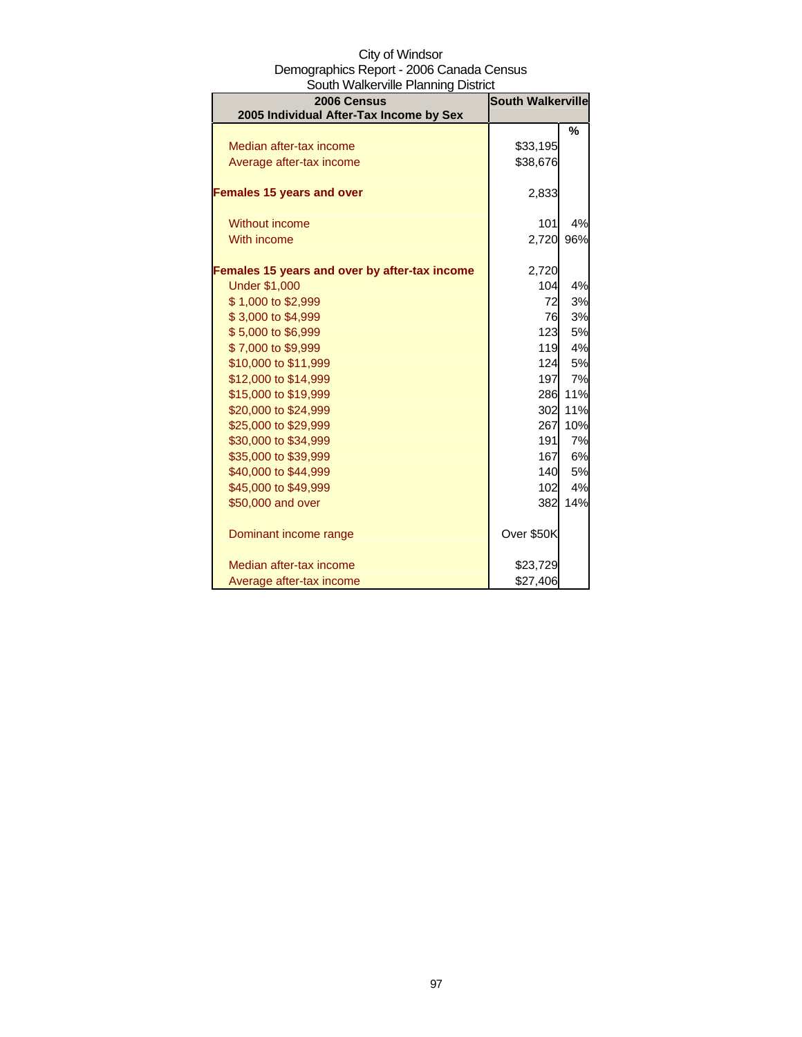City of Windsor
Demographics Report - 2006 Canada Census
South Walkerville Planning District

| 2006 Census<br>2005 Individual After-Tax Income by Sex | South Walkerville | |
|---|---|---|
| | | % |
| Median after-tax income | $33,195 | |
| Average after-tax income | $38,676 | |
| **Females 15 years and over** | 2,833 | |
| Without income | 101 | 4% |
| With income | 2,720 | 96% |
| **Females 15 years and over by after-tax income** | 2,720 | |
| Under $1,000 | 104 | 4% |
| $ 1,000 to $2,999 | 72 | 3% |
| $ 3,000 to $4,999 | 76 | 3% |
| $ 5,000 to $6,999 | 123 | 5% |
| $ 7,000 to $9,999 | 119 | 4% |
| $10,000 to $11,999 | 124 | 5% |
| $12,000 to $14,999 | 197 | 7% |
| $15,000 to $19,999 | 286 | 11% |
| $20,000 to $24,999 | 302 | 11% |
| $25,000 to $29,999 | 267 | 10% |
| $30,000 to $34,999 | 191 | 7% |
| $35,000 to $39,999 | 167 | 6% |
| $40,000 to $44,999 | 140 | 5% |
| $45,000 to $49,999 | 102 | 4% |
| $50,000 and over | 382 | 14% |
| Dominant income range | Over $50K | |
| Median after-tax income | $23,729 | |
| Average after-tax income | $27,406 | |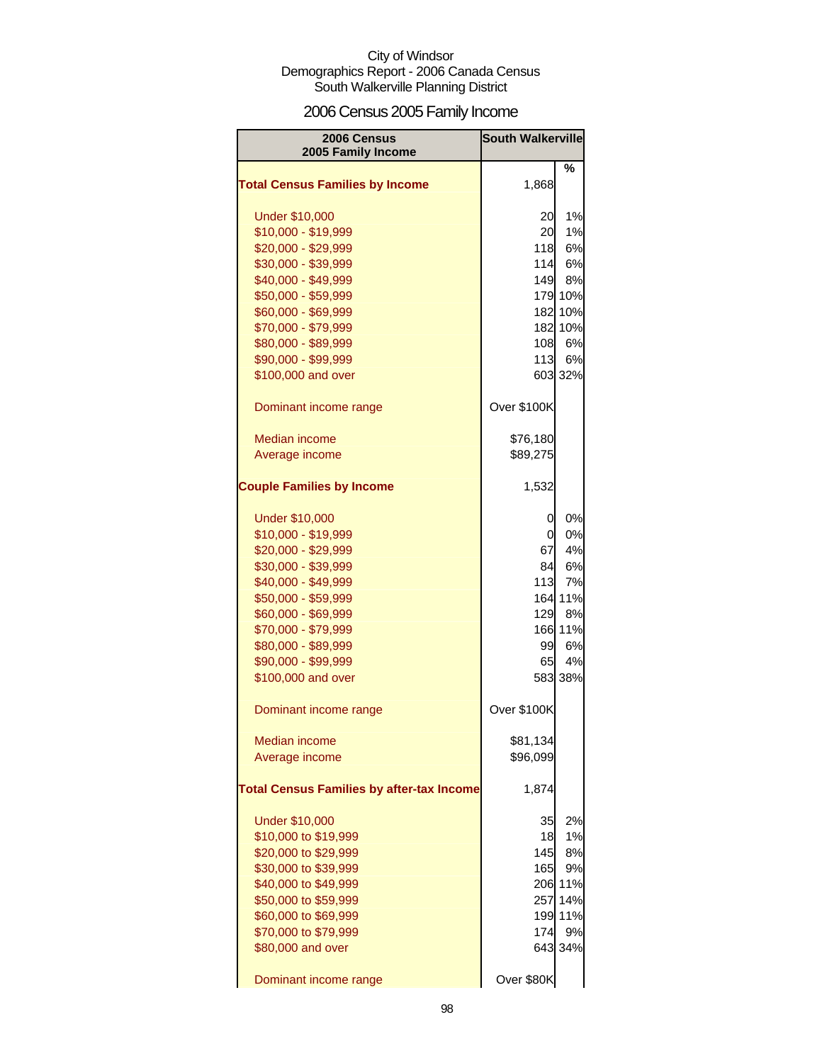City of Windsor
Demographics Report - 2006 Canada Census
South Walkerville Planning District

# 2006 Census 2005 Family Income

| 2006 Census 2005 Family Income | South Walkerville | |
|---|---|---|
| | | % |
| **Total Census Families by Income** | 1,868 | |
| | | |
| Under $10,000 | 20 | 1% |
| $10,000 - $19,999 | 20 | 1% |
| $20,000 - $29,999 | 118 | 6% |
| $30,000 - $39,999 | 114 | 6% |
| $40,000 - $49,999 | 149 | 8% |
| $50,000 - $59,999 | 179 | 10% |
| $60,000 - $69,999 | 182 | 10% |
| $70,000 - $79,999 | 182 | 10% |
| $80,000 - $89,999 | 108 | 6% |
| $90,000 - $99,999 | 113 | 6% |
| $100,000 and over | 603 | 32% |
| | | |
| Dominant income range | Over $100K | |
| | | |
| Median income | $76,180 | |
| Average income | $89,275 | |
| | | |
| **Couple Families by Income** | 1,532 | |
| | | |
| Under $10,000 | 0 | 0% |
| $10,000 - $19,999 | 0 | 0% |
| $20,000 - $29,999 | 67 | 4% |
| $30,000 - $39,999 | 84 | 6% |
| $40,000 - $49,999 | 113 | 7% |
| $50,000 - $59,999 | 164 | 11% |
| $60,000 - $69,999 | 129 | 8% |
| $70,000 - $79,999 | 166 | 11% |
| $80,000 - $89,999 | 99 | 6% |
| $90,000 - $99,999 | 65 | 4% |
| $100,000 and over | 583 | 38% |
| | | |
| Dominant income range | Over $100K | |
| | | |
| Median income | $81,134 | |
| Average income | $96,099 | |
| | | |
| **Total Census Families by after-tax Income** | 1,874 | |
| | | |
| Under $10,000 | 35 | 2% |
| $10,000 to $19,999 | 18 | 1% |
| $20,000 to $29,999 | 145 | 8% |
| $30,000 to $39,999 | 165 | 9% |
| $40,000 to $49,999 | 206 | 11% |
| $50,000 to $59,999 | 257 | 14% |
| $60,000 to $69,999 | 199 | 11% |
| $70,000 to $79,999 | 174 | 9% |
| $80,000 and over | 643 | 34% |
| | | |
| Dominant income range | Over $80K | |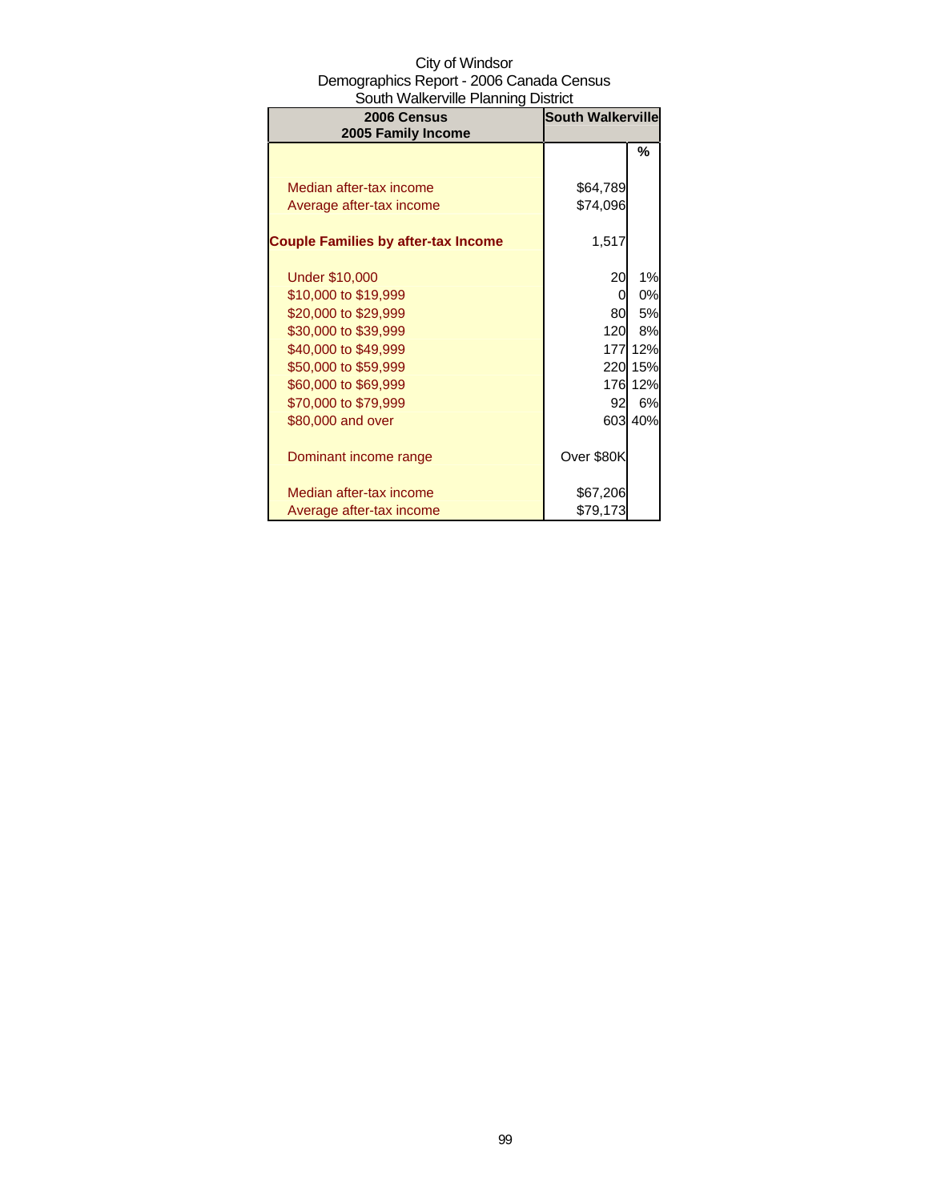City of Windsor
Demographics Report - 2006 Canada Census
South Walkerville Planning District

| 2006 Census 2005 Family Income | South Walkerville | |
|---|---|---|
| | | % |
| Median after-tax income | $64,789 | |
| Average after-tax income | $74,096 | |
| **Couple Families by after-tax Income** | 1,517 | |
| Under $10,000 | 20 | 1% |
| $10,000 to $19,999 | 0 | 0% |
| $20,000 to $29,999 | 80 | 5% |
| $30,000 to $39,999 | 120 | 8% |
| $40,000 to $49,999 | 177 | 12% |
| $50,000 to $59,999 | 220 | 15% |
| $60,000 to $69,999 | 176 | 12% |
| $70,000 to $79,999 | 92 | 6% |
| $80,000 and over | 603 | 40% |
| Dominant income range | Over $80K | |
| Median after-tax income | $67,206 | |
| Average after-tax income | $79,173 | |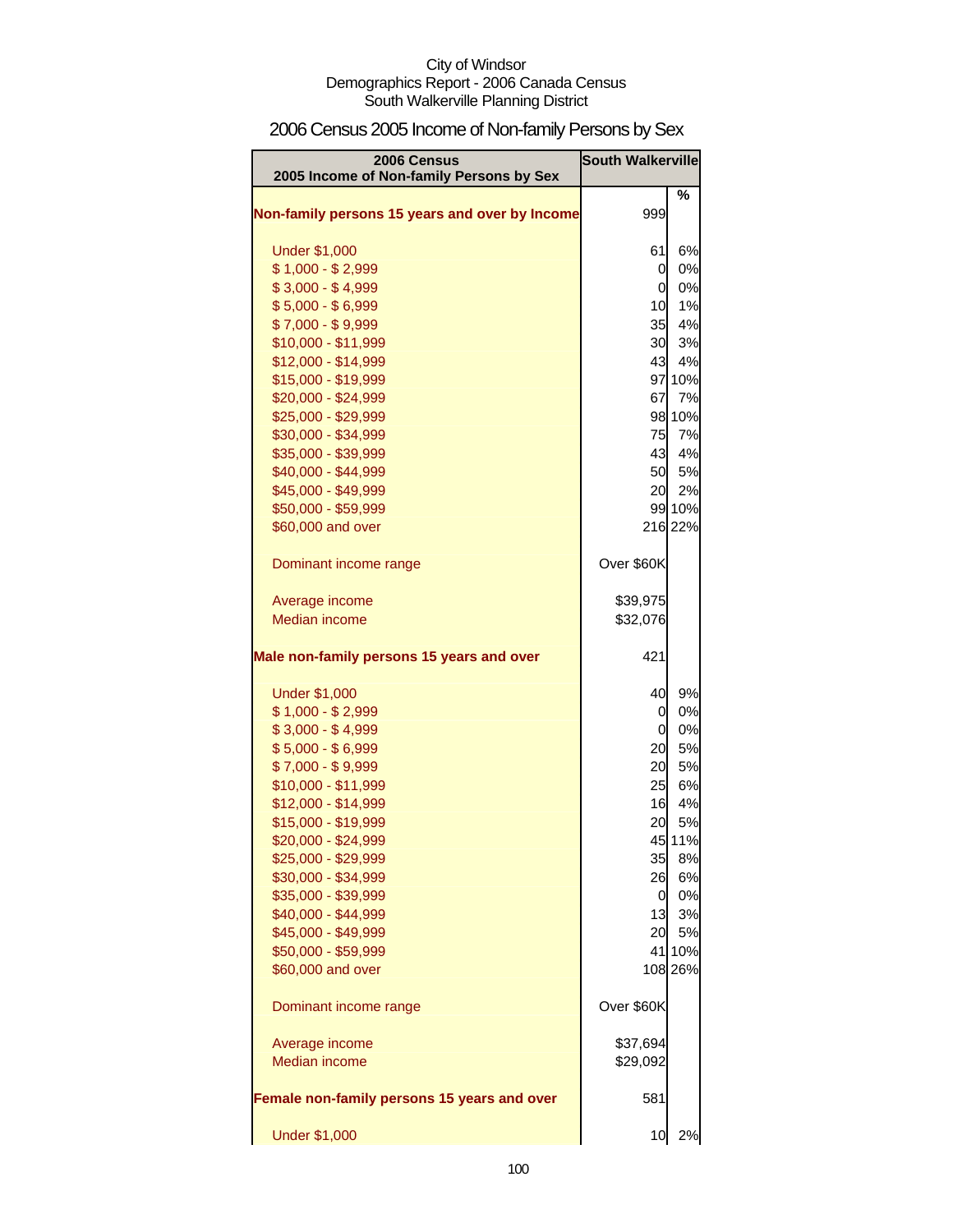City of Windsor
Demographics Report - 2006 Canada Census
South Walkerville Planning District

# 2006 Census 2005 Income of Non-family Persons by Sex

| 2006 Census 2005 Income of Non-family Persons by Sex | South Walkerville | |
|---|---|---|
| | | % |
| **Non-family persons 15 years and over by Income** | 999 | |
| Under $1,000 | 61 | 6% |
| $ 1,000 - $ 2,999 | 0 | 0% |
| $ 3,000 - $ 4,999 | 0 | 0% |
| $ 5,000 - $ 6,999 | 10 | 1% |
| $ 7,000 - $ 9,999 | 35 | 4% |
| $10,000 - $11,999 | 30 | 3% |
| $12,000 - $14,999 | 43 | 4% |
| $15,000 - $19,999 | 97 | 10% |
| $20,000 - $24,999 | 67 | 7% |
| $25,000 - $29,999 | 98 | 10% |
| $30,000 - $34,999 | 75 | 7% |
| $35,000 - $39,999 | 43 | 4% |
| $40,000 - $44,999 | 50 | 5% |
| $45,000 - $49,999 | 20 | 2% |
| $50,000 - $59,999 | 99 | 10% |
| $60,000 and over | 216 | 22% |
| Dominant income range | Over $60K | |
| Average income | $39,975 | |
| Median income | $32,076 | |
| **Male non-family persons 15 years and over** | 421 | |
| Under $1,000 | 40 | 9% |
| $ 1,000 - $ 2,999 | 0 | 0% |
| $ 3,000 - $ 4,999 | 0 | 0% |
| $ 5,000 - $ 6,999 | 20 | 5% |
| $ 7,000 - $ 9,999 | 20 | 5% |
| $10,000 - $11,999 | 25 | 6% |
| $12,000 - $14,999 | 16 | 4% |
| $15,000 - $19,999 | 20 | 5% |
| $20,000 - $24,999 | 45 | 11% |
| $25,000 - $29,999 | 35 | 8% |
| $30,000 - $34,999 | 26 | 6% |
| $35,000 - $39,999 | 0 | 0% |
| $40,000 - $44,999 | 13 | 3% |
| $45,000 - $49,999 | 20 | 5% |
| $50,000 - $59,999 | 41 | 10% |
| $60,000 and over | 108 | 26% |
| Dominant income range | Over $60K | |
| Average income | $37,694 | |
| Median income | $29,092 | |
| **Female non-family persons 15 years and over** | 581 | |
| Under $1,000 | 10 | 2% |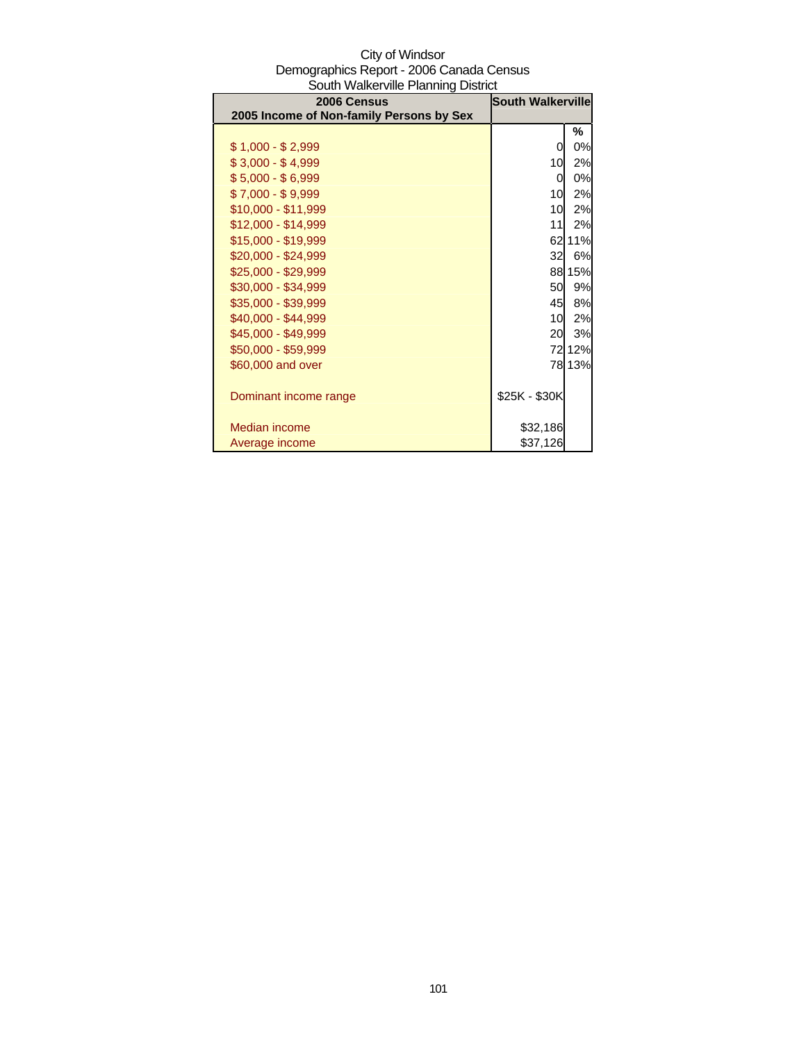City of Windsor
Demographics Report - 2006 Canada Census
South Walkerville Planning District

| 2006 Census<br>2005 Income of Non-family Persons by Sex | South Walkerville | |
|---|---|---|
| | | % |
| $ 1,000 - $ 2,999 | 0 | 0% |
| $ 3,000 - $ 4,999 | 10 | 2% |
| $ 5,000 - $ 6,999 | 0 | 0% |
| $ 7,000 - $ 9,999 | 10 | 2% |
| $10,000 - $11,999 | 10 | 2% |
| $12,000 - $14,999 | 11 | 2% |
| $15,000 - $19,999 | 62 | 11% |
| $20,000 - $24,999 | 32 | 6% |
| $25,000 - $29,999 | 88 | 15% |
| $30,000 - $34,999 | 50 | 9% |
| $35,000 - $39,999 | 45 | 8% |
| $40,000 - $44,999 | 10 | 2% |
| $45,000 - $49,999 | 20 | 3% |
| $50,000 - $59,999 | 72 | 12% |
| $60,000 and over | 78 | 13% |
| | | |
| Dominant income range | $25K - $30K | |
| | | |
| Median income | $32,186 | |
| Average income | $37,126 | |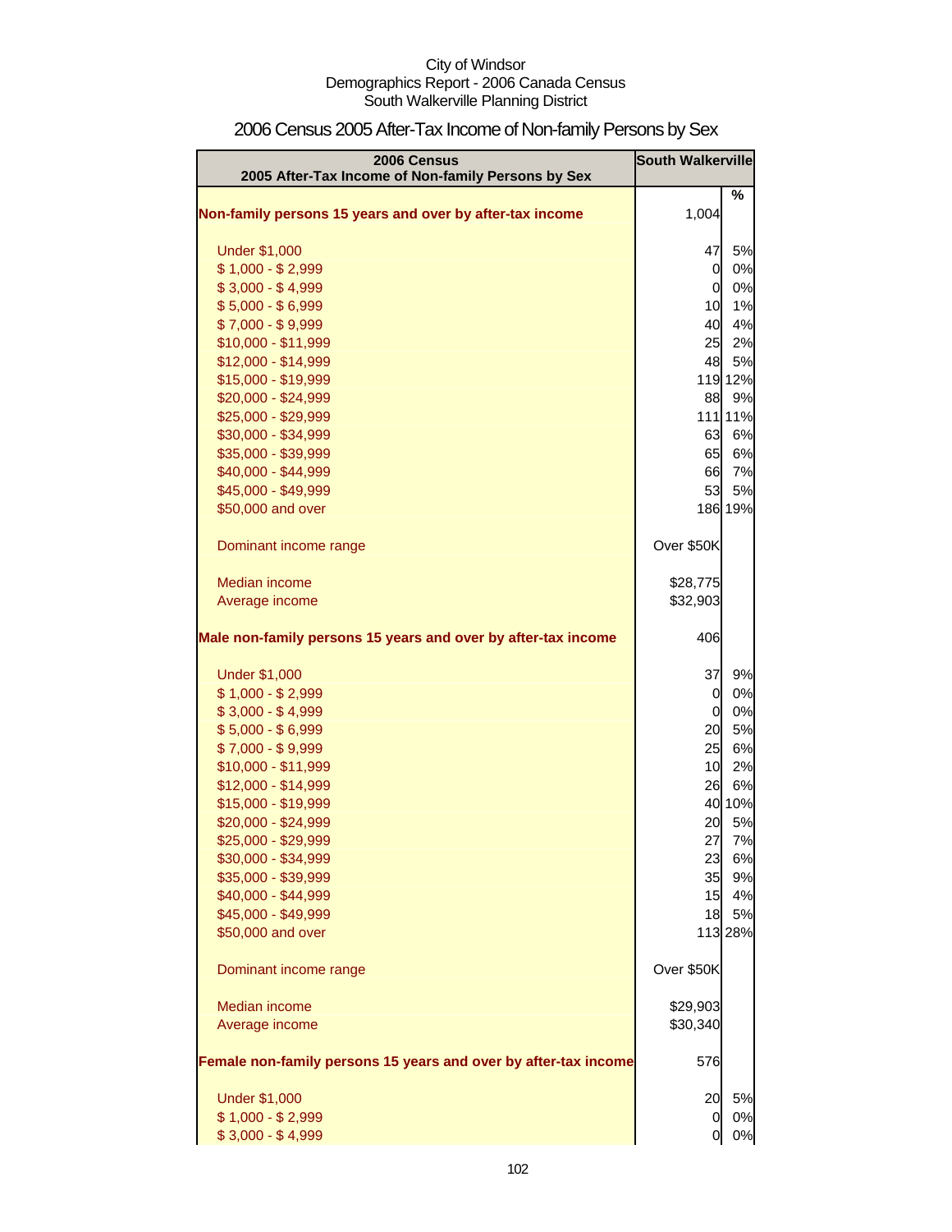City of Windsor
Demographics Report - 2006 Canada Census
South Walkerville Planning District

# 2006 Census 2005 After-Tax Income of Non-family Persons by Sex

| 2006 Census<br>2005 After-Tax Income of Non-family Persons by Sex | South Walkerville | |
|---|---|---|
| | | % |
| **Non-family persons 15 years and over by after-tax income** | 1,004 | |
| Under $1,000 | 47 | 5% |
| $ 1,000 - $ 2,999 | 0 | 0% |
| $ 3,000 - $ 4,999 | 0 | 0% |
| $ 5,000 - $ 6,999 | 10 | 1% |
| $ 7,000 - $ 9,999 | 40 | 4% |
| $10,000 - $11,999 | 25 | 2% |
| $12,000 - $14,999 | 48 | 5% |
| $15,000 - $19,999 | 119 | 12% |
| $20,000 - $24,999 | 88 | 9% |
| $25,000 - $29,999 | 111 | 11% |
| $30,000 - $34,999 | 63 | 6% |
| $35,000 - $39,999 | 65 | 6% |
| $40,000 - $44,999 | 66 | 7% |
| $45,000 - $49,999 | 53 | 5% |
| $50,000 and over | 186 | 19% |
| Dominant income range | Over $50K | |
| Median income | $28,775 | |
| Average income | $32,903 | |
| **Male non-family persons 15 years and over by after-tax income** | 406 | |
| Under $1,000 | 37 | 9% |
| $ 1,000 - $ 2,999 | 0 | 0% |
| $ 3,000 - $ 4,999 | 0 | 0% |
| $ 5,000 - $ 6,999 | 20 | 5% |
| $ 7,000 - $ 9,999 | 25 | 6% |
| $10,000 - $11,999 | 10 | 2% |
| $12,000 - $14,999 | 26 | 6% |
| $15,000 - $19,999 | 40 | 10% |
| $20,000 - $24,999 | 20 | 5% |
| $25,000 - $29,999 | 27 | 7% |
| $30,000 - $34,999 | 23 | 6% |
| $35,000 - $39,999 | 35 | 9% |
| $40,000 - $44,999 | 15 | 4% |
| $45,000 - $49,999 | 18 | 5% |
| $50,000 and over | 113 | 28% |
| Dominant income range | Over $50K | |
| Median income | $29,903 | |
| Average income | $30,340 | |
| **Female non-family persons 15 years and over by after-tax income** | 576 | |
| Under $1,000 | 20 | 5% |
| $ 1,000 - $ 2,999 | 0 | 0% |
| $ 3,000 - $ 4,999 | 0 | 0% |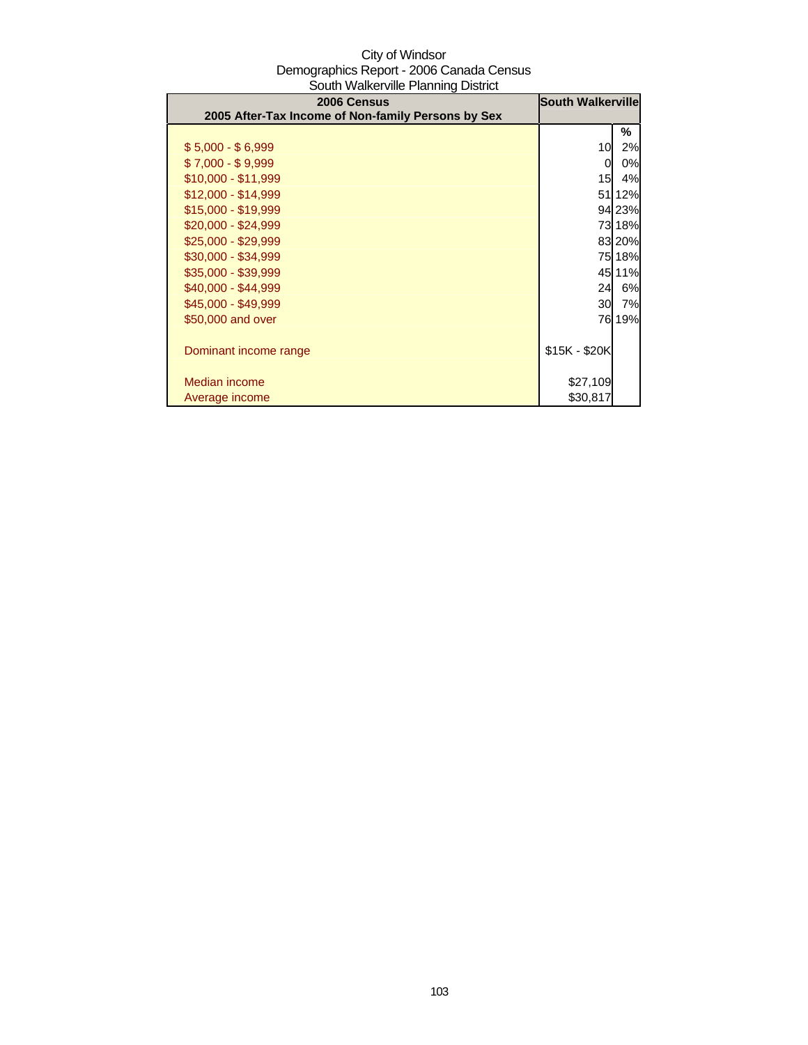City of Windsor
Demographics Report - 2006 Canada Census
South Walkerville Planning District

| 2006 Census<br>2005 After-Tax Income of Non-family Persons by Sex | South Walkerville | |
|---|---|---|
| | | % |
| $ 5,000 - $ 6,999 | 10 | 2% |
| $ 7,000 - $ 9,999 | 0 | 0% |
| $10,000 - $11,999 | 15 | 4% |
| $12,000 - $14,999 | 51 | 12% |
| $15,000 - $19,999 | 94 | 23% |
| $20,000 - $24,999 | 73 | 18% |
| $25,000 - $29,999 | 83 | 20% |
| $30,000 - $34,999 | 75 | 18% |
| $35,000 - $39,999 | 45 | 11% |
| $40,000 - $44,999 | 24 | 6% |
| $45,000 - $49,999 | 30 | 7% |
| $50,000 and over | 76 | 19% |
| | | |
| Dominant income range | $15K - $20K | |
| | | |
| Median income | $27,109 | |
| Average income | $30,817 | |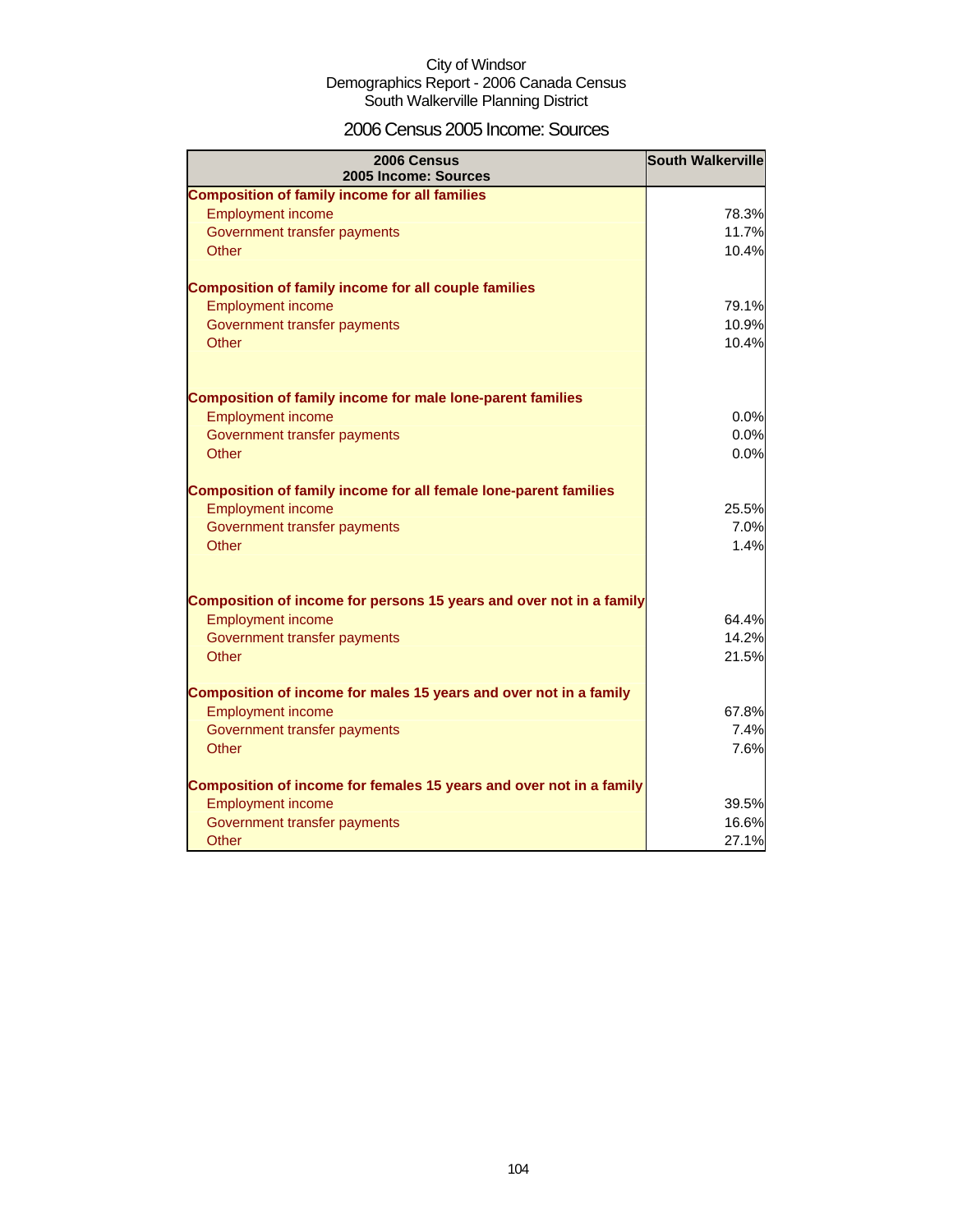City of Windsor
Demographics Report - 2006 Canada Census
South Walkerville Planning District

# 2006 Census 2005 Income: Sources

| 2006 Census 2005 Income: Sources | South Walkerville |
|---|---|
| **Composition of family income for all families** | |
| Employment income | 78.3% |
| Government transfer payments | 11.7% |
| Other | 10.4% |
| **Composition of family income for all couple families** | |
| Employment income | 79.1% |
| Government transfer payments | 10.9% |
| Other | 10.4% |
| **Composition of family income for male lone-parent families** | |
| Employment income | 0.0% |
| Government transfer payments | 0.0% |
| Other | 0.0% |
| **Composition of family income for all female lone-parent families** | |
| Employment income | 25.5% |
| Government transfer payments | 7.0% |
| Other | 1.4% |
| **Composition of income for persons 15 years and over not in a family** | |
| Employment income | 64.4% |
| Government transfer payments | 14.2% |
| Other | 21.5% |
| **Composition of income for males 15 years and over not in a family** | |
| Employment income | 67.8% |
| Government transfer payments | 7.4% |
| Other | 7.6% |
| **Composition of income for females 15 years and over not in a family** | |
| Employment income | 39.5% |
| Government transfer payments | 16.6% |
| Other | 27.1% |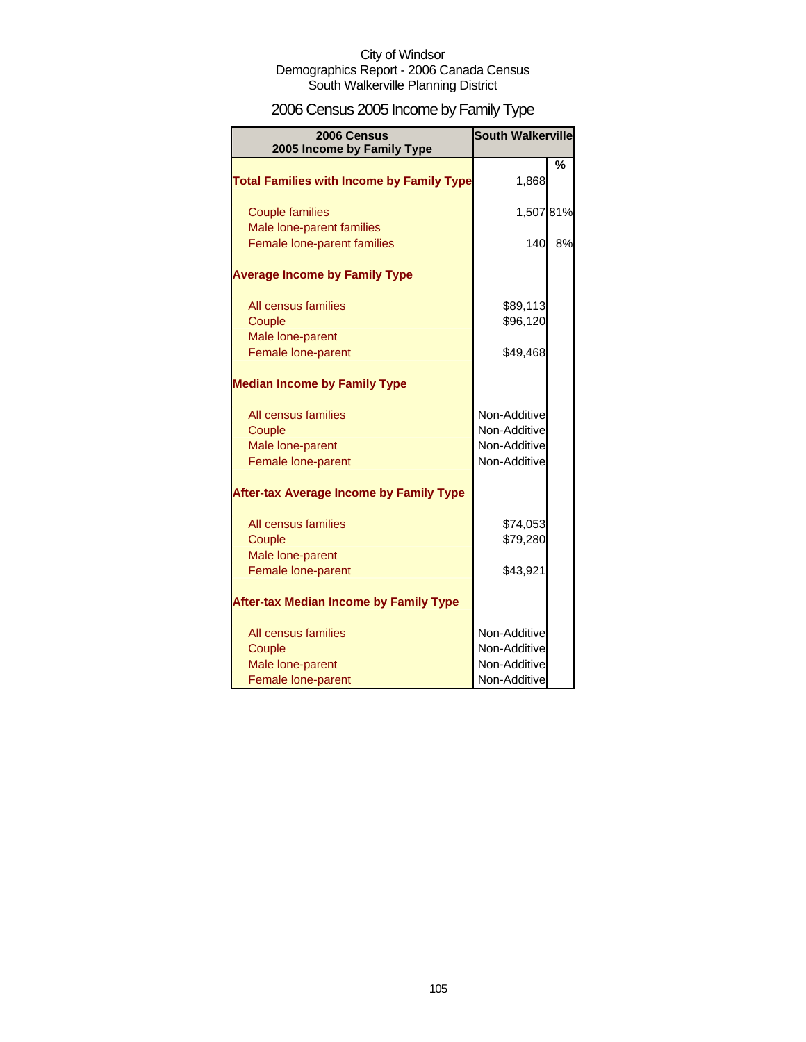City of Windsor
Demographics Report - 2006 Canada Census
South Walkerville Planning District

# 2006 Census 2005 Income by Family Type

| 2006 Census 2005 Income by Family Type | South Walkerville | |
|---|---|---|
| | | % |
| **Total Families with Income by Family Type** | 1,868 | |
| Couple families | 1,507 | 81% |
| Male lone-parent families | | |
| Female lone-parent families | 140 | 8% |
| **Average Income by Family Type** | | |
| All census families | $89,113 | |
| Couple | $96,120 | |
| Male lone-parent | | |
| Female lone-parent | $49,468 | |
| **Median Income by Family Type** | | |
| All census families | Non-Additive | |
| Couple | Non-Additive | |
| Male lone-parent | Non-Additive | |
| Female lone-parent | Non-Additive | |
| **After-tax Average Income by Family Type** | | |
| All census families | $74,053 | |
| Couple | $79,280 | |
| Male lone-parent | | |
| Female lone-parent | $43,921 | |
| **After-tax Median Income by Family Type** | | |
| All census families | Non-Additive | |
| Couple | Non-Additive | |
| Male lone-parent | Non-Additive | |
| Female lone-parent | Non-Additive | |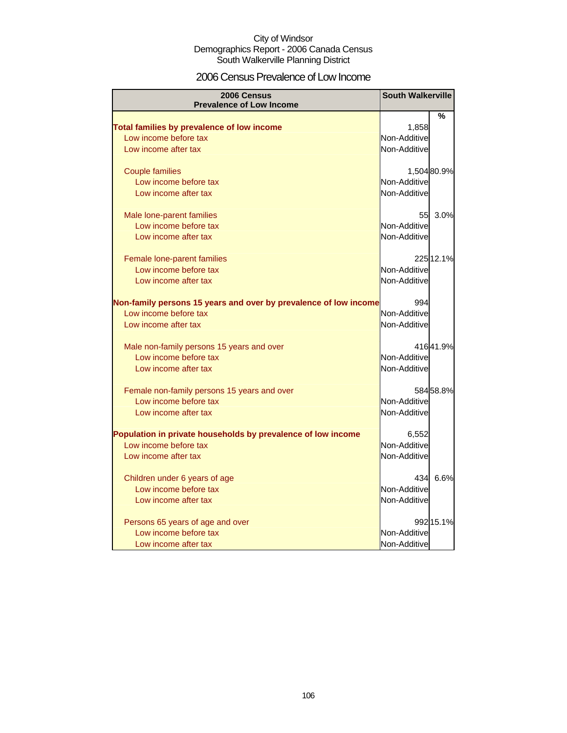City of Windsor
Demographics Report - 2006 Canada Census
South Walkerville Planning District

# 2006 Census Prevalence of Low Income

| 2006 Census Prevalence of Low Income | South Walkerville | |
|---|---|---|
| | | % |
| **Total families by prevalence of low income** | 1,858 | |
| Low income before tax | Non-Additive | |
| Low income after tax | Non-Additive | |
| Couple families | 1,504 | 80.9% |
| Low income before tax | Non-Additive | |
| Low income after tax | Non-Additive | |
| Male lone-parent families | 55 | 3.0% |
| Low income before tax | Non-Additive | |
| Low income after tax | Non-Additive | |
| Female lone-parent families | 225 | 12.1% |
| Low income before tax | Non-Additive | |
| Low income after tax | Non-Additive | |
| **Non-family persons 15 years and over by prevalence of low income** | 994 | |
| Low income before tax | Non-Additive | |
| Low income after tax | Non-Additive | |
| Male non-family persons 15 years and over | 416 | 41.9% |
| Low income before tax | Non-Additive | |
| Low income after tax | Non-Additive | |
| Female non-family persons 15 years and over | 584 | 58.8% |
| Low income before tax | Non-Additive | |
| Low income after tax | Non-Additive | |
| **Population in private households by prevalence of low income** | 6,552 | |
| Low income before tax | Non-Additive | |
| Low income after tax | Non-Additive | |
| Children under 6 years of age | 434 | 6.6% |
| Low income before tax | Non-Additive | |
| Low income after tax | Non-Additive | |
| Persons 65 years of age and over | 992 | 15.1% |
| Low income before tax | Non-Additive | |
| Low income after tax | Non-Additive | |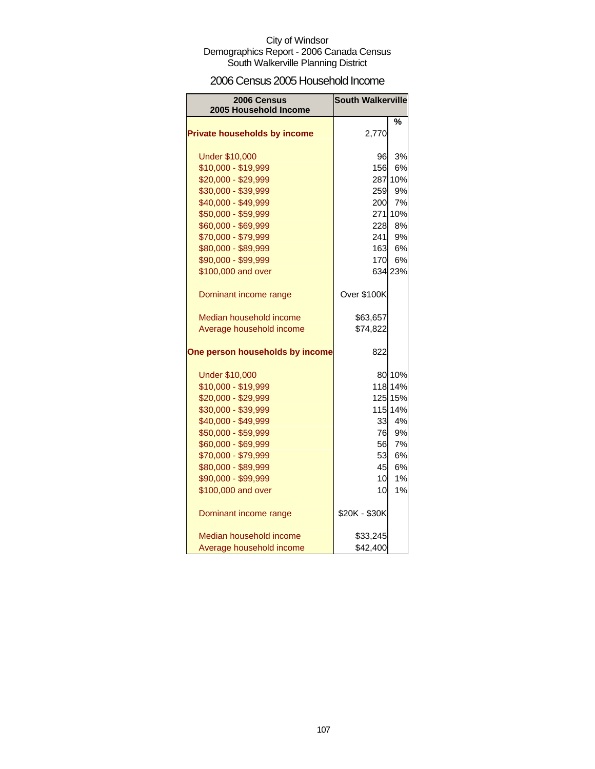City of Windsor
Demographics Report - 2006 Canada Census
South Walkerville Planning District

## 2006 Census 2005 Household Income

| 2006 Census 2005 Household Income | South Walkerville | % |
|---|---|---|
| **Private households by income** | 2,770 | |
| Under $10,000 | 96 | 3% |
| $10,000 - $19,999 | 156 | 6% |
| $20,000 - $29,999 | 287 | 10% |
| $30,000 - $39,999 | 259 | 9% |
| $40,000 - $49,999 | 200 | 7% |
| $50,000 - $59,999 | 271 | 10% |
| $60,000 - $69,999 | 228 | 8% |
| $70,000 - $79,999 | 241 | 9% |
| $80,000 - $89,999 | 163 | 6% |
| $90,000 - $99,999 | 170 | 6% |
| $100,000 and over | 634 | 23% |
| Dominant income range | Over $100K | |
| Median household income | $63,657 | |
| Average household income | $74,822 | |
| **One person households by income** | 822 | |
| Under $10,000 | 80 | 10% |
| $10,000 - $19,999 | 118 | 14% |
| $20,000 - $29,999 | 125 | 15% |
| $30,000 - $39,999 | 115 | 14% |
| $40,000 - $49,999 | 33 | 4% |
| $50,000 - $59,999 | 76 | 9% |
| $60,000 - $69,999 | 56 | 7% |
| $70,000 - $79,999 | 53 | 6% |
| $80,000 - $89,999 | 45 | 6% |
| $90,000 - $99,999 | 10 | 1% |
| $100,000 and over | 10 | 1% |
| Dominant income range | $20K - $30K | |
| Median household income | $33,245 | |
| Average household income | $42,400 | |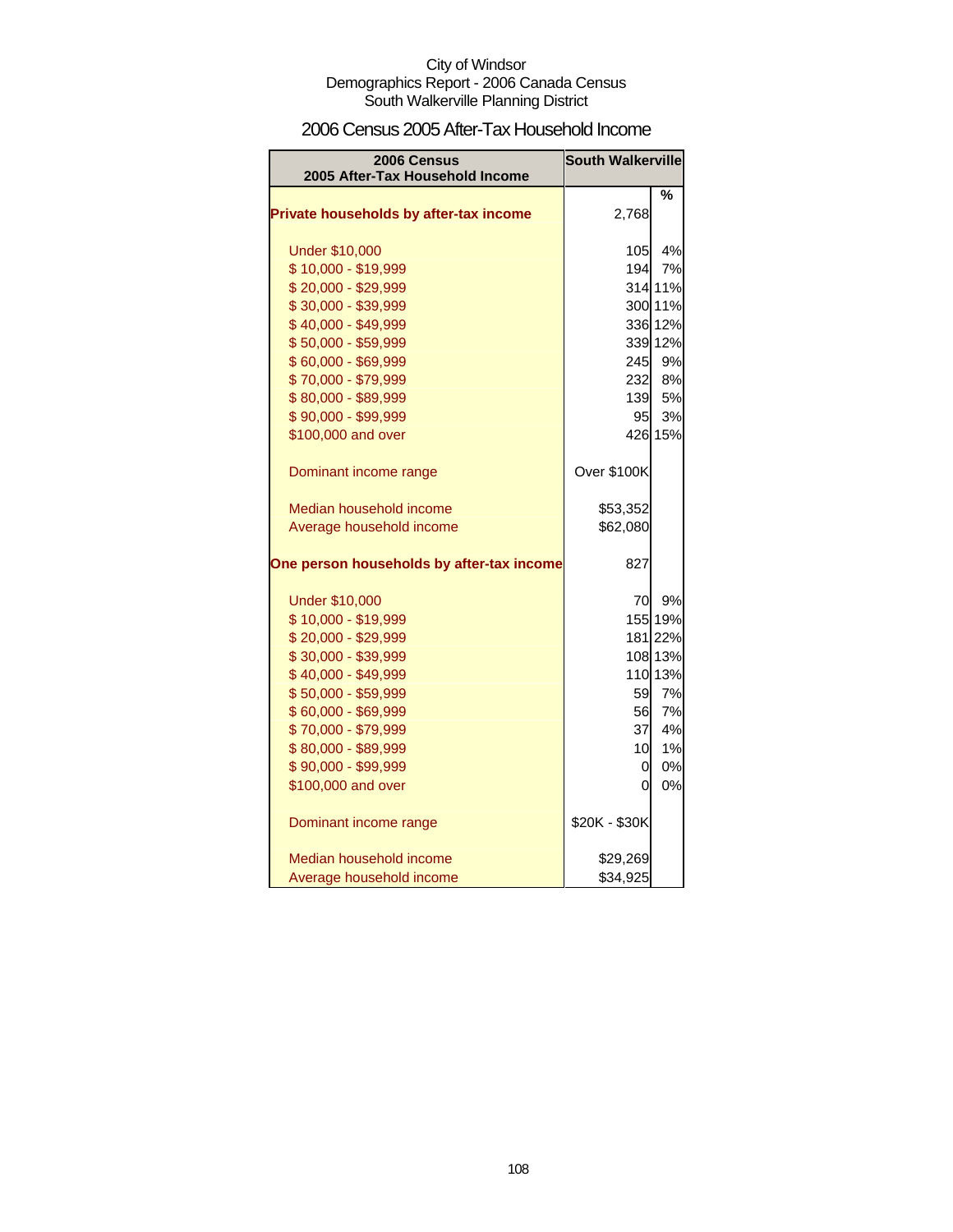City of Windsor
Demographics Report - 2006 Canada Census
South Walkerville Planning District

# 2006 Census 2005 After-Tax Household Income

| 2006 Census 2005 After-Tax Household Income | South Walkerville | |
|---|---|---|
| | | % |
| **Private households by after-tax income** | 2,768 | |
| Under $10,000 | 105 | 4% |
| $ 10,000 - $19,999 | 194 | 7% |
| $ 20,000 - $29,999 | 314 | 11% |
| $ 30,000 - $39,999 | 300 | 11% |
| $ 40,000 - $49,999 | 336 | 12% |
| $ 50,000 - $59,999 | 339 | 12% |
| $ 60,000 - $69,999 | 245 | 9% |
| $ 70,000 - $79,999 | 232 | 8% |
| $ 80,000 - $89,999 | 139 | 5% |
| $ 90,000 - $99,999 | 95 | 3% |
| $100,000 and over | 426 | 15% |
| Dominant income range | Over $100K | |
| Median household income | $53,352 | |
| Average household income | $62,080 | |
| **One person households by after-tax income** | 827 | |
| Under $10,000 | 70 | 9% |
| $ 10,000 - $19,999 | 155 | 19% |
| $ 20,000 - $29,999 | 181 | 22% |
| $ 30,000 - $39,999 | 108 | 13% |
| $ 40,000 - $49,999 | 110 | 13% |
| $ 50,000 - $59,999 | 59 | 7% |
| $ 60,000 - $69,999 | 56 | 7% |
| $ 70,000 - $79,999 | 37 | 4% |
| $ 80,000 - $89,999 | 10 | 1% |
| $ 90,000 - $99,999 | 0 | 0% |
| $100,000 and over | 0 | 0% |
| Dominant income range | $20K - $30K | |
| Median household income | $29,269 | |
| Average household income | $34,925 | |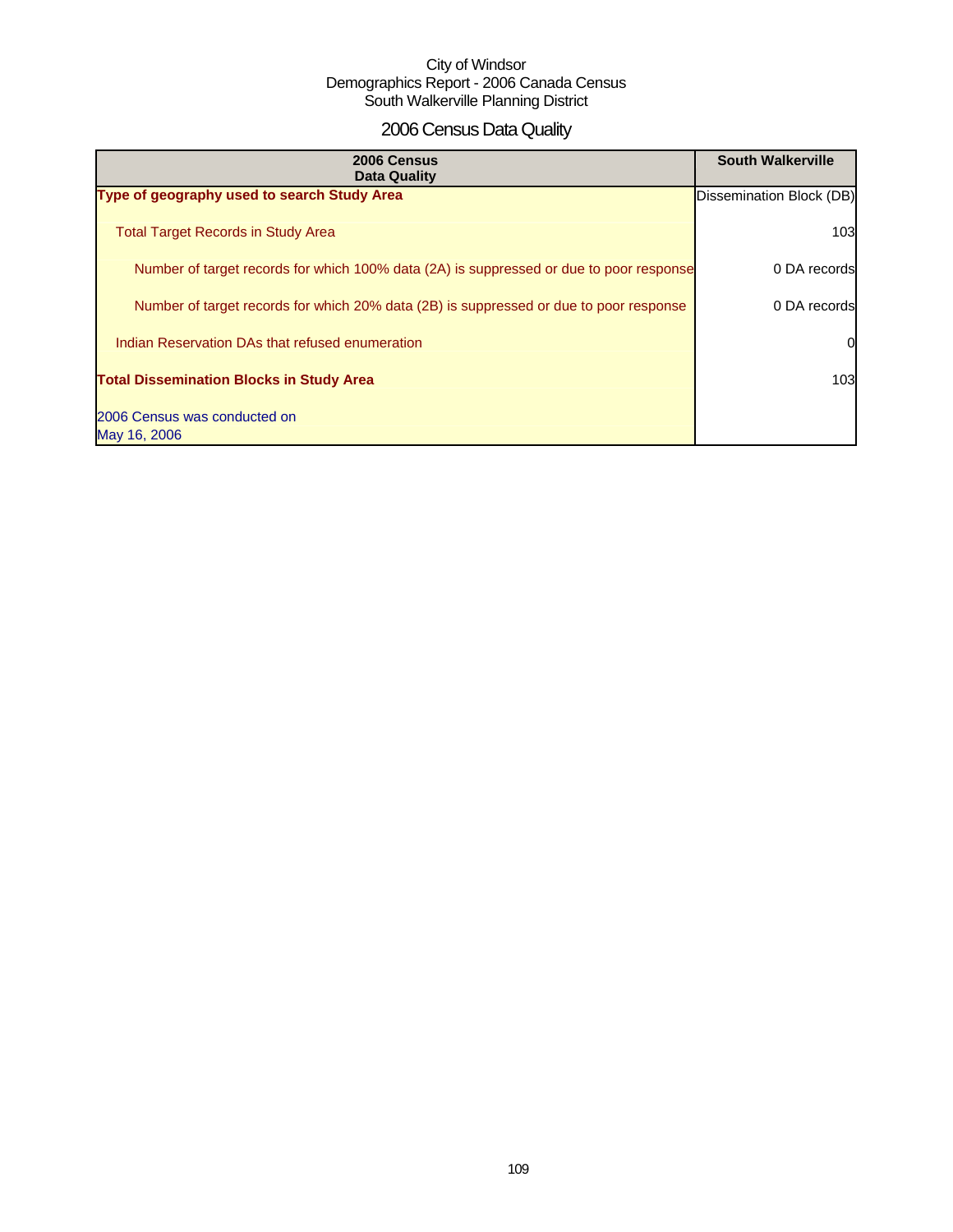City of Windsor
Demographics Report - 2006 Canada Census
South Walkerville Planning District

# 2006 Census Data Quality

| 2006 Census Data Quality | South Walkerville |
|---|---|
| **Type of geography used to search Study Area** | Dissemination Block (DB) |
| Total Target Records in Study Area | 103 |
| Number of target records for which 100% data (2A) is suppressed or due to poor response | 0 DA records |
| Number of target records for which 20% data (2B) is suppressed or due to poor response | 0 DA records |
| Indian Reservation DAs that refused enumeration | 0 |
| **Total Dissemination Blocks in Study Area** | 103 |
| 2006 Census was conducted on May 16, 2006 | |